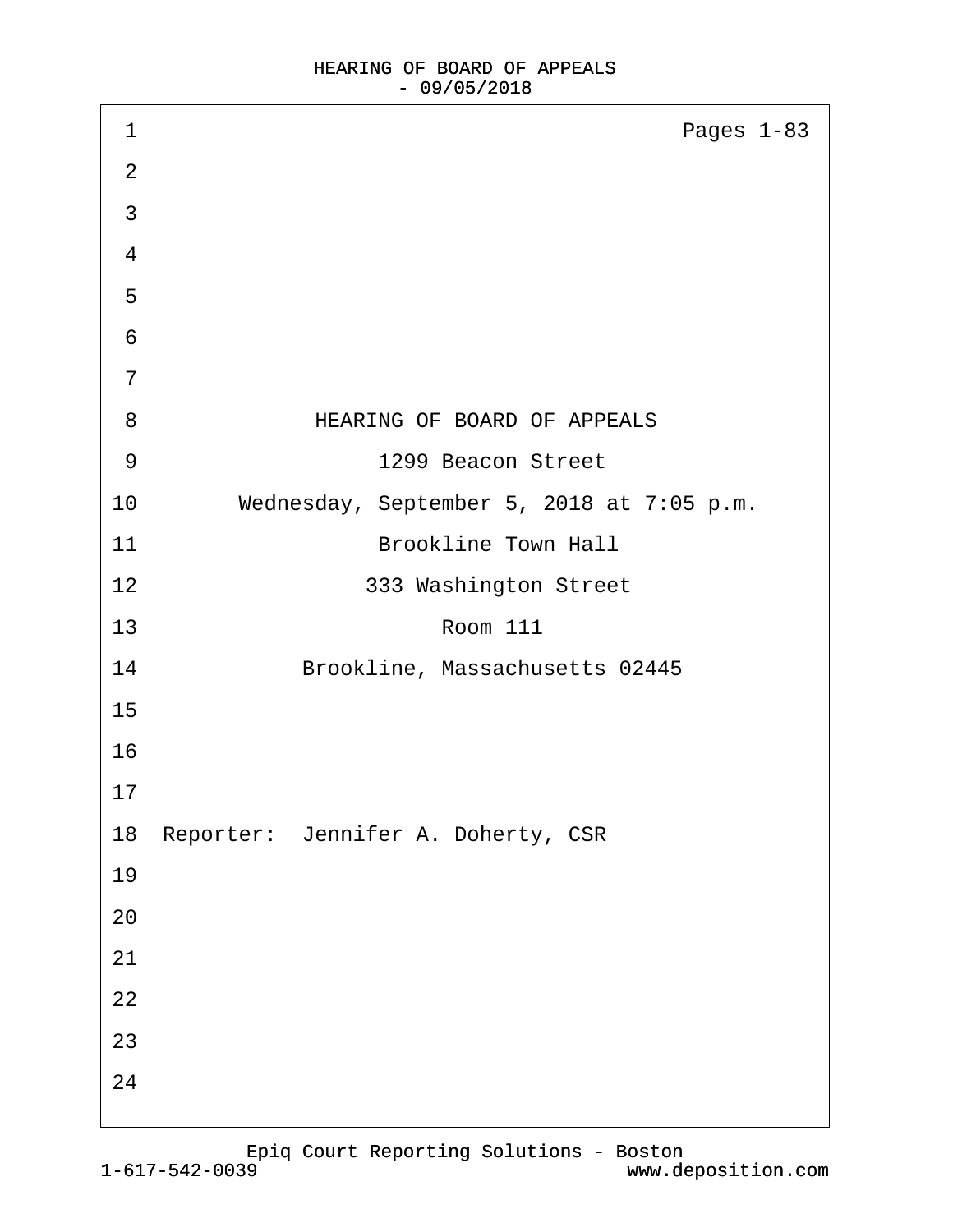Pages 1-83

HEARING OF BOARD OF APPEALS

1299 Beacon Street

Wednesday, September 5, 2018 at 7:05 p.m.

Brookline Town Hall

333 Washington Street

Room 111

Brookline, Massachusetts 02445

Reporter: Jennifer A. Doherty, CSR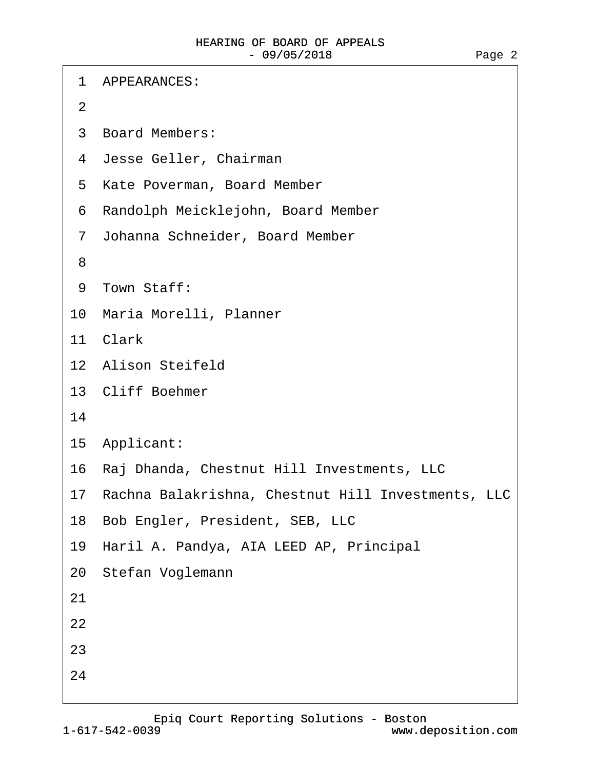1 APPEARANCES:

2

3 Board Members:

4 Jesse Geller, Chairman

5 Kate Poverman, Board Member

6 Randolph Meicklejohn, Board Member

7 Johanna Schneider, Board Member

8

9 Town Staff:

10 Maria Morelli, Planner

11 Clark

12 Alison Steifeld

13 Cliff Boehmer

14

15 Applicant:

16 Raj Dhanda, Chestnut Hill Investments, LLC

17 Rachna Balakrishna, Chestnut Hill Investments, LLC

18 Bob Engler, President, SEB, LLC

19 Haril A. Pandya, AIA LEED AP, Principal

20 Stefan Voglemann

21

22

23

24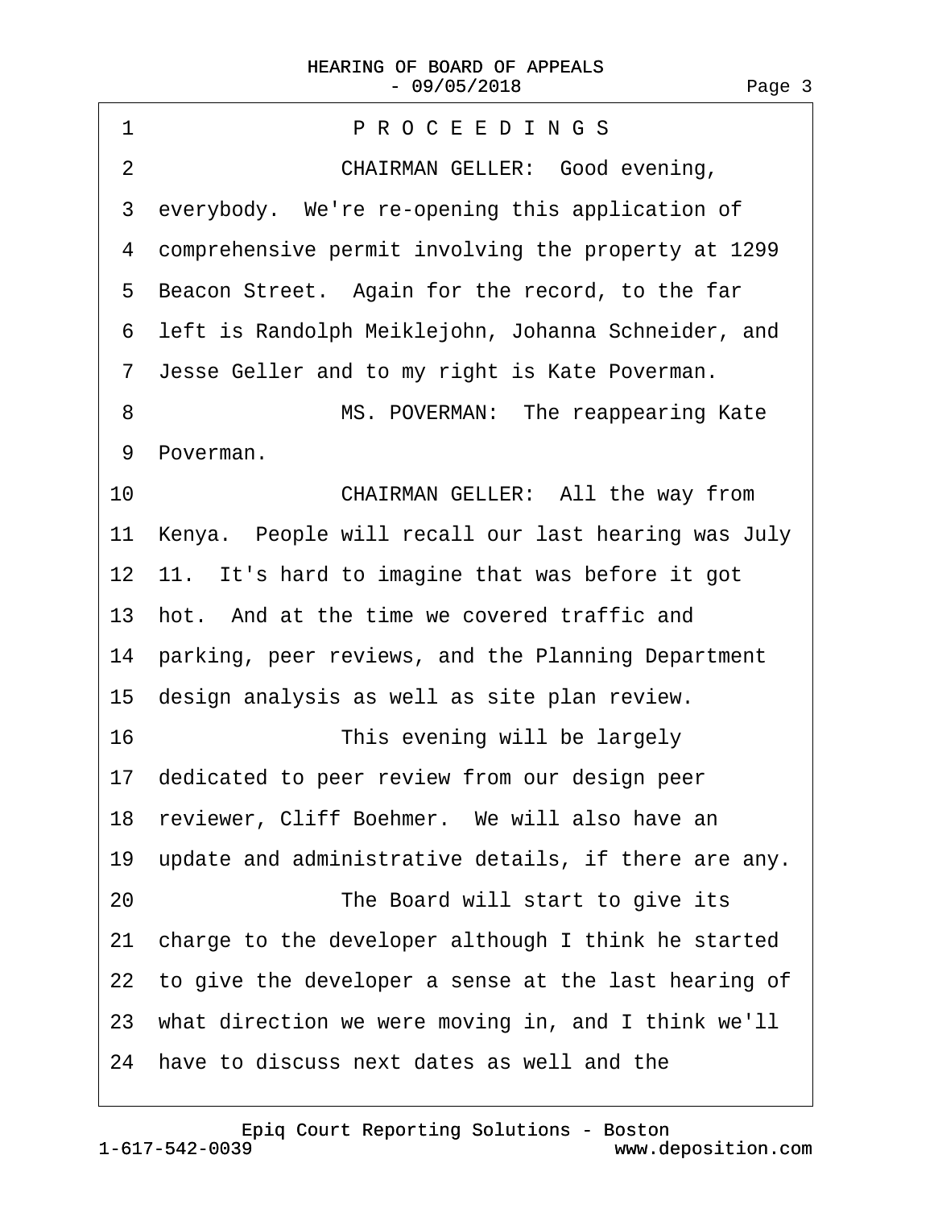1 P R O C E E D I N G S

2 CHAIRMAN GELLER: Good evening,

3 everybody. We're re-opening this application of

4 comprehensive permit involving the property at 1299

5 Beacon Street. Again for the record, to the far

6 left is Randolph Meiklejohn, Johanna Schneider, and

7 Jesse Geller and to my right is Kate Poverman.

8 MS. POVERMAN: The reappearing Kate

9 Poverman.

10 CHAIRMAN GELLER: All the way from

11 Kenya. People will recall our last hearing was July

12 11. It's hard to imagine that was before it got

13 hot. And at the time we covered traffic and

14 parking, peer reviews, and the Planning Department

15 design analysis as well as site plan review.

16 This evening will be largely

17 dedicated to peer review from our design peer

18 reviewer, Cliff Boehmer. We will also have an

19 update and administrative details, if there are any.

20 The Board will start to give its

21 charge to the developer although I think he started

22 to give the developer a sense at the last hearing of

23 what direction we were moving in, and I think we'll

24 have to discuss next dates as well and the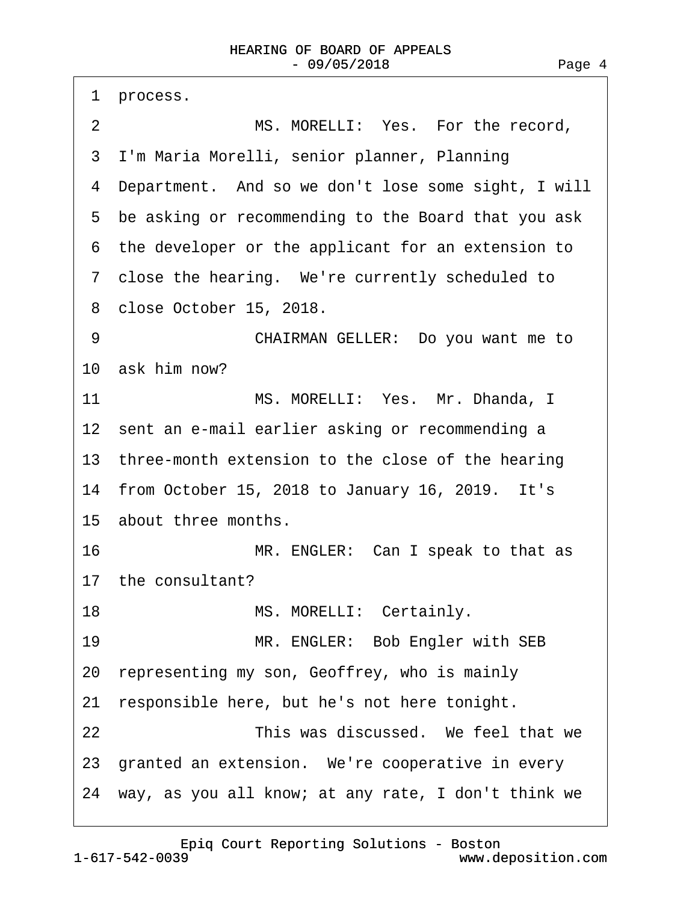1 process.

2 MS. MORELLI: Yes. For the record,

3 I'm Maria Morelli, senior planner, Planning

4 Department. And so we don't lose some sight, I will

5 be asking or recommending to the Board that you ask

6 the developer or the applicant for an extension to

7 close the hearing. We're currently scheduled to

8 close October 15, 2018.

9 CHAIRMAN GELLER: Do you want me to

10 ask him now?

11 MS. MORELLI: Yes. Mr. Dhanda, I

12 sent an e-mail earlier asking or recommending a

13 three-month extension to the close of the hearing

14 from October 15, 2018 to January 16, 2019. It's

15 about three months.

16 MR. ENGLER: Can I speak to that as

17 the consultant?

18 MS. MORELLI: Certainly.

19 MR. ENGLER: Bob Engler with SEB

20 representing my son, Geoffrey, who is mainly

21 responsible here, but he's not here tonight.

22 This was discussed. We feel that we

23 granted an extension. We're cooperative in every

24 way, as you all know; at any rate, I don't think we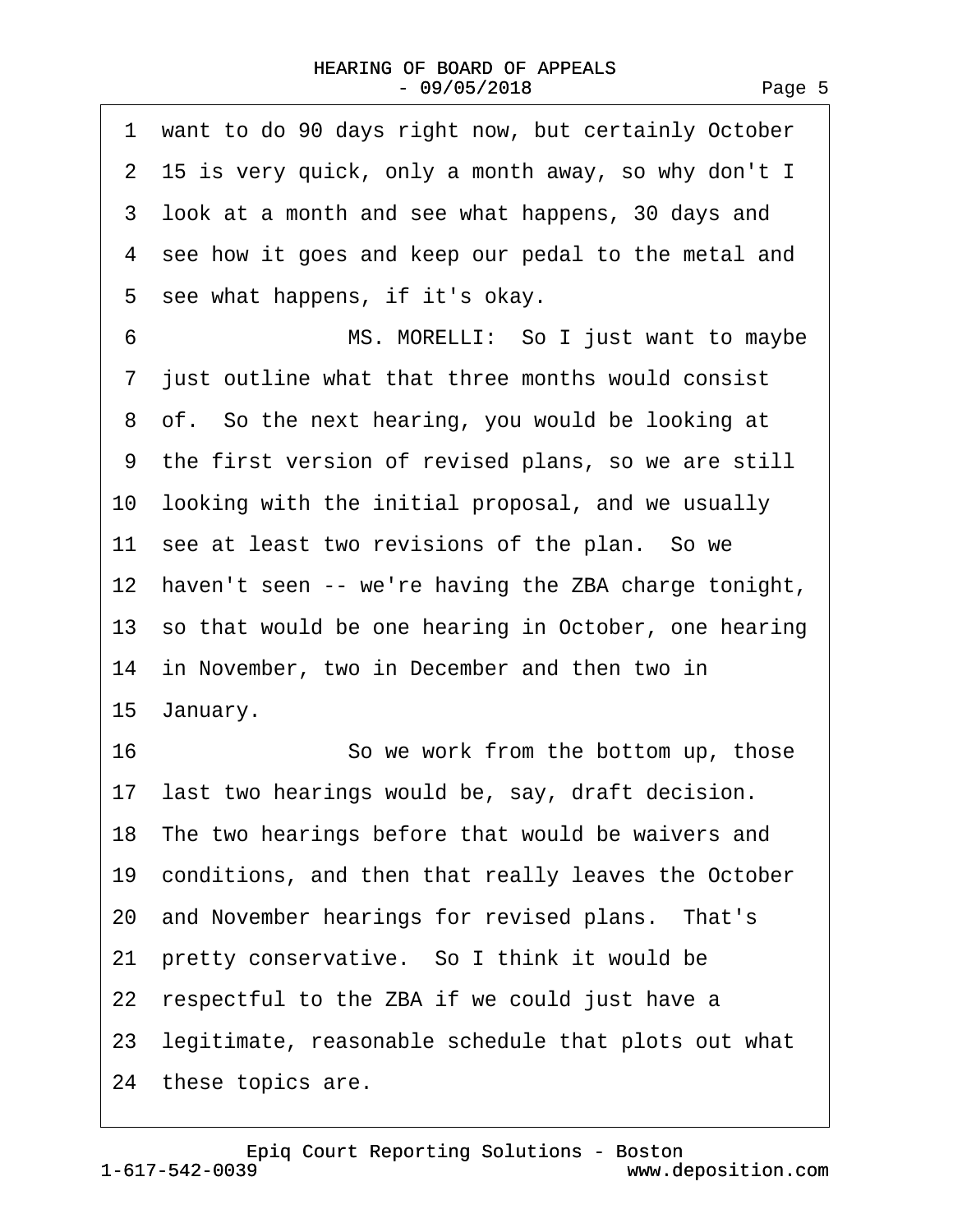1 want to do 90 days right now, but certainly October
2 15 is very quick, only a month away, so why don't I
3 look at a month and see what happens, 30 days and
4 see how it goes and keep our pedal to the metal and
5 see what happens, if it's okay.

6 MS. MORELLI: So I just want to maybe
7 just outline what that three months would consist
8 of. So the next hearing, you would be looking at
9 the first version of revised plans, so we are still
10 looking with the initial proposal, and we usually
11 see at least two revisions of the plan. So we
12 haven't seen -- we're having the ZBA charge tonight,
13 so that would be one hearing in October, one hearing
14 in November, two in December and then two in
15 January.

16 So we work from the bottom up, those
17 last two hearings would be, say, draft decision.
18 The two hearings before that would be waivers and
19 conditions, and then that really leaves the October
20 and November hearings for revised plans. That's
21 pretty conservative. So I think it would be
22 respectful to the ZBA if we could just have a
23 legitimate, reasonable schedule that plots out what
24 these topics are.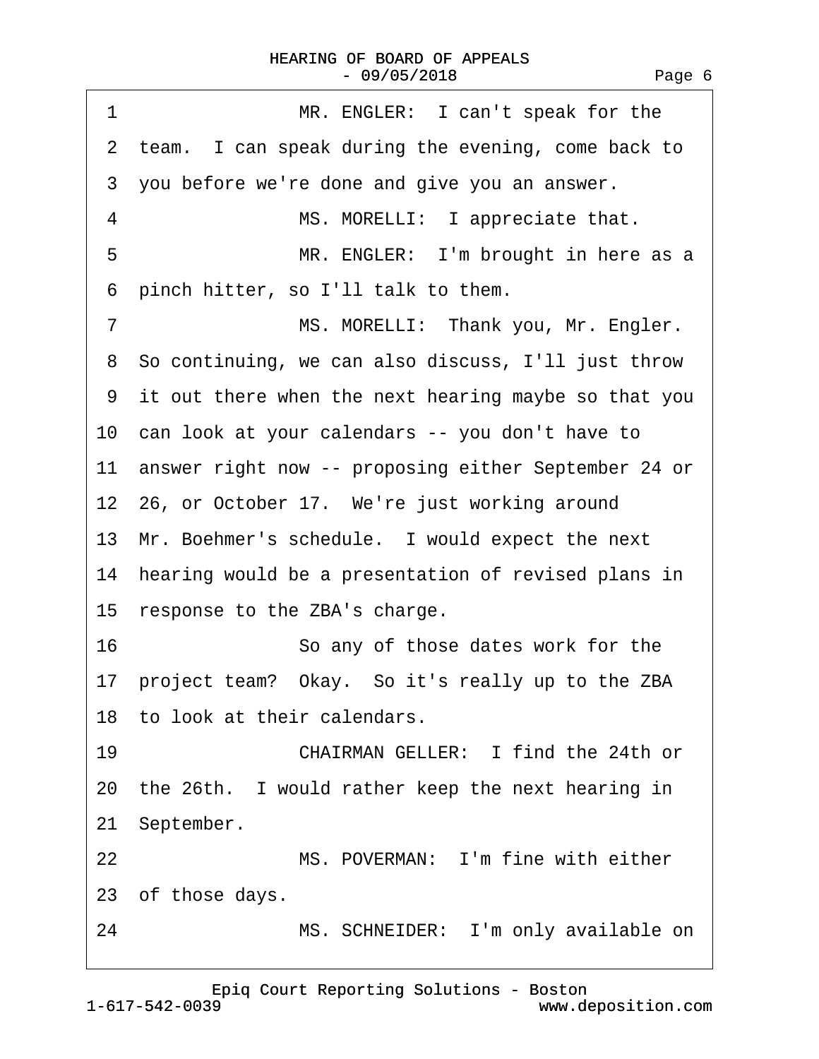1 MR. ENGLER: I can't speak for the
2 team. I can speak during the evening, come back to
3 you before we're done and give you an answer.
4 MS. MORELLI: I appreciate that.
5 MR. ENGLER: I'm brought in here as a
6 pinch hitter, so I'll talk to them.
7 MS. MORELLI: Thank you, Mr. Engler.
8 So continuing, we can also discuss, I'll just throw
9 it out there when the next hearing maybe so that you
10 can look at your calendars -- you don't have to
11 answer right now -- proposing either September 24 or
12 26, or October 17. We're just working around
13 Mr. Boehmer's schedule. I would expect the next
14 hearing would be a presentation of revised plans in
15 response to the ZBA's charge.
16 So any of those dates work for the
17 project team? Okay. So it's really up to the ZBA
18 to look at their calendars.
19 CHAIRMAN GELLER: I find the 24th or
20 the 26th. I would rather keep the next hearing in
21 September.
22 MS. POVERMAN: I'm fine with either
23 of those days.
24 MS. SCHNEIDER: I'm only available on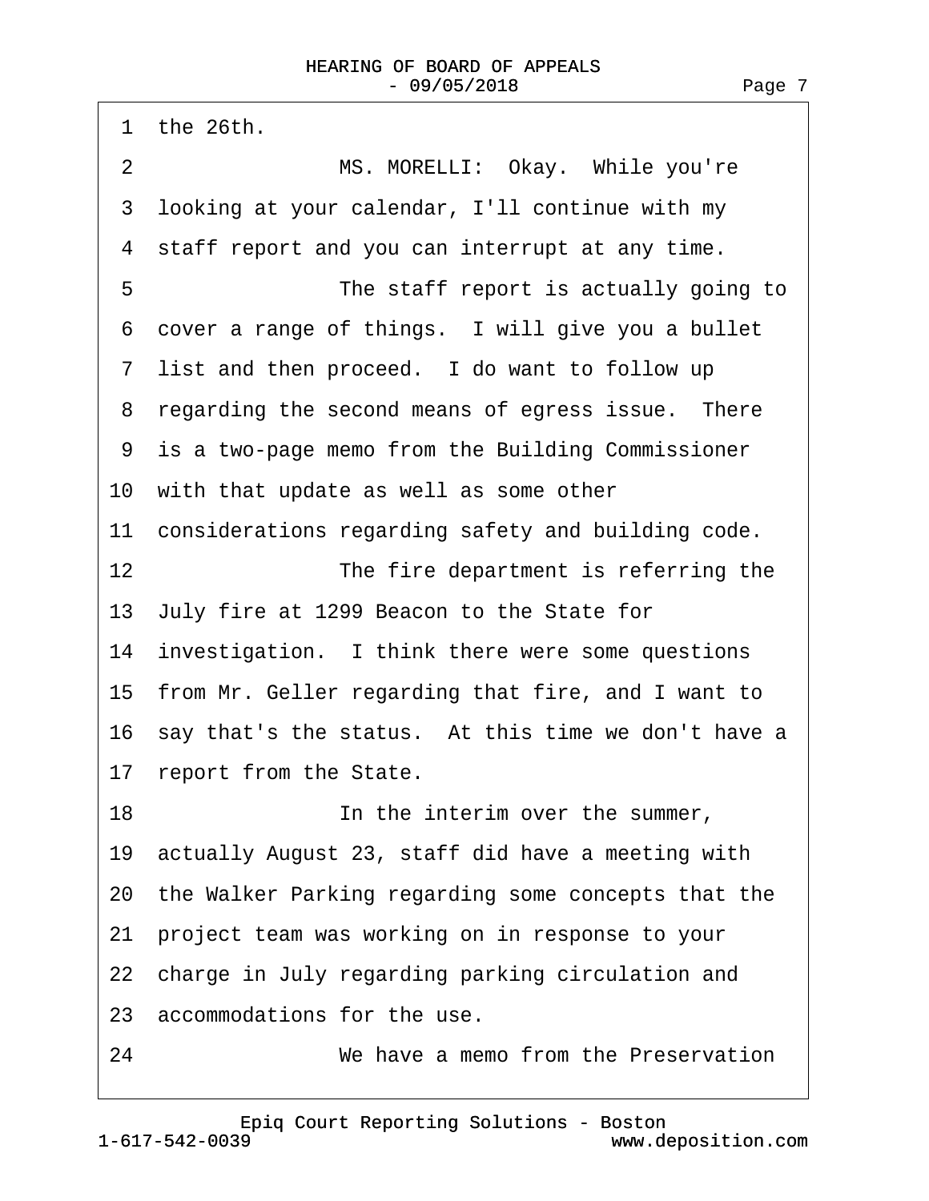1 the 26th.

2 MS. MORELLI: Okay. While you're

3 looking at your calendar, I'll continue with my

4 staff report and you can interrupt at any time.

5 The staff report is actually going to

6 cover a range of things. I will give you a bullet

7 list and then proceed. I do want to follow up

8 regarding the second means of egress issue. There

9 is a two-page memo from the Building Commissioner

10 with that update as well as some other

11 considerations regarding safety and building code.

12 The fire department is referring the

13 July fire at 1299 Beacon to the State for

14 investigation. I think there were some questions

15 from Mr. Geller regarding that fire, and I want to

16 say that's the status. At this time we don't have a

17 report from the State.

18 In the interim over the summer,

19 actually August 23, staff did have a meeting with

20 the Walker Parking regarding some concepts that the

21 project team was working on in response to your

22 charge in July regarding parking circulation and

23 accommodations for the use.

24 We have a memo from the Preservation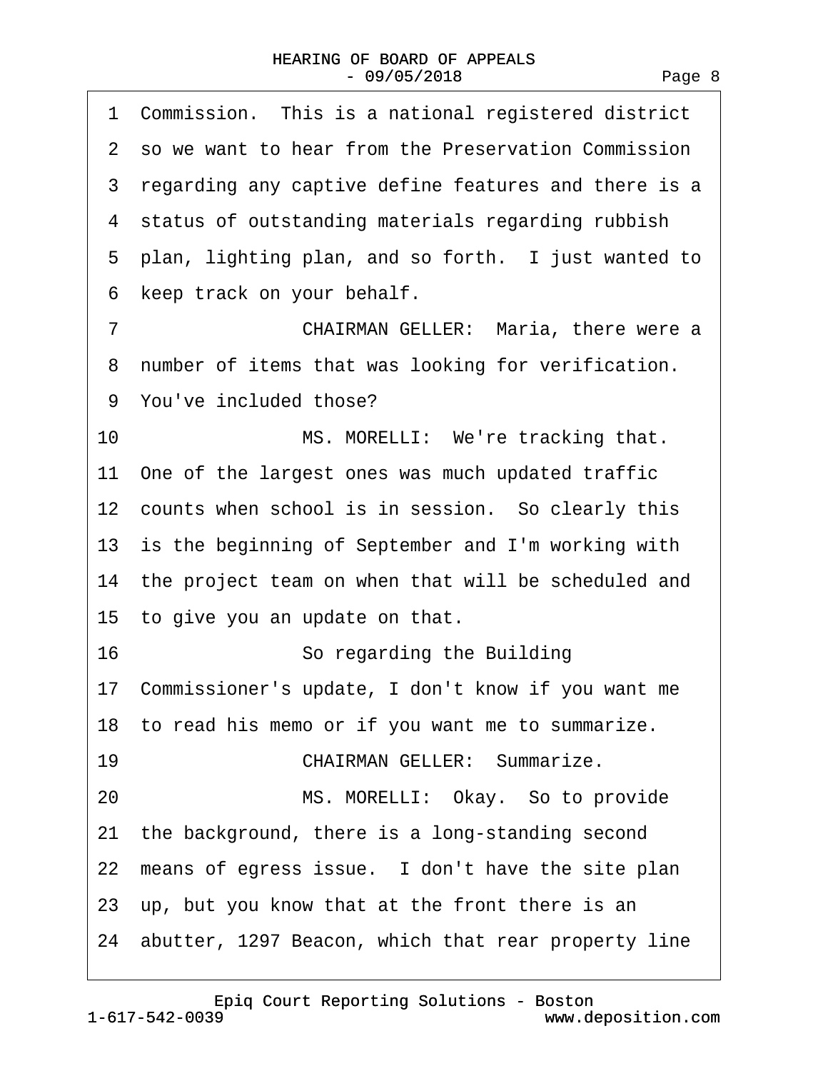1 Commission. This is a national registered district
2 so we want to hear from the Preservation Commission
3 regarding any captive define features and there is a
4 status of outstanding materials regarding rubbish
5 plan, lighting plan, and so forth. I just wanted to
6 keep track on your behalf.
7 CHAIRMAN GELLER: Maria, there were a
8 number of items that was looking for verification.
9 You've included those?
10 MS. MORELLI: We're tracking that.
11 One of the largest ones was much updated traffic
12 counts when school is in session. So clearly this
13 is the beginning of September and I'm working with
14 the project team on when that will be scheduled and
15 to give you an update on that.
16 So regarding the Building
17 Commissioner's update, I don't know if you want me
18 to read his memo or if you want me to summarize.
19 CHAIRMAN GELLER: Summarize.
20 MS. MORELLI: Okay. So to provide
21 the background, there is a long-standing second
22 means of egress issue. I don't have the site plan
23 up, but you know that at the front there is an
24 abutter, 1297 Beacon, which that rear property line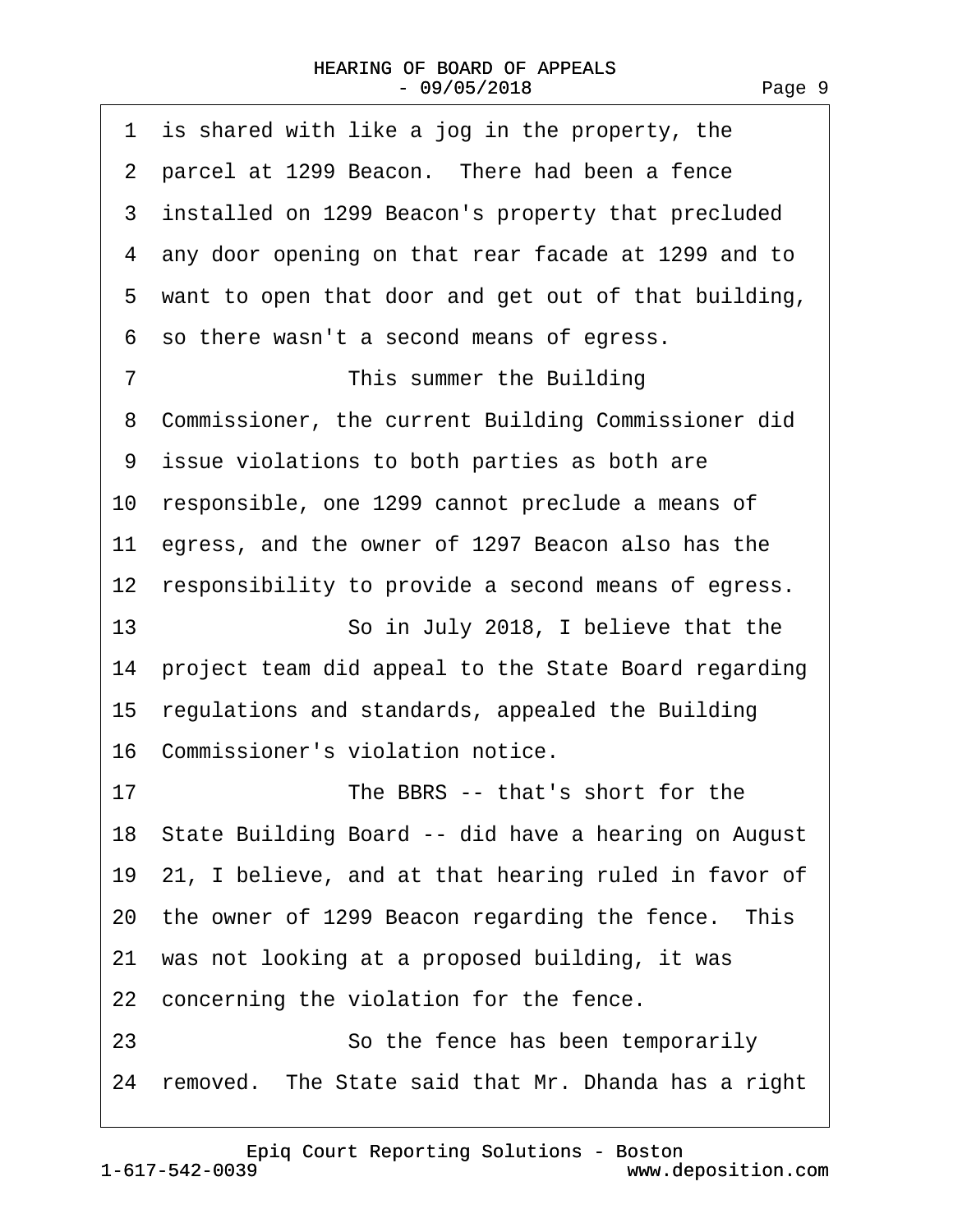1 is shared with like a jog in the property, the
2 parcel at 1299 Beacon. There had been a fence
3 installed on 1299 Beacon's property that precluded
4 any door opening on that rear facade at 1299 and to
5 want to open that door and get out of that building,
6 so there wasn't a second means of egress.
7 This summer the Building
8 Commissioner, the current Building Commissioner did
9 issue violations to both parties as both are
10 responsible, one 1299 cannot preclude a means of
11 egress, and the owner of 1297 Beacon also has the
12 responsibility to provide a second means of egress.
13 So in July 2018, I believe that the
14 project team did appeal to the State Board regarding
15 regulations and standards, appealed the Building
16 Commissioner's violation notice.
17 The BBRS -- that's short for the
18 State Building Board -- did have a hearing on August
19 21, I believe, and at that hearing ruled in favor of
20 the owner of 1299 Beacon regarding the fence. This
21 was not looking at a proposed building, it was
22 concerning the violation for the fence.
23 So the fence has been temporarily
24 removed. The State said that Mr. Dhanda has a right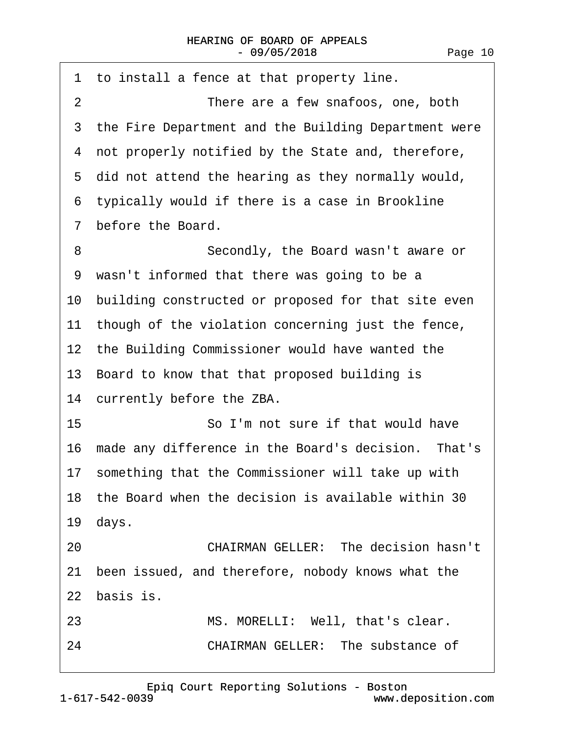1 to install a fence at that property line.

2 There are a few snafoos, one, both

3 the Fire Department and the Building Department were

4 not properly notified by the State and, therefore,

5 did not attend the hearing as they normally would,

6 typically would if there is a case in Brookline

7 before the Board.

8 Secondly, the Board wasn't aware or

9 wasn't informed that there was going to be a

10 building constructed or proposed for that site even

11 though of the violation concerning just the fence,

12 the Building Commissioner would have wanted the

13 Board to know that that proposed building is

14 currently before the ZBA.

15 So I'm not sure if that would have

16 made any difference in the Board's decision. That's

17 something that the Commissioner will take up with

18 the Board when the decision is available within 30

19 days.

20 CHAIRMAN GELLER: The decision hasn't

21 been issued, and therefore, nobody knows what the

22 basis is.

23 MS. MORELLI: Well, that's clear.

24 CHAIRMAN GELLER: The substance of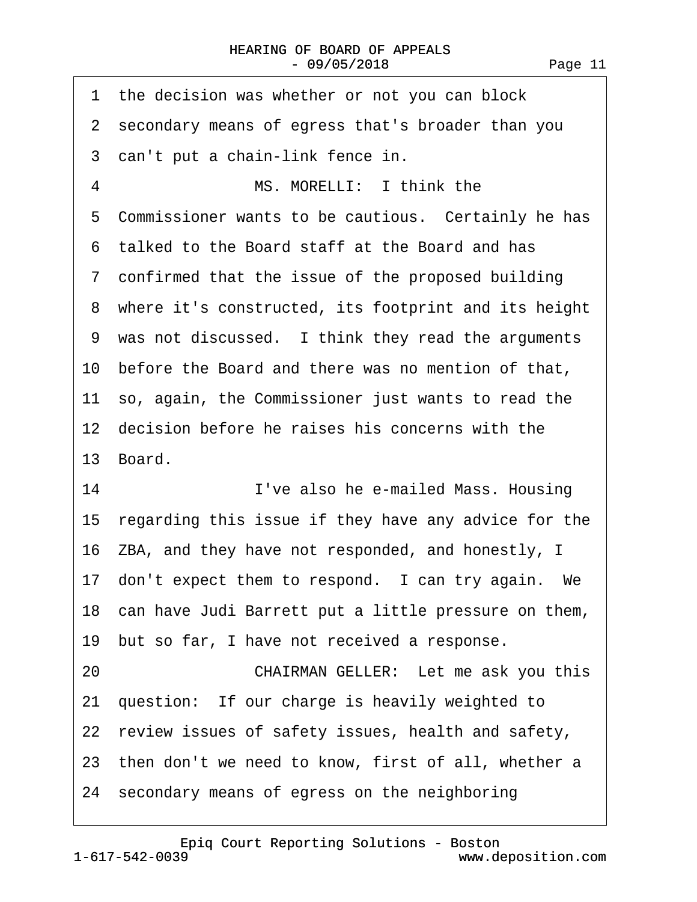1 the decision was whether or not you can block
2 secondary means of egress that's broader than you
3 can't put a chain-link fence in.
4 MS. MORELLI: I think the
5 Commissioner wants to be cautious. Certainly he has
6 talked to the Board staff at the Board and has
7 confirmed that the issue of the proposed building
8 where it's constructed, its footprint and its height
9 was not discussed. I think they read the arguments
10 before the Board and there was no mention of that,
11 so, again, the Commissioner just wants to read the
12 decision before he raises his concerns with the
13 Board.
14 I've also he e-mailed Mass. Housing
15 regarding this issue if they have any advice for the
16 ZBA, and they have not responded, and honestly, I
17 don't expect them to respond. I can try again. We
18 can have Judi Barrett put a little pressure on them,
19 but so far, I have not received a response.
20 CHAIRMAN GELLER: Let me ask you this
21 question: If our charge is heavily weighted to
22 review issues of safety issues, health and safety,
23 then don't we need to know, first of all, whether a
24 secondary means of egress on the neighboring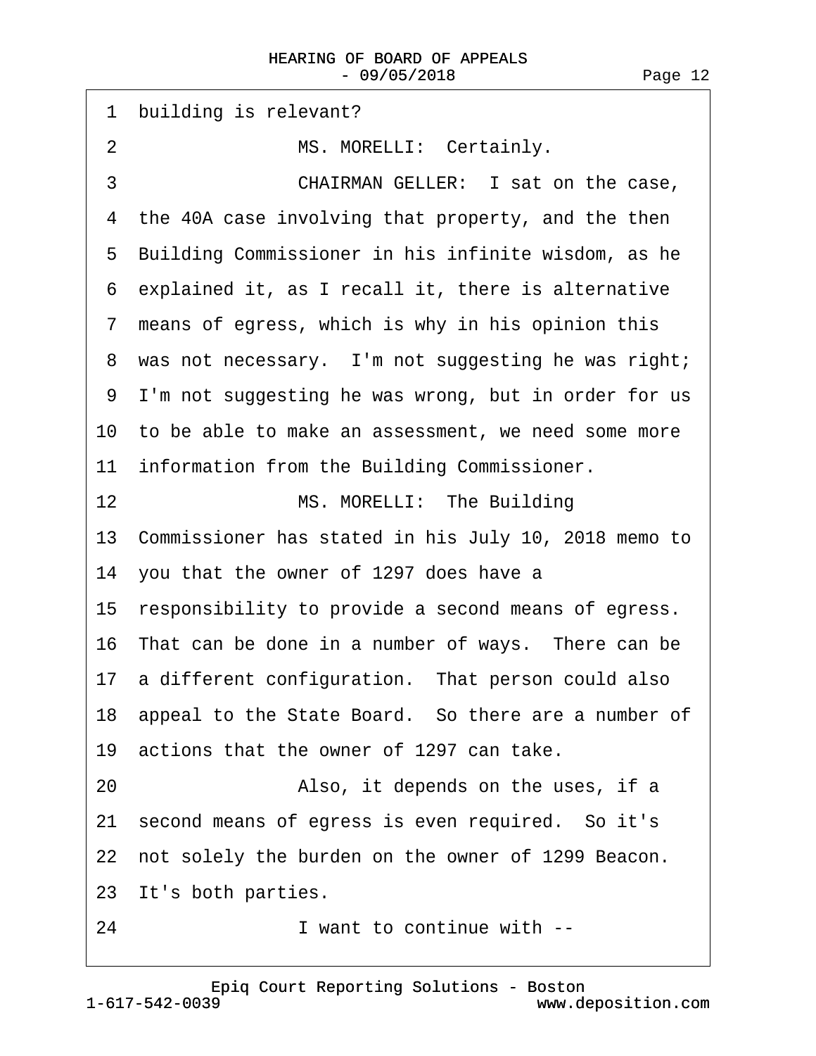1 building is relevant?

2 MS. MORELLI: Certainly.

3 CHAIRMAN GELLER: I sat on the case,

4 the 40A case involving that property, and the then

5 Building Commissioner in his infinite wisdom, as he

6 explained it, as I recall it, there is alternative

7 means of egress, which is why in his opinion this

8 was not necessary. I'm not suggesting he was right;

9 I'm not suggesting he was wrong, but in order for us

10 to be able to make an assessment, we need some more

11 information from the Building Commissioner.

12 MS. MORELLI: The Building

13 Commissioner has stated in his July 10, 2018 memo to

14 you that the owner of 1297 does have a

15 responsibility to provide a second means of egress.

16 That can be done in a number of ways. There can be

17 a different configuration. That person could also

18 appeal to the State Board. So there are a number of

19 actions that the owner of 1297 can take.

20 Also, it depends on the uses, if a

21 second means of egress is even required. So it's

22 not solely the burden on the owner of 1299 Beacon.

23 It's both parties.

24 I want to continue with --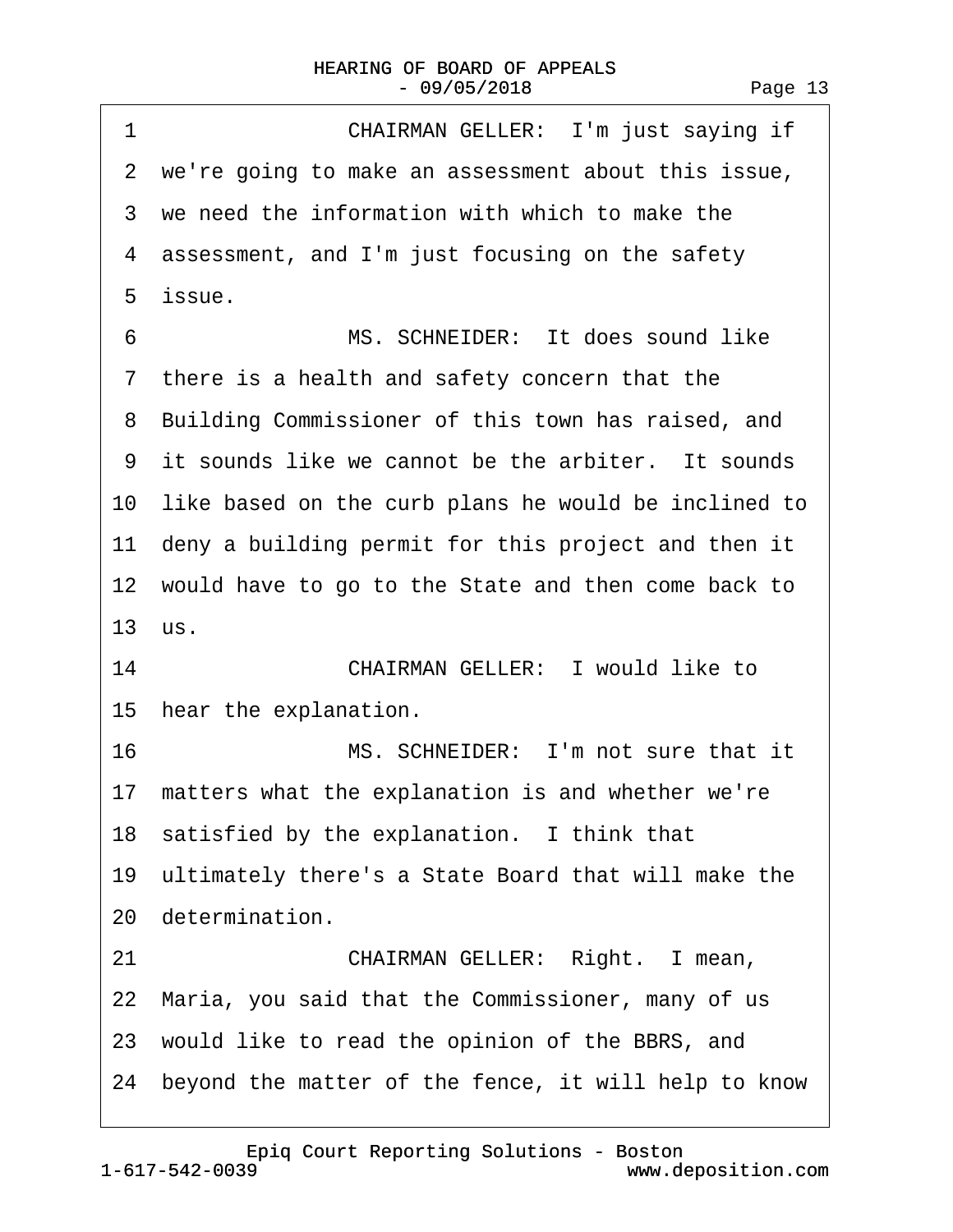1 CHAIRMAN GELLER: I'm just saying if
2 we're going to make an assessment about this issue,
3 we need the information with which to make the
4 assessment, and I'm just focusing on the safety
5 issue.
6 MS. SCHNEIDER: It does sound like
7 there is a health and safety concern that the
8 Building Commissioner of this town has raised, and
9 it sounds like we cannot be the arbiter. It sounds
10 like based on the curb plans he would be inclined to
11 deny a building permit for this project and then it
12 would have to go to the State and then come back to
13 us.
14 CHAIRMAN GELLER: I would like to
15 hear the explanation.
16 MS. SCHNEIDER: I'm not sure that it
17 matters what the explanation is and whether we're
18 satisfied by the explanation. I think that
19 ultimately there's a State Board that will make the
20 determination.
21 CHAIRMAN GELLER: Right. I mean,
22 Maria, you said that the Commissioner, many of us
23 would like to read the opinion of the BBRS, and
24 beyond the matter of the fence, it will help to know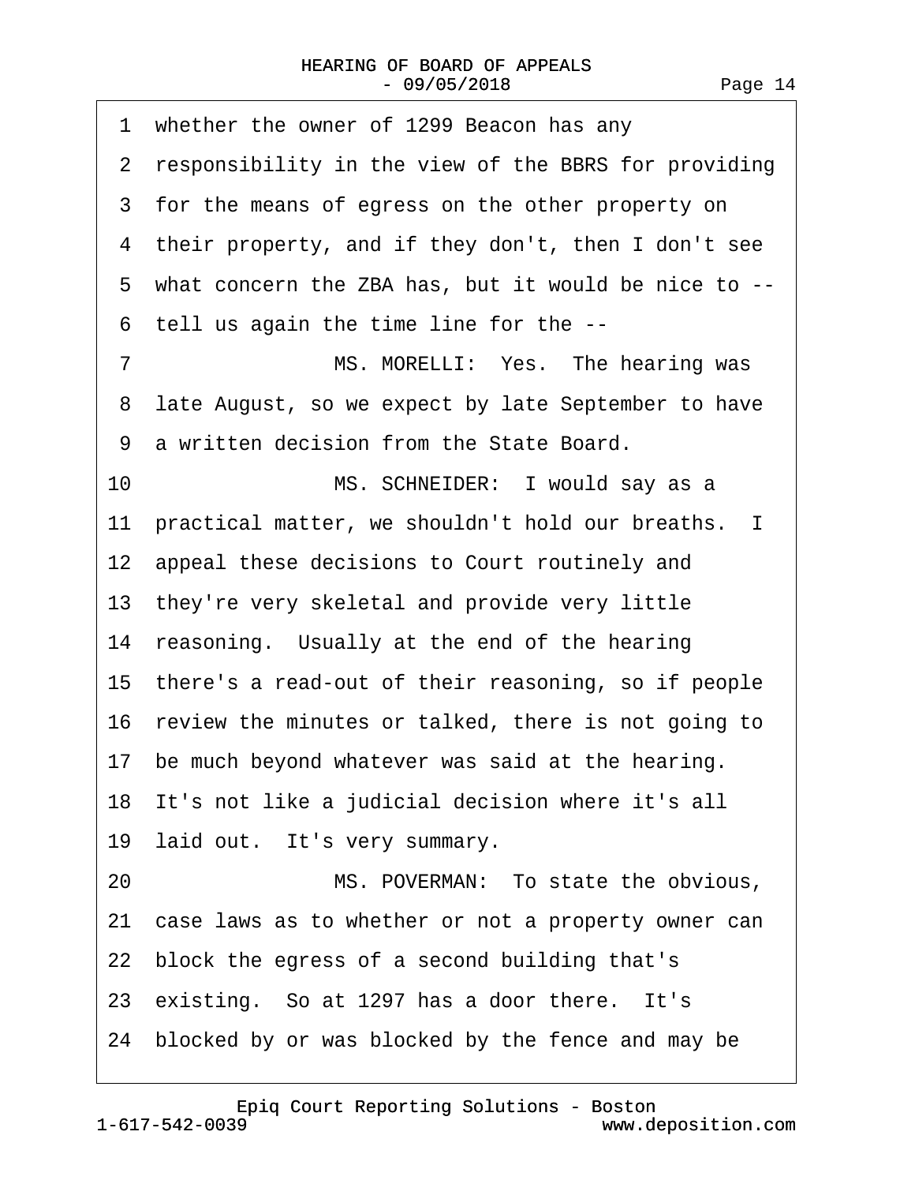1 whether the owner of 1299 Beacon has any
2 responsibility in the view of the BBRS for providing
3 for the means of egress on the other property on
4 their property, and if they don't, then I don't see
5 what concern the ZBA has, but it would be nice to --
6 tell us again the time line for the --
7 MS. MORELLI: Yes. The hearing was
8 late August, so we expect by late September to have
9 a written decision from the State Board.
10 MS. SCHNEIDER: I would say as a
11 practical matter, we shouldn't hold our breaths. I
12 appeal these decisions to Court routinely and
13 they're very skeletal and provide very little
14 reasoning. Usually at the end of the hearing
15 there's a read-out of their reasoning, so if people
16 review the minutes or talked, there is not going to
17 be much beyond whatever was said at the hearing.
18 It's not like a judicial decision where it's all
19 laid out. It's very summary.
20 MS. POVERMAN: To state the obvious,
21 case laws as to whether or not a property owner can
22 block the egress of a second building that's
23 existing. So at 1297 has a door there. It's
24 blocked by or was blocked by the fence and may be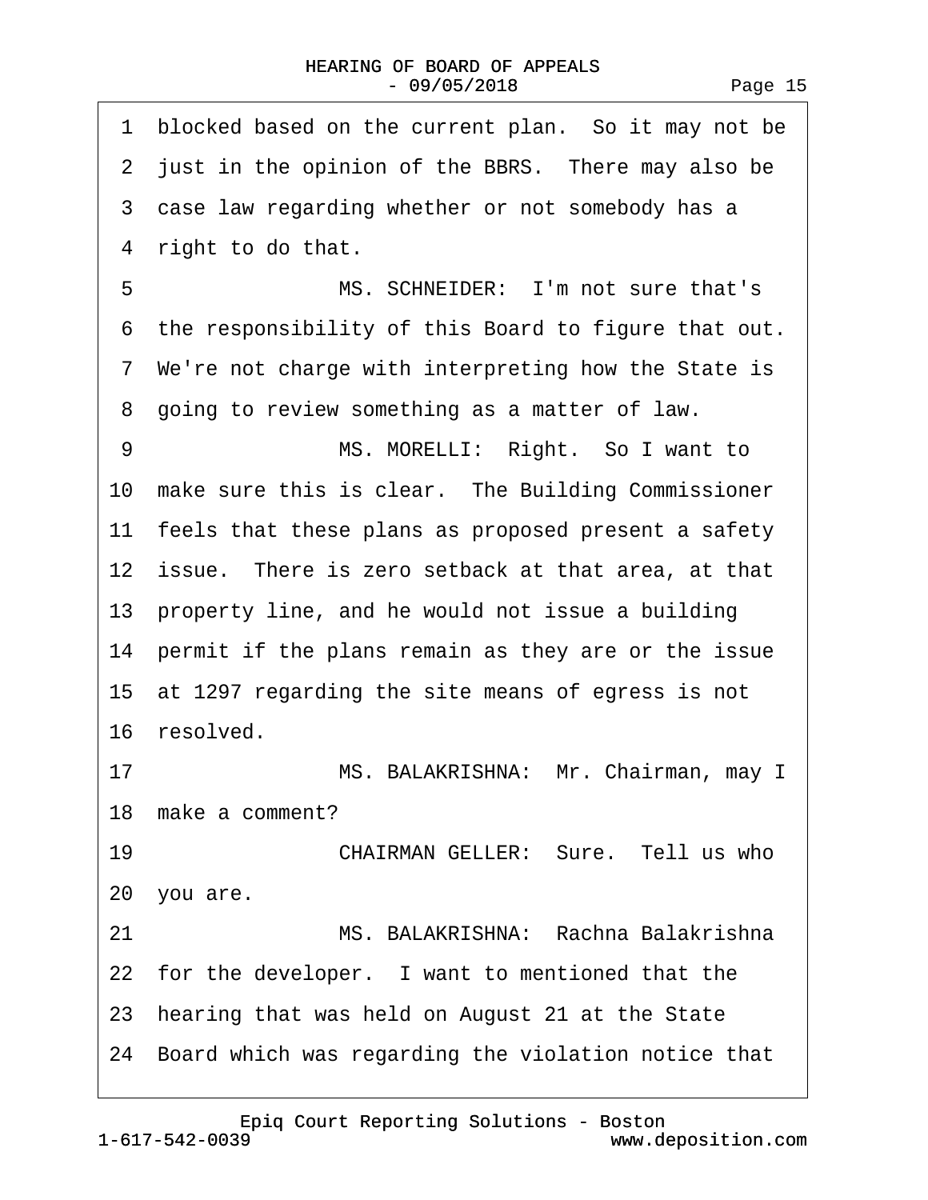1 blocked based on the current plan. So it may not be
2 just in the opinion of the BBRS. There may also be
3 case law regarding whether or not somebody has a
4 right to do that.
5 MS. SCHNEIDER: I'm not sure that's
6 the responsibility of this Board to figure that out.
7 We're not charge with interpreting how the State is
8 going to review something as a matter of law.
9 MS. MORELLI: Right. So I want to
10 make sure this is clear. The Building Commissioner
11 feels that these plans as proposed present a safety
12 issue. There is zero setback at that area, at that
13 property line, and he would not issue a building
14 permit if the plans remain as they are or the issue
15 at 1297 regarding the site means of egress is not
16 resolved.
17 MS. BALAKRISHNA: Mr. Chairman, may I
18 make a comment?
19 CHAIRMAN GELLER: Sure. Tell us who
20 you are.
21 MS. BALAKRISHNA: Rachna Balakrishna
22 for the developer. I want to mentioned that the
23 hearing that was held on August 21 at the State
24 Board which was regarding the violation notice that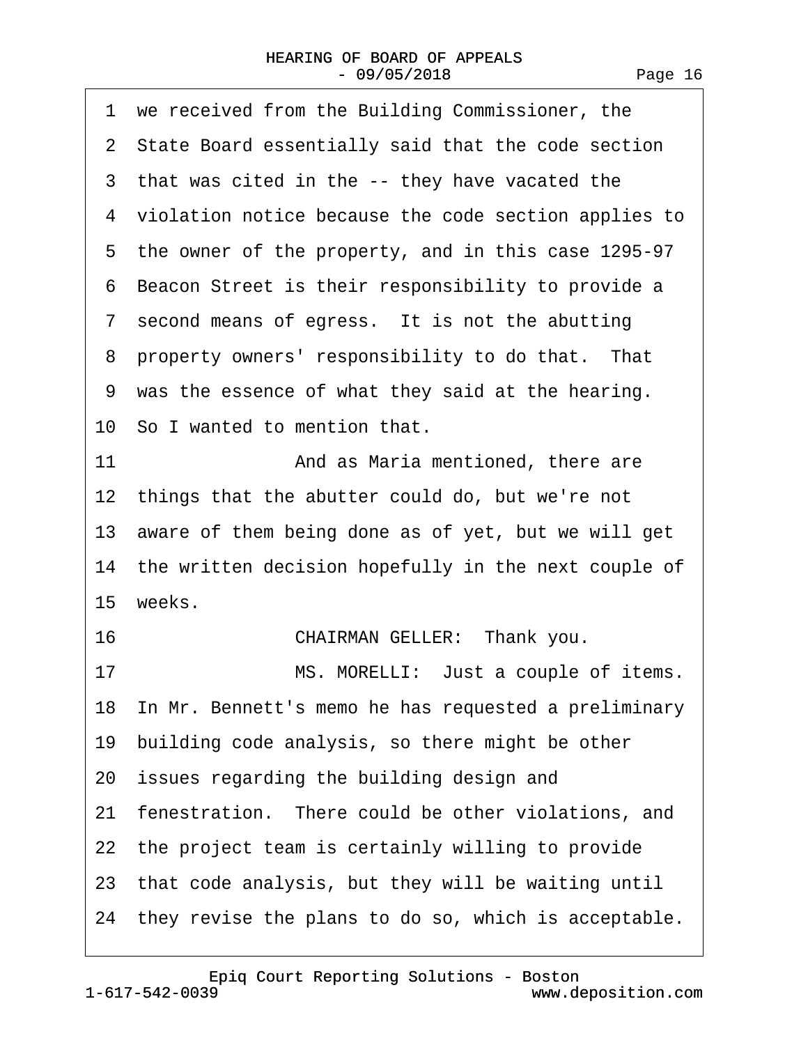1 we received from the Building Commissioner, the
2 State Board essentially said that the code section
3 that was cited in the -- they have vacated the
4 violation notice because the code section applies to
5 the owner of the property, and in this case 1295-97
6 Beacon Street is their responsibility to provide a
7 second means of egress. It is not the abutting
8 property owners' responsibility to do that. That
9 was the essence of what they said at the hearing.
10 So I wanted to mention that.
11 And as Maria mentioned, there are
12 things that the abutter could do, but we're not
13 aware of them being done as of yet, but we will get
14 the written decision hopefully in the next couple of
15 weeks.
16 CHAIRMAN GELLER: Thank you.
17 MS. MORELLI: Just a couple of items.
18 In Mr. Bennett's memo he has requested a preliminary
19 building code analysis, so there might be other
20 issues regarding the building design and
21 fenestration. There could be other violations, and
22 the project team is certainly willing to provide
23 that code analysis, but they will be waiting until
24 they revise the plans to do so, which is acceptable.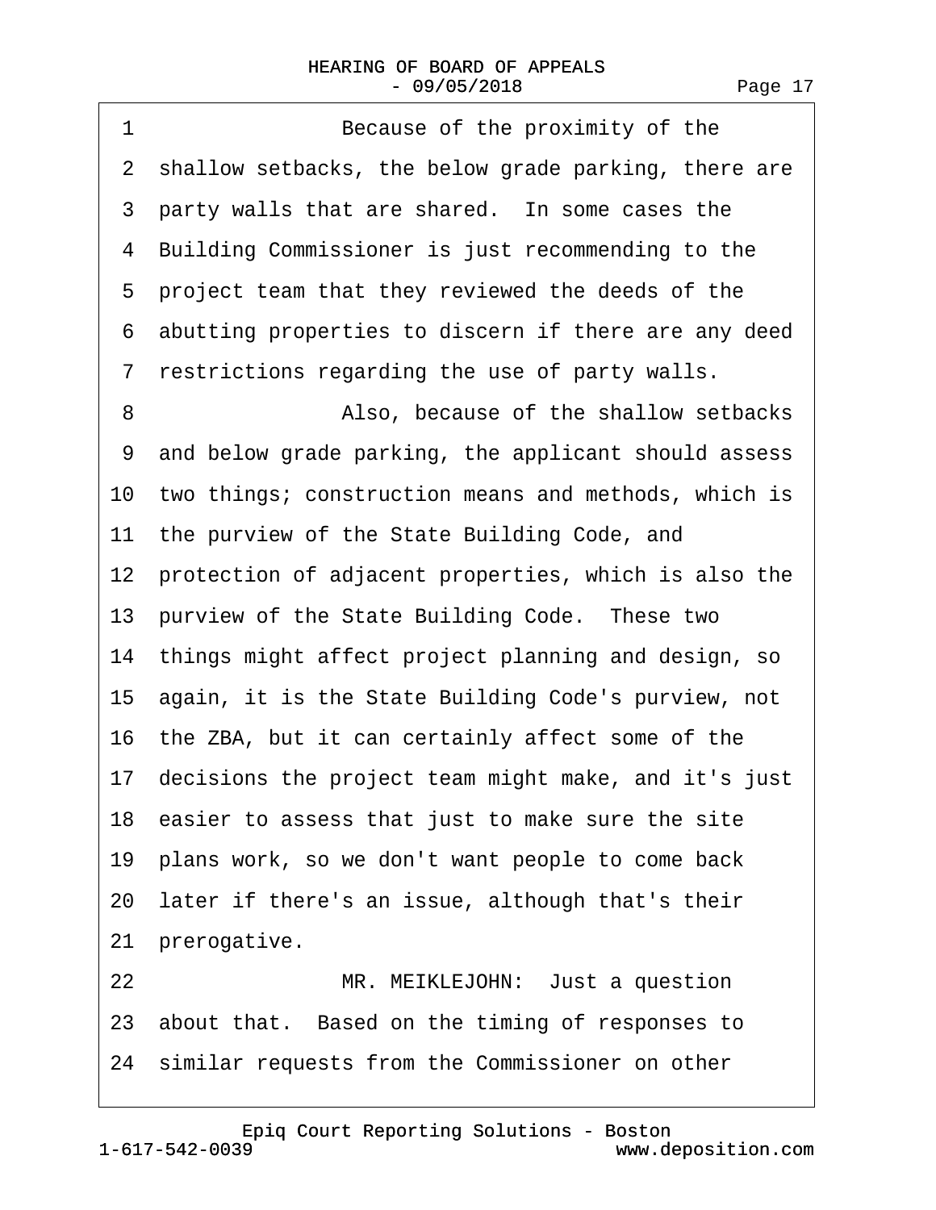1 Because of the proximity of the
2 shallow setbacks, the below grade parking, there are
3 party walls that are shared. In some cases the
4 Building Commissioner is just recommending to the
5 project team that they reviewed the deeds of the
6 abutting properties to discern if there are any deed
7 restrictions regarding the use of party walls.
8 Also, because of the shallow setbacks
9 and below grade parking, the applicant should assess
10 two things; construction means and methods, which is
11 the purview of the State Building Code, and
12 protection of adjacent properties, which is also the
13 purview of the State Building Code. These two
14 things might affect project planning and design, so
15 again, it is the State Building Code's purview, not
16 the ZBA, but it can certainly affect some of the
17 decisions the project team might make, and it's just
18 easier to assess that just to make sure the site
19 plans work, so we don't want people to come back
20 later if there's an issue, although that's their
21 prerogative.
22 MR. MEIKLEJOHN: Just a question
23 about that. Based on the timing of responses to
24 similar requests from the Commissioner on other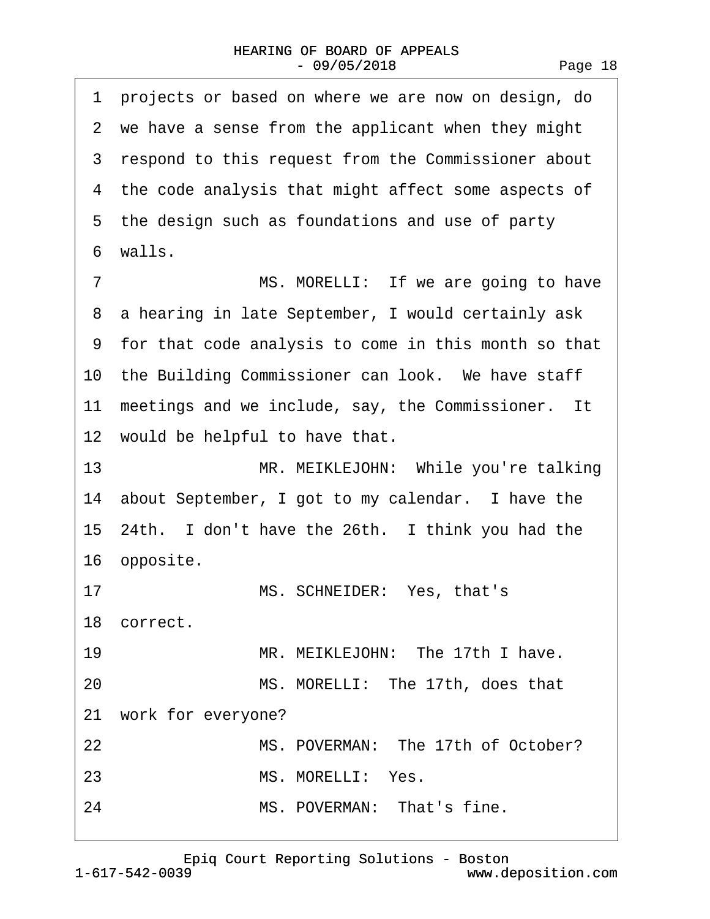1 projects or based on where we are now on design, do
2 we have a sense from the applicant when they might
3 respond to this request from the Commissioner about
4 the code analysis that might affect some aspects of
5 the design such as foundations and use of party
6 walls.

7 MS. MORELLI: If we are going to have
8 a hearing in late September, I would certainly ask
9 for that code analysis to come in this month so that
10 the Building Commissioner can look. We have staff
11 meetings and we include, say, the Commissioner. It
12 would be helpful to have that.

13 MR. MEIKLEJOHN: While you're talking
14 about September, I got to my calendar. I have the
15 24th. I don't have the 26th. I think you had the
16 opposite.

17 MS. SCHNEIDER: Yes, that's
18 correct.

19 MR. MEIKLEJOHN: The 17th I have.

20 MS. MORELLI: The 17th, does that
21 work for everyone?

22 MS. POVERMAN: The 17th of October?

23 MS. MORELLI: Yes.

24 MS. POVERMAN: That's fine.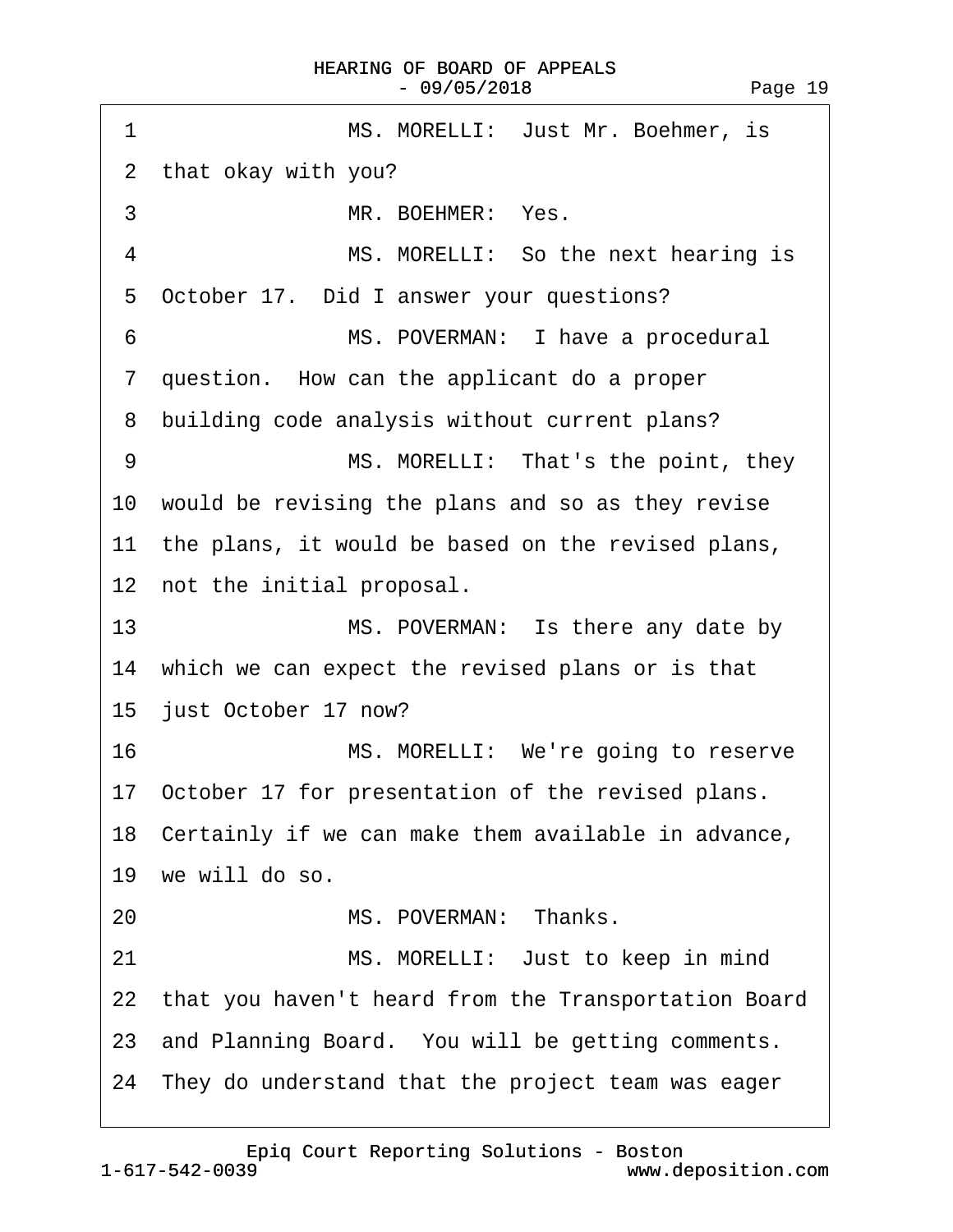1 MS. MORELLI: Just Mr. Boehmer, is
2 that okay with you?
3 MR. BOEHMER: Yes.
4 MS. MORELLI: So the next hearing is
5 October 17. Did I answer your questions?
6 MS. POVERMAN: I have a procedural
7 question. How can the applicant do a proper
8 building code analysis without current plans?
9 MS. MORELLI: That's the point, they
10 would be revising the plans and so as they revise
11 the plans, it would be based on the revised plans,
12 not the initial proposal.
13 MS. POVERMAN: Is there any date by
14 which we can expect the revised plans or is that
15 just October 17 now?
16 MS. MORELLI: We're going to reserve
17 October 17 for presentation of the revised plans.
18 Certainly if we can make them available in advance,
19 we will do so.
20 MS. POVERMAN: Thanks.
21 MS. MORELLI: Just to keep in mind
22 that you haven't heard from the Transportation Board
23 and Planning Board. You will be getting comments.
24 They do understand that the project team was eager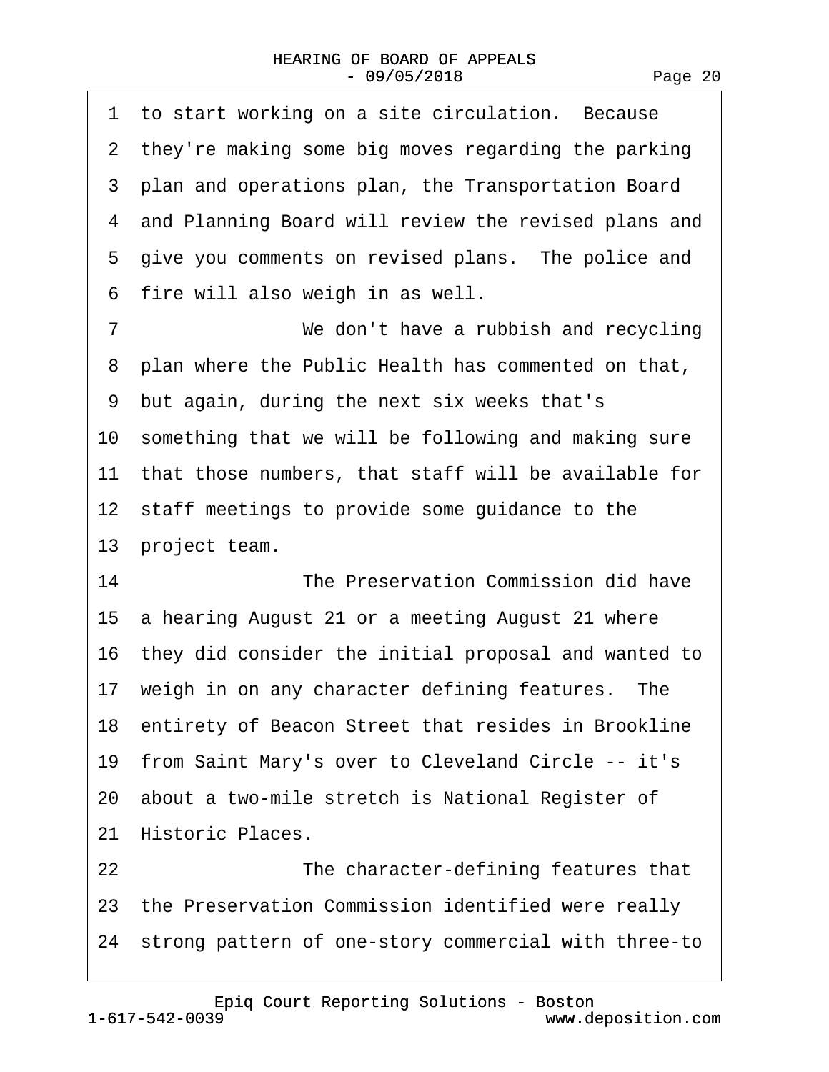1 to start working on a site circulation. Because
2 they're making some big moves regarding the parking
3 plan and operations plan, the Transportation Board
4 and Planning Board will review the revised plans and
5 give you comments on revised plans. The police and
6 fire will also weigh in as well.
7 We don't have a rubbish and recycling
8 plan where the Public Health has commented on that,
9 but again, during the next six weeks that's
10 something that we will be following and making sure
11 that those numbers, that staff will be available for
12 staff meetings to provide some guidance to the
13 project team.
14 The Preservation Commission did have
15 a hearing August 21 or a meeting August 21 where
16 they did consider the initial proposal and wanted to
17 weigh in on any character defining features. The
18 entirety of Beacon Street that resides in Brookline
19 from Saint Mary's over to Cleveland Circle -- it's
20 about a two-mile stretch is National Register of
21 Historic Places.
22 The character-defining features that
23 the Preservation Commission identified were really
24 strong pattern of one-story commercial with three-to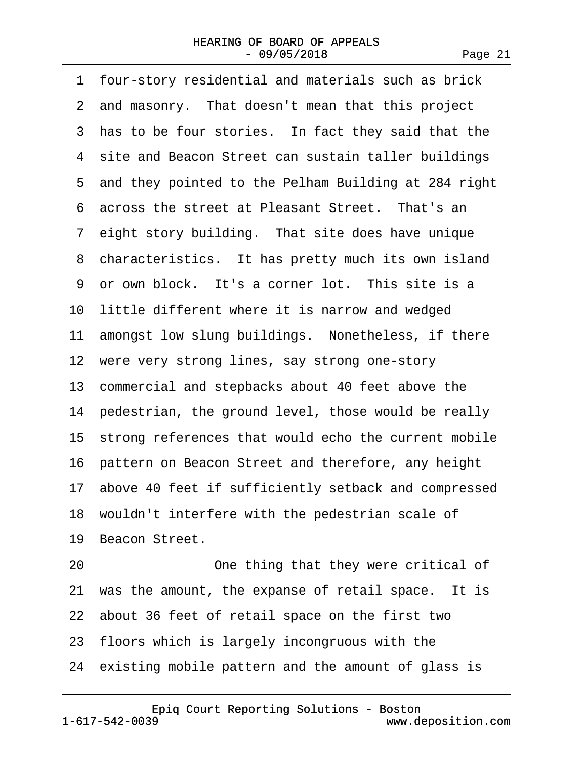1 four-story residential and materials such as brick
2 and masonry. That doesn't mean that this project
3 has to be four stories. In fact they said that the
4 site and Beacon Street can sustain taller buildings
5 and they pointed to the Pelham Building at 284 right
6 across the street at Pleasant Street. That's an
7 eight story building. That site does have unique
8 characteristics. It has pretty much its own island
9 or own block. It's a corner lot. This site is a
10 little different where it is narrow and wedged
11 amongst low slung buildings. Nonetheless, if there
12 were very strong lines, say strong one-story
13 commercial and stepbacks about 40 feet above the
14 pedestrian, the ground level, those would be really
15 strong references that would echo the current mobile
16 pattern on Beacon Street and therefore, any height
17 above 40 feet if sufficiently setback and compressed
18 wouldn't interfere with the pedestrian scale of
19 Beacon Street.
20 One thing that they were critical of
21 was the amount, the expanse of retail space. It is
22 about 36 feet of retail space on the first two
23 floors which is largely incongruous with the
24 existing mobile pattern and the amount of glass is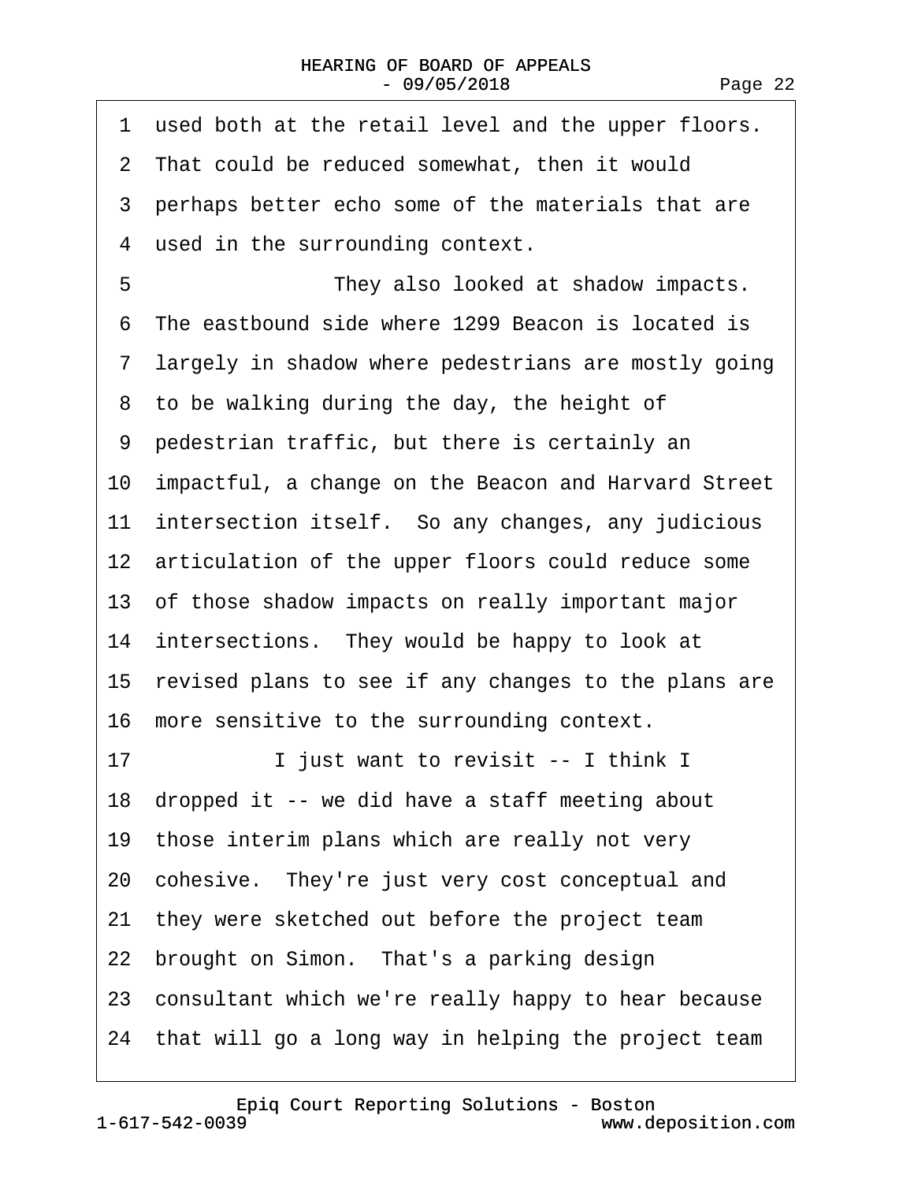1 used both at the retail level and the upper floors.
2 That could be reduced somewhat, then it would
3 perhaps better echo some of the materials that are
4 used in the surrounding context.
5 They also looked at shadow impacts.
6 The eastbound side where 1299 Beacon is located is
7 largely in shadow where pedestrians are mostly going
8 to be walking during the day, the height of
9 pedestrian traffic, but there is certainly an
10 impactful, a change on the Beacon and Harvard Street
11 intersection itself. So any changes, any judicious
12 articulation of the upper floors could reduce some
13 of those shadow impacts on really important major
14 intersections. They would be happy to look at
15 revised plans to see if any changes to the plans are
16 more sensitive to the surrounding context.
17 I just want to revisit -- I think I
18 dropped it -- we did have a staff meeting about
19 those interim plans which are really not very
20 cohesive. They're just very cost conceptual and
21 they were sketched out before the project team
22 brought on Simon. That's a parking design
23 consultant which we're really happy to hear because
24 that will go a long way in helping the project team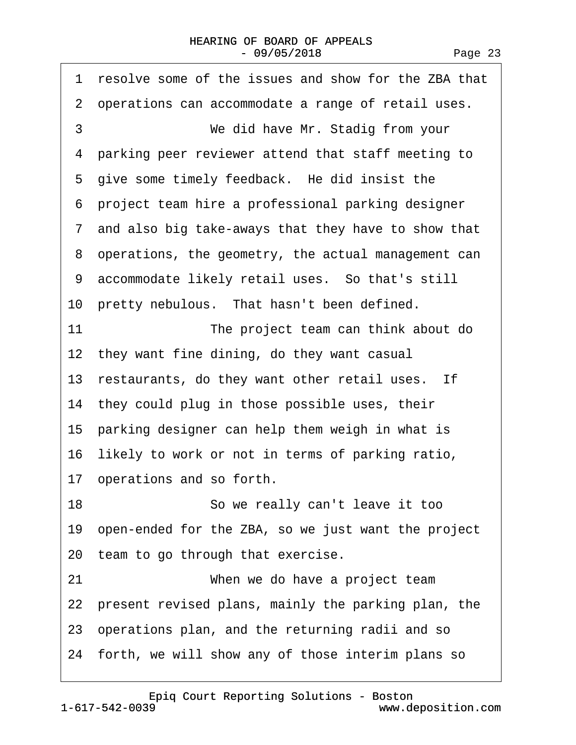1 resolve some of the issues and show for the ZBA that
2 operations can accommodate a range of retail uses.
3 We did have Mr. Stadig from your
4 parking peer reviewer attend that staff meeting to
5 give some timely feedback. He did insist the
6 project team hire a professional parking designer
7 and also big take-aways that they have to show that
8 operations, the geometry, the actual management can
9 accommodate likely retail uses. So that's still
10 pretty nebulous. That hasn't been defined.
11 The project team can think about do
12 they want fine dining, do they want casual
13 restaurants, do they want other retail uses. If
14 they could plug in those possible uses, their
15 parking designer can help them weigh in what is
16 likely to work or not in terms of parking ratio,
17 operations and so forth.
18 So we really can't leave it too
19 open-ended for the ZBA, so we just want the project
20 team to go through that exercise.
21 When we do have a project team
22 present revised plans, mainly the parking plan, the
23 operations plan, and the returning radii and so
24 forth, we will show any of those interim plans so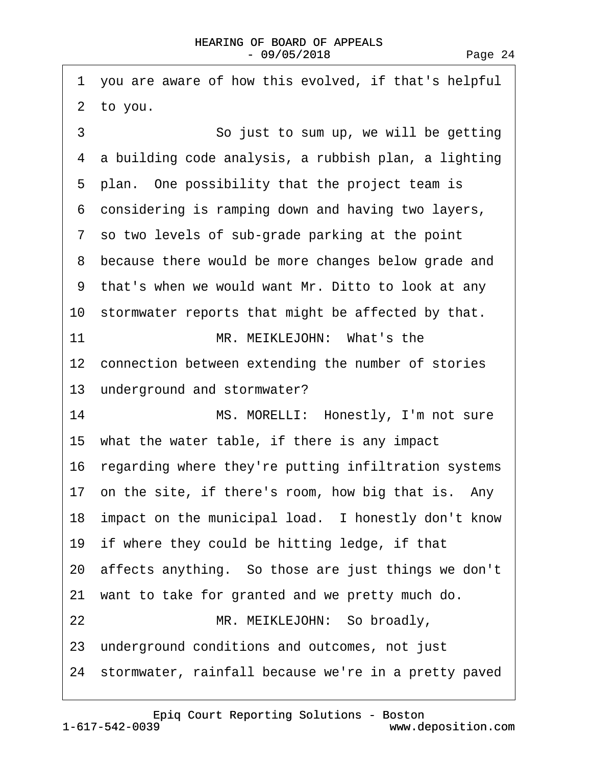1 you are aware of how this evolved, if that's helpful
2 to you.
3 So just to sum up, we will be getting
4 a building code analysis, a rubbish plan, a lighting
5 plan. One possibility that the project team is
6 considering is ramping down and having two layers,
7 so two levels of sub-grade parking at the point
8 because there would be more changes below grade and
9 that's when we would want Mr. Ditto to look at any
10 stormwater reports that might be affected by that.
11 MR. MEIKLEJOHN: What's the
12 connection between extending the number of stories
13 underground and stormwater?
14 MS. MORELLI: Honestly, I'm not sure
15 what the water table, if there is any impact
16 regarding where they're putting infiltration systems
17 on the site, if there's room, how big that is. Any
18 impact on the municipal load. I honestly don't know
19 if where they could be hitting ledge, if that
20 affects anything. So those are just things we don't
21 want to take for granted and we pretty much do.
22 MR. MEIKLEJOHN: So broadly,
23 underground conditions and outcomes, not just
24 stormwater, rainfall because we're in a pretty paved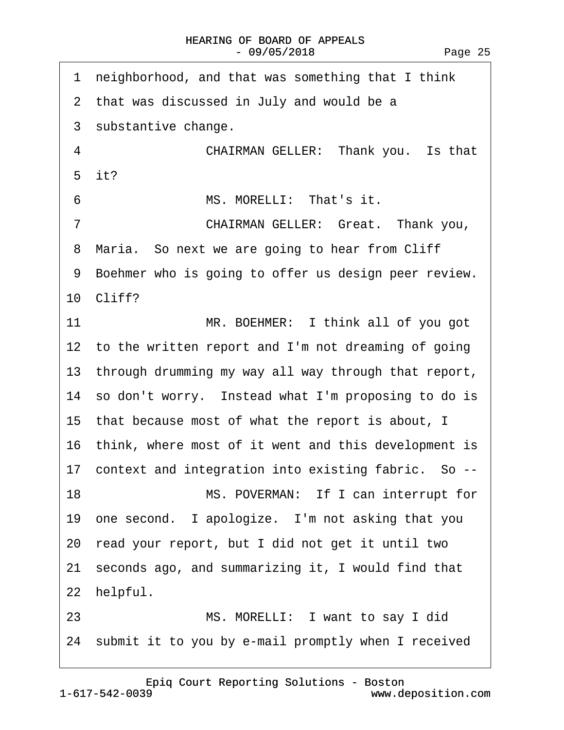1 neighborhood, and that was something that I think
2 that was discussed in July and would be a
3 substantive change.
4 CHAIRMAN GELLER: Thank you. Is that
5 it?
6 MS. MORELLI: That's it.
7 CHAIRMAN GELLER: Great. Thank you,
8 Maria. So next we are going to hear from Cliff
9 Boehmer who is going to offer us design peer review.
10 Cliff?
11 MR. BOEHMER: I think all of you got
12 to the written report and I'm not dreaming of going
13 through drumming my way all way through that report,
14 so don't worry. Instead what I'm proposing to do is
15 that because most of what the report is about, I
16 think, where most of it went and this development is
17 context and integration into existing fabric. So --
18 MS. POVERMAN: If I can interrupt for
19 one second. I apologize. I'm not asking that you
20 read your report, but I did not get it until two
21 seconds ago, and summarizing it, I would find that
22 helpful.
23 MS. MORELLI: I want to say I did
24 submit it to you by e-mail promptly when I received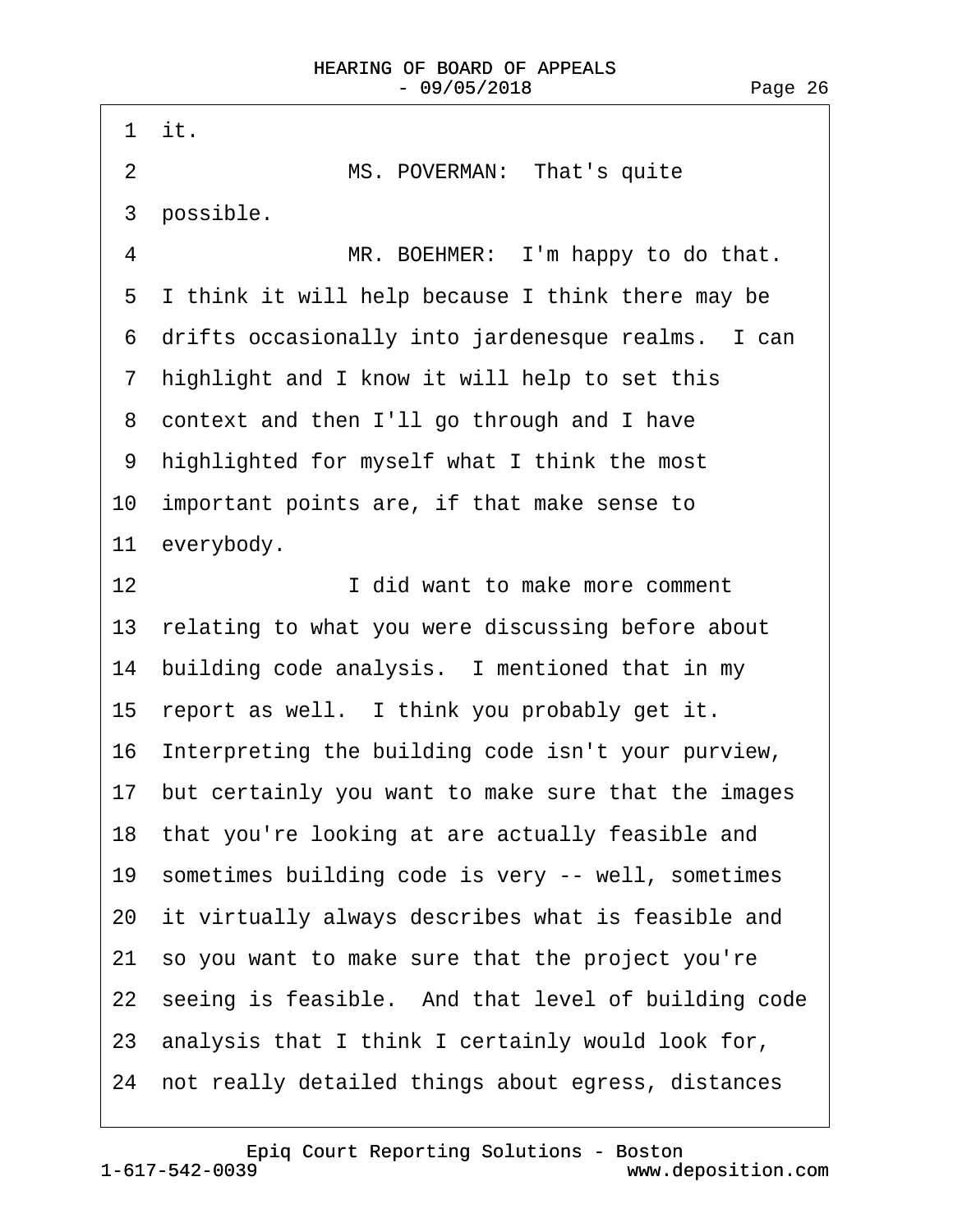1 it.

2 MS. POVERMAN: That's quite

3 possible.

4 MR. BOEHMER: I'm happy to do that.

5 I think it will help because I think there may be

6 drifts occasionally into jardenesque realms. I can

7 highlight and I know it will help to set this

8 context and then I'll go through and I have

9 highlighted for myself what I think the most

10 important points are, if that make sense to

11 everybody.

12 I did want to make more comment

13 relating to what you were discussing before about

14 building code analysis. I mentioned that in my

15 report as well. I think you probably get it.

16 Interpreting the building code isn't your purview,

17 but certainly you want to make sure that the images

18 that you're looking at are actually feasible and

19 sometimes building code is very -- well, sometimes

20 it virtually always describes what is feasible and

21 so you want to make sure that the project you're

22 seeing is feasible. And that level of building code

23 analysis that I think I certainly would look for,

24 not really detailed things about egress, distances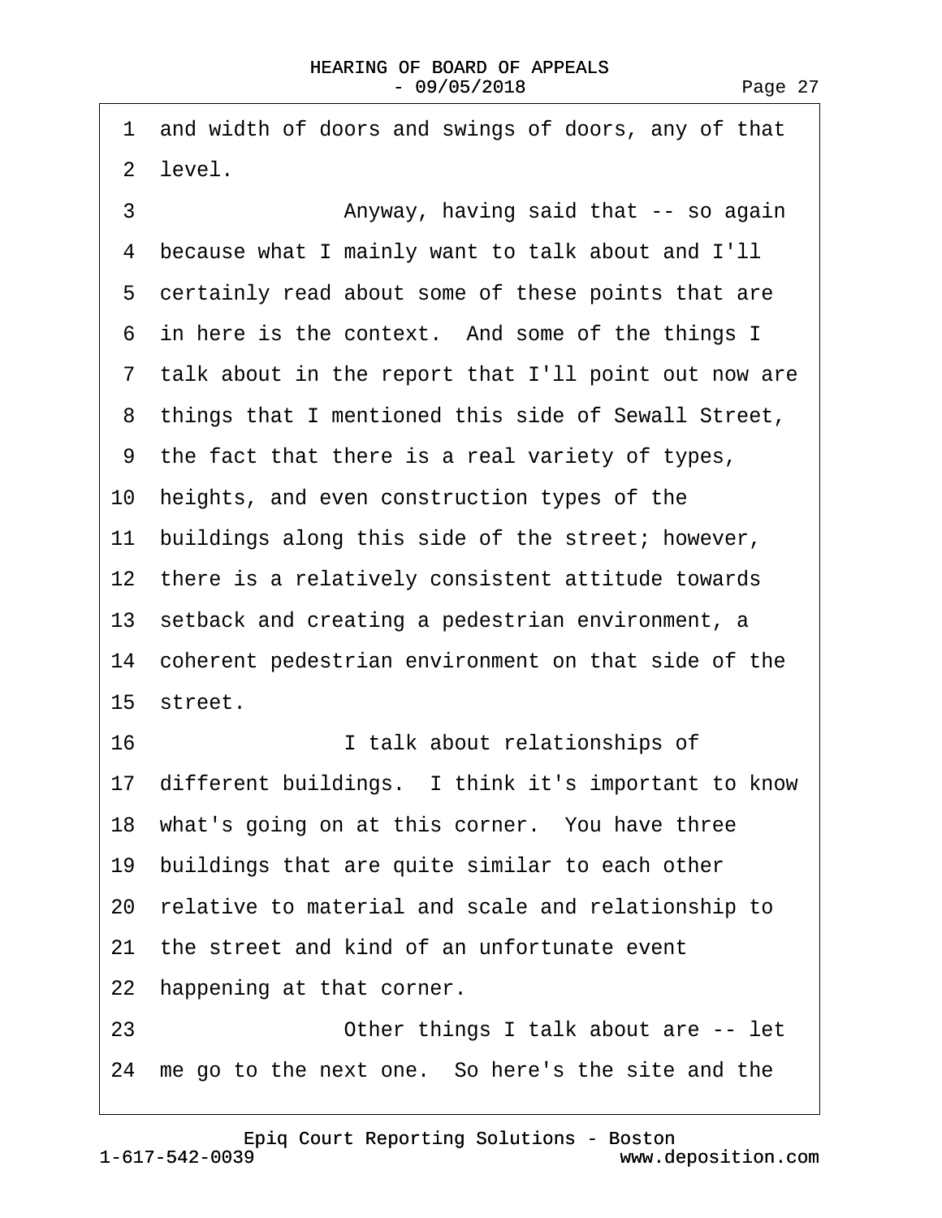1 and width of doors and swings of doors, any of that
2 level.
3 Anyway, having said that -- so again
4 because what I mainly want to talk about and I'll
5 certainly read about some of these points that are
6 in here is the context. And some of the things I
7 talk about in the report that I'll point out now are
8 things that I mentioned this side of Sewall Street,
9 the fact that there is a real variety of types,
10 heights, and even construction types of the
11 buildings along this side of the street; however,
12 there is a relatively consistent attitude towards
13 setback and creating a pedestrian environment, a
14 coherent pedestrian environment on that side of the
15 street.
16 I talk about relationships of
17 different buildings. I think it's important to know
18 what's going on at this corner. You have three
19 buildings that are quite similar to each other
20 relative to material and scale and relationship to
21 the street and kind of an unfortunate event
22 happening at that corner.
23 Other things I talk about are -- let
24 me go to the next one. So here's the site and the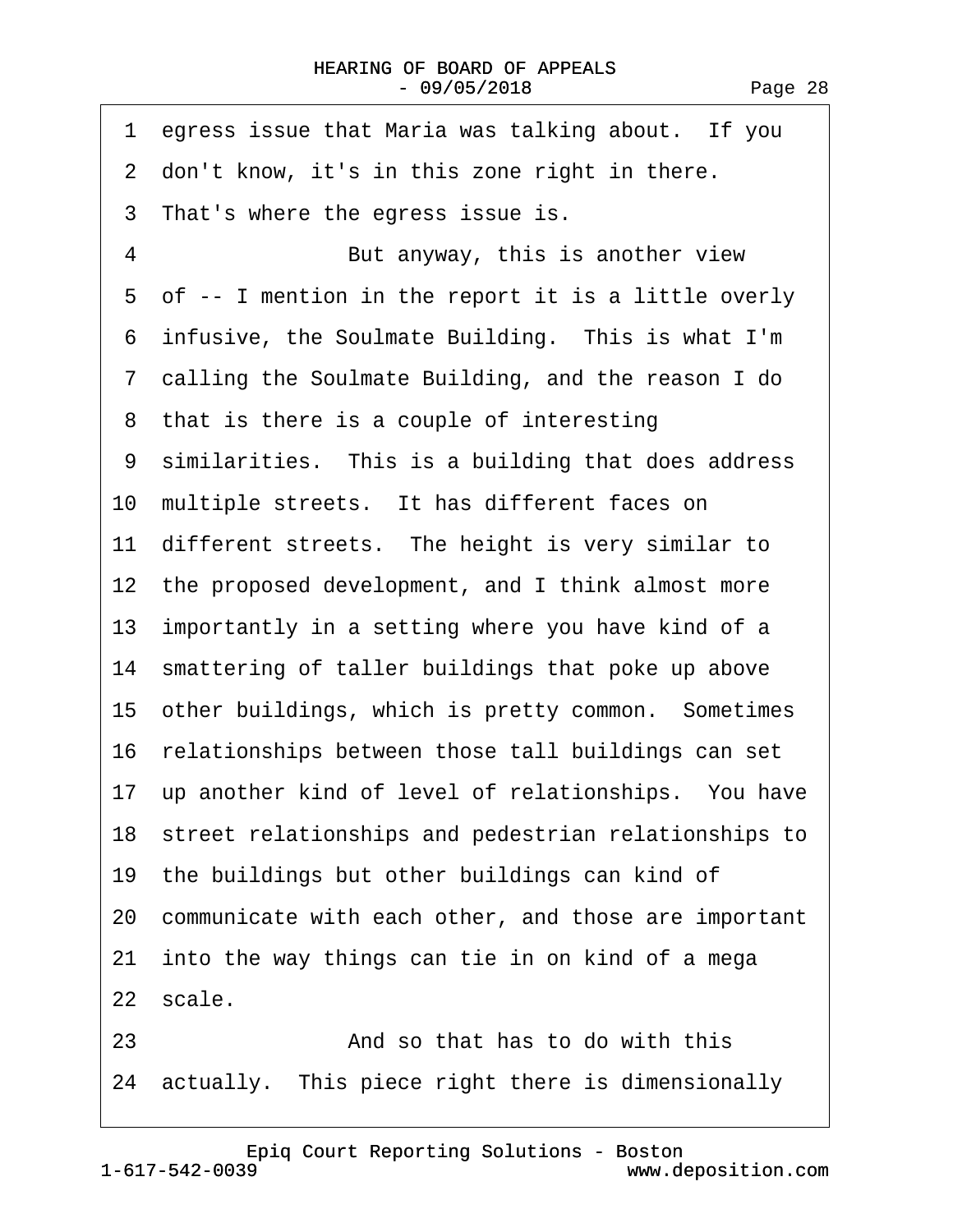1 egress issue that Maria was talking about. If you
2 don't know, it's in this zone right in there.
3 That's where the egress issue is.
4 But anyway, this is another view
5 of -- I mention in the report it is a little overly
6 infusive, the Soulmate Building. This is what I'm
7 calling the Soulmate Building, and the reason I do
8 that is there is a couple of interesting
9 similarities. This is a building that does address
10 multiple streets. It has different faces on
11 different streets. The height is very similar to
12 the proposed development, and I think almost more
13 importantly in a setting where you have kind of a
14 smattering of taller buildings that poke up above
15 other buildings, which is pretty common. Sometimes
16 relationships between those tall buildings can set
17 up another kind of level of relationships. You have
18 street relationships and pedestrian relationships to
19 the buildings but other buildings can kind of
20 communicate with each other, and those are important
21 into the way things can tie in on kind of a mega
22 scale.
23 And so that has to do with this
24 actually. This piece right there is dimensionally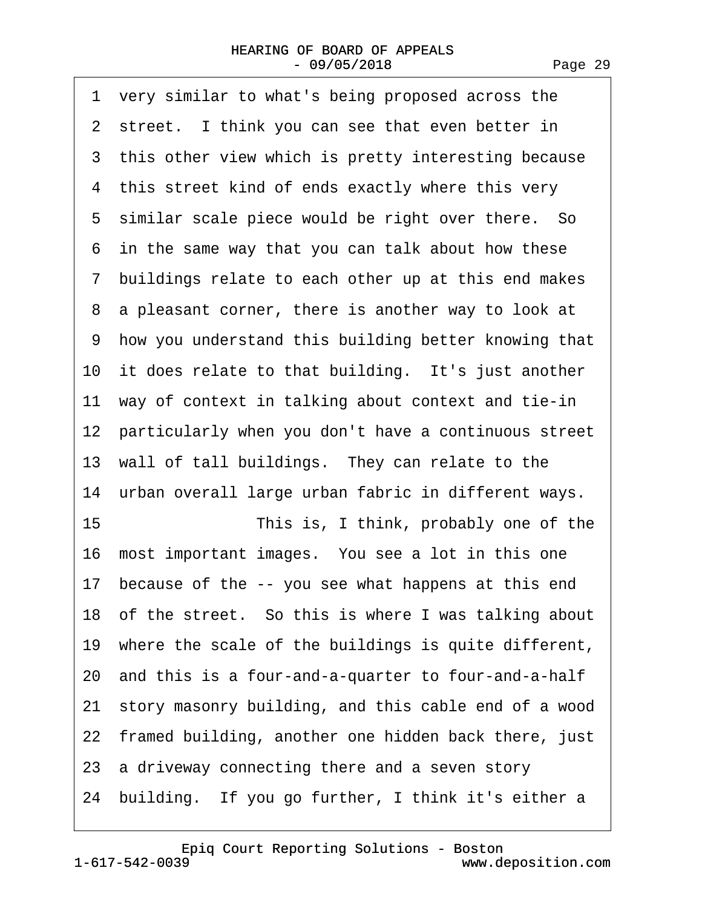1 very similar to what's being proposed across the
2 street. I think you can see that even better in
3 this other view which is pretty interesting because
4 this street kind of ends exactly where this very
5 similar scale piece would be right over there. So
6 in the same way that you can talk about how these
7 buildings relate to each other up at this end makes
8 a pleasant corner, there is another way to look at
9 how you understand this building better knowing that
10 it does relate to that building. It's just another
11 way of context in talking about context and tie-in
12 particularly when you don't have a continuous street
13 wall of tall buildings. They can relate to the
14 urban overall large urban fabric in different ways.
15 This is, I think, probably one of the
16 most important images. You see a lot in this one
17 because of the -- you see what happens at this end
18 of the street. So this is where I was talking about
19 where the scale of the buildings is quite different,
20 and this is a four-and-a-quarter to four-and-a-half
21 story masonry building, and this cable end of a wood
22 framed building, another one hidden back there, just
23 a driveway connecting there and a seven story
24 building. If you go further, I think it's either a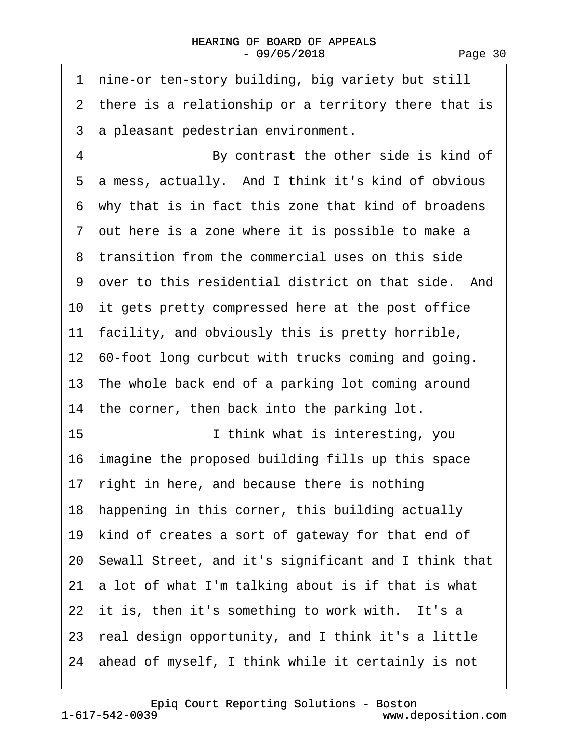1 nine-or ten-story building, big variety but still
2 there is a relationship or a territory there that is
3 a pleasant pedestrian environment.

4 By contrast the other side is kind of
5 a mess, actually. And I think it's kind of obvious
6 why that is in fact this zone that kind of broadens
7 out here is a zone where it is possible to make a
8 transition from the commercial uses on this side
9 over to this residential district on that side. And
10 it gets pretty compressed here at the post office
11 facility, and obviously this is pretty horrible,
12 60-foot long curbcut with trucks coming and going.
13 The whole back end of a parking lot coming around
14 the corner, then back into the parking lot.

15 I think what is interesting, you
16 imagine the proposed building fills up this space
17 right in here, and because there is nothing
18 happening in this corner, this building actually
19 kind of creates a sort of gateway for that end of
20 Sewall Street, and it's significant and I think that
21 a lot of what I'm talking about is if that is what
22 it is, then it's something to work with. It's a
23 real design opportunity, and I think it's a little
24 ahead of myself, I think while it certainly is not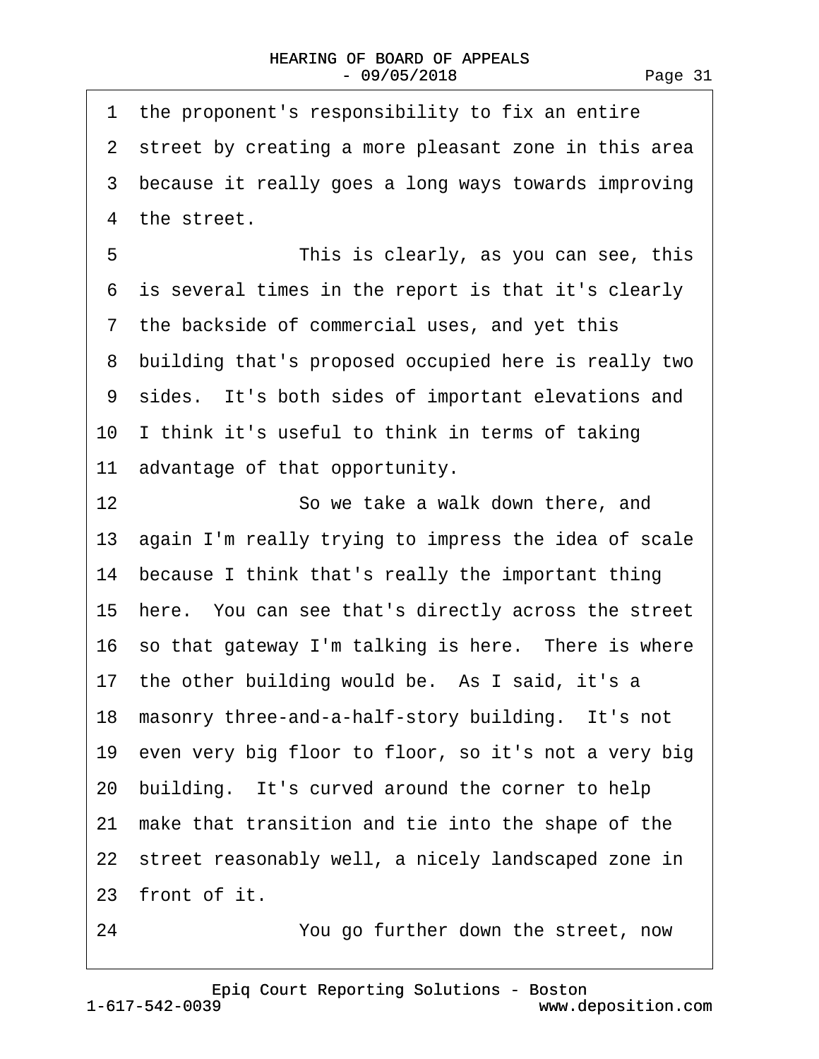1 the proponent's responsibility to fix an entire
2 street by creating a more pleasant zone in this area
3 because it really goes a long ways towards improving
4 the street.

5 This is clearly, as you can see, this
6 is several times in the report is that it's clearly
7 the backside of commercial uses, and yet this
8 building that's proposed occupied here is really two
9 sides. It's both sides of important elevations and
10 I think it's useful to think in terms of taking
11 advantage of that opportunity.

12 So we take a walk down there, and
13 again I'm really trying to impress the idea of scale
14 because I think that's really the important thing
15 here. You can see that's directly across the street
16 so that gateway I'm talking is here. There is where
17 the other building would be. As I said, it's a
18 masonry three-and-a-half-story building. It's not
19 even very big floor to floor, so it's not a very big
20 building. It's curved around the corner to help
21 make that transition and tie into the shape of the
22 street reasonably well, a nicely landscaped zone in
23 front of it.

24 You go further down the street, now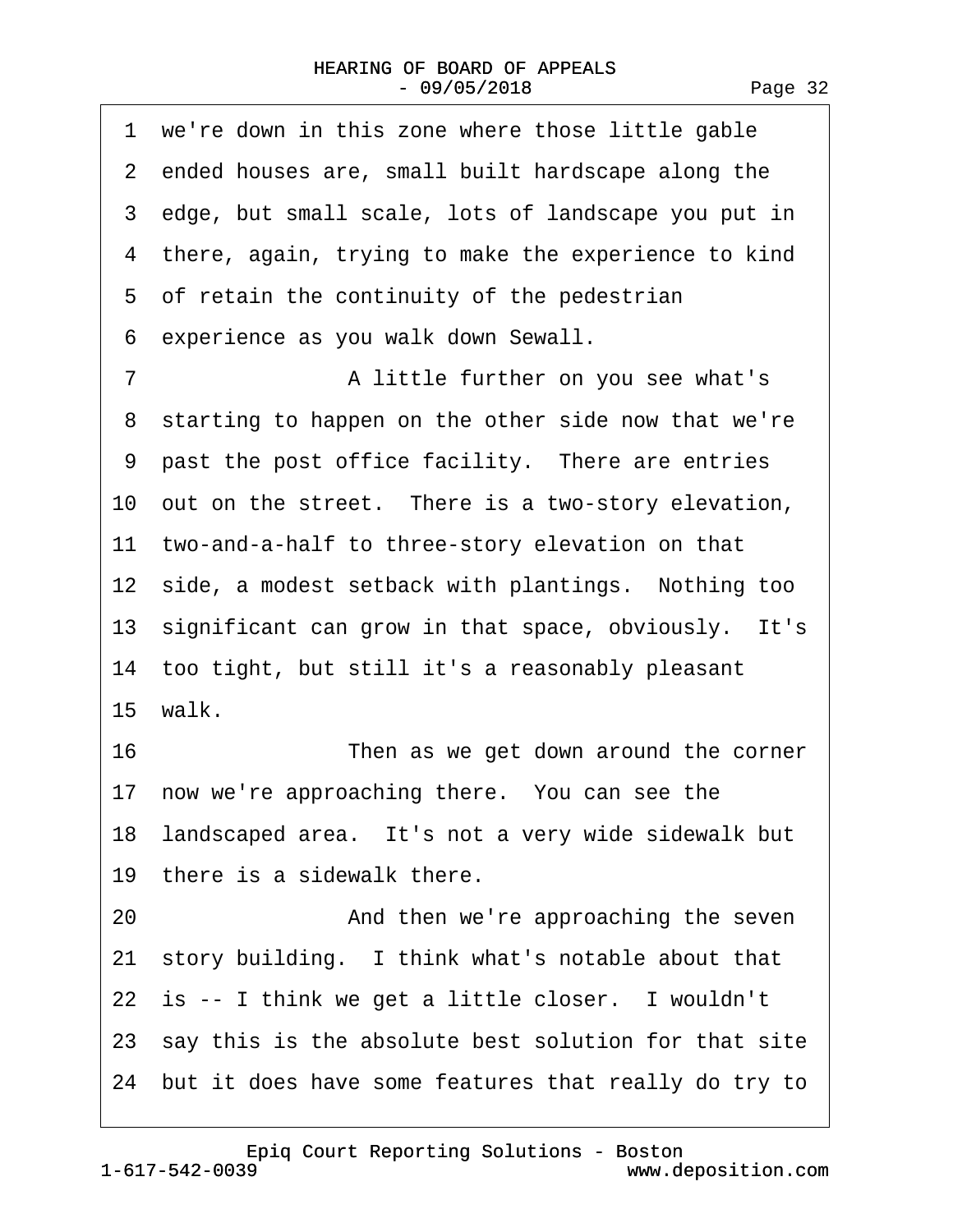1 we're down in this zone where those little gable
2 ended houses are, small built hardscape along the
3 edge, but small scale, lots of landscape you put in
4 there, again, trying to make the experience to kind
5 of retain the continuity of the pedestrian
6 experience as you walk down Sewall.
7 A little further on you see what's
8 starting to happen on the other side now that we're
9 past the post office facility. There are entries
10 out on the street. There is a two-story elevation,
11 two-and-a-half to three-story elevation on that
12 side, a modest setback with plantings. Nothing too
13 significant can grow in that space, obviously. It's
14 too tight, but still it's a reasonably pleasant
15 walk.
16 Then as we get down around the corner
17 now we're approaching there. You can see the
18 landscaped area. It's not a very wide sidewalk but
19 there is a sidewalk there.
20 And then we're approaching the seven
21 story building. I think what's notable about that
22 is -- I think we get a little closer. I wouldn't
23 say this is the absolute best solution for that site
24 but it does have some features that really do try to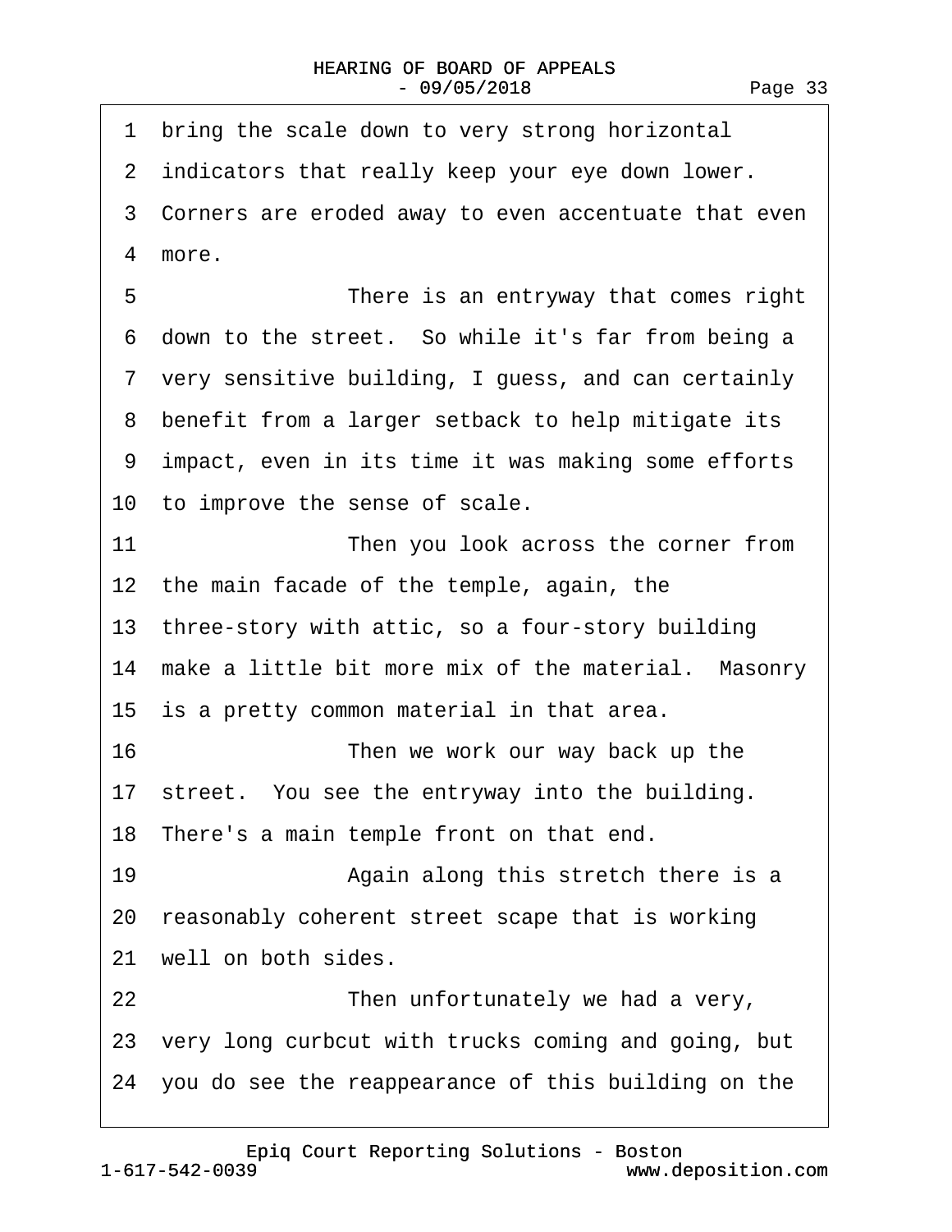1 bring the scale down to very strong horizontal
2 indicators that really keep your eye down lower.
3 Corners are eroded away to even accentuate that even
4 more.
5 There is an entryway that comes right
6 down to the street. So while it's far from being a
7 very sensitive building, I guess, and can certainly
8 benefit from a larger setback to help mitigate its
9 impact, even in its time it was making some efforts
10 to improve the sense of scale.
11 Then you look across the corner from
12 the main facade of the temple, again, the
13 three-story with attic, so a four-story building
14 make a little bit more mix of the material. Masonry
15 is a pretty common material in that area.
16 Then we work our way back up the
17 street. You see the entryway into the building.
18 There's a main temple front on that end.
19 Again along this stretch there is a
20 reasonably coherent street scape that is working
21 well on both sides.
22 Then unfortunately we had a very,
23 very long curbcut with trucks coming and going, but
24 you do see the reappearance of this building on the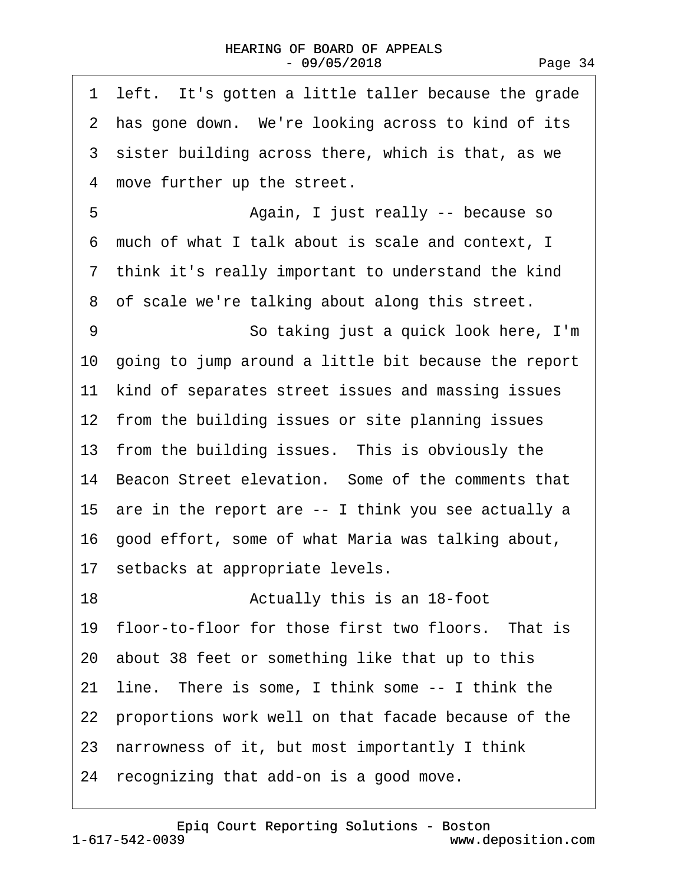1 left. It's gotten a little taller because the grade
2 has gone down. We're looking across to kind of its
3 sister building across there, which is that, as we
4 move further up the street.
5 Again, I just really -- because so
6 much of what I talk about is scale and context, I
7 think it's really important to understand the kind
8 of scale we're talking about along this street.
9 So taking just a quick look here, I'm
10 going to jump around a little bit because the report
11 kind of separates street issues and massing issues
12 from the building issues or site planning issues
13 from the building issues. This is obviously the
14 Beacon Street elevation. Some of the comments that
15 are in the report are -- I think you see actually a
16 good effort, some of what Maria was talking about,
17 setbacks at appropriate levels.
18 Actually this is an 18-foot
19 floor-to-floor for those first two floors. That is
20 about 38 feet or something like that up to this
21 line. There is some, I think some -- I think the
22 proportions work well on that facade because of the
23 narrowness of it, but most importantly I think
24 recognizing that add-on is a good move.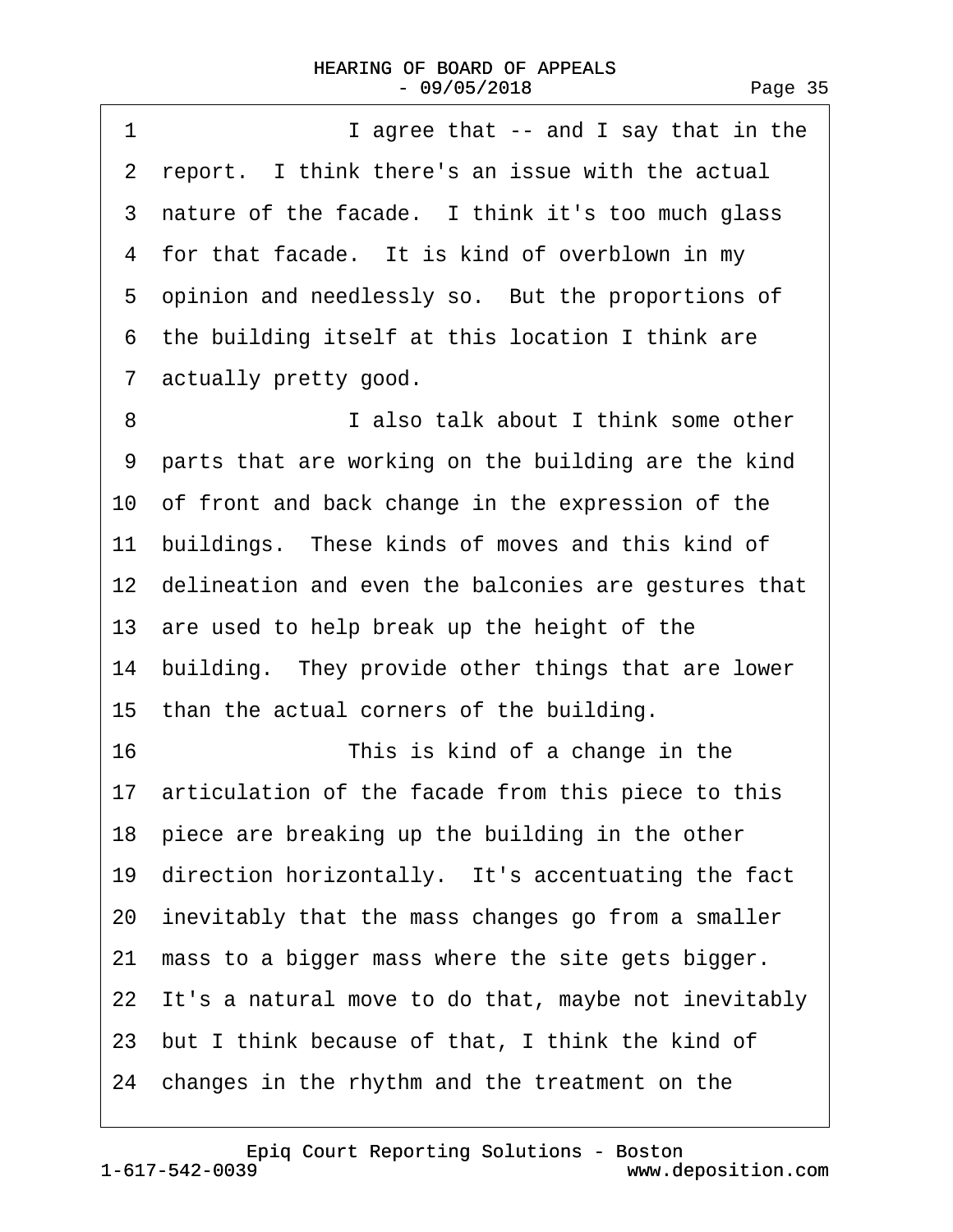1 I agree that -- and I say that in the
2 report. I think there's an issue with the actual
3 nature of the facade. I think it's too much glass
4 for that facade. It is kind of overblown in my
5 opinion and needlessly so. But the proportions of
6 the building itself at this location I think are
7 actually pretty good.
8 I also talk about I think some other
9 parts that are working on the building are the kind
10 of front and back change in the expression of the
11 buildings. These kinds of moves and this kind of
12 delineation and even the balconies are gestures that
13 are used to help break up the height of the
14 building. They provide other things that are lower
15 than the actual corners of the building.
16 This is kind of a change in the
17 articulation of the facade from this piece to this
18 piece are breaking up the building in the other
19 direction horizontally. It's accentuating the fact
20 inevitably that the mass changes go from a smaller
21 mass to a bigger mass where the site gets bigger.
22 It's a natural move to do that, maybe not inevitably
23 but I think because of that, I think the kind of
24 changes in the rhythm and the treatment on the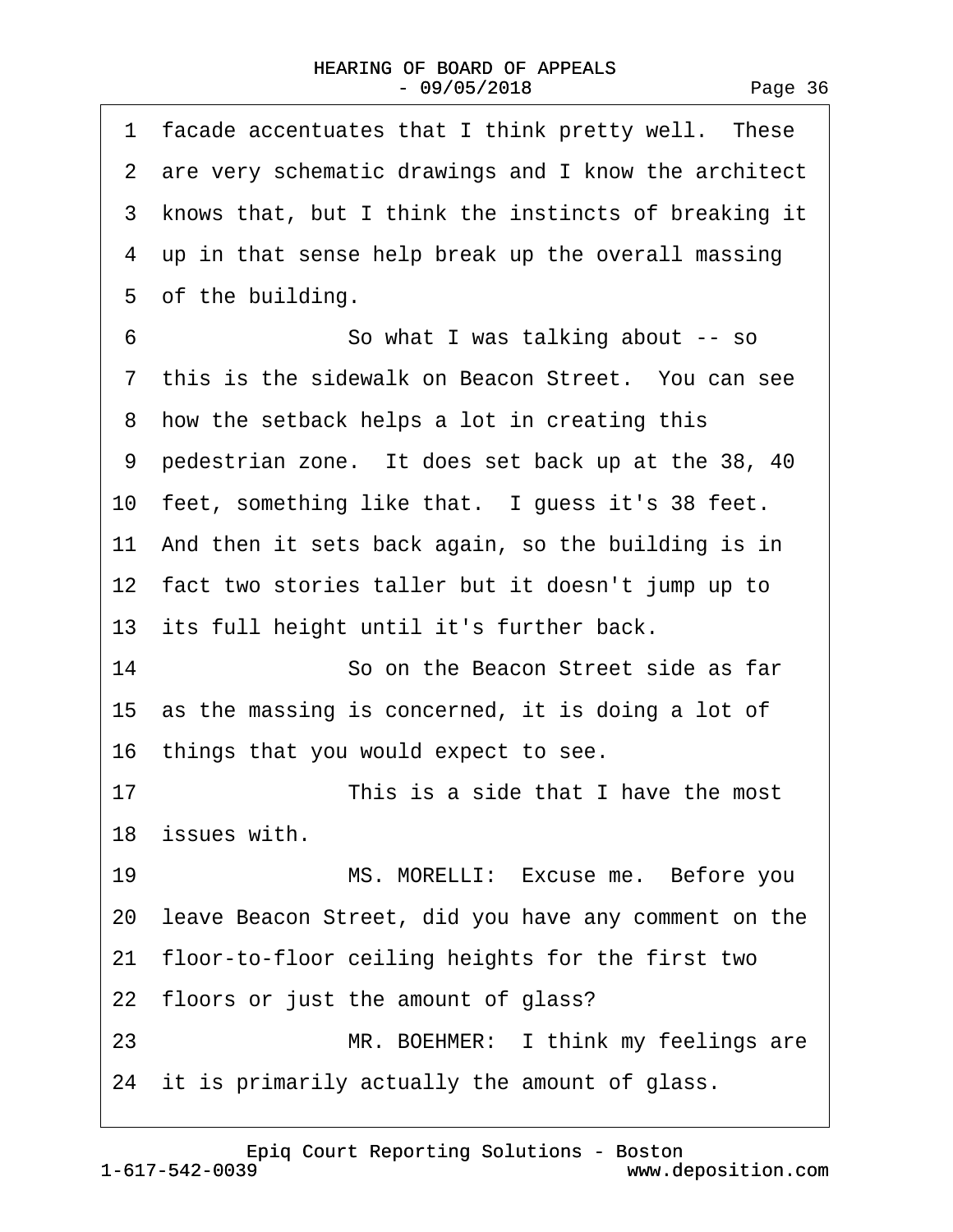1 facade accentuates that I think pretty well. These
2 are very schematic drawings and I know the architect
3 knows that, but I think the instincts of breaking it
4 up in that sense help break up the overall massing
5 of the building.

6 So what I was talking about -- so
7 this is the sidewalk on Beacon Street. You can see
8 how the setback helps a lot in creating this
9 pedestrian zone. It does set back up at the 38, 40
10 feet, something like that. I guess it's 38 feet.
11 And then it sets back again, so the building is in
12 fact two stories taller but it doesn't jump up to
13 its full height until it's further back.

14 So on the Beacon Street side as far
15 as the massing is concerned, it is doing a lot of
16 things that you would expect to see.

17 This is a side that I have the most
18 issues with.

19 MS. MORELLI: Excuse me. Before you
20 leave Beacon Street, did you have any comment on the
21 floor-to-floor ceiling heights for the first two
22 floors or just the amount of glass?

23 MR. BOEHMER: I think my feelings are
24 it is primarily actually the amount of glass.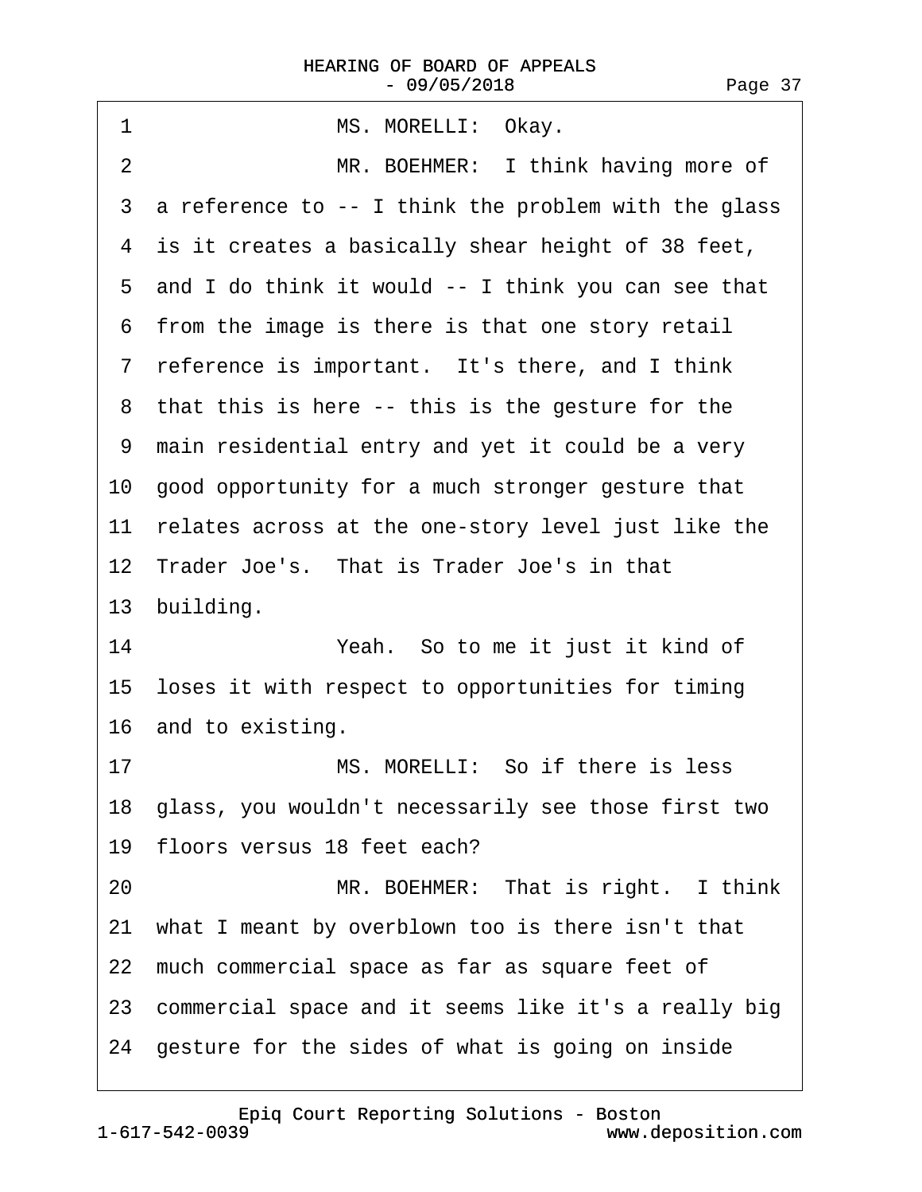1 MS. MORELLI: Okay.

2 MR. BOEHMER: I think having more of

3 a reference to -- I think the problem with the glass

4 is it creates a basically shear height of 38 feet,

5 and I do think it would -- I think you can see that

6 from the image is there is that one story retail

7 reference is important. It's there, and I think

8 that this is here -- this is the gesture for the

9 main residential entry and yet it could be a very

10 good opportunity for a much stronger gesture that

11 relates across at the one-story level just like the

12 Trader Joe's. That is Trader Joe's in that

13 building.

14 Yeah. So to me it just it kind of

15 loses it with respect to opportunities for timing

16 and to existing.

17 MS. MORELLI: So if there is less

18 glass, you wouldn't necessarily see those first two

19 floors versus 18 feet each?

20 MR. BOEHMER: That is right. I think

21 what I meant by overblown too is there isn't that

22 much commercial space as far as square feet of

23 commercial space and it seems like it's a really big

24 gesture for the sides of what is going on inside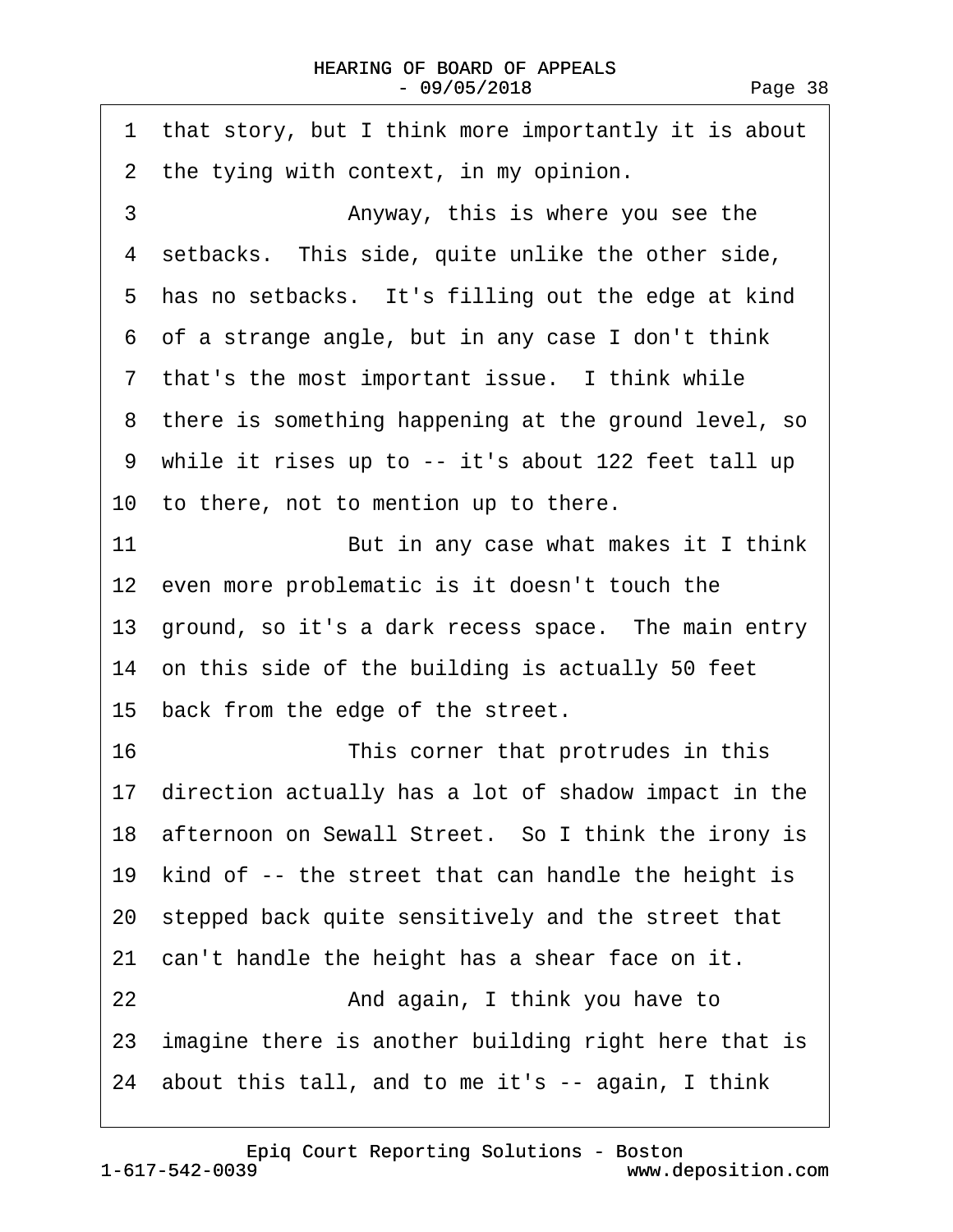1 that story, but I think more importantly it is about
2 the tying with context, in my opinion.
3 Anyway, this is where you see the
4 setbacks. This side, quite unlike the other side,
5 has no setbacks. It's filling out the edge at kind
6 of a strange angle, but in any case I don't think
7 that's the most important issue. I think while
8 there is something happening at the ground level, so
9 while it rises up to -- it's about 122 feet tall up
10 to there, not to mention up to there.
11 But in any case what makes it I think
12 even more problematic is it doesn't touch the
13 ground, so it's a dark recess space. The main entry
14 on this side of the building is actually 50 feet
15 back from the edge of the street.
16 This corner that protrudes in this
17 direction actually has a lot of shadow impact in the
18 afternoon on Sewall Street. So I think the irony is
19 kind of -- the street that can handle the height is
20 stepped back quite sensitively and the street that
21 can't handle the height has a shear face on it.
22 And again, I think you have to
23 imagine there is another building right here that is
24 about this tall, and to me it's -- again, I think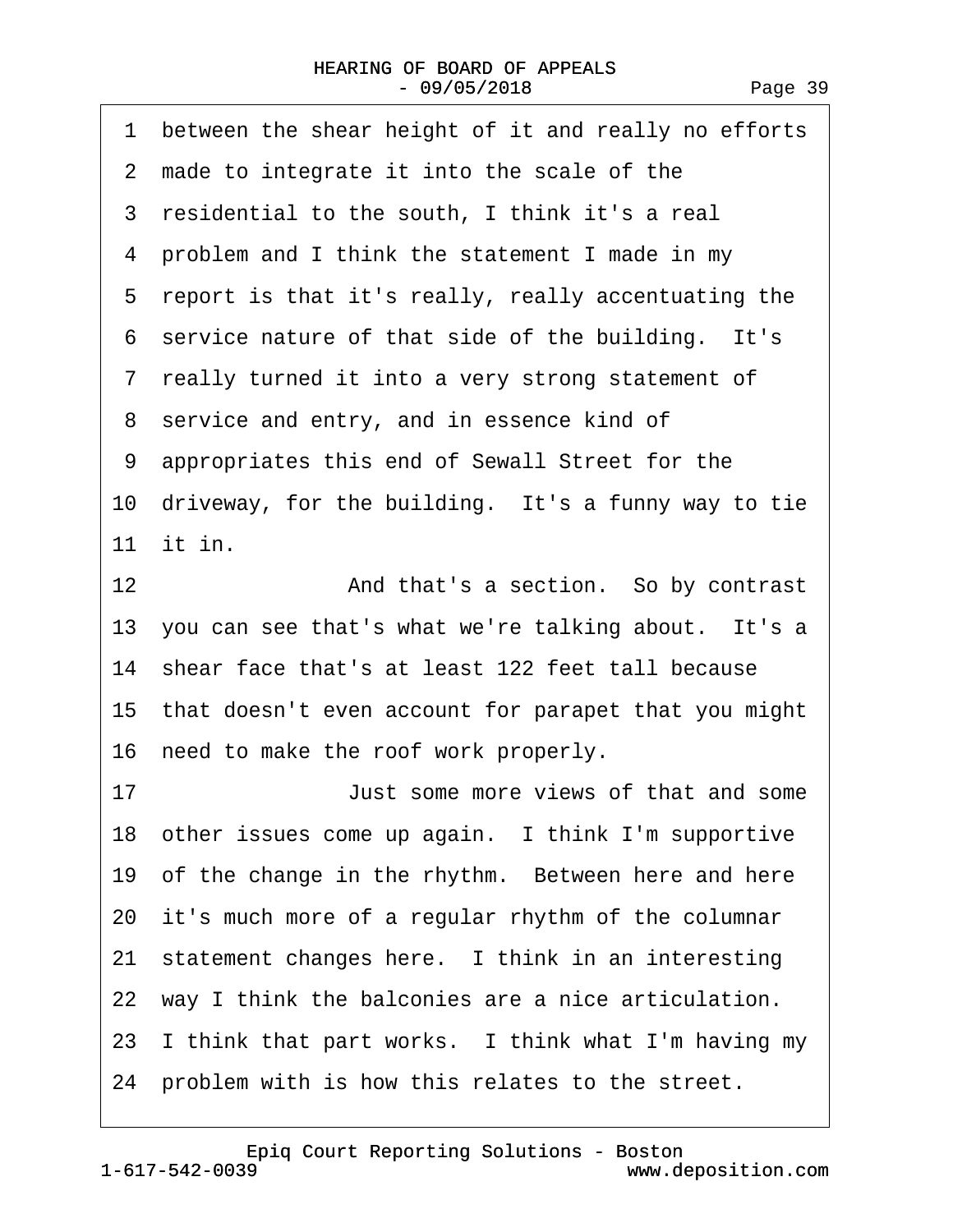1 between the shear height of it and really no efforts
2 made to integrate it into the scale of the
3 residential to the south, I think it's a real
4 problem and I think the statement I made in my
5 report is that it's really, really accentuating the
6 service nature of that side of the building. It's
7 really turned it into a very strong statement of
8 service and entry, and in essence kind of
9 appropriates this end of Sewall Street for the
10 driveway, for the building. It's a funny way to tie
11 it in.
12 And that's a section. So by contrast
13 you can see that's what we're talking about. It's a
14 shear face that's at least 122 feet tall because
15 that doesn't even account for parapet that you might
16 need to make the roof work properly.
17 Just some more views of that and some
18 other issues come up again. I think I'm supportive
19 of the change in the rhythm. Between here and here
20 it's much more of a regular rhythm of the columnar
21 statement changes here. I think in an interesting
22 way I think the balconies are a nice articulation.
23 I think that part works. I think what I'm having my
24 problem with is how this relates to the street.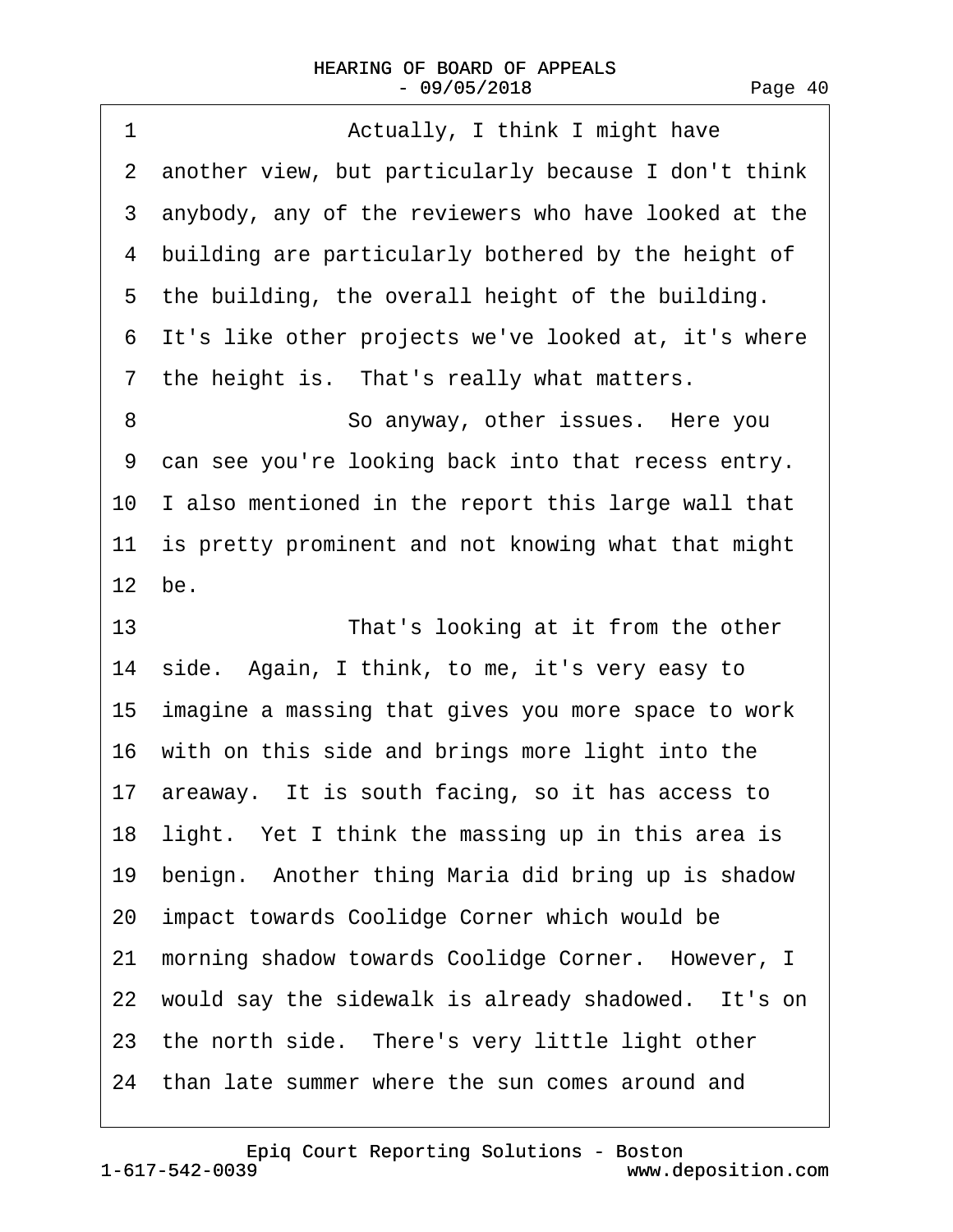1 Actually, I think I might have
2 another view, but particularly because I don't think
3 anybody, any of the reviewers who have looked at the
4 building are particularly bothered by the height of
5 the building, the overall height of the building.
6 It's like other projects we've looked at, it's where
7 the height is. That's really what matters.
8 So anyway, other issues. Here you
9 can see you're looking back into that recess entry.
10 I also mentioned in the report this large wall that
11 is pretty prominent and not knowing what that might
12 be.
13 That's looking at it from the other
14 side. Again, I think, to me, it's very easy to
15 imagine a massing that gives you more space to work
16 with on this side and brings more light into the
17 areaway. It is south facing, so it has access to
18 light. Yet I think the massing up in this area is
19 benign. Another thing Maria did bring up is shadow
20 impact towards Coolidge Corner which would be
21 morning shadow towards Coolidge Corner. However, I
22 would say the sidewalk is already shadowed. It's on
23 the north side. There's very little light other
24 than late summer where the sun comes around and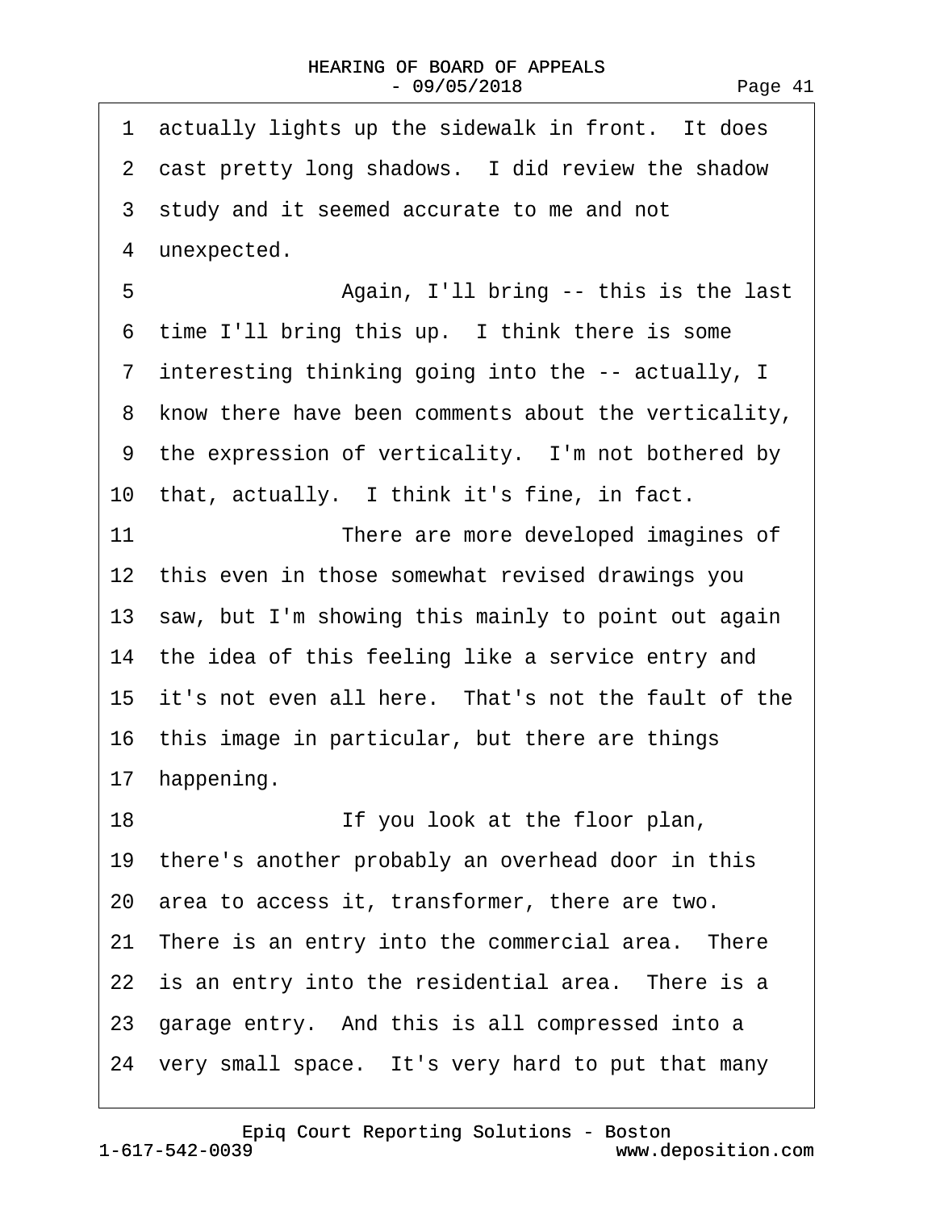1 actually lights up the sidewalk in front. It does
2 cast pretty long shadows. I did review the shadow
3 study and it seemed accurate to me and not
4 unexpected.
5 Again, I'll bring -- this is the last
6 time I'll bring this up. I think there is some
7 interesting thinking going into the -- actually, I
8 know there have been comments about the verticality,
9 the expression of verticality. I'm not bothered by
10 that, actually. I think it's fine, in fact.
11 There are more developed imagines of
12 this even in those somewhat revised drawings you
13 saw, but I'm showing this mainly to point out again
14 the idea of this feeling like a service entry and
15 it's not even all here. That's not the fault of the
16 this image in particular, but there are things
17 happening.
18 If you look at the floor plan,
19 there's another probably an overhead door in this
20 area to access it, transformer, there are two.
21 There is an entry into the commercial area. There
22 is an entry into the residential area. There is a
23 garage entry. And this is all compressed into a
24 very small space. It's very hard to put that many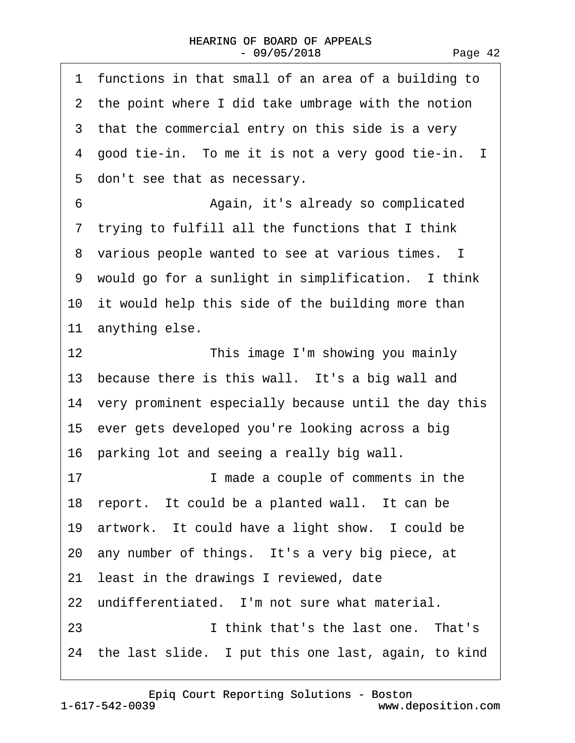1 functions in that small of an area of a building to
2 the point where I did take umbrage with the notion
3 that the commercial entry on this side is a very
4 good tie-in. To me it is not a very good tie-in. I
5 don't see that as necessary.
6 Again, it's already so complicated
7 trying to fulfill all the functions that I think
8 various people wanted to see at various times. I
9 would go for a sunlight in simplification. I think
10 it would help this side of the building more than
11 anything else.
12 This image I'm showing you mainly
13 because there is this wall. It's a big wall and
14 very prominent especially because until the day this
15 ever gets developed you're looking across a big
16 parking lot and seeing a really big wall.
17 I made a couple of comments in the
18 report. It could be a planted wall. It can be
19 artwork. It could have a light show. I could be
20 any number of things. It's a very big piece, at
21 least in the drawings I reviewed, date
22 undifferentiated. I'm not sure what material.
23 I think that's the last one. That's
24 the last slide. I put this one last, again, to kind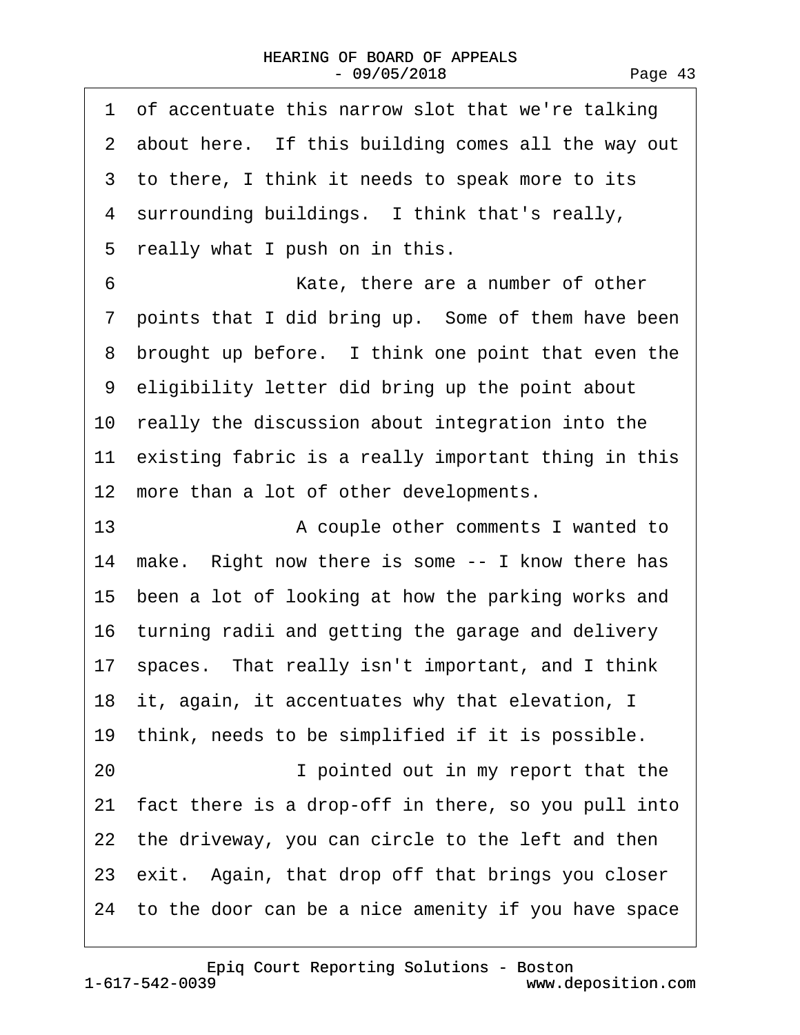1 of accentuate this narrow slot that we're talking
2 about here. If this building comes all the way out
3 to there, I think it needs to speak more to its
4 surrounding buildings. I think that's really,
5 really what I push on in this.

6 Kate, there are a number of other
7 points that I did bring up. Some of them have been
8 brought up before. I think one point that even the
9 eligibility letter did bring up the point about
10 really the discussion about integration into the
11 existing fabric is a really important thing in this
12 more than a lot of other developments.

13 A couple other comments I wanted to
14 make. Right now there is some -- I know there has
15 been a lot of looking at how the parking works and
16 turning radii and getting the garage and delivery
17 spaces. That really isn't important, and I think
18 it, again, it accentuates why that elevation, I
19 think, needs to be simplified if it is possible.

20 I pointed out in my report that the
21 fact there is a drop-off in there, so you pull into
22 the driveway, you can circle to the left and then
23 exit. Again, that drop off that brings you closer
24 to the door can be a nice amenity if you have space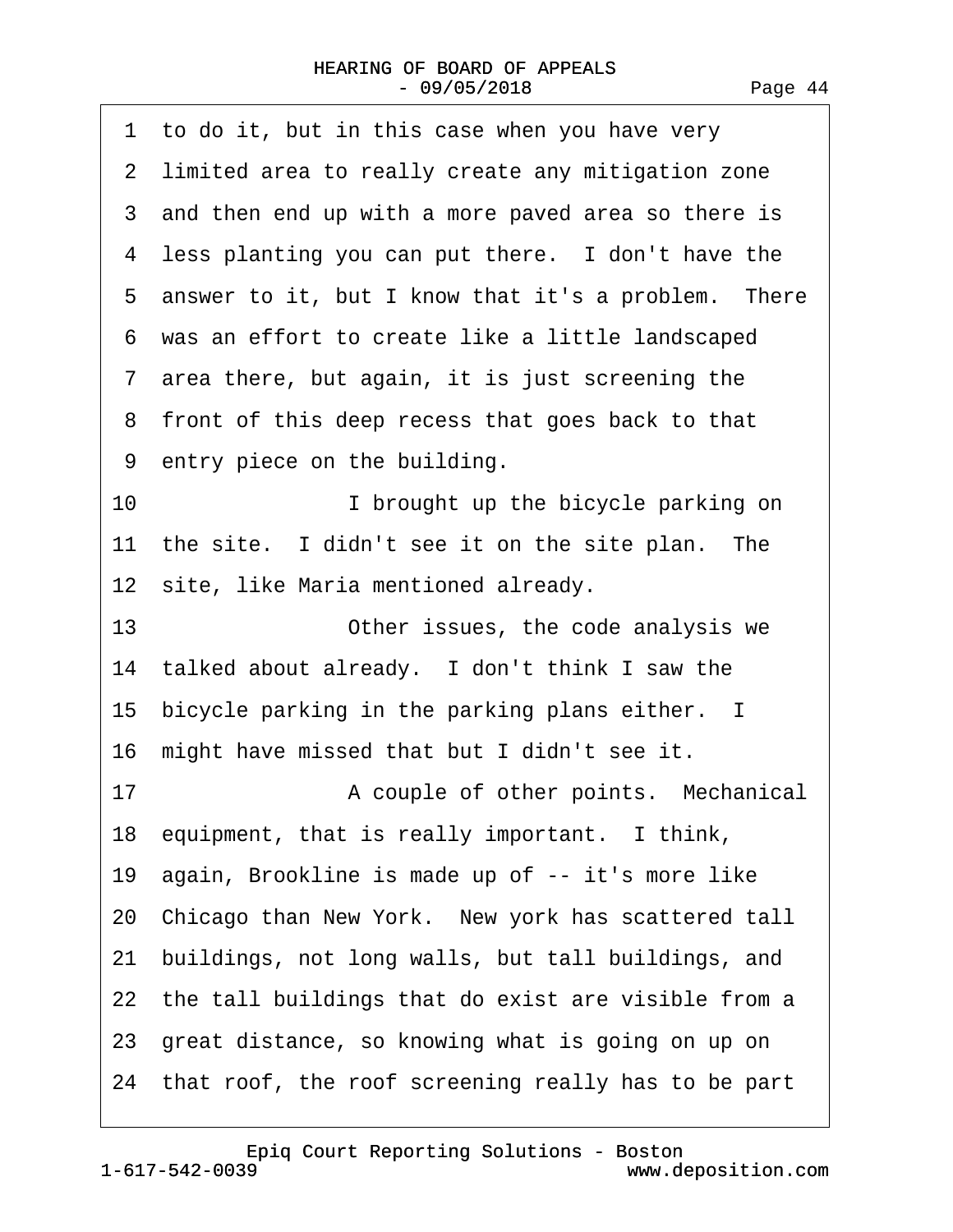1 to do it, but in this case when you have very
2 limited area to really create any mitigation zone
3 and then end up with a more paved area so there is
4 less planting you can put there. I don't have the
5 answer to it, but I know that it's a problem. There
6 was an effort to create like a little landscaped
7 area there, but again, it is just screening the
8 front of this deep recess that goes back to that
9 entry piece on the building.
10 I brought up the bicycle parking on
11 the site. I didn't see it on the site plan. The
12 site, like Maria mentioned already.
13 Other issues, the code analysis we
14 talked about already. I don't think I saw the
15 bicycle parking in the parking plans either. I
16 might have missed that but I didn't see it.
17 A couple of other points. Mechanical
18 equipment, that is really important. I think,
19 again, Brookline is made up of -- it's more like
20 Chicago than New York. New york has scattered tall
21 buildings, not long walls, but tall buildings, and
22 the tall buildings that do exist are visible from a
23 great distance, so knowing what is going on up on
24 that roof, the roof screening really has to be part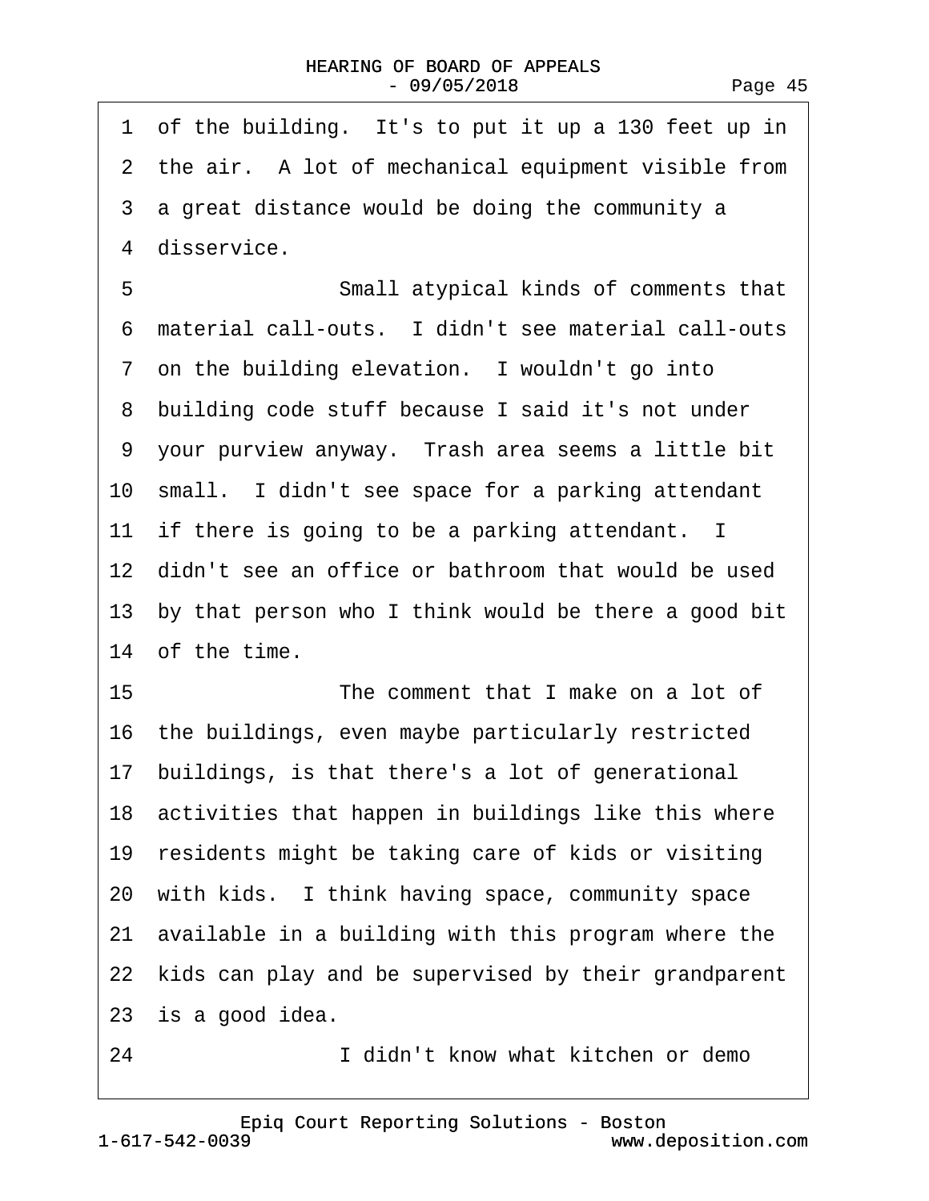1 of the building. It's to put it up a 130 feet up in
2 the air. A lot of mechanical equipment visible from
3 a great distance would be doing the community a
4 disservice.

5 Small atypical kinds of comments that
6 material call-outs. I didn't see material call-outs
7 on the building elevation. I wouldn't go into
8 building code stuff because I said it's not under
9 your purview anyway. Trash area seems a little bit
10 small. I didn't see space for a parking attendant
11 if there is going to be a parking attendant. I
12 didn't see an office or bathroom that would be used
13 by that person who I think would be there a good bit
14 of the time.

15 The comment that I make on a lot of
16 the buildings, even maybe particularly restricted
17 buildings, is that there's a lot of generational
18 activities that happen in buildings like this where
19 residents might be taking care of kids or visiting
20 with kids. I think having space, community space
21 available in a building with this program where the
22 kids can play and be supervised by their grandparent
23 is a good idea.

24 I didn't know what kitchen or demo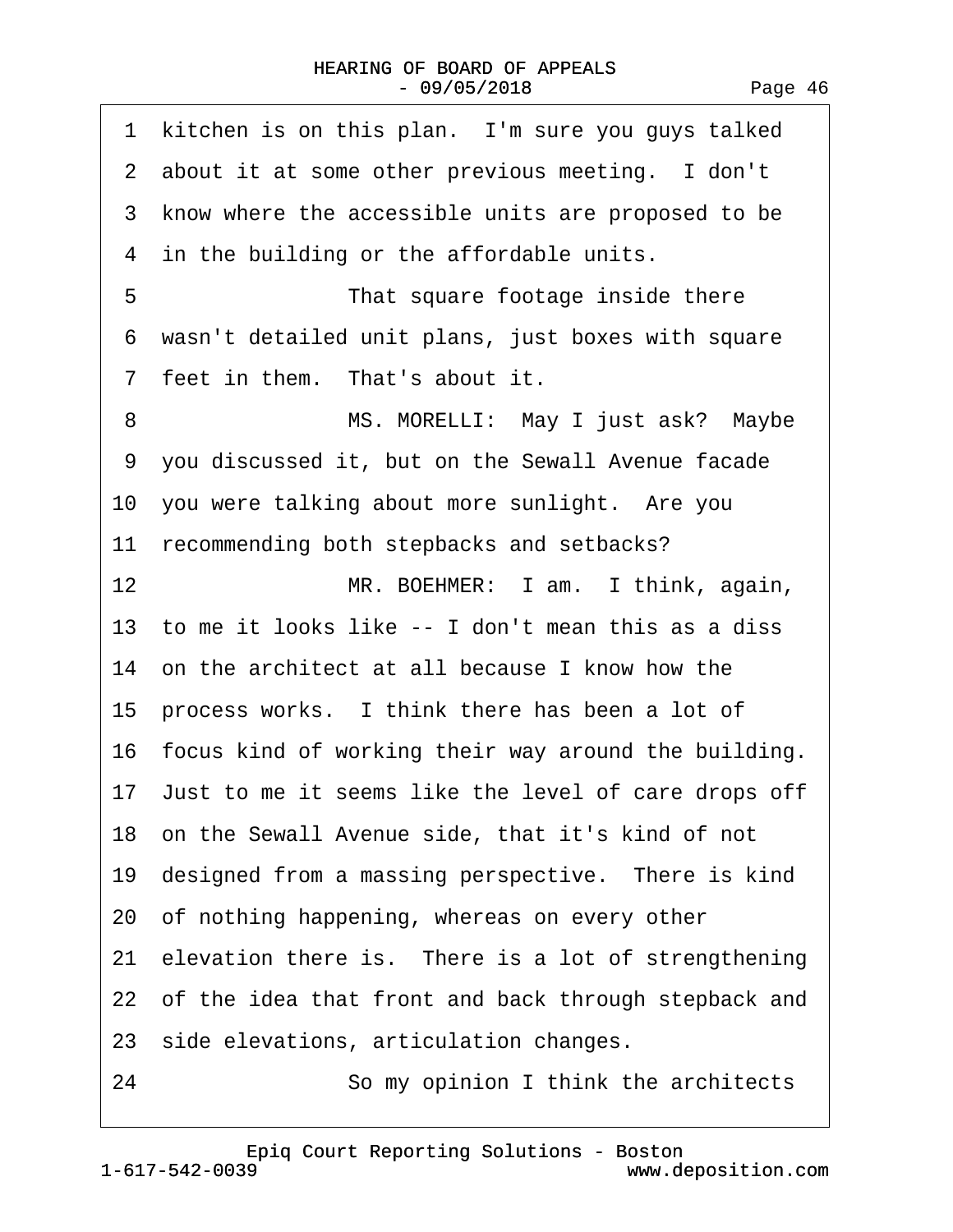1 kitchen is on this plan. I'm sure you guys talked
2 about it at some other previous meeting. I don't
3 know where the accessible units are proposed to be
4 in the building or the affordable units.
5 That square footage inside there
6 wasn't detailed unit plans, just boxes with square
7 feet in them. That's about it.
8 MS. MORELLI: May I just ask? Maybe
9 you discussed it, but on the Sewall Avenue facade
10 you were talking about more sunlight. Are you
11 recommending both stepbacks and setbacks?
12 MR. BOEHMER: I am. I think, again,
13 to me it looks like -- I don't mean this as a diss
14 on the architect at all because I know how the
15 process works. I think there has been a lot of
16 focus kind of working their way around the building.
17 Just to me it seems like the level of care drops off
18 on the Sewall Avenue side, that it's kind of not
19 designed from a massing perspective. There is kind
20 of nothing happening, whereas on every other
21 elevation there is. There is a lot of strengthening
22 of the idea that front and back through stepback and
23 side elevations, articulation changes.
24 So my opinion I think the architects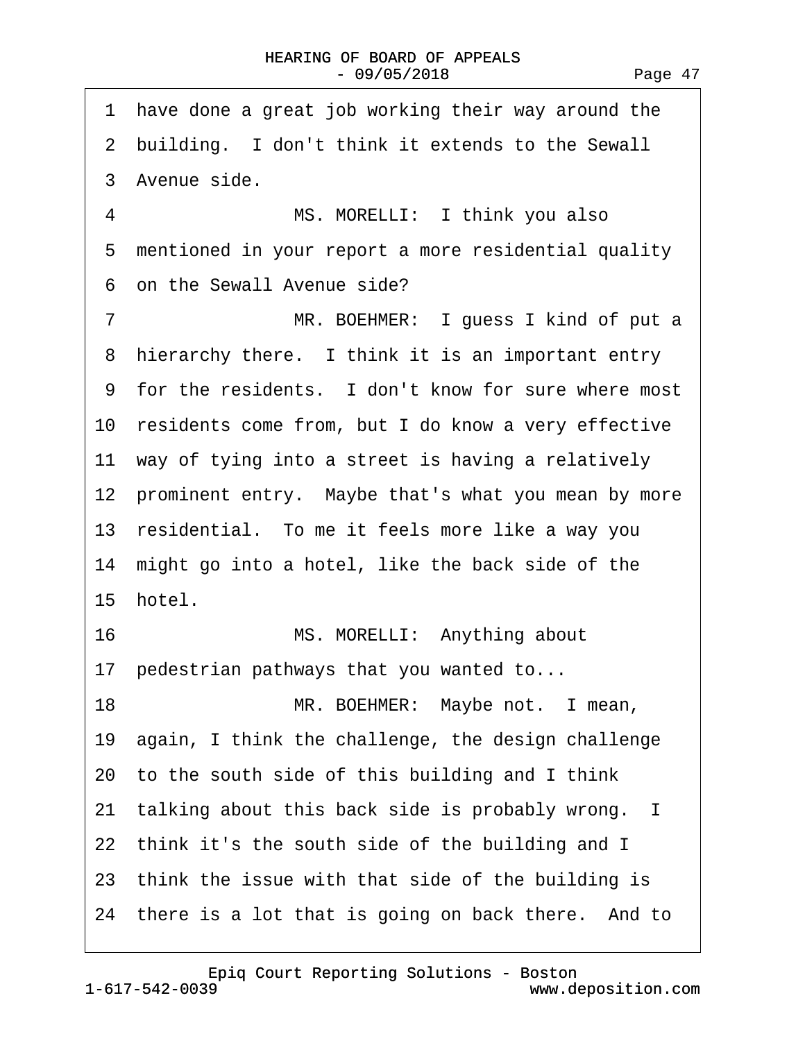1 have done a great job working their way around the
2 building. I don't think it extends to the Sewall
3 Avenue side.
4 MS. MORELLI: I think you also
5 mentioned in your report a more residential quality
6 on the Sewall Avenue side?
7 MR. BOEHMER: I guess I kind of put a
8 hierarchy there. I think it is an important entry
9 for the residents. I don't know for sure where most
10 residents come from, but I do know a very effective
11 way of tying into a street is having a relatively
12 prominent entry. Maybe that's what you mean by more
13 residential. To me it feels more like a way you
14 might go into a hotel, like the back side of the
15 hotel.
16 MS. MORELLI: Anything about
17 pedestrian pathways that you wanted to...
18 MR. BOEHMER: Maybe not. I mean,
19 again, I think the challenge, the design challenge
20 to the south side of this building and I think
21 talking about this back side is probably wrong. I
22 think it's the south side of the building and I
23 think the issue with that side of the building is
24 there is a lot that is going on back there. And to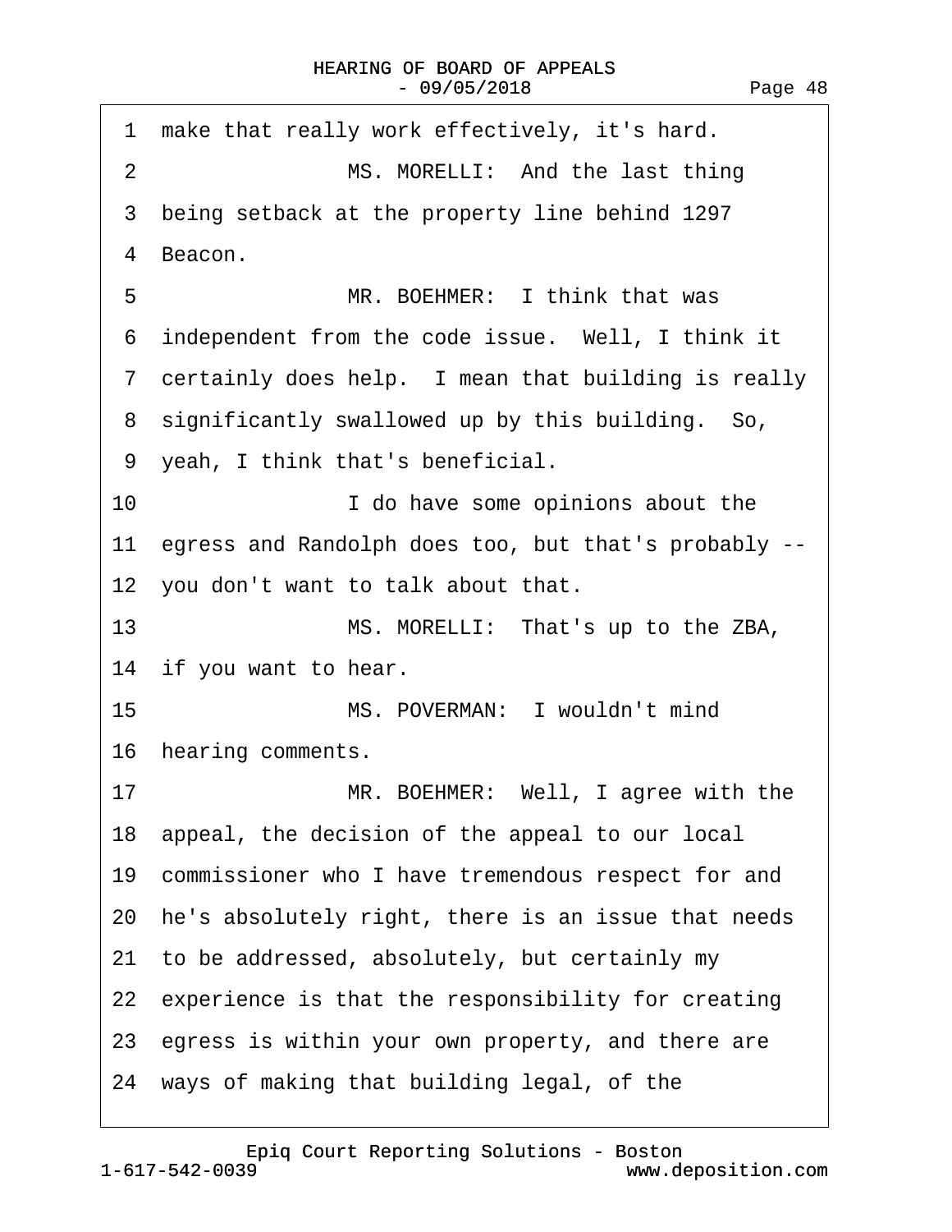1 make that really work effectively, it's hard.

2 MS. MORELLI: And the last thing

3 being setback at the property line behind 1297

4 Beacon.

5 MR. BOEHMER: I think that was

6 independent from the code issue. Well, I think it

7 certainly does help. I mean that building is really

8 significantly swallowed up by this building. So,

9 yeah, I think that's beneficial.

10 I do have some opinions about the

11 egress and Randolph does too, but that's probably --

12 you don't want to talk about that.

13 MS. MORELLI: That's up to the ZBA,

14 if you want to hear.

15 MS. POVERMAN: I wouldn't mind

16 hearing comments.

17 MR. BOEHMER: Well, I agree with the

18 appeal, the decision of the appeal to our local

19 commissioner who I have tremendous respect for and

20 he's absolutely right, there is an issue that needs

21 to be addressed, absolutely, but certainly my

22 experience is that the responsibility for creating

23 egress is within your own property, and there are

24 ways of making that building legal, of the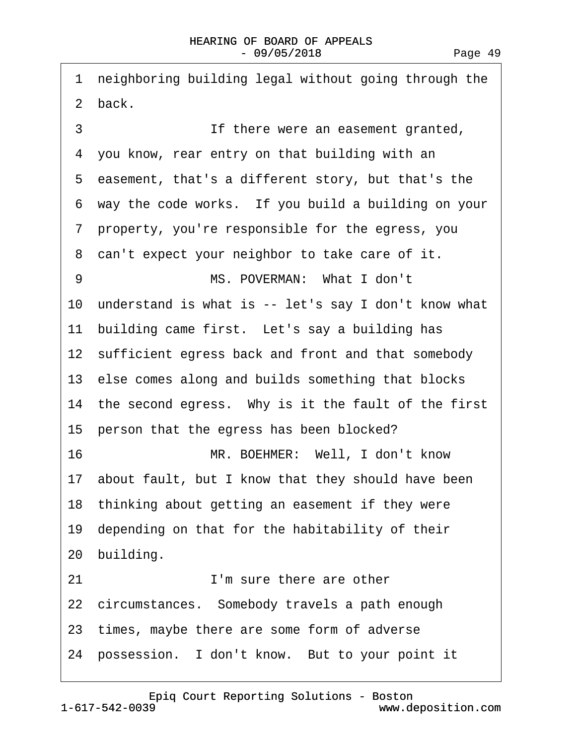1 neighboring building legal without going through the
2 back.

3 If there were an easement granted,
4 you know, rear entry on that building with an
5 easement, that's a different story, but that's the
6 way the code works. If you build a building on your
7 property, you're responsible for the egress, you
8 can't expect your neighbor to take care of it.

9 MS. POVERMAN: What I don't
10 understand is what is -- let's say I don't know what
11 building came first. Let's say a building has
12 sufficient egress back and front and that somebody
13 else comes along and builds something that blocks
14 the second egress. Why is it the fault of the first
15 person that the egress has been blocked?

16 MR. BOEHMER: Well, I don't know
17 about fault, but I know that they should have been
18 thinking about getting an easement if they were
19 depending on that for the habitability of their
20 building.

21 I'm sure there are other
22 circumstances. Somebody travels a path enough
23 times, maybe there are some form of adverse
24 possession. I don't know. But to your point it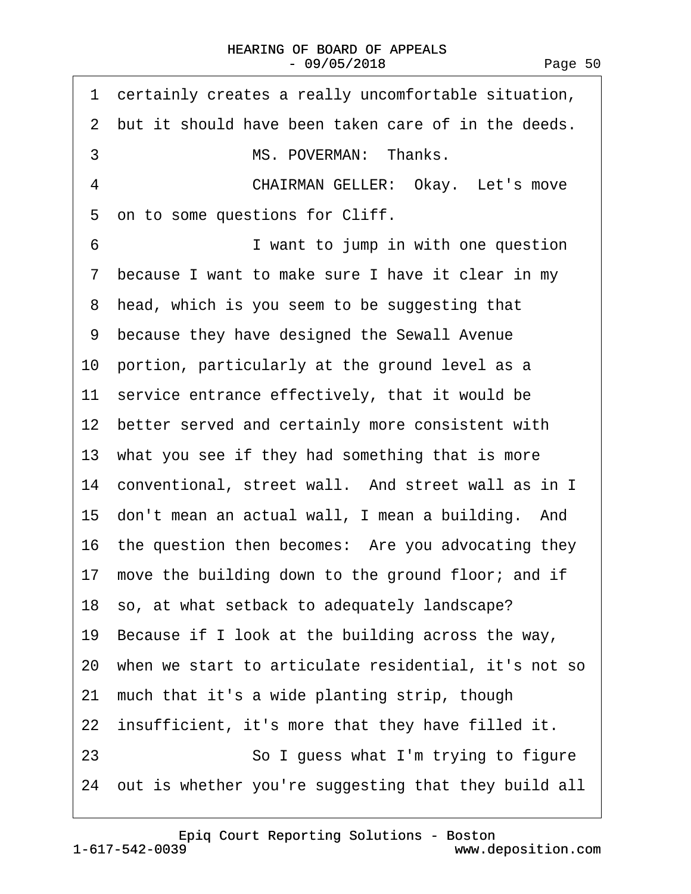1 certainly creates a really uncomfortable situation,

2 but it should have been taken care of in the deeds.

3 MS. POVERMAN: Thanks.

4 CHAIRMAN GELLER: Okay. Let's move

5 on to some questions for Cliff.

6 I want to jump in with one question

7 because I want to make sure I have it clear in my

8 head, which is you seem to be suggesting that

9 because they have designed the Sewall Avenue

10 portion, particularly at the ground level as a

11 service entrance effectively, that it would be

12 better served and certainly more consistent with

13 what you see if they had something that is more

14 conventional, street wall. And street wall as in I

15 don't mean an actual wall, I mean a building. And

16 the question then becomes: Are you advocating they

17 move the building down to the ground floor; and if

18 so, at what setback to adequately landscape?

19 Because if I look at the building across the way,

20 when we start to articulate residential, it's not so

21 much that it's a wide planting strip, though

22 insufficient, it's more that they have filled it.

23 So I guess what I'm trying to figure

24 out is whether you're suggesting that they build all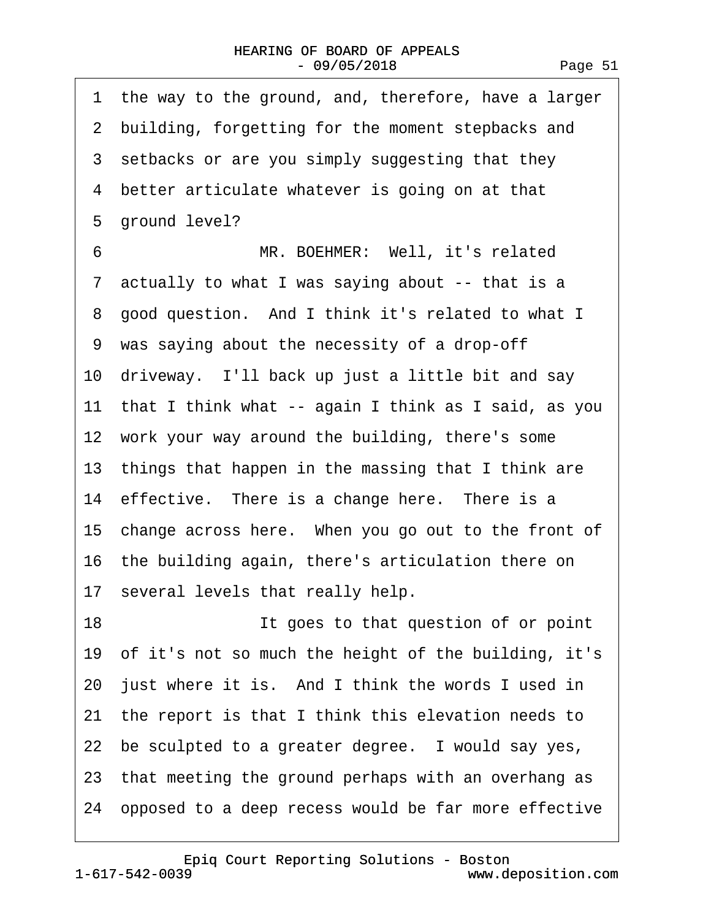1 the way to the ground, and, therefore, have a larger
2 building, forgetting for the moment stepbacks and
3 setbacks or are you simply suggesting that they
4 better articulate whatever is going on at that
5 ground level?
6 MR. BOEHMER: Well, it's related
7 actually to what I was saying about -- that is a
8 good question. And I think it's related to what I
9 was saying about the necessity of a drop-off
10 driveway. I'll back up just a little bit and say
11 that I think what -- again I think as I said, as you
12 work your way around the building, there's some
13 things that happen in the massing that I think are
14 effective. There is a change here. There is a
15 change across here. When you go out to the front of
16 the building again, there's articulation there on
17 several levels that really help.
18 It goes to that question of or point
19 of it's not so much the height of the building, it's
20 just where it is. And I think the words I used in
21 the report is that I think this elevation needs to
22 be sculpted to a greater degree. I would say yes,
23 that meeting the ground perhaps with an overhang as
24 opposed to a deep recess would be far more effective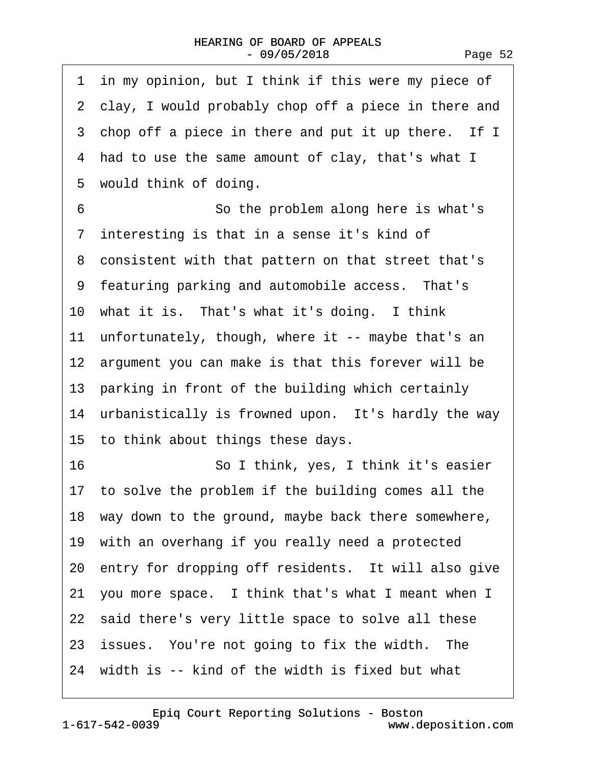1 in my opinion, but I think if this were my piece of
2 clay, I would probably chop off a piece in there and
3 chop off a piece in there and put it up there. If I
4 had to use the same amount of clay, that's what I
5 would think of doing.
6 So the problem along here is what's
7 interesting is that in a sense it's kind of
8 consistent with that pattern on that street that's
9 featuring parking and automobile access. That's
10 what it is. That's what it's doing. I think
11 unfortunately, though, where it -- maybe that's an
12 argument you can make is that this forever will be
13 parking in front of the building which certainly
14 urbanistically is frowned upon. It's hardly the way
15 to think about things these days.
16 So I think, yes, I think it's easier
17 to solve the problem if the building comes all the
18 way down to the ground, maybe back there somewhere,
19 with an overhang if you really need a protected
20 entry for dropping off residents. It will also give
21 you more space. I think that's what I meant when I
22 said there's very little space to solve all these
23 issues. You're not going to fix the width. The
24 width is -- kind of the width is fixed but what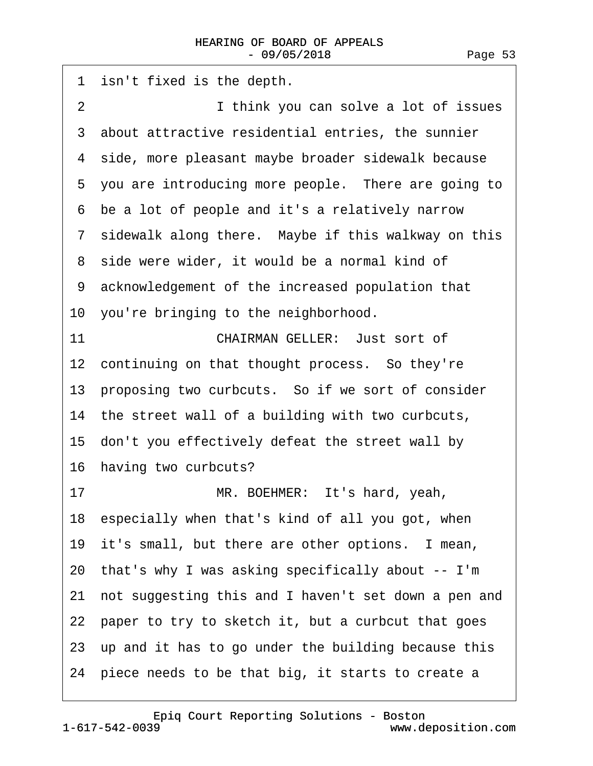1 isn't fixed is the depth.

2 I think you can solve a lot of issues

3 about attractive residential entries, the sunnier

4 side, more pleasant maybe broader sidewalk because

5 you are introducing more people. There are going to

6 be a lot of people and it's a relatively narrow

7 sidewalk along there. Maybe if this walkway on this

8 side were wider, it would be a normal kind of

9 acknowledgement of the increased population that

10 you're bringing to the neighborhood.

11 CHAIRMAN GELLER: Just sort of

12 continuing on that thought process. So they're

13 proposing two curbcuts. So if we sort of consider

14 the street wall of a building with two curbcuts,

15 don't you effectively defeat the street wall by

16 having two curbcuts?

17 MR. BOEHMER: It's hard, yeah,

18 especially when that's kind of all you got, when

19 it's small, but there are other options. I mean,

20 that's why I was asking specifically about -- I'm

21 not suggesting this and I haven't set down a pen and

22 paper to try to sketch it, but a curbcut that goes

23 up and it has to go under the building because this

24 piece needs to be that big, it starts to create a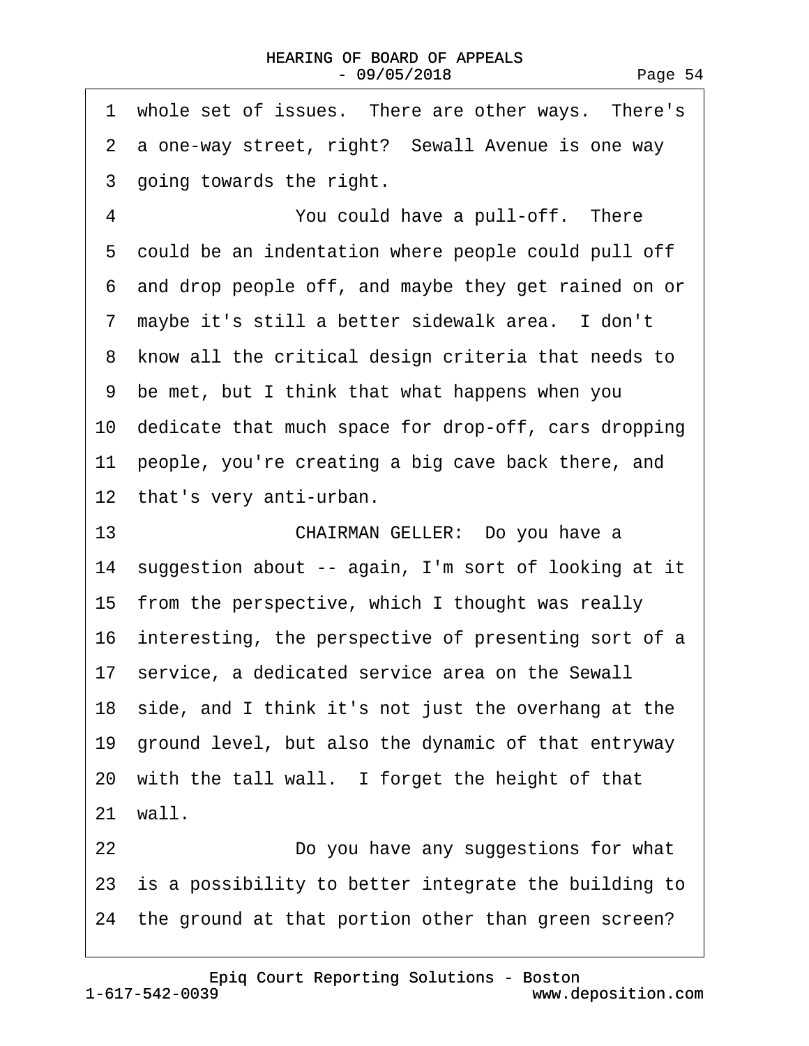1 whole set of issues. There are other ways. There's
2 a one-way street, right? Sewall Avenue is one way
3 going towards the right.
4 You could have a pull-off. There
5 could be an indentation where people could pull off
6 and drop people off, and maybe they get rained on or
7 maybe it's still a better sidewalk area. I don't
8 know all the critical design criteria that needs to
9 be met, but I think that what happens when you
10 dedicate that much space for drop-off, cars dropping
11 people, you're creating a big cave back there, and
12 that's very anti-urban.
13 CHAIRMAN GELLER: Do you have a
14 suggestion about -- again, I'm sort of looking at it
15 from the perspective, which I thought was really
16 interesting, the perspective of presenting sort of a
17 service, a dedicated service area on the Sewall
18 side, and I think it's not just the overhang at the
19 ground level, but also the dynamic of that entryway
20 with the tall wall. I forget the height of that
21 wall.
22 Do you have any suggestions for what
23 is a possibility to better integrate the building to
24 the ground at that portion other than green screen?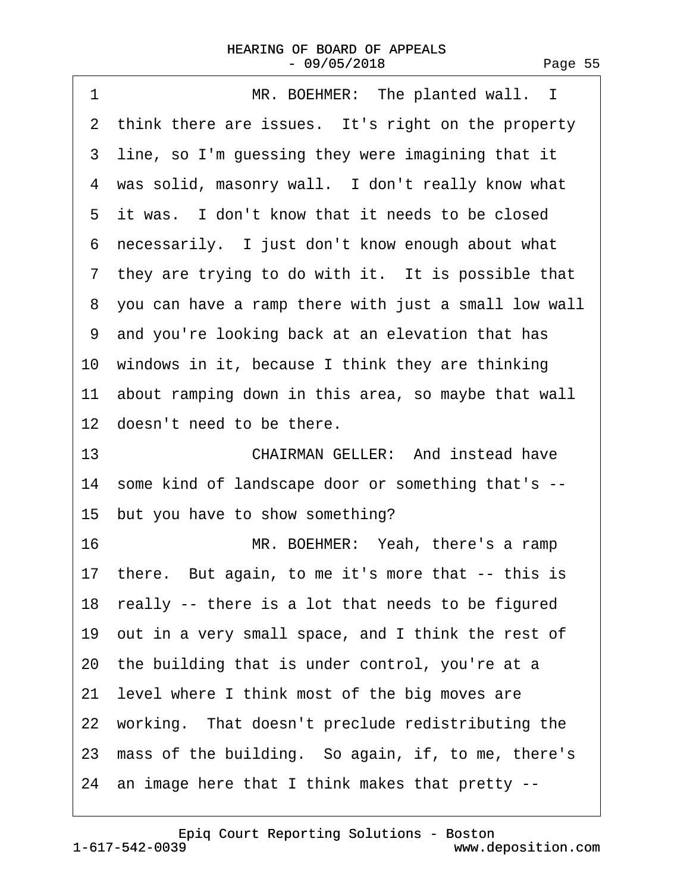1 MR. BOEHMER: The planted wall. I
2 think there are issues. It's right on the property
3 line, so I'm guessing they were imagining that it
4 was solid, masonry wall. I don't really know what
5 it was. I don't know that it needs to be closed
6 necessarily. I just don't know enough about what
7 they are trying to do with it. It is possible that
8 you can have a ramp there with just a small low wall
9 and you're looking back at an elevation that has
10 windows in it, because I think they are thinking
11 about ramping down in this area, so maybe that wall
12 doesn't need to be there.
13 CHAIRMAN GELLER: And instead have
14 some kind of landscape door or something that's --
15 but you have to show something?
16 MR. BOEHMER: Yeah, there's a ramp
17 there. But again, to me it's more that -- this is
18 really -- there is a lot that needs to be figured
19 out in a very small space, and I think the rest of
20 the building that is under control, you're at a
21 level where I think most of the big moves are
22 working. That doesn't preclude redistributing the
23 mass of the building. So again, if, to me, there's
24 an image here that I think makes that pretty --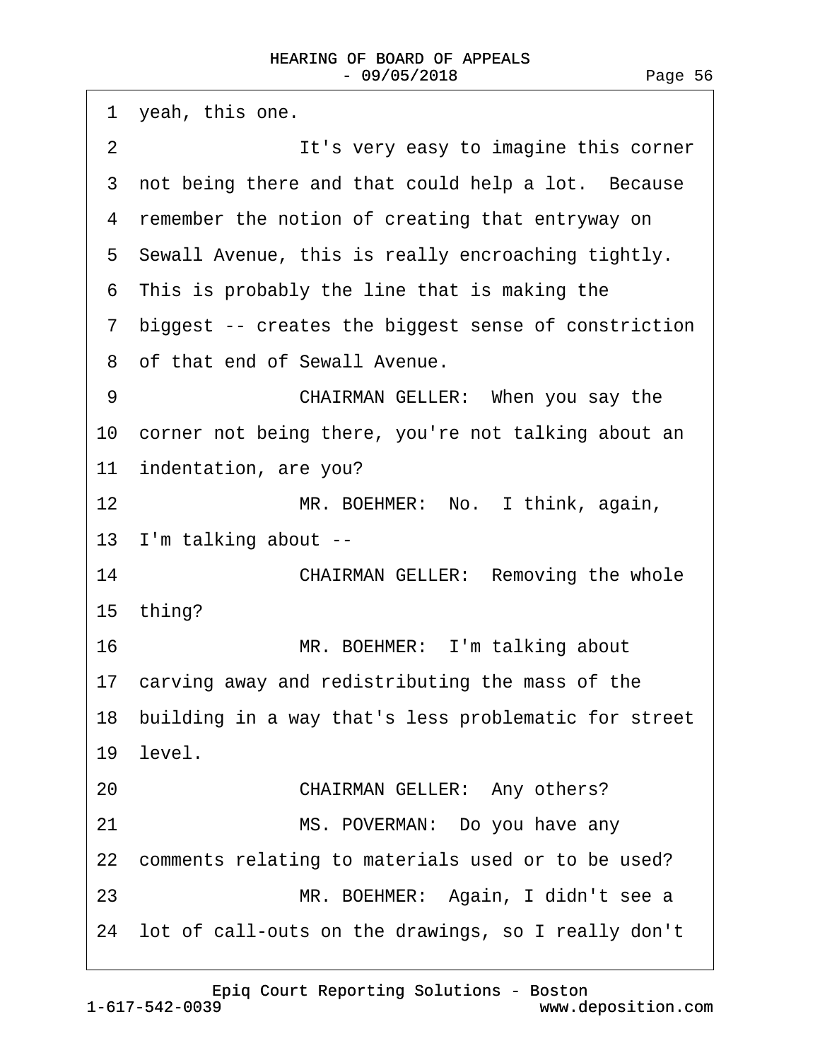1 yeah, this one.

2 It's very easy to imagine this corner

3 not being there and that could help a lot. Because

4 remember the notion of creating that entryway on

5 Sewall Avenue, this is really encroaching tightly.

6 This is probably the line that is making the

7 biggest -- creates the biggest sense of constriction

8 of that end of Sewall Avenue.

9 CHAIRMAN GELLER: When you say the

10 corner not being there, you're not talking about an

11 indentation, are you?

12 MR. BOEHMER: No. I think, again,

13 I'm talking about --

14 CHAIRMAN GELLER: Removing the whole

15 thing?

16 MR. BOEHMER: I'm talking about

17 carving away and redistributing the mass of the

18 building in a way that's less problematic for street

19 level.

20 CHAIRMAN GELLER: Any others?

21 MS. POVERMAN: Do you have any

22 comments relating to materials used or to be used?

23 MR. BOEHMER: Again, I didn't see a

24 lot of call-outs on the drawings, so I really don't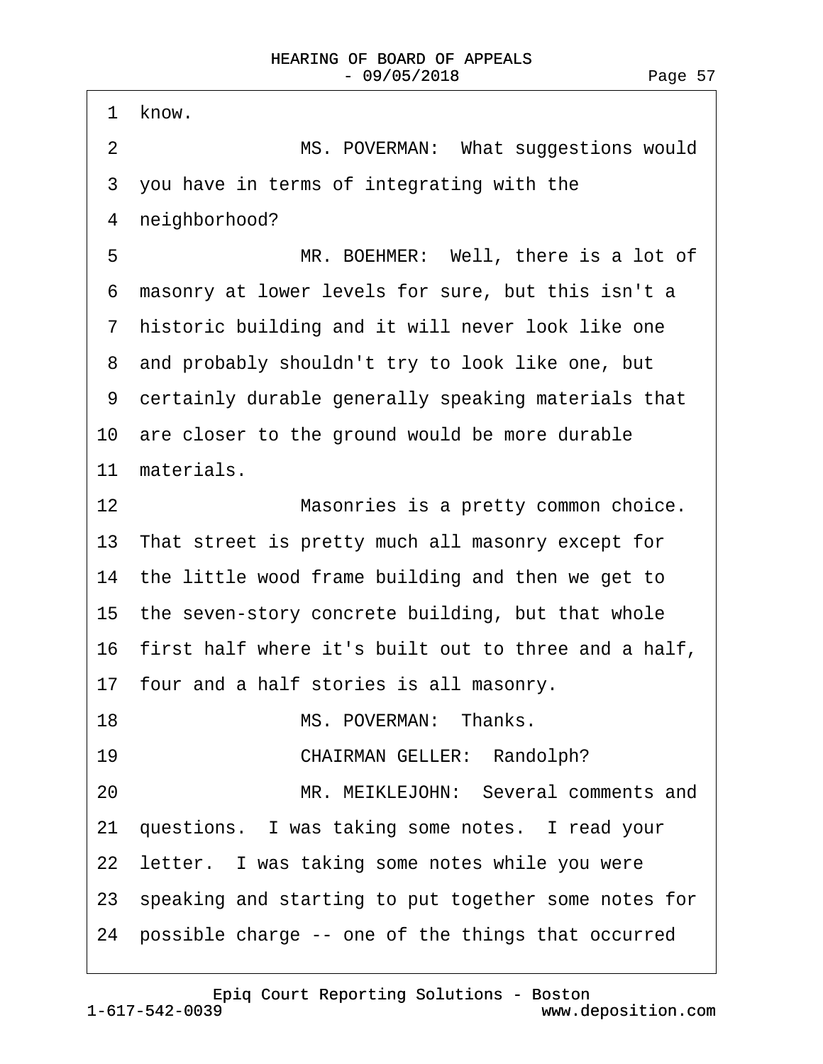1 know.

2 MS. POVERMAN: What suggestions would

3 you have in terms of integrating with the

4 neighborhood?

5 MR. BOEHMER: Well, there is a lot of

6 masonry at lower levels for sure, but this isn't a

7 historic building and it will never look like one

8 and probably shouldn't try to look like one, but

9 certainly durable generally speaking materials that

10 are closer to the ground would be more durable

11 materials.

12 Masonries is a pretty common choice.

13 That street is pretty much all masonry except for

14 the little wood frame building and then we get to

15 the seven-story concrete building, but that whole

16 first half where it's built out to three and a half,

17 four and a half stories is all masonry.

18 MS. POVERMAN: Thanks.

19 CHAIRMAN GELLER: Randolph?

20 MR. MEIKLEJOHN: Several comments and

21 questions. I was taking some notes. I read your

22 letter. I was taking some notes while you were

23 speaking and starting to put together some notes for

24 possible charge -- one of the things that occurred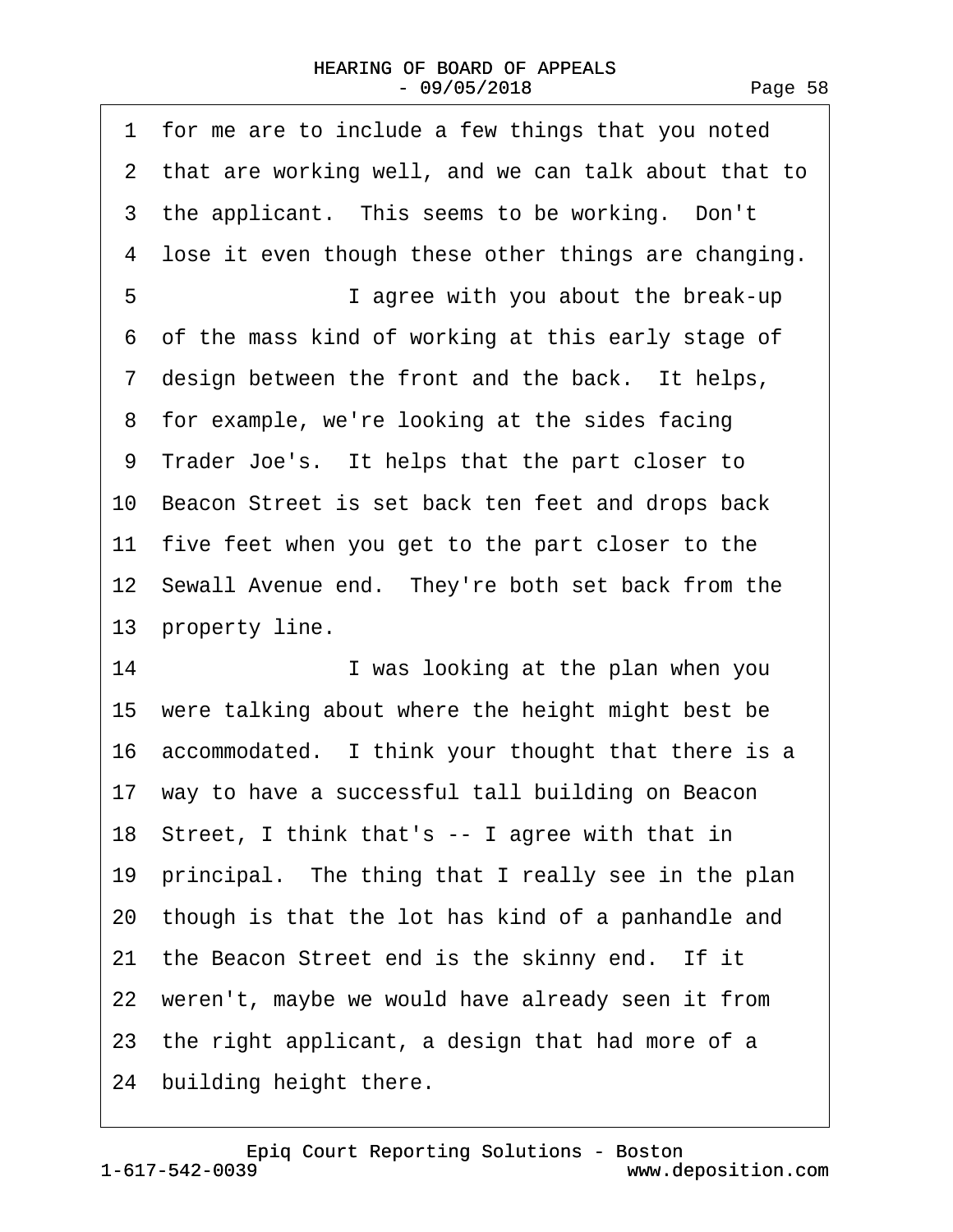1 for me are to include a few things that you noted
2 that are working well, and we can talk about that to
3 the applicant. This seems to be working. Don't
4 lose it even though these other things are changing.
5 I agree with you about the break-up
6 of the mass kind of working at this early stage of
7 design between the front and the back. It helps,
8 for example, we're looking at the sides facing
9 Trader Joe's. It helps that the part closer to
10 Beacon Street is set back ten feet and drops back
11 five feet when you get to the part closer to the
12 Sewall Avenue end. They're both set back from the
13 property line.
14 I was looking at the plan when you
15 were talking about where the height might best be
16 accommodated. I think your thought that there is a
17 way to have a successful tall building on Beacon
18 Street, I think that's -- I agree with that in
19 principal. The thing that I really see in the plan
20 though is that the lot has kind of a panhandle and
21 the Beacon Street end is the skinny end. If it
22 weren't, maybe we would have already seen it from
23 the right applicant, a design that had more of a
24 building height there.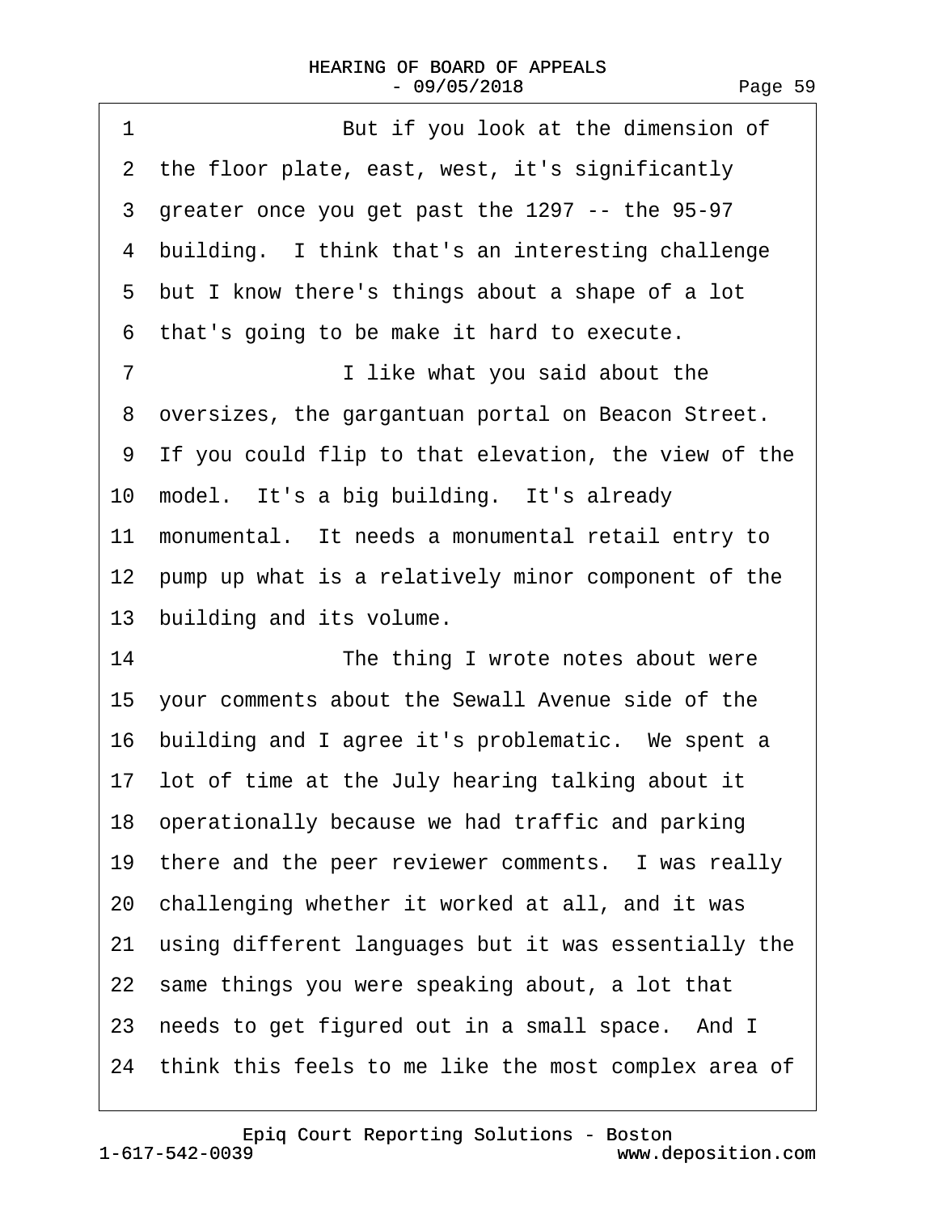1 But if you look at the dimension of
2 the floor plate, east, west, it's significantly
3 greater once you get past the 1297 -- the 95-97
4 building. I think that's an interesting challenge
5 but I know there's things about a shape of a lot
6 that's going to be make it hard to execute.
7 I like what you said about the
8 oversizes, the gargantuan portal on Beacon Street.
9 If you could flip to that elevation, the view of the
10 model. It's a big building. It's already
11 monumental. It needs a monumental retail entry to
12 pump up what is a relatively minor component of the
13 building and its volume.
14 The thing I wrote notes about were
15 your comments about the Sewall Avenue side of the
16 building and I agree it's problematic. We spent a
17 lot of time at the July hearing talking about it
18 operationally because we had traffic and parking
19 there and the peer reviewer comments. I was really
20 challenging whether it worked at all, and it was
21 using different languages but it was essentially the
22 same things you were speaking about, a lot that
23 needs to get figured out in a small space. And I
24 think this feels to me like the most complex area of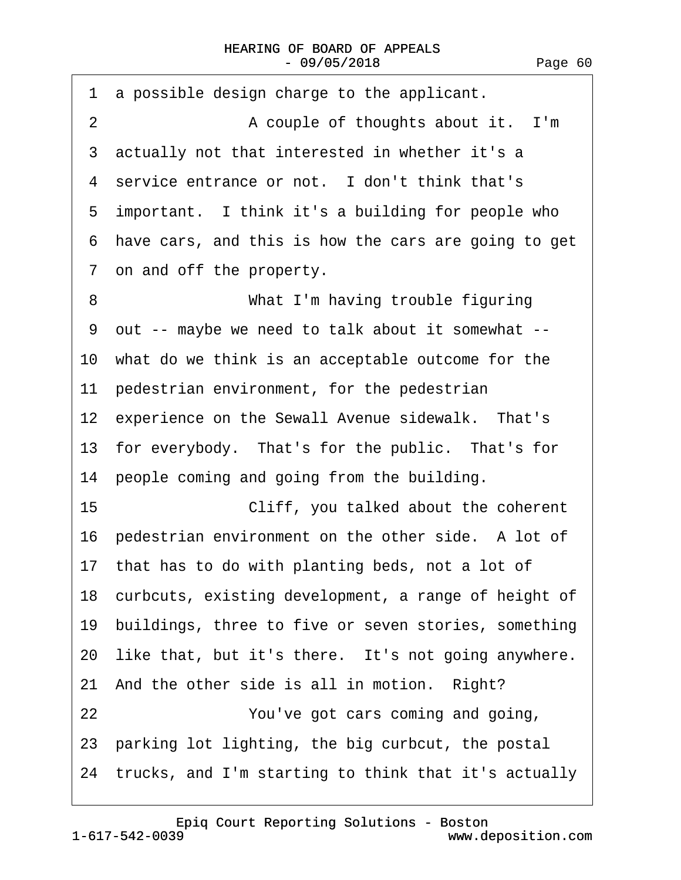1 a possible design charge to the applicant.

2 A couple of thoughts about it. I'm

3 actually not that interested in whether it's a

4 service entrance or not. I don't think that's

5 important. I think it's a building for people who

6 have cars, and this is how the cars are going to get

7 on and off the property.

8 What I'm having trouble figuring

9 out -- maybe we need to talk about it somewhat --

10 what do we think is an acceptable outcome for the

11 pedestrian environment, for the pedestrian

12 experience on the Sewall Avenue sidewalk. That's

13 for everybody. That's for the public. That's for

14 people coming and going from the building.

15 Cliff, you talked about the coherent

16 pedestrian environment on the other side. A lot of

17 that has to do with planting beds, not a lot of

18 curbcuts, existing development, a range of height of

19 buildings, three to five or seven stories, something

20 like that, but it's there. It's not going anywhere.

21 And the other side is all in motion. Right?

22 You've got cars coming and going,

23 parking lot lighting, the big curbcut, the postal

24 trucks, and I'm starting to think that it's actually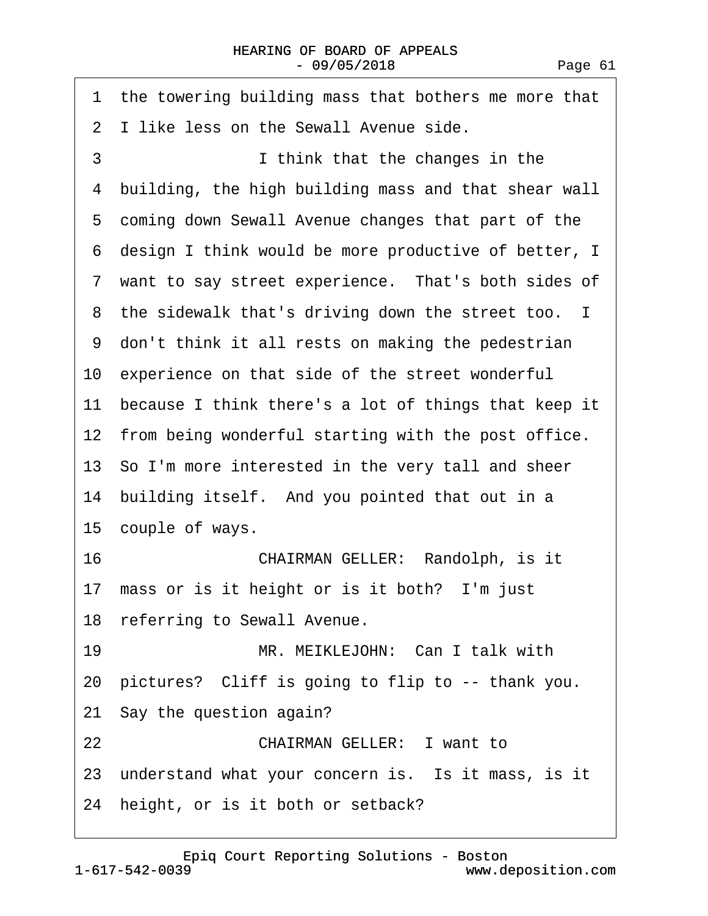1 the towering building mass that bothers me more that
2 I like less on the Sewall Avenue side.
3 I think that the changes in the
4 building, the high building mass and that shear wall
5 coming down Sewall Avenue changes that part of the
6 design I think would be more productive of better, I
7 want to say street experience. That's both sides of
8 the sidewalk that's driving down the street too. I
9 don't think it all rests on making the pedestrian
10 experience on that side of the street wonderful
11 because I think there's a lot of things that keep it
12 from being wonderful starting with the post office.
13 So I'm more interested in the very tall and sheer
14 building itself. And you pointed that out in a
15 couple of ways.
16 CHAIRMAN GELLER: Randolph, is it
17 mass or is it height or is it both? I'm just
18 referring to Sewall Avenue.
19 MR. MEIKLEJOHN: Can I talk with
20 pictures? Cliff is going to flip to -- thank you.
21 Say the question again?
22 CHAIRMAN GELLER: I want to
23 understand what your concern is. Is it mass, is it
24 height, or is it both or setback?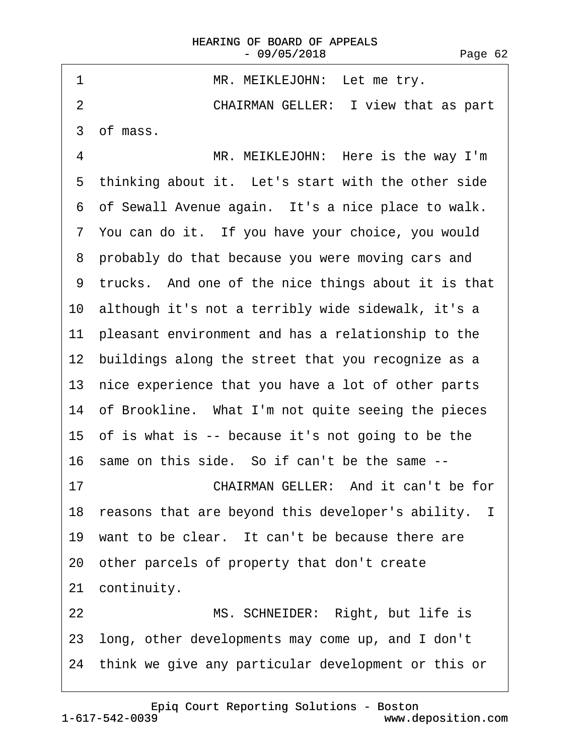1 MR. MEIKLEJOHN: Let me try.

2 CHAIRMAN GELLER: I view that as part

3 of mass.

4 MR. MEIKLEJOHN: Here is the way I'm

5 thinking about it. Let's start with the other side

6 of Sewall Avenue again. It's a nice place to walk.

7 You can do it. If you have your choice, you would

8 probably do that because you were moving cars and

9 trucks. And one of the nice things about it is that

10 although it's not a terribly wide sidewalk, it's a

11 pleasant environment and has a relationship to the

12 buildings along the street that you recognize as a

13 nice experience that you have a lot of other parts

14 of Brookline. What I'm not quite seeing the pieces

15 of is what is -- because it's not going to be the

16 same on this side. So if can't be the same --

17 CHAIRMAN GELLER: And it can't be for

18 reasons that are beyond this developer's ability. I

19 want to be clear. It can't be because there are

20 other parcels of property that don't create

21 continuity.

22 MS. SCHNEIDER: Right, but life is

23 long, other developments may come up, and I don't

24 think we give any particular development or this or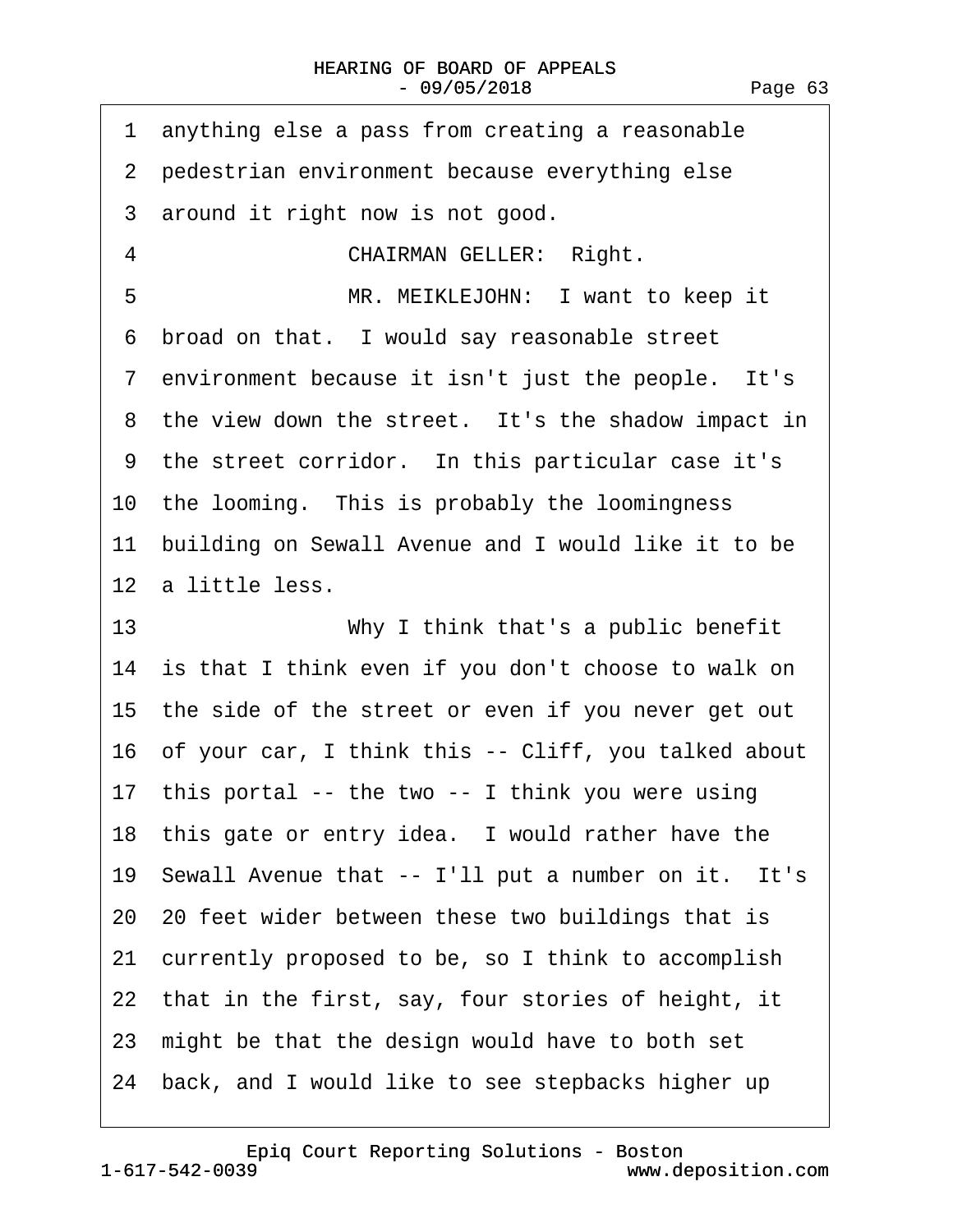1 anything else a pass from creating a reasonable
2 pedestrian environment because everything else
3 around it right now is not good.
4 CHAIRMAN GELLER: Right.
5 MR. MEIKLEJOHN: I want to keep it
6 broad on that. I would say reasonable street
7 environment because it isn't just the people. It's
8 the view down the street. It's the shadow impact in
9 the street corridor. In this particular case it's
10 the looming. This is probably the loomingness
11 building on Sewall Avenue and I would like it to be
12 a little less.
13 Why I think that's a public benefit
14 is that I think even if you don't choose to walk on
15 the side of the street or even if you never get out
16 of your car, I think this -- Cliff, you talked about
17 this portal -- the two -- I think you were using
18 this gate or entry idea. I would rather have the
19 Sewall Avenue that -- I'll put a number on it. It's
20 20 feet wider between these two buildings that is
21 currently proposed to be, so I think to accomplish
22 that in the first, say, four stories of height, it
23 might be that the design would have to both set
24 back, and I would like to see stepbacks higher up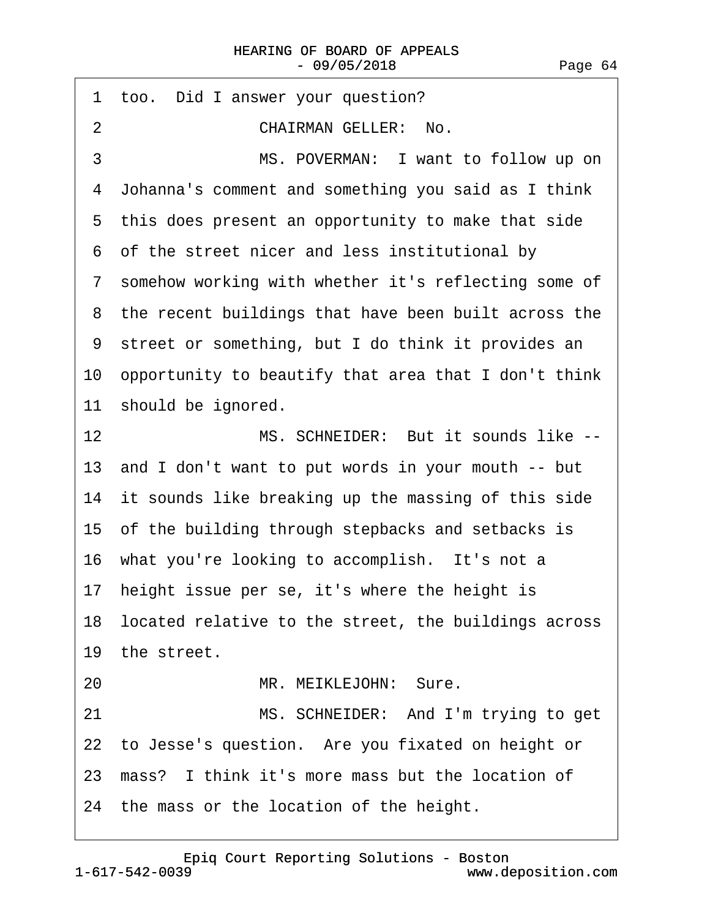1 too. Did I answer your question?

2 CHAIRMAN GELLER: No.

3 MS. POVERMAN: I want to follow up on

4 Johanna's comment and something you said as I think

5 this does present an opportunity to make that side

6 of the street nicer and less institutional by

7 somehow working with whether it's reflecting some of

8 the recent buildings that have been built across the

9 street or something, but I do think it provides an

10 opportunity to beautify that area that I don't think

11 should be ignored.

12 MS. SCHNEIDER: But it sounds like --

13 and I don't want to put words in your mouth -- but

14 it sounds like breaking up the massing of this side

15 of the building through stepbacks and setbacks is

16 what you're looking to accomplish. It's not a

17 height issue per se, it's where the height is

18 located relative to the street, the buildings across

19 the street.

20 MR. MEIKLEJOHN: Sure.

21 MS. SCHNEIDER: And I'm trying to get

22 to Jesse's question. Are you fixated on height or

23 mass? I think it's more mass but the location of

24 the mass or the location of the height.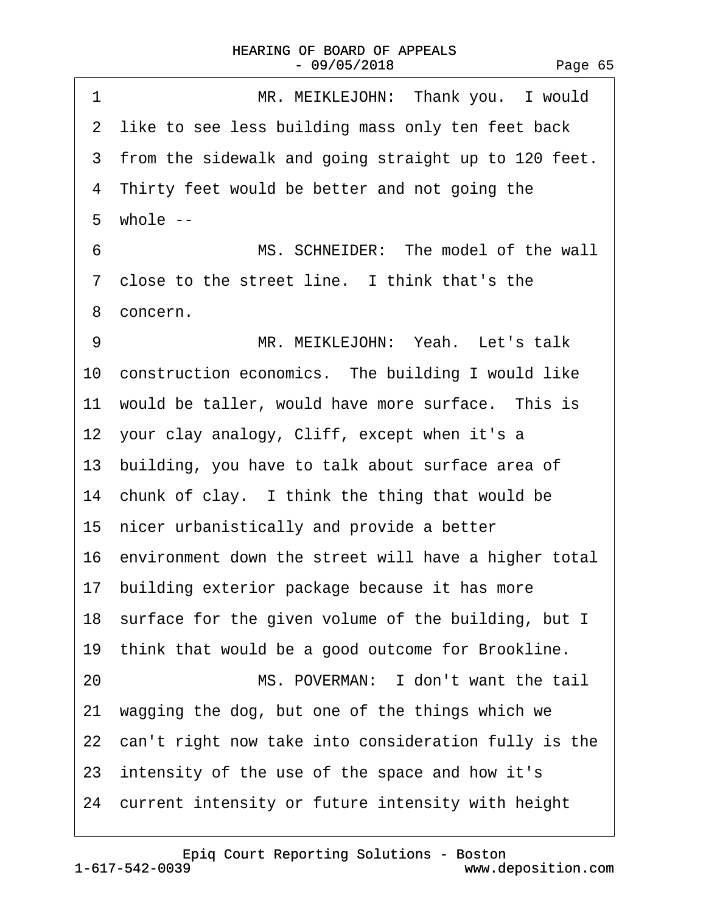1 MR. MEIKLEJOHN: Thank you. I would
2 like to see less building mass only ten feet back
3 from the sidewalk and going straight up to 120 feet.
4 Thirty feet would be better and not going the
5 whole --
6 MS. SCHNEIDER: The model of the wall
7 close to the street line. I think that's the
8 concern.
9 MR. MEIKLEJOHN: Yeah. Let's talk
10 construction economics. The building I would like
11 would be taller, would have more surface. This is
12 your clay analogy, Cliff, except when it's a
13 building, you have to talk about surface area of
14 chunk of clay. I think the thing that would be
15 nicer urbanistically and provide a better
16 environment down the street will have a higher total
17 building exterior package because it has more
18 surface for the given volume of the building, but I
19 think that would be a good outcome for Brookline.
20 MS. POVERMAN: I don't want the tail
21 wagging the dog, but one of the things which we
22 can't right now take into consideration fully is the
23 intensity of the use of the space and how it's
24 current intensity or future intensity with height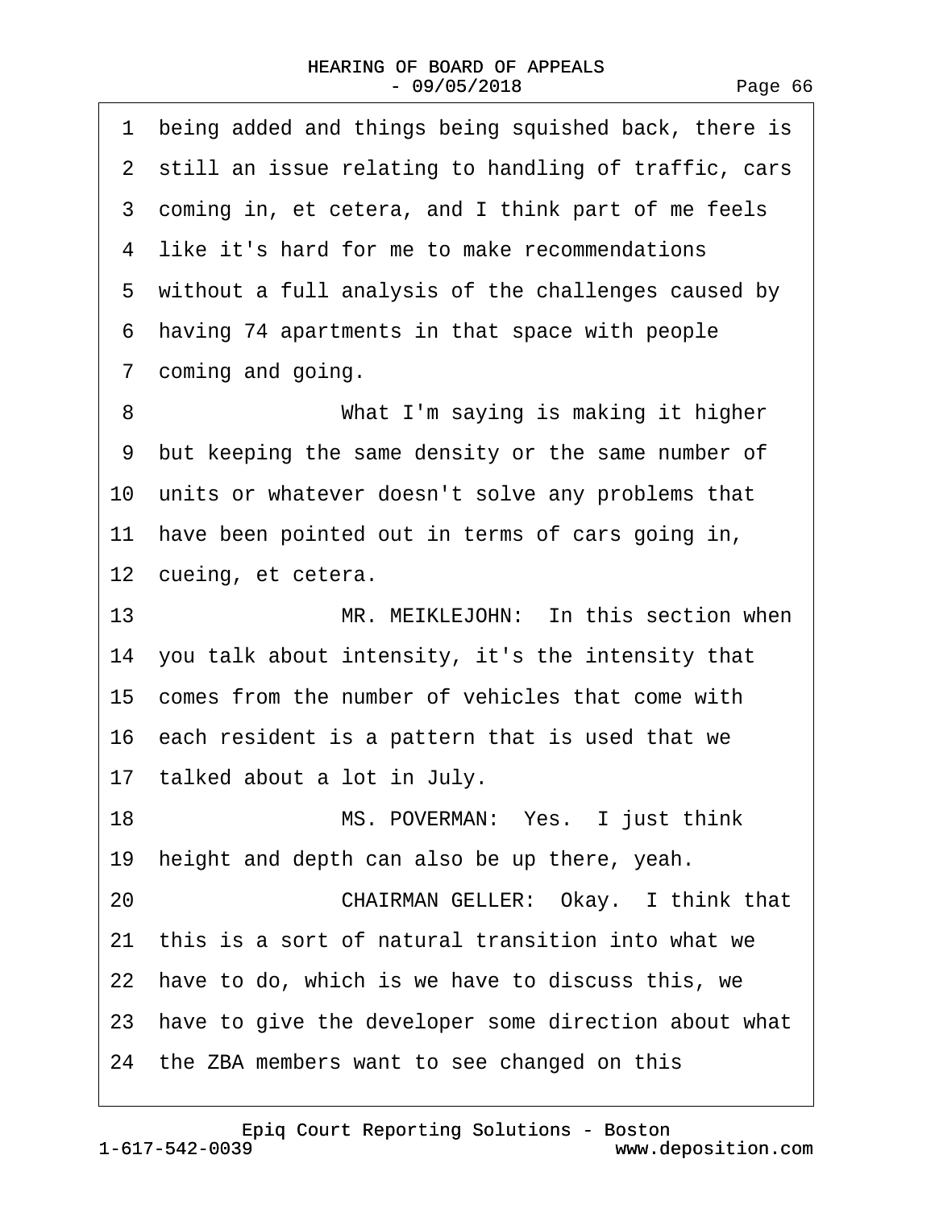1 being added and things being squished back, there is
2 still an issue relating to handling of traffic, cars
3 coming in, et cetera, and I think part of me feels
4 like it's hard for me to make recommendations
5 without a full analysis of the challenges caused by
6 having 74 apartments in that space with people
7 coming and going.

8 What I'm saying is making it higher
9 but keeping the same density or the same number of
10 units or whatever doesn't solve any problems that
11 have been pointed out in terms of cars going in,
12 cueing, et cetera.

13 MR. MEIKLEJOHN: In this section when
14 you talk about intensity, it's the intensity that
15 comes from the number of vehicles that come with
16 each resident is a pattern that is used that we
17 talked about a lot in July.

18 MS. POVERMAN: Yes. I just think
19 height and depth can also be up there, yeah.

20 CHAIRMAN GELLER: Okay. I think that
21 this is a sort of natural transition into what we
22 have to do, which is we have to discuss this, we
23 have to give the developer some direction about what
24 the ZBA members want to see changed on this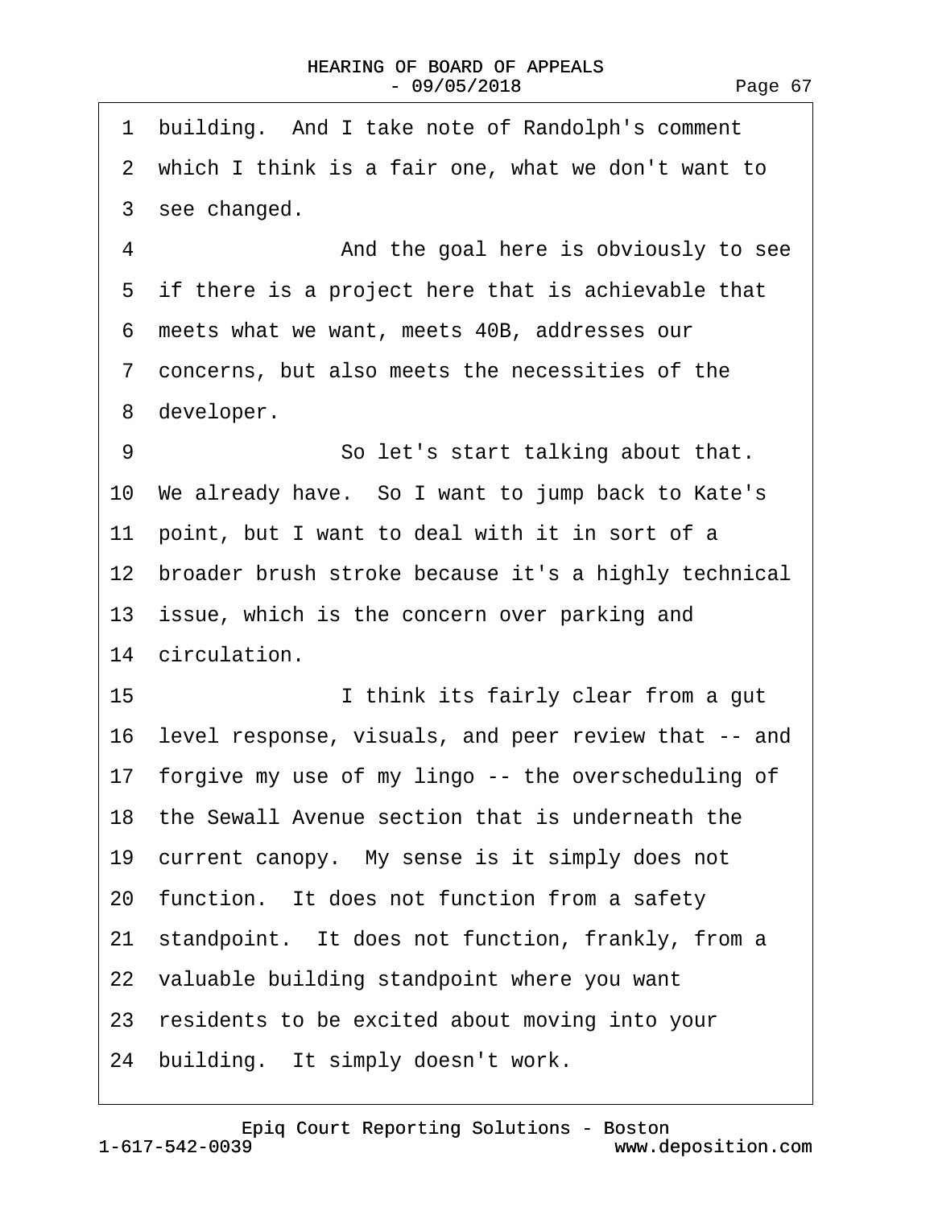1 building. And I take note of Randolph's comment
2 which I think is a fair one, what we don't want to
3 see changed.

4 And the goal here is obviously to see
5 if there is a project here that is achievable that
6 meets what we want, meets 40B, addresses our
7 concerns, but also meets the necessities of the
8 developer.

9 So let's start talking about that.
10 We already have. So I want to jump back to Kate's
11 point, but I want to deal with it in sort of a
12 broader brush stroke because it's a highly technical
13 issue, which is the concern over parking and
14 circulation.

15 I think its fairly clear from a gut
16 level response, visuals, and peer review that -- and
17 forgive my use of my lingo -- the overscheduling of
18 the Sewall Avenue section that is underneath the
19 current canopy. My sense is it simply does not
20 function. It does not function from a safety
21 standpoint. It does not function, frankly, from a
22 valuable building standpoint where you want
23 residents to be excited about moving into your
24 building. It simply doesn't work.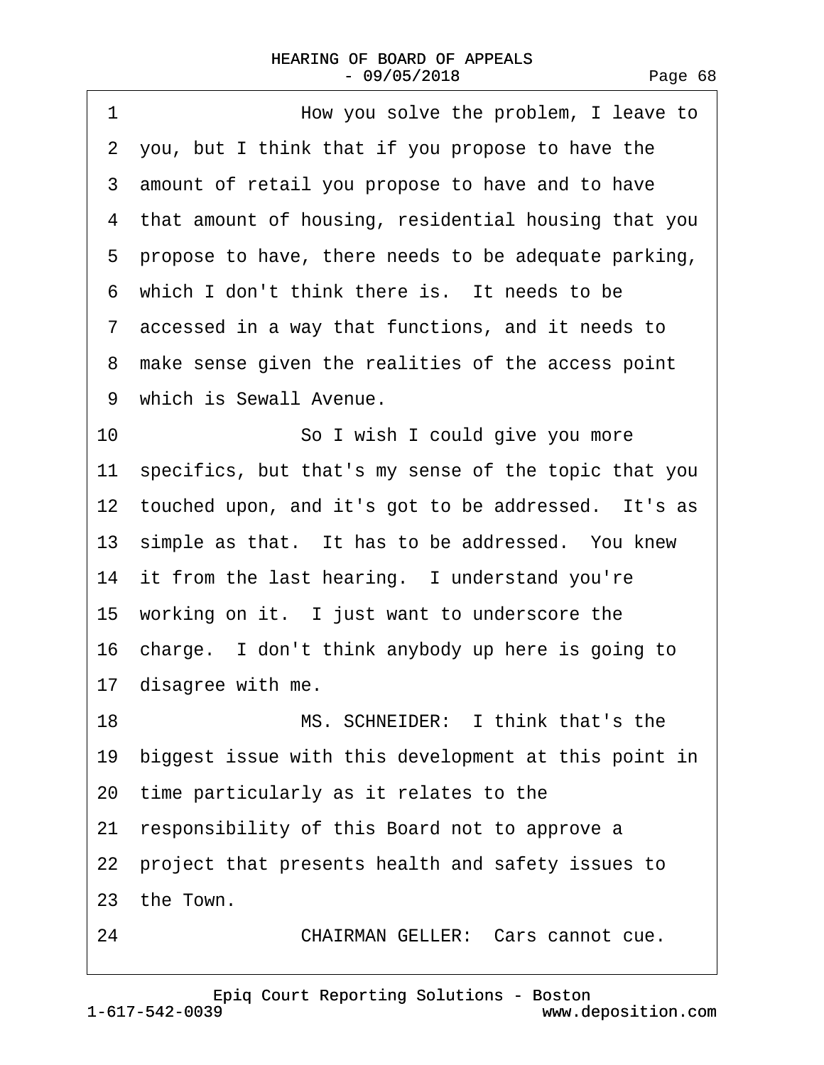1 How you solve the problem, I leave to
2 you, but I think that if you propose to have the
3 amount of retail you propose to have and to have
4 that amount of housing, residential housing that you
5 propose to have, there needs to be adequate parking,
6 which I don't think there is. It needs to be
7 accessed in a way that functions, and it needs to
8 make sense given the realities of the access point
9 which is Sewall Avenue.
10 So I wish I could give you more
11 specifics, but that's my sense of the topic that you
12 touched upon, and it's got to be addressed. It's as
13 simple as that. It has to be addressed. You knew
14 it from the last hearing. I understand you're
15 working on it. I just want to underscore the
16 charge. I don't think anybody up here is going to
17 disagree with me.
18 MS. SCHNEIDER: I think that's the
19 biggest issue with this development at this point in
20 time particularly as it relates to the
21 responsibility of this Board not to approve a
22 project that presents health and safety issues to
23 the Town.
24 CHAIRMAN GELLER: Cars cannot cue.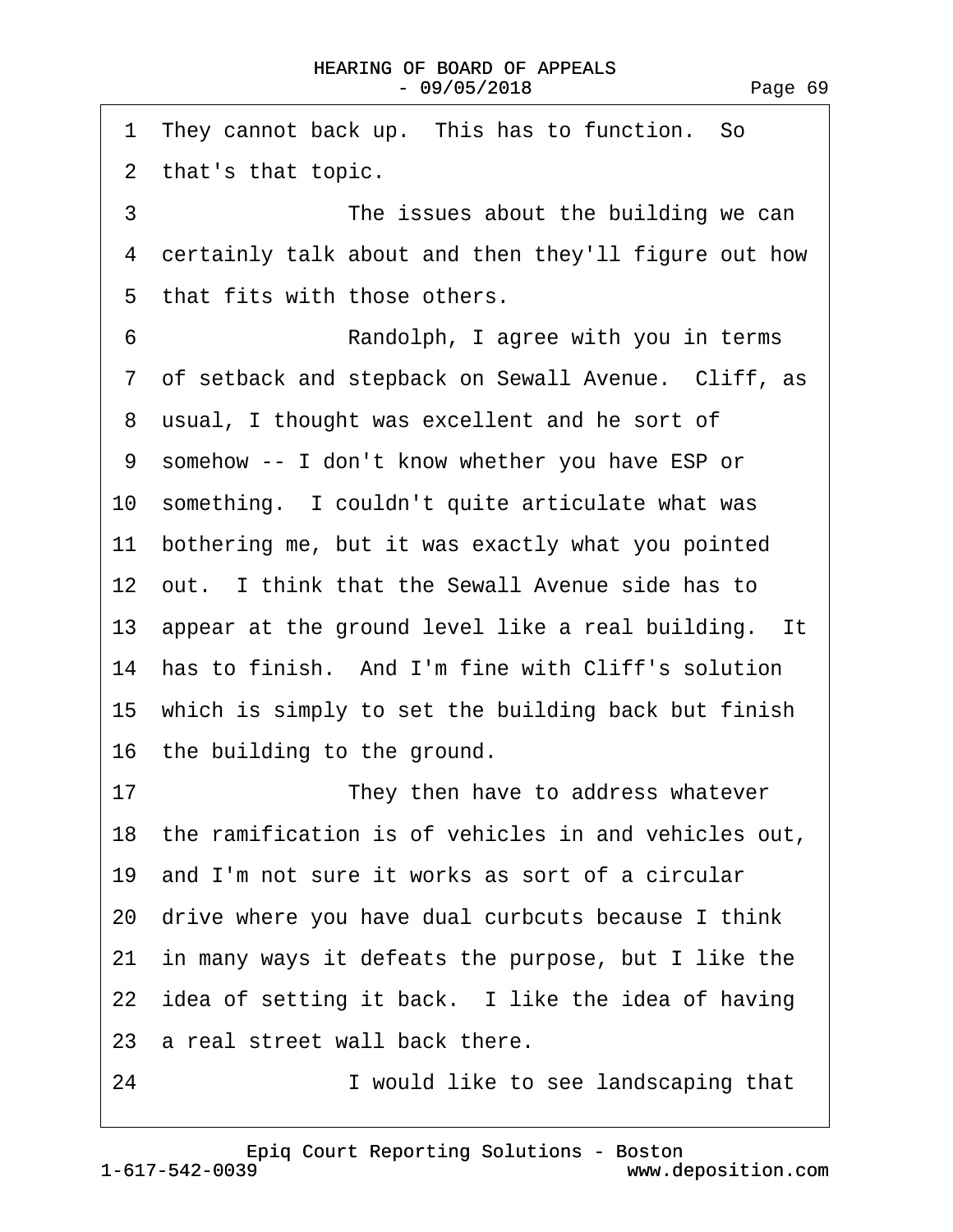1 They cannot back up. This has to function. So
2 that's that topic.
3 The issues about the building we can
4 certainly talk about and then they'll figure out how
5 that fits with those others.
6 Randolph, I agree with you in terms
7 of setback and stepback on Sewall Avenue. Cliff, as
8 usual, I thought was excellent and he sort of
9 somehow -- I don't know whether you have ESP or
10 something. I couldn't quite articulate what was
11 bothering me, but it was exactly what you pointed
12 out. I think that the Sewall Avenue side has to
13 appear at the ground level like a real building. It
14 has to finish. And I'm fine with Cliff's solution
15 which is simply to set the building back but finish
16 the building to the ground.
17 They then have to address whatever
18 the ramification is of vehicles in and vehicles out,
19 and I'm not sure it works as sort of a circular
20 drive where you have dual curbcuts because I think
21 in many ways it defeats the purpose, but I like the
22 idea of setting it back. I like the idea of having
23 a real street wall back there.
24 I would like to see landscaping that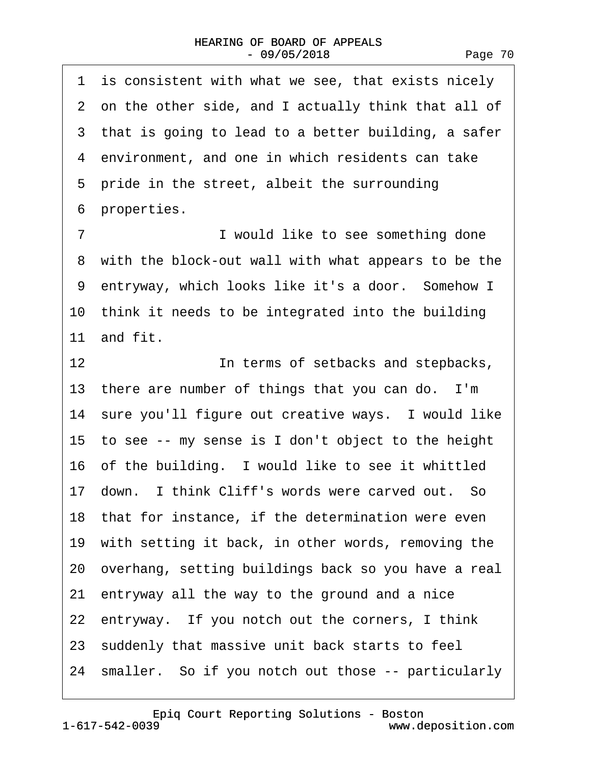1 is consistent with what we see, that exists nicely
2 on the other side, and I actually think that all of
3 that is going to lead to a better building, a safer
4 environment, and one in which residents can take
5 pride in the street, albeit the surrounding
6 properties.
7 I would like to see something done
8 with the block-out wall with what appears to be the
9 entryway, which looks like it's a door. Somehow I
10 think it needs to be integrated into the building
11 and fit.
12 In terms of setbacks and stepbacks,
13 there are number of things that you can do. I'm
14 sure you'll figure out creative ways. I would like
15 to see -- my sense is I don't object to the height
16 of the building. I would like to see it whittled
17 down. I think Cliff's words were carved out. So
18 that for instance, if the determination were even
19 with setting it back, in other words, removing the
20 overhang, setting buildings back so you have a real
21 entryway all the way to the ground and a nice
22 entryway. If you notch out the corners, I think
23 suddenly that massive unit back starts to feel
24 smaller. So if you notch out those -- particularly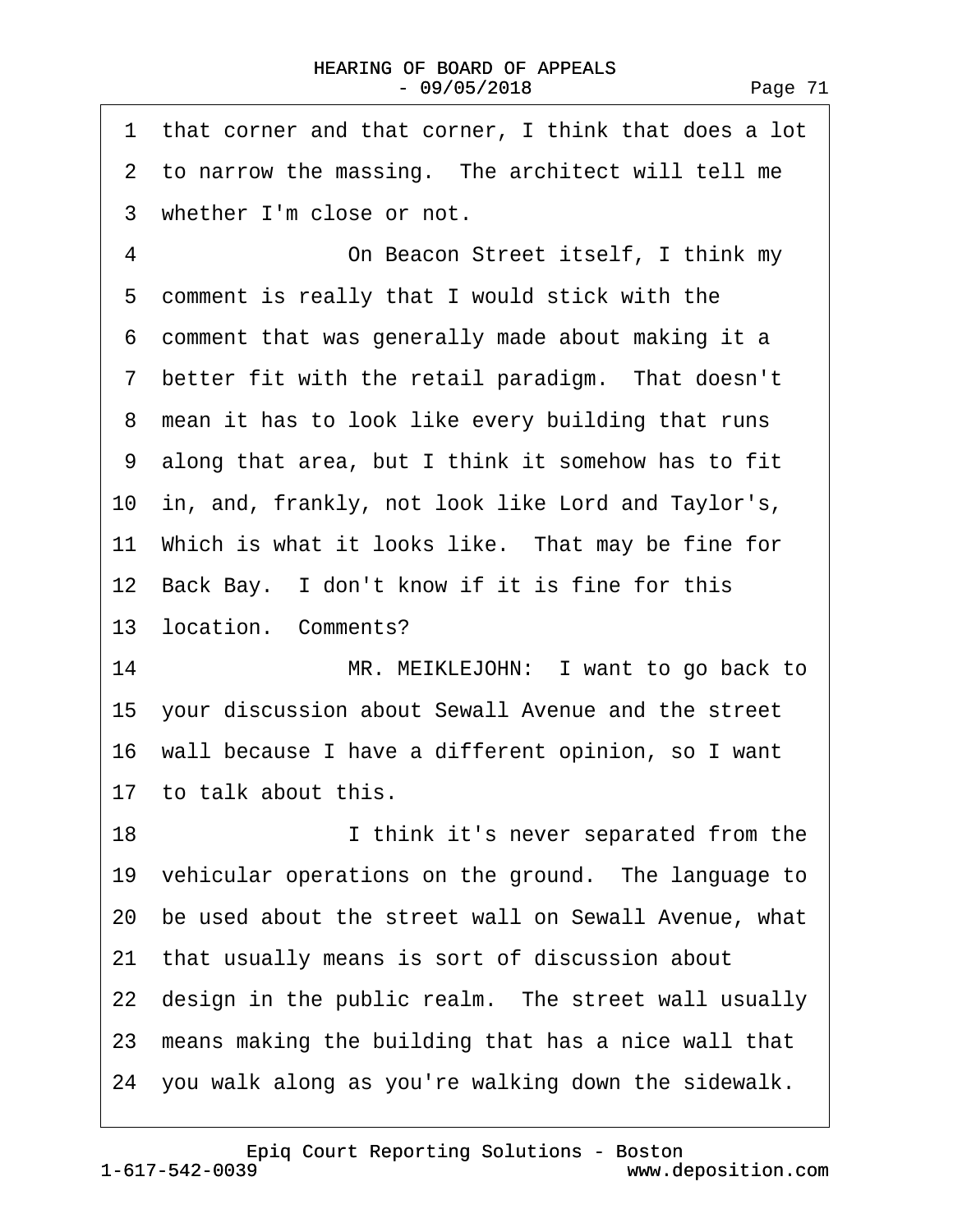1 that corner and that corner, I think that does a lot
2 to narrow the massing. The architect will tell me
3 whether I'm close or not.

4 On Beacon Street itself, I think my
5 comment is really that I would stick with the
6 comment that was generally made about making it a
7 better fit with the retail paradigm. That doesn't
8 mean it has to look like every building that runs
9 along that area, but I think it somehow has to fit
10 in, and, frankly, not look like Lord and Taylor's,
11 Which is what it looks like. That may be fine for
12 Back Bay. I don't know if it is fine for this
13 location. Comments?

14 MR. MEIKLEJOHN: I want to go back to
15 your discussion about Sewall Avenue and the street
16 wall because I have a different opinion, so I want
17 to talk about this.

18 I think it's never separated from the
19 vehicular operations on the ground. The language to
20 be used about the street wall on Sewall Avenue, what
21 that usually means is sort of discussion about
22 design in the public realm. The street wall usually
23 means making the building that has a nice wall that
24 you walk along as you're walking down the sidewalk.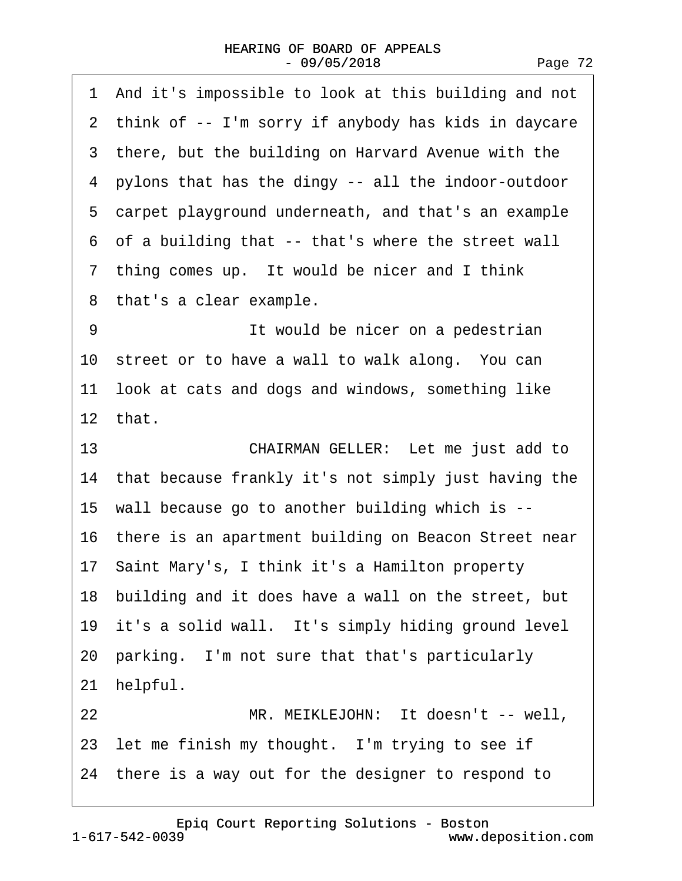1 And it's impossible to look at this building and not
2 think of -- I'm sorry if anybody has kids in daycare
3 there, but the building on Harvard Avenue with the
4 pylons that has the dingy -- all the indoor-outdoor
5 carpet playground underneath, and that's an example
6 of a building that -- that's where the street wall
7 thing comes up. It would be nicer and I think
8 that's a clear example.
9 It would be nicer on a pedestrian
10 street or to have a wall to walk along. You can
11 look at cats and dogs and windows, something like
12 that.
13 CHAIRMAN GELLER: Let me just add to
14 that because frankly it's not simply just having the
15 wall because go to another building which is --
16 there is an apartment building on Beacon Street near
17 Saint Mary's, I think it's a Hamilton property
18 building and it does have a wall on the street, but
19 it's a solid wall. It's simply hiding ground level
20 parking. I'm not sure that that's particularly
21 helpful.
22 MR. MEIKLEJOHN: It doesn't -- well,
23 let me finish my thought. I'm trying to see if
24 there is a way out for the designer to respond to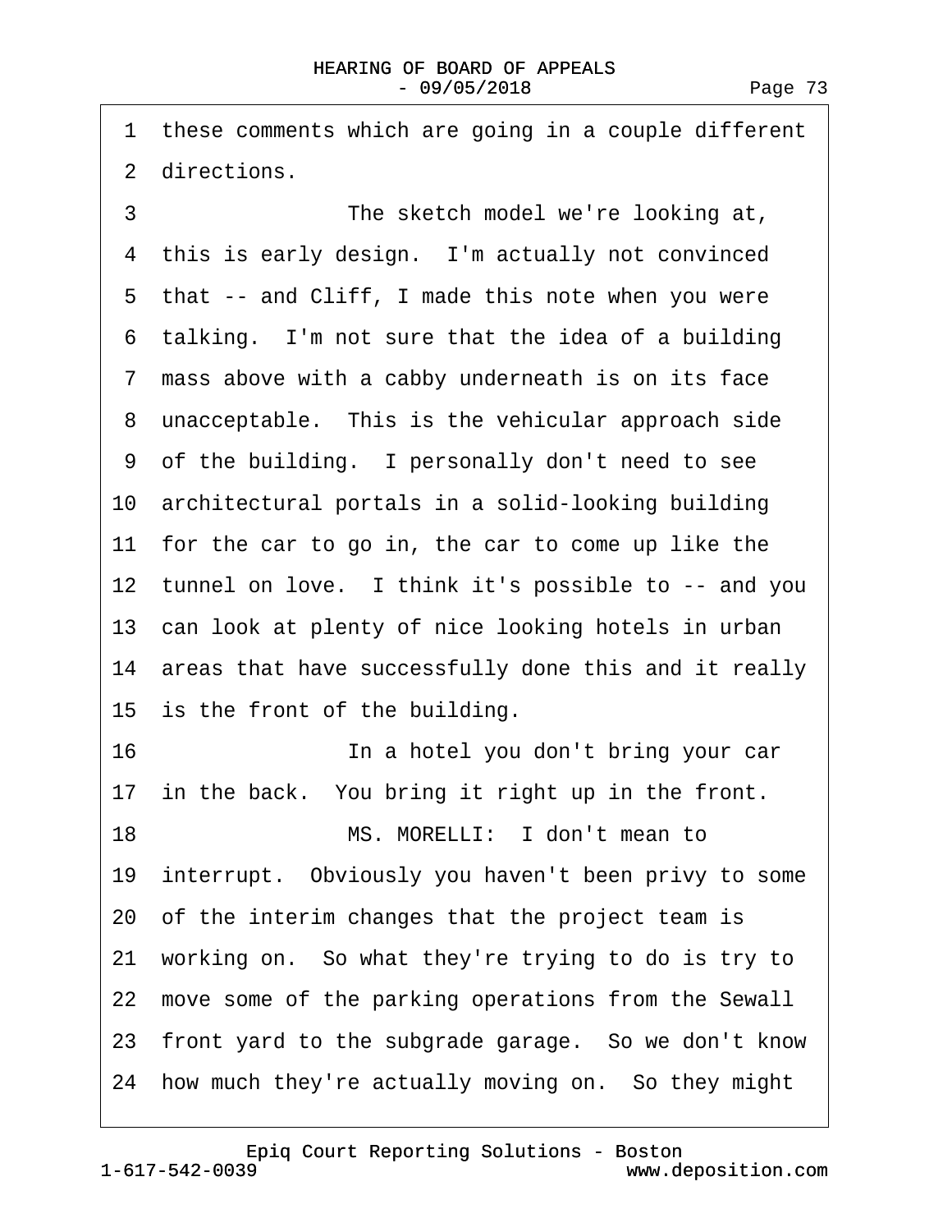1 these comments which are going in a couple different
2 directions.

3 The sketch model we're looking at,
4 this is early design. I'm actually not convinced
5 that -- and Cliff, I made this note when you were
6 talking. I'm not sure that the idea of a building
7 mass above with a cabby underneath is on its face
8 unacceptable. This is the vehicular approach side
9 of the building. I personally don't need to see
10 architectural portals in a solid-looking building
11 for the car to go in, the car to come up like the
12 tunnel on love. I think it's possible to -- and you
13 can look at plenty of nice looking hotels in urban
14 areas that have successfully done this and it really
15 is the front of the building.

16 In a hotel you don't bring your car
17 in the back. You bring it right up in the front.

18 MS. MORELLI: I don't mean to
19 interrupt. Obviously you haven't been privy to some
20 of the interim changes that the project team is
21 working on. So what they're trying to do is try to
22 move some of the parking operations from the Sewall
23 front yard to the subgrade garage. So we don't know
24 how much they're actually moving on. So they might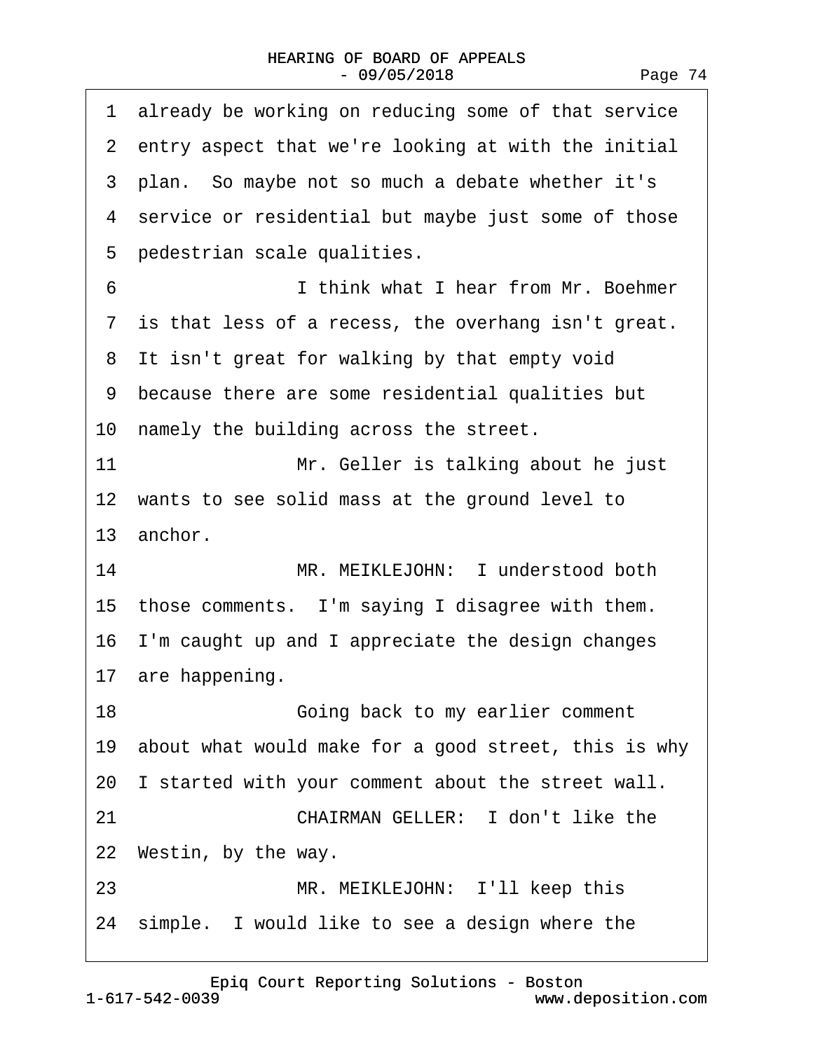1 already be working on reducing some of that service
2 entry aspect that we're looking at with the initial
3 plan. So maybe not so much a debate whether it's
4 service or residential but maybe just some of those
5 pedestrian scale qualities.
6 I think what I hear from Mr. Boehmer
7 is that less of a recess, the overhang isn't great.
8 It isn't great for walking by that empty void
9 because there are some residential qualities but
10 namely the building across the street.
11 Mr. Geller is talking about he just
12 wants to see solid mass at the ground level to
13 anchor.
14 MR. MEIKLEJOHN: I understood both
15 those comments. I'm saying I disagree with them.
16 I'm caught up and I appreciate the design changes
17 are happening.
18 Going back to my earlier comment
19 about what would make for a good street, this is why
20 I started with your comment about the street wall.
21 CHAIRMAN GELLER: I don't like the
22 Westin, by the way.
23 MR. MEIKLEJOHN: I'll keep this
24 simple. I would like to see a design where the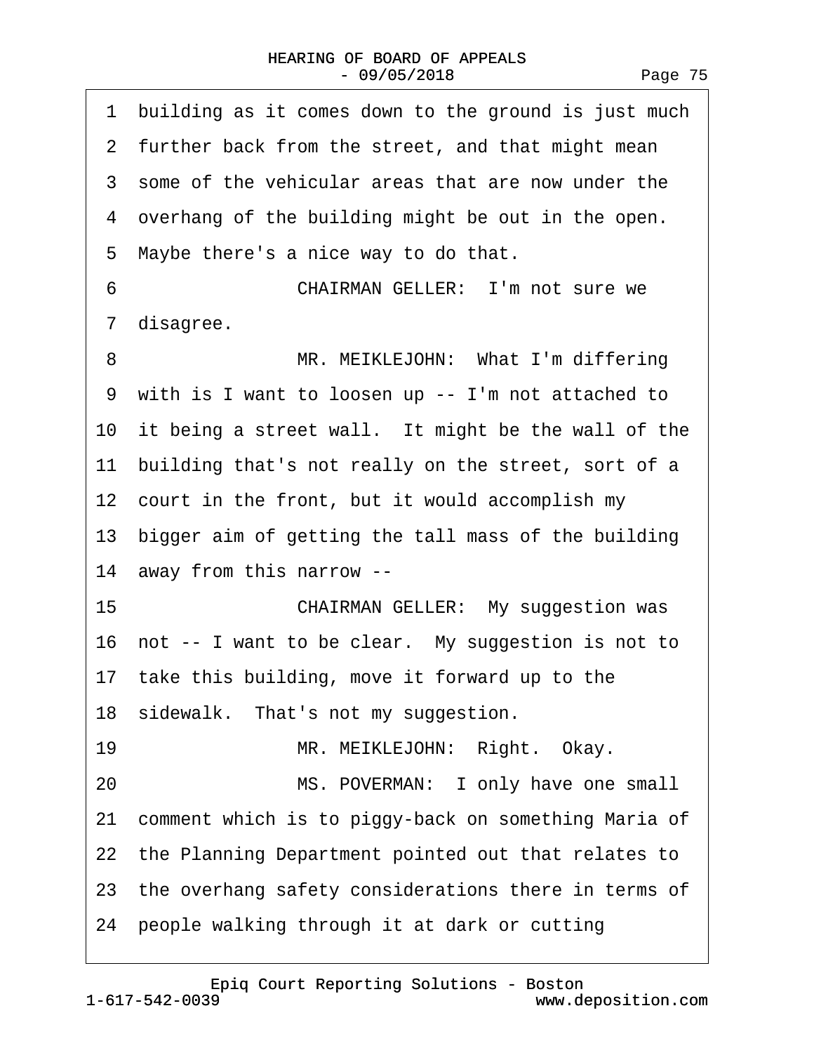1 building as it comes down to the ground is just much
2 further back from the street, and that might mean
3 some of the vehicular areas that are now under the
4 overhang of the building might be out in the open.
5 Maybe there's a nice way to do that.
6 CHAIRMAN GELLER: I'm not sure we
7 disagree.
8 MR. MEIKLEJOHN: What I'm differing
9 with is I want to loosen up -- I'm not attached to
10 it being a street wall. It might be the wall of the
11 building that's not really on the street, sort of a
12 court in the front, but it would accomplish my
13 bigger aim of getting the tall mass of the building
14 away from this narrow --
15 CHAIRMAN GELLER: My suggestion was
16 not -- I want to be clear. My suggestion is not to
17 take this building, move it forward up to the
18 sidewalk. That's not my suggestion.
19 MR. MEIKLEJOHN: Right. Okay.
20 MS. POVERMAN: I only have one small
21 comment which is to piggy-back on something Maria of
22 the Planning Department pointed out that relates to
23 the overhang safety considerations there in terms of
24 people walking through it at dark or cutting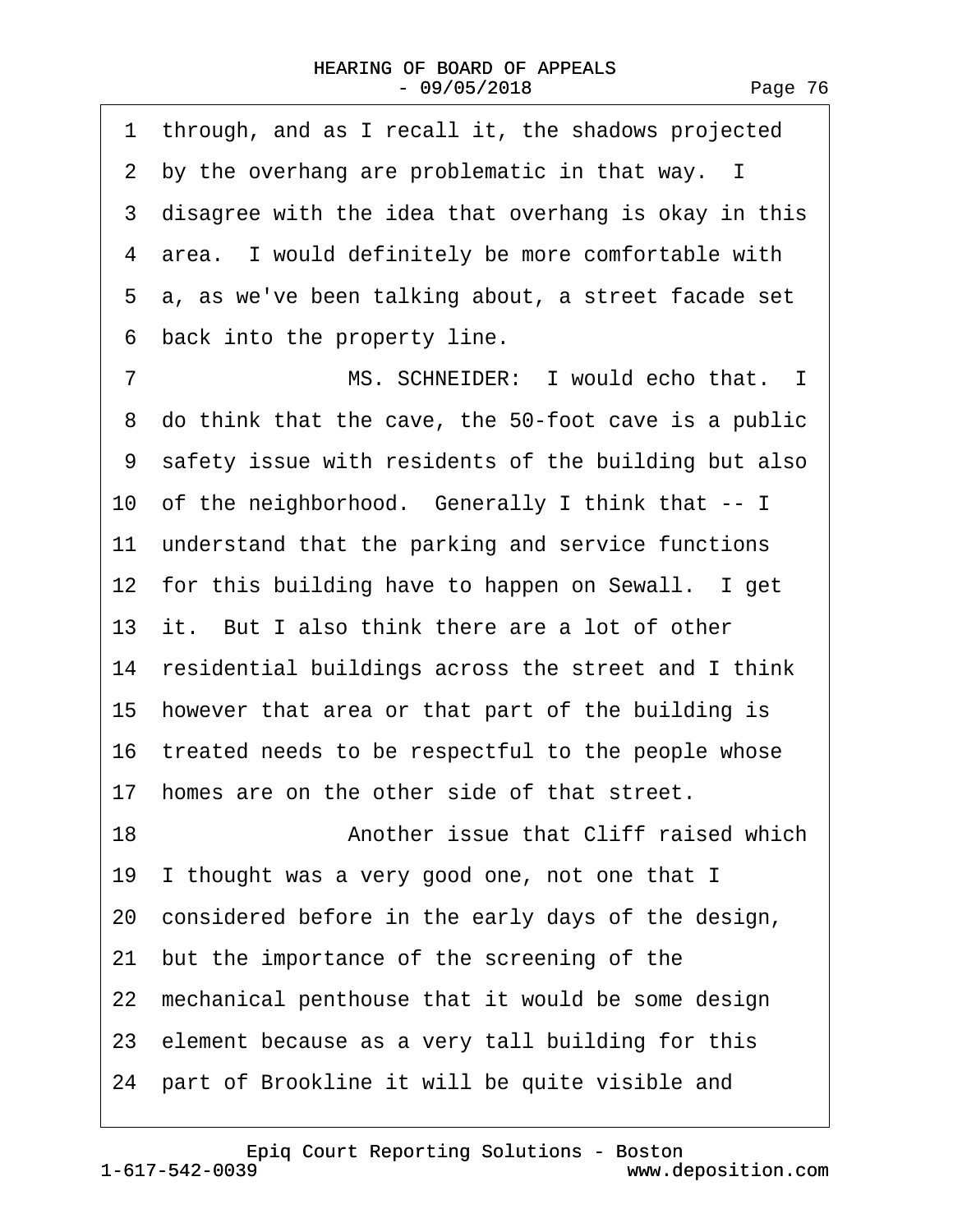1 through, and as I recall it, the shadows projected
2 by the overhang are problematic in that way. I
3 disagree with the idea that overhang is okay in this
4 area. I would definitely be more comfortable with
5 a, as we've been talking about, a street facade set
6 back into the property line.
7 MS. SCHNEIDER: I would echo that. I
8 do think that the cave, the 50-foot cave is a public
9 safety issue with residents of the building but also
10 of the neighborhood. Generally I think that -- I
11 understand that the parking and service functions
12 for this building have to happen on Sewall. I get
13 it. But I also think there are a lot of other
14 residential buildings across the street and I think
15 however that area or that part of the building is
16 treated needs to be respectful to the people whose
17 homes are on the other side of that street.
18 Another issue that Cliff raised which
19 I thought was a very good one, not one that I
20 considered before in the early days of the design,
21 but the importance of the screening of the
22 mechanical penthouse that it would be some design
23 element because as a very tall building for this
24 part of Brookline it will be quite visible and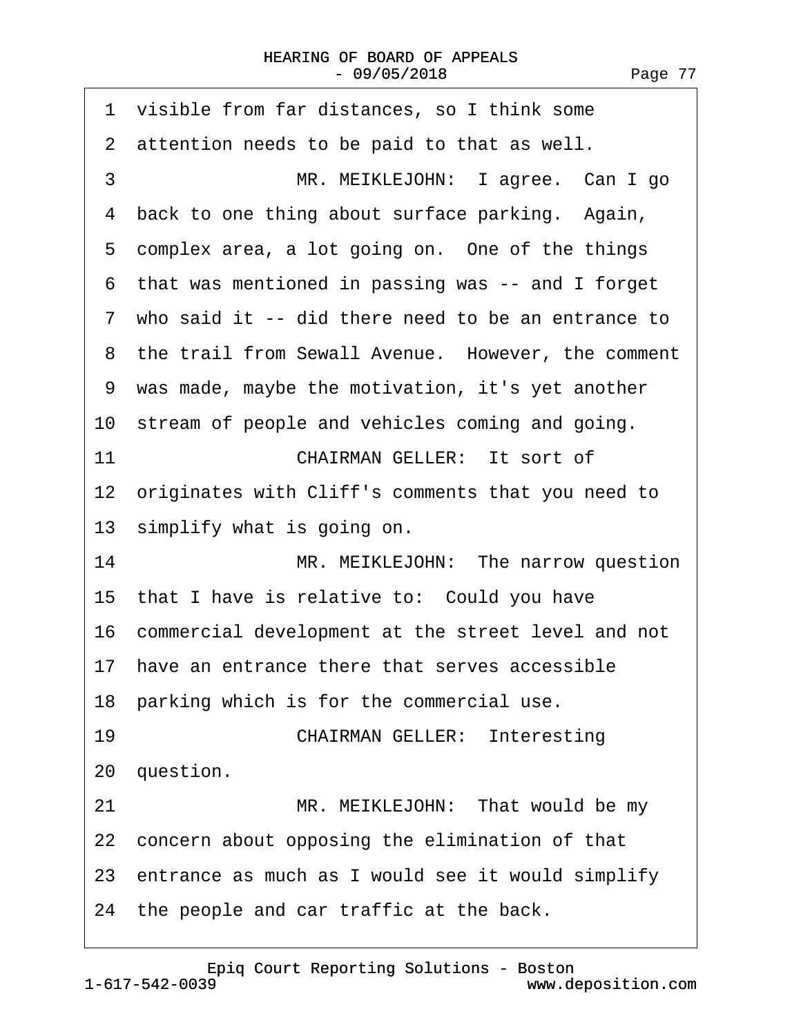1 visible from far distances, so I think some
2 attention needs to be paid to that as well.
3 MR. MEIKLEJOHN: I agree. Can I go
4 back to one thing about surface parking. Again,
5 complex area, a lot going on. One of the things
6 that was mentioned in passing was -- and I forget
7 who said it -- did there need to be an entrance to
8 the trail from Sewall Avenue. However, the comment
9 was made, maybe the motivation, it's yet another
10 stream of people and vehicles coming and going.
11 CHAIRMAN GELLER: It sort of
12 originates with Cliff's comments that you need to
13 simplify what is going on.
14 MR. MEIKLEJOHN: The narrow question
15 that I have is relative to: Could you have
16 commercial development at the street level and not
17 have an entrance there that serves accessible
18 parking which is for the commercial use.
19 CHAIRMAN GELLER: Interesting
20 question.
21 MR. MEIKLEJOHN: That would be my
22 concern about opposing the elimination of that
23 entrance as much as I would see it would simplify
24 the people and car traffic at the back.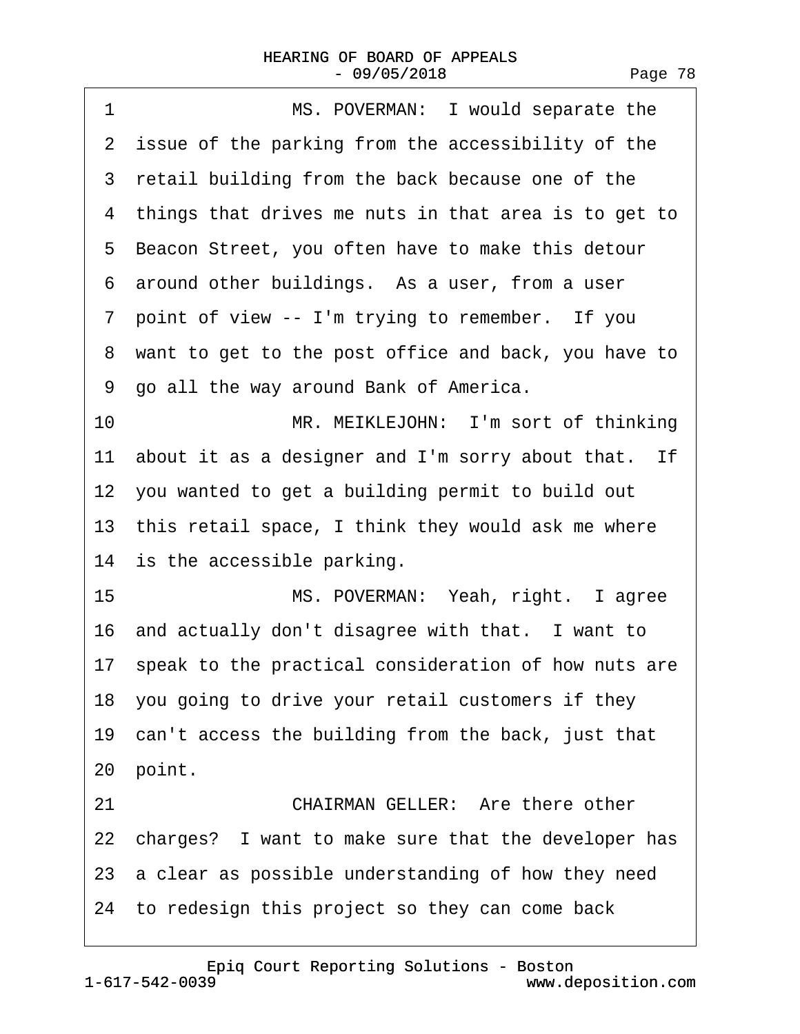1 MS. POVERMAN: I would separate the
2 issue of the parking from the accessibility of the
3 retail building from the back because one of the
4 things that drives me nuts in that area is to get to
5 Beacon Street, you often have to make this detour
6 around other buildings. As a user, from a user
7 point of view -- I'm trying to remember. If you
8 want to get to the post office and back, you have to
9 go all the way around Bank of America.
10 MR. MEIKLEJOHN: I'm sort of thinking
11 about it as a designer and I'm sorry about that. If
12 you wanted to get a building permit to build out
13 this retail space, I think they would ask me where
14 is the accessible parking.
15 MS. POVERMAN: Yeah, right. I agree
16 and actually don't disagree with that. I want to
17 speak to the practical consideration of how nuts are
18 you going to drive your retail customers if they
19 can't access the building from the back, just that
20 point.
21 CHAIRMAN GELLER: Are there other
22 charges? I want to make sure that the developer has
23 a clear as possible understanding of how they need
24 to redesign this project so they can come back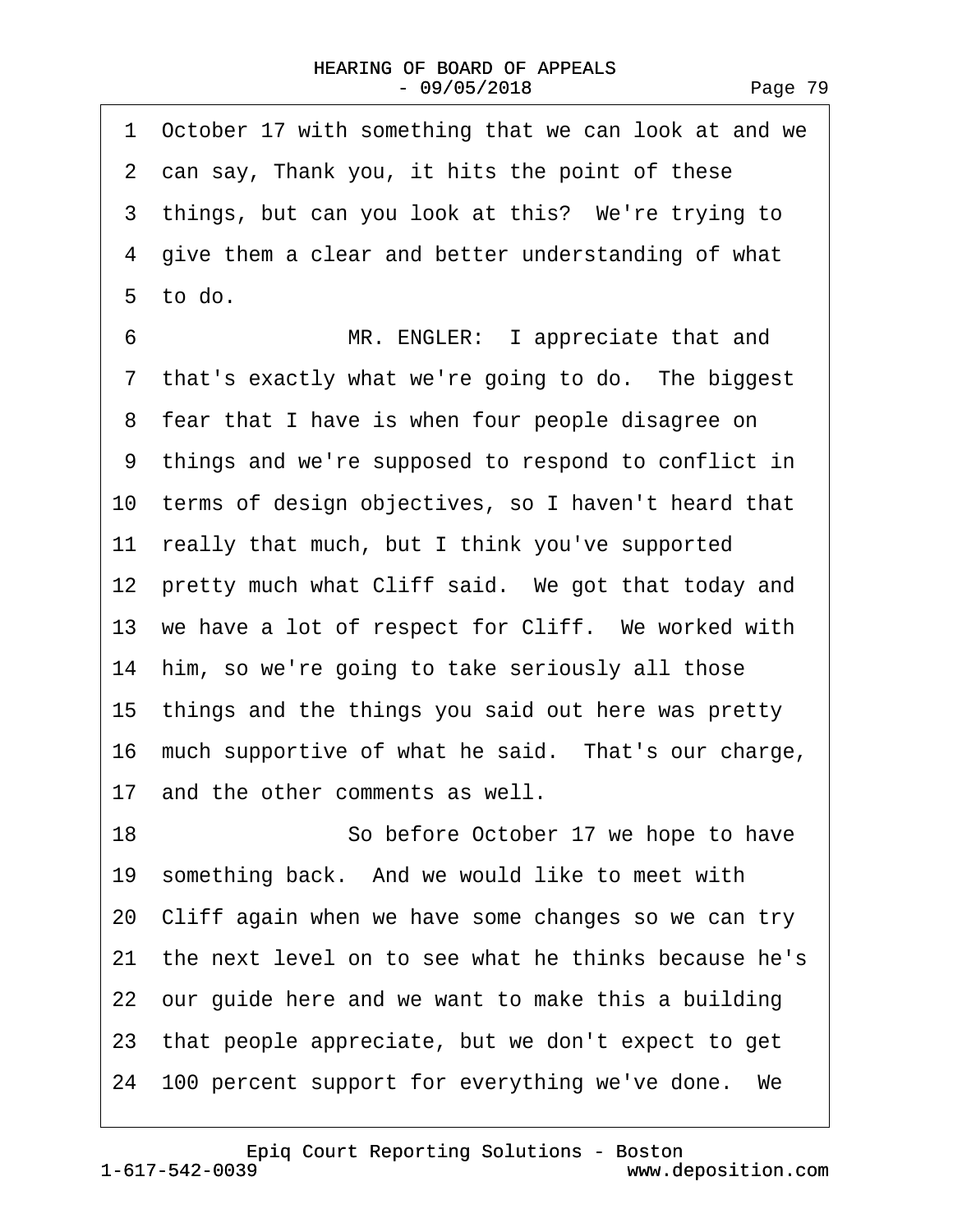1 October 17 with something that we can look at and we
2 can say, Thank you, it hits the point of these
3 things, but can you look at this? We're trying to
4 give them a clear and better understanding of what
5 to do.

6 MR. ENGLER: I appreciate that and
7 that's exactly what we're going to do. The biggest
8 fear that I have is when four people disagree on
9 things and we're supposed to respond to conflict in
10 terms of design objectives, so I haven't heard that
11 really that much, but I think you've supported
12 pretty much what Cliff said. We got that today and
13 we have a lot of respect for Cliff. We worked with
14 him, so we're going to take seriously all those
15 things and the things you said out here was pretty
16 much supportive of what he said. That's our charge,
17 and the other comments as well.

18 So before October 17 we hope to have
19 something back. And we would like to meet with
20 Cliff again when we have some changes so we can try
21 the next level on to see what he thinks because he's
22 our guide here and we want to make this a building
23 that people appreciate, but we don't expect to get
24 100 percent support for everything we've done. We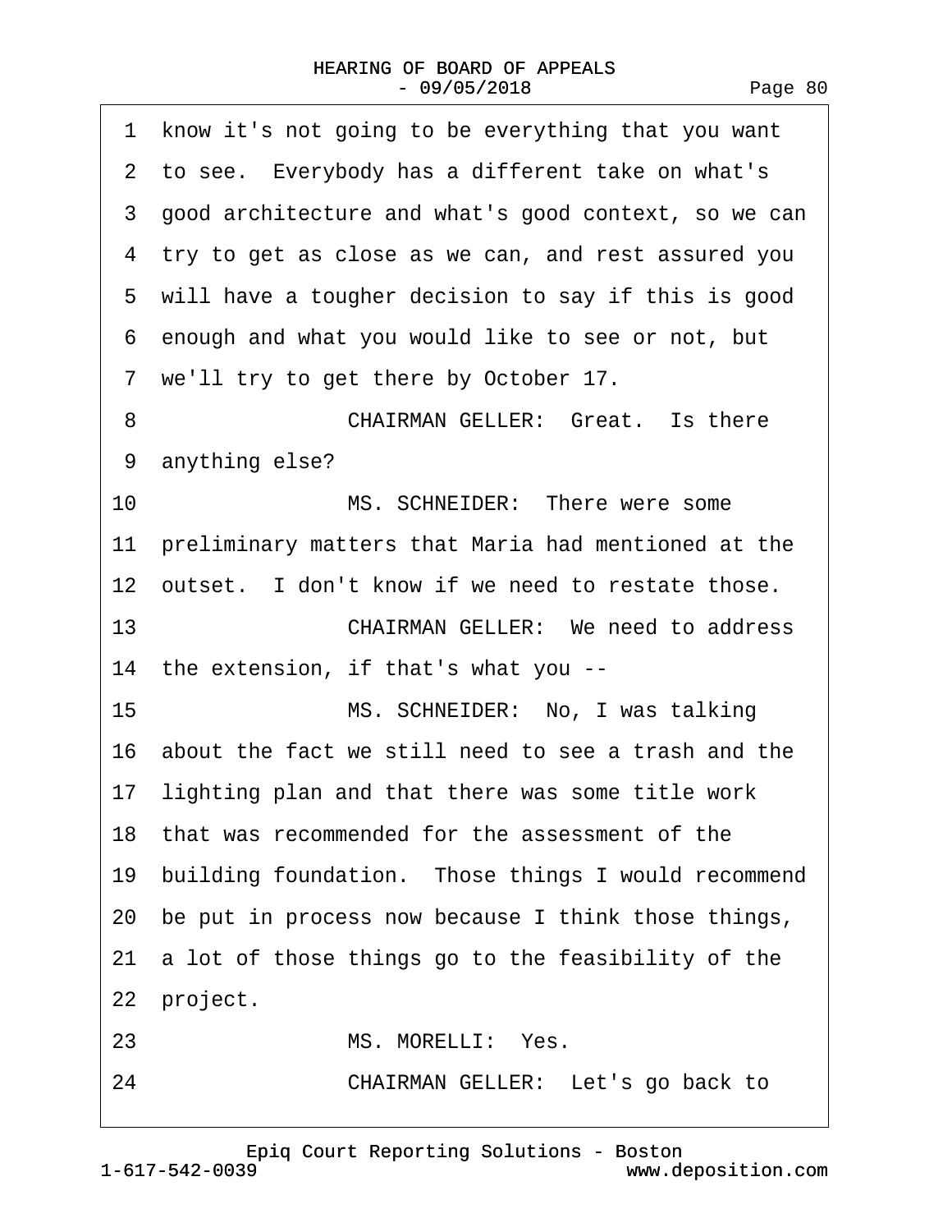1 know it's not going to be everything that you want
2 to see. Everybody has a different take on what's
3 good architecture and what's good context, so we can
4 try to get as close as we can, and rest assured you
5 will have a tougher decision to say if this is good
6 enough and what you would like to see or not, but
7 we'll try to get there by October 17.
8 CHAIRMAN GELLER: Great. Is there
9 anything else?
10 MS. SCHNEIDER: There were some
11 preliminary matters that Maria had mentioned at the
12 outset. I don't know if we need to restate those.
13 CHAIRMAN GELLER: We need to address
14 the extension, if that's what you --
15 MS. SCHNEIDER: No, I was talking
16 about the fact we still need to see a trash and the
17 lighting plan and that there was some title work
18 that was recommended for the assessment of the
19 building foundation. Those things I would recommend
20 be put in process now because I think those things,
21 a lot of those things go to the feasibility of the
22 project.
23 MS. MORELLI: Yes.
24 CHAIRMAN GELLER: Let's go back to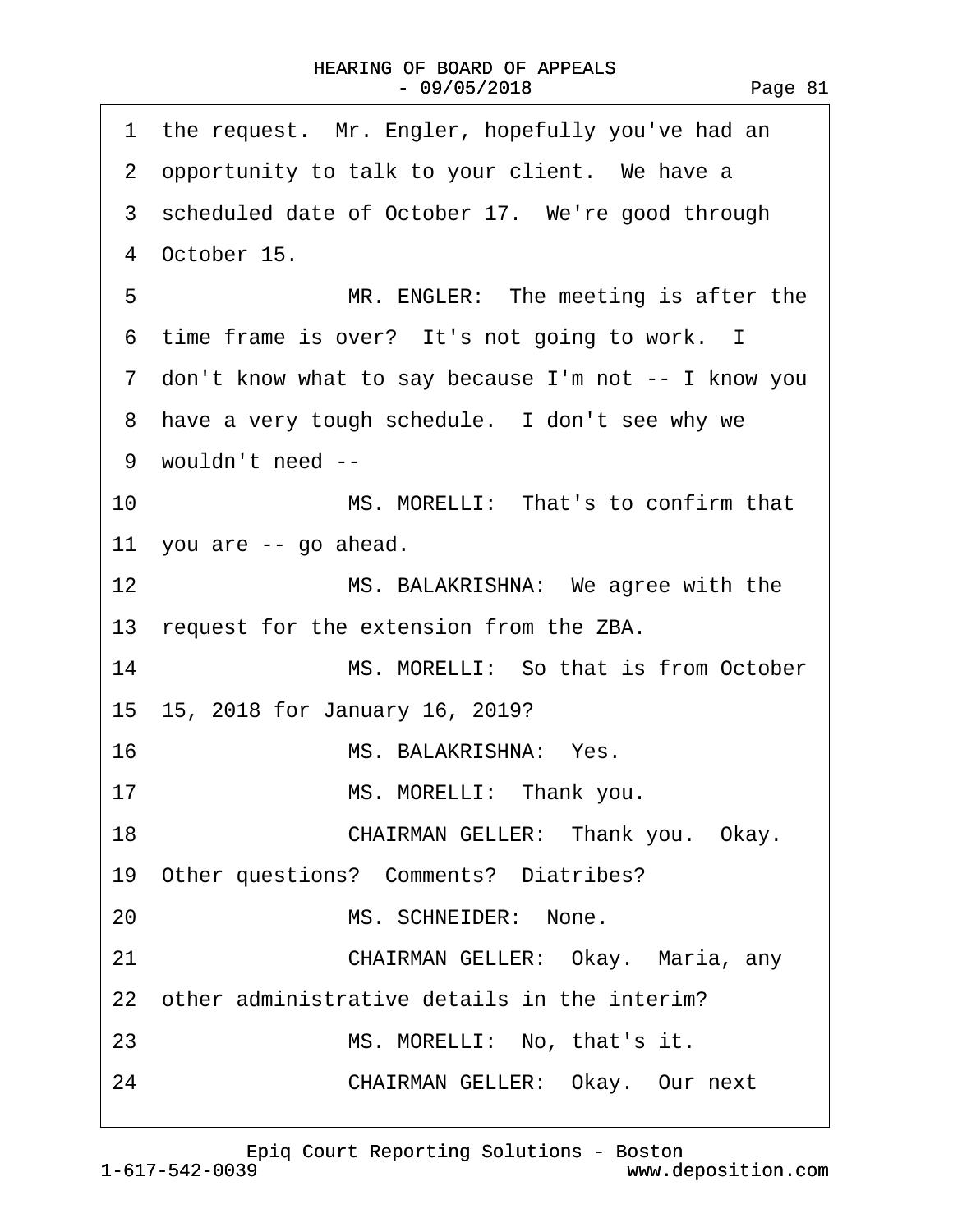1 the request. Mr. Engler, hopefully you've had an
2 opportunity to talk to your client. We have a
3 scheduled date of October 17. We're good through
4 October 15.

5 MR. ENGLER: The meeting is after the
6 time frame is over? It's not going to work. I
7 don't know what to say because I'm not -- I know you
8 have a very tough schedule. I don't see why we
9 wouldn't need --

10 MS. MORELLI: That's to confirm that
11 you are -- go ahead.

12 MS. BALAKRISHNA: We agree with the
13 request for the extension from the ZBA.

14 MS. MORELLI: So that is from October
15 15, 2018 for January 16, 2019?

16 MS. BALAKRISHNA: Yes.

17 MS. MORELLI: Thank you.

18 CHAIRMAN GELLER: Thank you. Okay.
19 Other questions? Comments? Diatribes?

20 MS. SCHNEIDER: None.

21 CHAIRMAN GELLER: Okay. Maria, any
22 other administrative details in the interim?

23 MS. MORELLI: No, that's it.

24 CHAIRMAN GELLER: Okay. Our next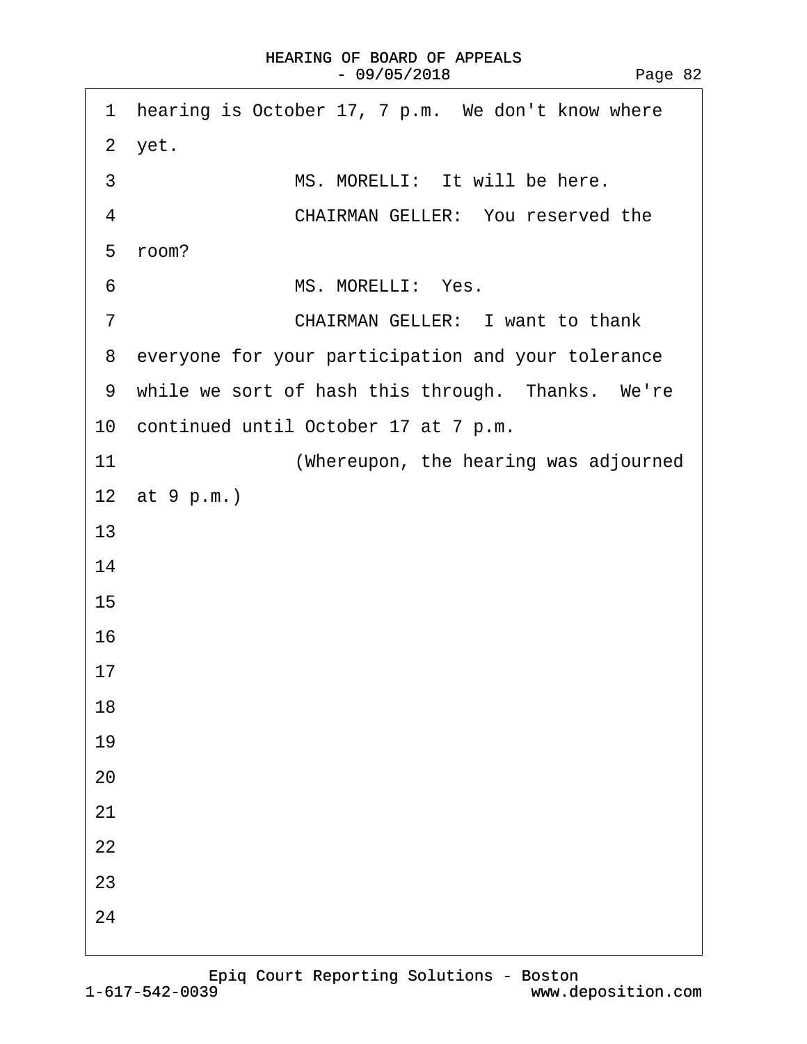1 hearing is October 17, 7 p.m. We don't know where
2 yet.
3 MS. MORELLI: It will be here.
4 CHAIRMAN GELLER: You reserved the
5 room?
6 MS. MORELLI: Yes.
7 CHAIRMAN GELLER: I want to thank
8 everyone for your participation and your tolerance
9 while we sort of hash this through. Thanks. We're
10 continued until October 17 at 7 p.m.
11 (Whereupon, the hearing was adjourned
12 at 9 p.m.)
13
14
15
16
17
18
19
20
21
22
23
24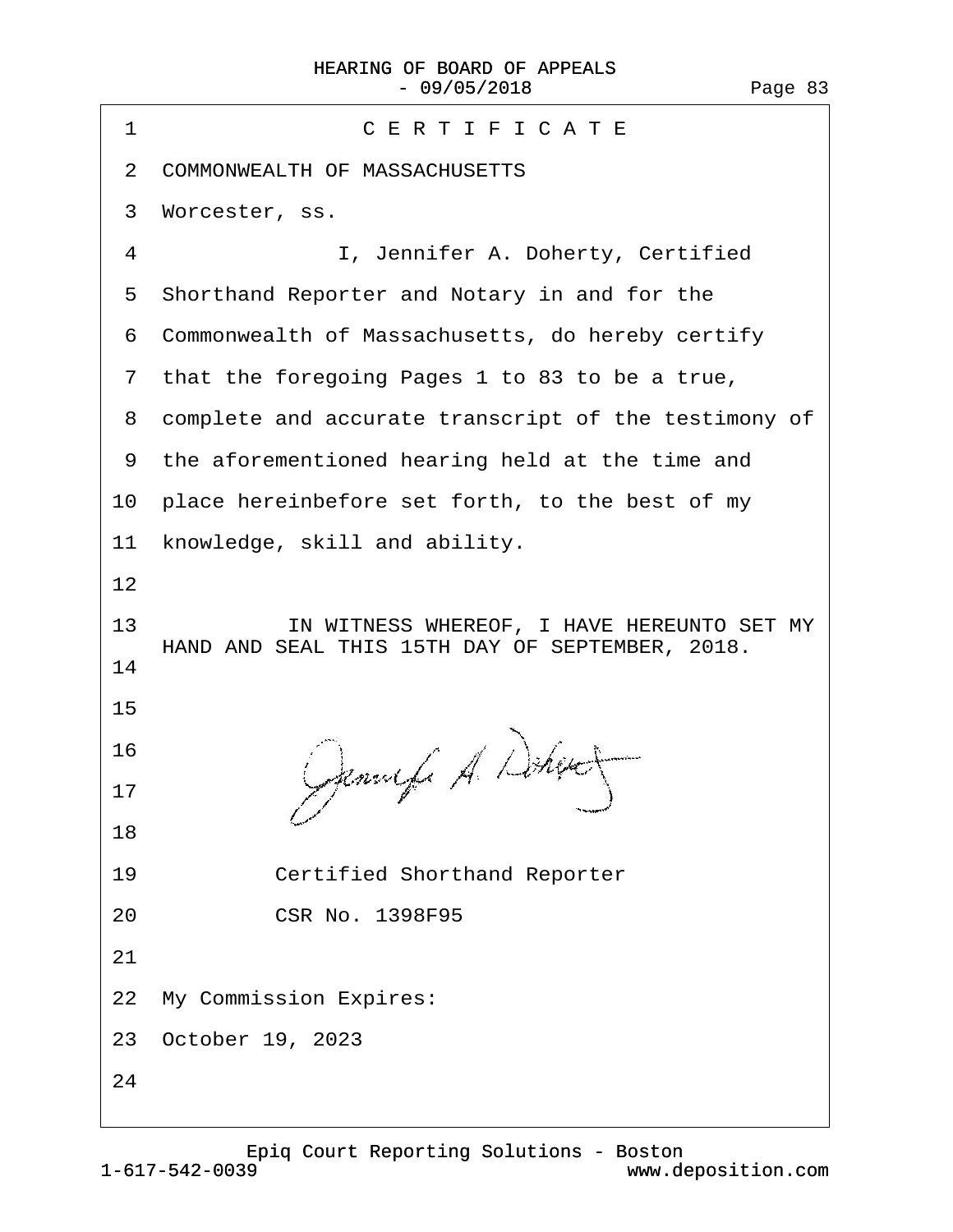# C E R T I F I C A T E

COMMONWEALTH OF MASSACHUSETTS

Worcester, ss.

I, Jennifer A. Doherty, Certified Shorthand Reporter and Notary in and for the Commonwealth of Massachusetts, do hereby certify that the foregoing Pages 1 to 83 to be a true, complete and accurate transcript of the testimony of the aforementioned hearing held at the time and place hereinbefore set forth, to the best of my knowledge, skill and ability.

IN WITNESS WHEREOF, I HAVE HEREUNTO SET MY HAND AND SEAL THIS 15TH DAY OF SEPTEMBER, 2018.

Certified Shorthand Reporter

CSR No. 1398F95

My Commission Expires:

October 19, 2023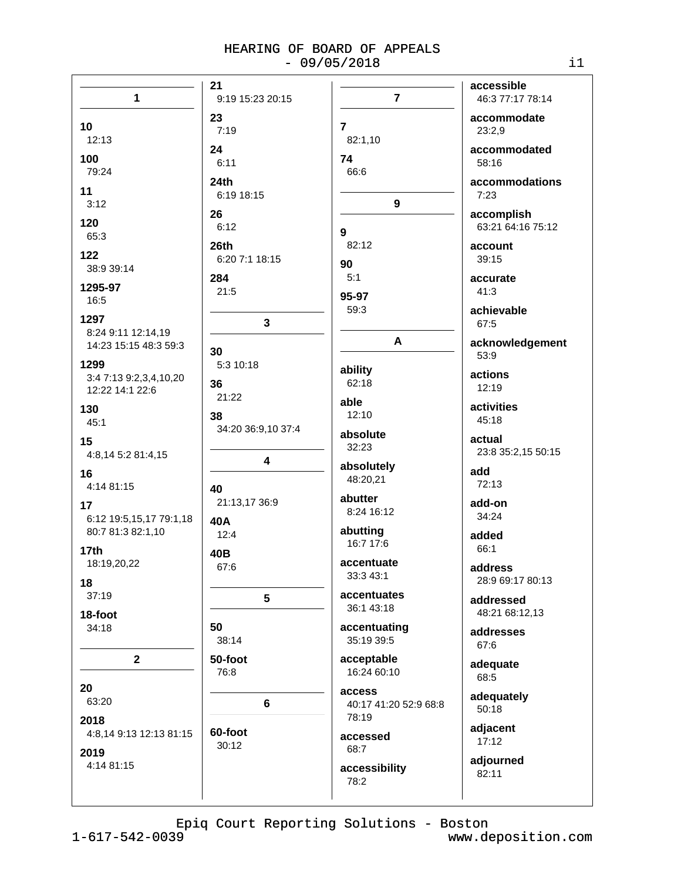# HEARING OF BOARD OF APPEALS - 09/05/2018

### 1

**10**
12:13

**100**
79:24

**11**
3:12

**120**
65:3

**122**
38:9 39:14

**1295-97**
16:5

**1297**
8:24 9:11 12:14,19 14:23 15:15 48:3 59:3

**1299**
3:4 7:13 9:2,3,4,10,20 12:22 14:1 22:6

**130**
45:1

**15**
4:8,14 5:2 81:4,15

**16**
4:14 81:15

**17**
6:12 19:5,15,17 79:1,18 80:7 81:3 82:1,10

**17th**
18:19,20,22

**18**
37:19

**18-foot**
34:18

### 2

**20**
63:20

**2018**
4:8,14 9:13 12:13 81:15

**2019**
4:14 81:15

**21**
9:19 15:23 20:15

**23**
7:19

**24**
6:11

**24th**
6:19 18:15

**26**
6:12

**26th**
6:20 7:1 18:15

**284**
21:5

### 3

**30**
5:3 10:18

**36**
21:22

**38**
34:20 36:9,10 37:4

### 4

**40**
21:13,17 36:9

**40A**
12:4

**40B**
67:6

### 5

**50**
38:14

**50-foot**
76:8

### 6

**60-foot**
30:12

### 7

**7**
82:1,10

**74**
66:6

### 9

**9**
82:12

**90**
5:1

**95-97**
59:3

### A

**ability**
62:18

**able**
12:10

**absolute**
32:23

**absolutely**
48:20,21

**abutter**
8:24 16:12

**abutting**
16:7 17:6

**accentuate**
33:3 43:1

**accentuates**
36:1 43:18

**accentuating**
35:19 39:5

**acceptable**
16:24 60:10

**access**
40:17 41:20 52:9 68:8 78:19

**accessed**
68:7

**accessibility**
78:2

**accessible**
46:3 77:17 78:14

**accommodate**
23:2,9

**accommodated**
58:16

**accommodations**
7:23

**accomplish**
63:21 64:16 75:12

**account**
39:15

**accurate**
41:3

**achievable**
67:5

**acknowledgement**
53:9

**actions**
12:19

**activities**
45:18

**actual**
23:8 35:2,15 50:15

**add**
72:13

**add-on**
34:24

**added**
66:1

**address**
28:9 69:17 80:13

**addressed**
48:21 68:12,13

**addresses**
67:6

**adequate**
68:5

**adequately**
50:18

**adjacent**
17:12

**adjourned**
82:11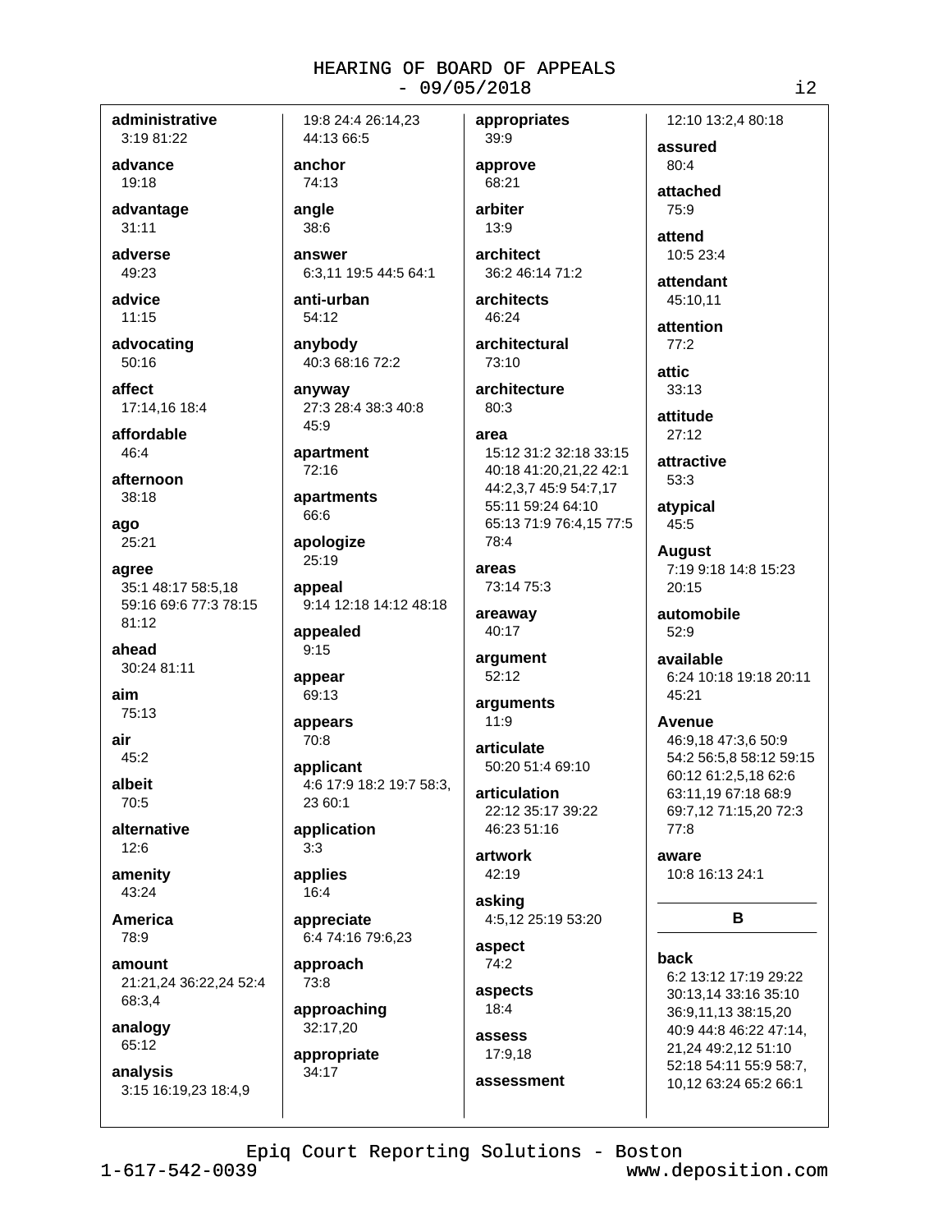**administrative**
3:19 81:22

**advance**
19:18

**advantage**
31:11

**adverse**
49:23

**advice**
11:15

**advocating**
50:16

**affect**
17:14,16 18:4

**affordable**
46:4

**afternoon**
38:18

**ago**
25:21

**agree**
35:1 48:17 58:5,18 59:16 69:6 77:3 78:15 81:12

**ahead**
30:24 81:11

**aim**
75:13

**air**
45:2

**albeit**
70:5

**alternative**
12:6

**amenity**
43:24

**America**
78:9

**amount**
21:21,24 36:22,24 52:4 68:3,4

**analogy**
65:12

**analysis**
3:15 16:19,23 18:4,9 19:8 24:4 26:14,23 44:13 66:5

**anchor**
74:13

**angle**
38:6

**answer**
6:3,11 19:5 44:5 64:1

**anti-urban**
54:12

**anybody**
40:3 68:16 72:2

**anyway**
27:3 28:4 38:3 40:8 45:9

**apartment**
72:16

**apartments**
66:6

**apologize**
25:19

**appeal**
9:14 12:18 14:12 48:18

**appealed**
9:15

**appear**
69:13

**appears**
70:8

**applicant**
4:6 17:9 18:2 19:7 58:3, 23 60:1

**application**
3:3

**applies**
16:4

**appreciate**
6:4 74:16 79:6,23

**approach**
73:8

**approaching**
32:17,20

**appropriate**
34:17

**appropriates**
39:9

**approve**
68:21

**arbiter**
13:9

**architect**
36:2 46:14 71:2

**architects**
46:24

**architectural**
73:10

**architecture**
80:3

**area**
15:12 31:2 32:18 33:15 40:18 41:20,21,22 42:1 44:2,3,7 45:9 54:7,17 55:11 59:24 64:10 65:13 71:9 76:4,15 77:5 78:4

**areas**
73:14 75:3

**areaway**
40:17

**argument**
52:12

**arguments**
11:9

**articulate**
50:20 51:4 69:10

**articulation**
22:12 35:17 39:22 46:23 51:16

**artwork**
42:19

**asking**
4:5,12 25:19 53:20

**aspect**
74:2

**aspects**
18:4

**assess**
17:9,18

**assessment**
12:10 13:2,4 80:18

**assured**
80:4

**attached**
75:9

**attend**
10:5 23:4

**attendant**
45:10,11

**attention**
77:2

**attic**
33:13

**attitude**
27:12

**attractive**
53:3

**atypical**
45:5

**August**
7:19 9:18 14:8 15:23 20:15

**automobile**
52:9

**available**
6:24 10:18 19:18 20:11 45:21

**Avenue**
46:9,18 47:3,6 50:9 54:2 56:5,8 58:12 59:15 60:12 61:2,5,18 62:6 63:11,19 67:18 68:9 69:7,12 71:15,20 72:3 77:8

**aware**
10:8 16:13 24:1

## B

**back**
6:2 13:12 17:19 29:22 30:13,14 33:16 35:10 36:9,11,13 38:15,20 40:9 44:8 46:22 47:14, 21,24 49:2,12 51:10 52:18 54:11 55:9 58:7, 10,12 63:24 65:2 66:1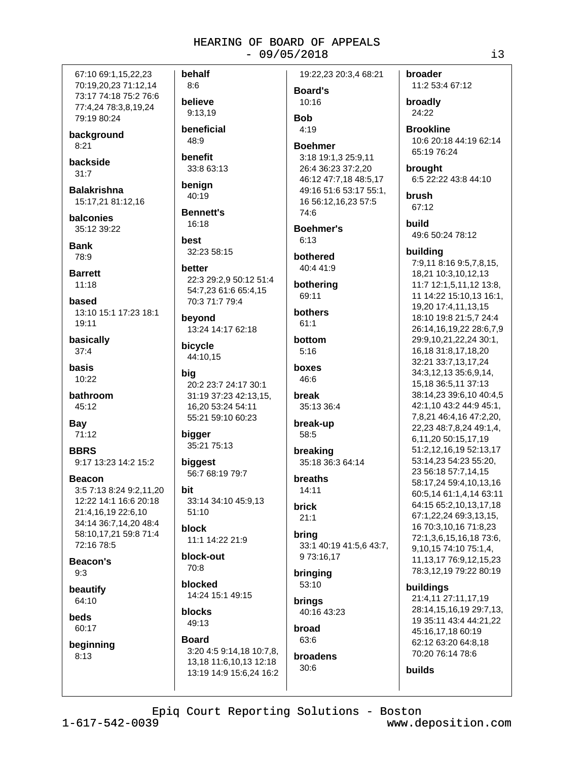67:10 69:1,15,22,23 70:19,20,23 71:12,14 73:17 74:18 75:2 76:6 77:4,24 78:3,8,19,24 79:19 80:24

**background**
8:21

**backside**
31:7

**Balakrishna**
15:17,21 81:12,16

**balconies**
35:12 39:22

**Bank**
78:9

**Barrett**
11:18

**based**
13:10 15:1 17:23 18:1 19:11

**basically**
37:4

**basis**
10:22

**bathroom**
45:12

**Bay**
71:12

**BBRS**
9:17 13:23 14:2 15:2

**Beacon**
3:5 7:13 8:24 9:2,11,20 12:22 14:1 16:6 20:18 21:4,16,19 22:6,10 34:14 36:7,14,20 48:4 58:10,17,21 59:8 71:4 72:16 78:5

**Beacon's**
9:3

**beautify**
64:10

**beds**
60:17

**beginning**
8:13

**behalf**
8:6

**believe**
9:13,19

**beneficial**
48:9

**benefit**
33:8 63:13

**benign**
40:19

**Bennett's**
16:18

**best**
32:23 58:15

**better**
22:3 29:2,9 50:12 51:4 54:7,23 61:6 65:4,15 70:3 71:7 79:4

**beyond**
13:24 14:17 62:18

**bicycle**
44:10,15

**big**
20:2 23:7 24:17 30:1 31:19 37:23 42:13,15, 16,20 53:24 54:11 55:21 59:10 60:23

**bigger**
35:21 75:13

**biggest**
56:7 68:19 79:7

**bit**
33:14 34:10 45:9,13 51:10

**block**
11:1 14:22 21:9

**block-out**
70:8

**blocked**
14:24 15:1 49:15

**blocks**
49:13

**Board**
3:20 4:5 9:14,18 10:7,8, 13,18 11:6,10,13 12:18 13:19 14:9 15:6,24 16:2 19:22,23 20:3,4 68:21

**Board's**
10:16

**Bob**
4:19

**Boehmer**
3:18 19:1,3 25:9,11 26:4 36:23 37:2,20 46:12 47:7,18 48:5,17 49:16 51:6 53:17 55:1, 16 56:12,16,23 57:5 74:6

**Boehmer's**
6:13

**bothered**
40:4 41:9

**bothering**
69:11

**bothers**
61:1

**bottom**
5:16

**boxes**
46:6

**break**
35:13 36:4

**break-up**
58:5

**breaking**
35:18 36:3 64:14

**breaths**
14:11

**brick**
21:1

**bring**
33:1 40:19 41:5,6 43:7, 9 73:16,17

**bringing**
53:10

**brings**
40:16 43:23

**broad**
63:6

**broadens**
30:6

**broader**
11:2 53:4 67:12

**broadly**
24:22

**Brookline**
10:6 20:18 44:19 62:14 65:19 76:24

**brought**
6:5 22:22 43:8 44:10

**brush**
67:12

**build**
49:6 50:24 78:12

**building**
7:9,11 8:16 9:5,7,8,15, 18,21 10:3,10,12,13 11:7 12:1,5,11,12 13:8, 11 14:22 15:10,13 16:1, 19,20 17:4,11,13,15 18:10 19:8 21:5,7 24:4 26:14,16,19,22 28:6,7,9 29:9,10,21,22,24 30:1, 16,18 31:8,17,18,20 32:21 33:7,13,17,24 34:3,12,13 35:6,9,14, 15,18 36:5,11 37:13 38:14,23 39:6,10 40:4,5 42:1,10 43:2 44:9 45:1, 7,8,21 46:4,16 47:2,20, 22,23 48:7,8,24 49:1,4, 6,11,20 50:15,17,19 51:2,12,16,19 52:13,17 53:14,23 54:23 55:20, 23 56:18 57:7,14,15 58:17,24 59:4,10,13,16 60:5,14 61:1,4,14 63:11 64:15 65:2,10,13,17,18 67:1,22,24 69:3,13,15, 16 70:3,10,16 71:8,23 72:1,3,6,15,16,18 73:6, 9,10,15 74:10 75:1,4, 11,13,17 76:9,12,15,23 78:3,12,19 79:22 80:19

**buildings**
21:4,11 27:11,17,19 28:14,15,16,19 29:7,13, 19 35:11 43:4 44:21,22 45:16,17,18 60:19 62:12 63:20 64:8,18 70:20 76:14 78:6

**builds**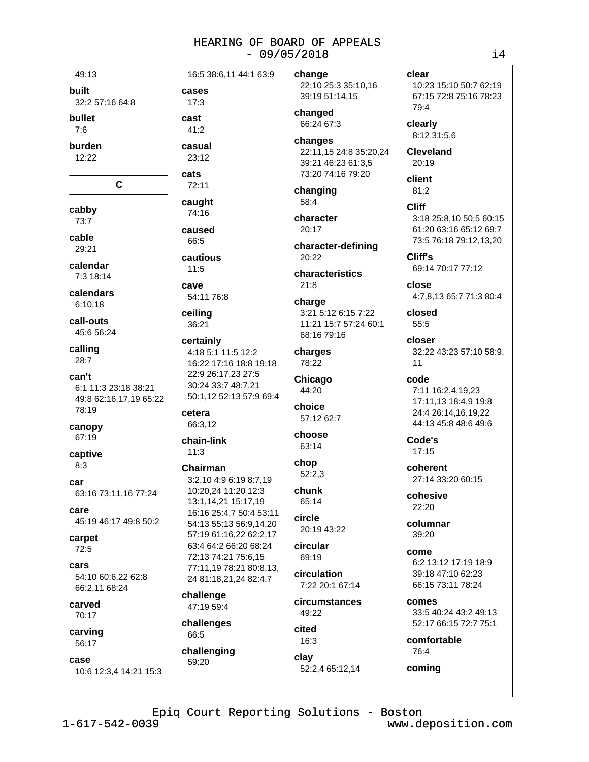49:13

**built**
32:2 57:16 64:8

**bullet**
7:6

**burden**
12:22

## C

**cabby**
73:7

**cable**
29:21

**calendar**
7:3 18:14

**calendars**
6:10,18

**call-outs**
45:6 56:24

**calling**
28:7

**can't**
6:1 11:3 23:18 38:21 49:8 62:16,17,19 65:22 78:19

**canopy**
67:19

**captive**
8:3

**car**
63:16 73:11,16 77:24

**care**
45:19 46:17 49:8 50:2

**carpet**
72:5

**cars**
54:10 60:6,22 62:8 66:2,11 68:24

**carved**
70:17

**carving**
56:17

**case**
10:6 12:3,4 14:21 15:3 16:5 38:6,11 44:1 63:9

**cases**
17:3

**cast**
41:2

**casual**
23:12

**cats**
72:11

**caught**
74:16

**caused**
66:5

**cautious**
11:5

**cave**
54:11 76:8

**ceiling**
36:21

**certainly**
4:18 5:1 11:5 12:2 16:22 17:16 18:8 19:18 22:9 26:17,23 27:5 30:24 33:7 48:7,21 50:1,12 52:13 57:9 69:4

**cetera**
66:3,12

**chain-link**
11:3

**Chairman**
3:2,10 4:9 6:19 8:7,19 10:20,24 11:20 12:3 13:1,14,21 15:17,19 16:16 25:4,7 50:4 53:11 54:13 55:13 56:9,14,20 57:19 61:16,22 62:2,17 63:4 64:2 66:20 68:24 72:13 74:21 75:6,15 77:11,19 78:21 80:8,13, 24 81:18,21,24 82:4,7

**challenge**
47:19 59:4

**challenges**
66:5

**challenging**
59:20

**change**
22:10 25:3 35:10,16 39:19 51:14,15

**changed**
66:24 67:3

**changes**
22:11,15 24:8 35:20,24 39:21 46:23 61:3,5 73:20 74:16 79:20

**changing**
58:4

**character**
20:17

**character-defining**
20:22

**characteristics**
21:8

**charge**
3:21 5:12 6:15 7:22 11:21 15:7 57:24 60:1 68:16 79:16

**charges**
78:22

**Chicago**
44:20

**choice**
57:12 62:7

**choose**
63:14

**chop**
52:2,3

**chunk**
65:14

**circle**
20:19 43:22

**circular**
69:19

**circulation**
7:22 20:1 67:14

**circumstances**
49:22

**cited**
16:3

**clay**
52:2,4 65:12,14

**clear**
10:23 15:10 50:7 62:19 67:15 72:8 75:16 78:23 79:4

**clearly**
8:12 31:5,6

**Cleveland**
20:19

**client**
81:2

**Cliff**
3:18 25:8,10 50:5 60:15 61:20 63:16 65:12 69:7 73:5 76:18 79:12,13,20

**Cliff's**
69:14 70:17 77:12

**close**
4:7,8,13 65:7 71:3 80:4

**closed**
55:5

**closer**
32:22 43:23 57:10 58:9, 11

**code**
7:11 16:2,4,19,23 17:11,13 18:4,9 19:8 24:4 26:14,16,19,22 44:13 45:8 48:6 49:6

**Code's**
17:15

**coherent**
27:14 33:20 60:15

**cohesive**
22:20

**columnar**
39:20

**come**
6:2 13:12 17:19 18:9 39:18 47:10 62:23 66:15 73:11 78:24

**comes**
33:5 40:24 43:2 49:13 52:17 66:15 72:7 75:1

**comfortable**
76:4

**coming**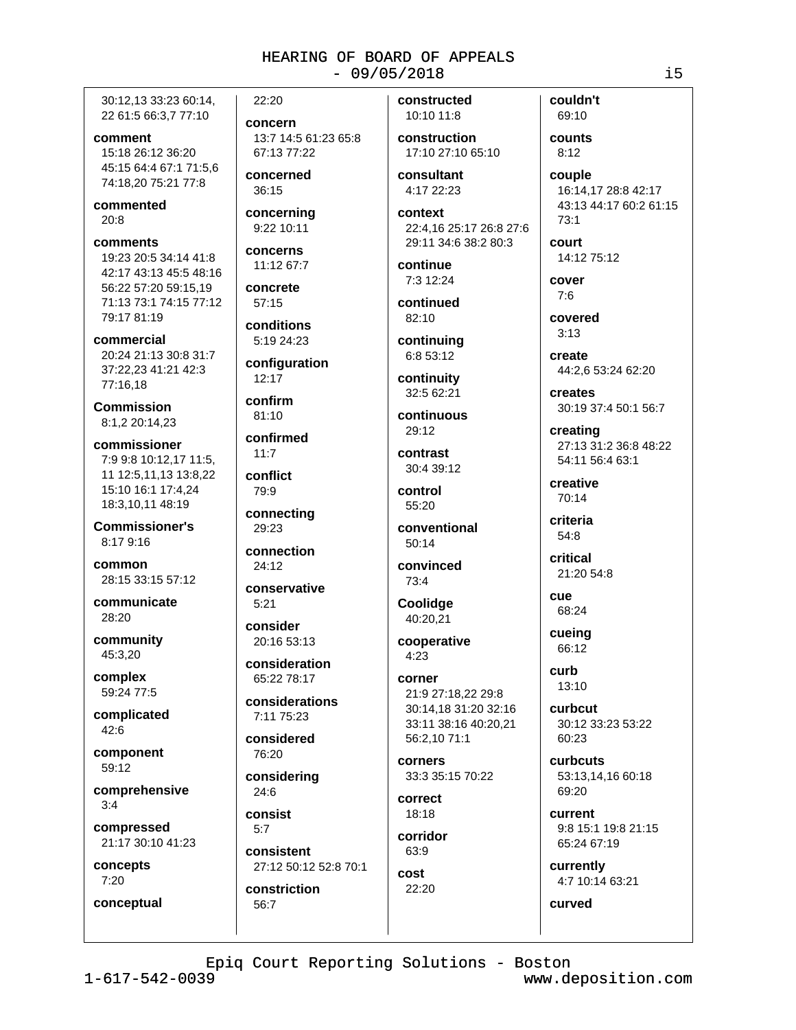30:12,13 33:23 60:14, 22 61:5 66:3,7 77:10

**comment**
15:18 26:12 36:20 45:15 64:4 67:1 71:5,6 74:18,20 75:21 77:8

**commented**
20:8

**comments**
19:23 20:5 34:14 41:8 42:17 43:13 45:5 48:16 56:22 57:20 59:15,19 71:13 73:1 74:15 77:12 79:17 81:19

**commercial**
20:24 21:13 30:8 31:7 37:22,23 41:21 42:3 77:16,18

**Commission**
8:1,2 20:14,23

**commissioner**
7:9 9:8 10:12,17 11:5, 11 12:5,11,13 13:8,22 15:10 16:1 17:4,24 18:3,10,11 48:19

**Commissioner's**
8:17 9:16

**common**
28:15 33:15 57:12

**communicate**
28:20

**community**
45:3,20

**complex**
59:24 77:5

**complicated**
42:6

**component**
59:12

**comprehensive**
3:4

**compressed**
21:17 30:10 41:23

**concepts**
7:20

**conceptual**
22:20

**concern**
13:7 14:5 61:23 65:8 67:13 77:22

**concerned**
36:15

**concerning**
9:22 10:11

**concerns**
11:12 67:7

**concrete**
57:15

**conditions**
5:19 24:23

**configuration**
12:17

**confirm**
81:10

**confirmed**
11:7

**conflict**
79:9

**connecting**
29:23

**connection**
24:12

**conservative**
5:21

**consider**
20:16 53:13

**consideration**
65:22 78:17

**considerations**
7:11 75:23

**considered**
76:20

**considering**
24:6

**consist**
5:7

**consistent**
27:12 50:12 52:8 70:1

**constriction**
56:7

**constructed**
10:10 11:8

**construction**
17:10 27:10 65:10

**consultant**
4:17 22:23

**context**
22:4,16 25:17 26:8 27:6 29:11 34:6 38:2 80:3

**continue**
7:3 12:24

**continued**
82:10

**continuing**
6:8 53:12

**continuity**
32:5 62:21

**continuous**
29:12

**contrast**
30:4 39:12

**control**
55:20

**conventional**
50:14

**convinced**
73:4

**Coolidge**
40:20,21

**cooperative**
4:23

**corner**
21:9 27:18,22 29:8 30:14,18 31:20 32:16 33:11 38:16 40:20,21 56:2,10 71:1

**corners**
33:3 35:15 70:22

**correct**
18:18

**corridor**
63:9

**cost**
22:20

**couldn't**
69:10

**counts**
8:12

**couple**
16:14,17 28:8 42:17 43:13 44:17 60:2 61:15 73:1

**court**
14:12 75:12

**cover**
7:6

**covered**
3:13

**create**
44:2,6 53:24 62:20

**creates**
30:19 37:4 50:1 56:7

**creating**
27:13 31:2 36:8 48:22 54:11 56:4 63:1

**creative**
70:14

**criteria**
54:8

**critical**
21:20 54:8

**cue**
68:24

**cueing**
66:12

**curb**
13:10

**curbcut**
30:12 33:23 53:22 60:23

**curbcuts**
53:13,14,16 60:18 69:20

**current**
9:8 15:1 19:8 21:15 65:24 67:19

**currently**
4:7 10:14 63:21

**curved**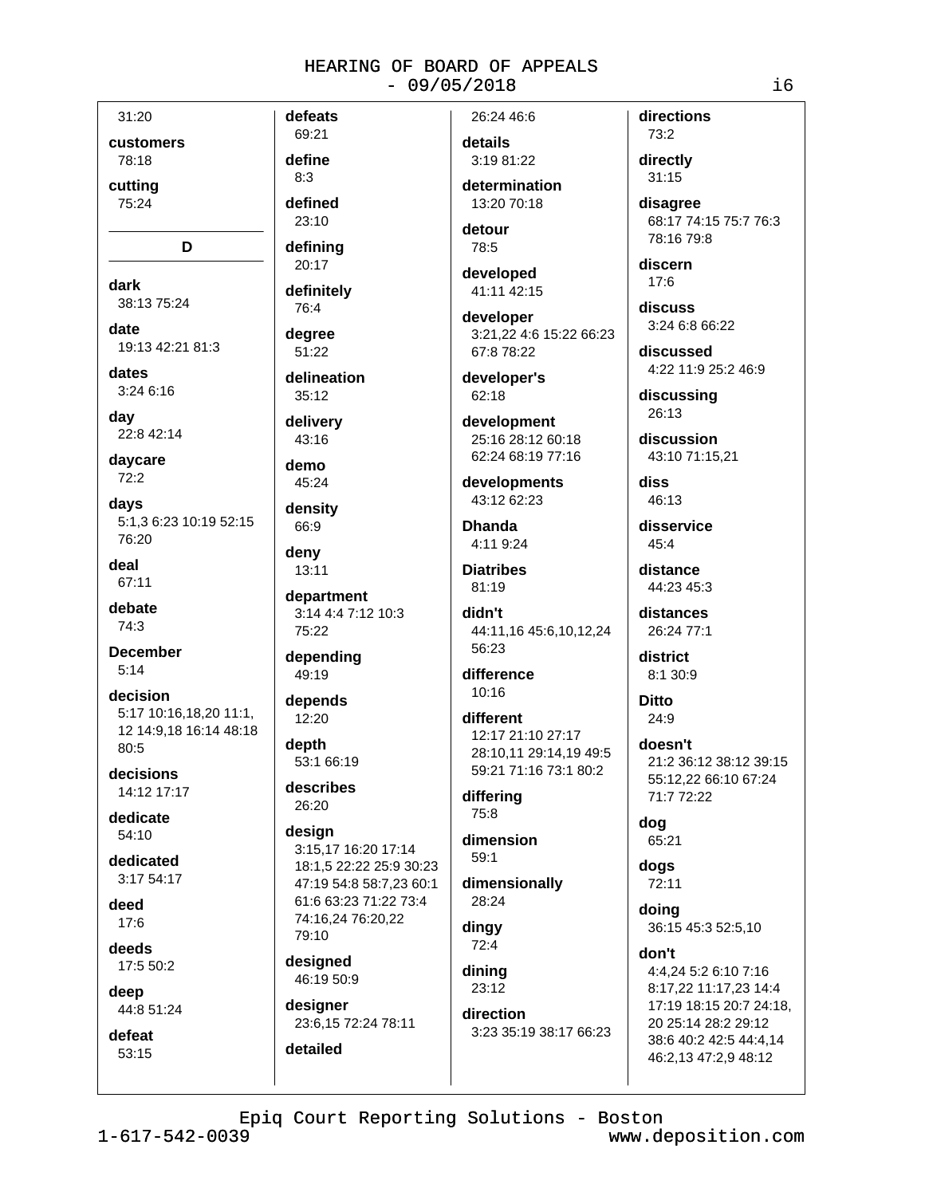31:20

**customers**
78:18

**cutting**
75:24

## D

**dark**
38:13 75:24

**date**
19:13 42:21 81:3

**dates**
3:24 6:16

**day**
22:8 42:14

**daycare**
72:2

**days**
5:1,3 6:23 10:19 52:15 76:20

**deal**
67:11

**debate**
74:3

**December**
5:14

**decision**
5:17 10:16,18,20 11:1, 12 14:9,18 16:14 48:18 80:5

**decisions**
14:12 17:17

**dedicate**
54:10

**dedicated**
3:17 54:17

**deed**
17:6

**deeds**
17:5 50:2

**deep**
44:8 51:24

**defeat**
53:15

**defeats**
69:21

**define**
8:3

**defined**
23:10

**defining**
20:17

**definitely**
76:4

**degree**
51:22

**delineation**
35:12

**delivery**
43:16

**demo**
45:24

**density**
66:9

**deny**
13:11

**department**
3:14 4:4 7:12 10:3 75:22

**depending**
49:19

**depends**
12:20

**depth**
53:1 66:19

**describes**
26:20

**design**
3:15,17 16:20 17:14 18:1,5 22:22 25:9 30:23 47:19 54:8 58:7,23 60:1 61:6 63:23 71:22 73:4 74:16,24 76:20,22 79:10

**designed**
46:19 50:9

**designer**
23:6,15 72:24 78:11

**detailed**
26:24 46:6

**details**
3:19 81:22

**determination**
13:20 70:18

**detour**
78:5

**developed**
41:11 42:15

**developer**
3:21,22 4:6 15:22 66:23 67:8 78:22

**developer's**
62:18

**development**
25:16 28:12 60:18 62:24 68:19 77:16

**developments**
43:12 62:23

**Dhanda**
4:11 9:24

**Diatribes**
81:19

**didn't**
44:11,16 45:6,10,12,24 56:23

**difference**
10:16

**different**
12:17 21:10 27:17 28:10,11 29:14,19 49:5 59:21 71:16 73:1 80:2

**differing**
75:8

**dimension**
59:1

**dimensionally**
28:24

**dingy**
72:4

**dining**
23:12

**direction**
3:23 35:19 38:17 66:23

**directions**
73:2

**directly**
31:15

**disagree**
68:17 74:15 75:7 76:3 78:16 79:8

**discern**
17:6

**discuss**
3:24 6:8 66:22

**discussed**
4:22 11:9 25:2 46:9

**discussing**
26:13

**discussion**
43:10 71:15,21

**diss**
46:13

**disservice**
45:4

**distance**
44:23 45:3

**distances**
26:24 77:1

**district**
8:1 30:9

**Ditto**
24:9

**doesn't**
21:2 36:12 38:12 39:15 55:12,22 66:10 67:24 71:7 72:22

**dog**
65:21

**dogs**
72:11

**doing**
36:15 45:3 52:5,10

**don't**
4:4,24 5:2 6:10 7:16 8:17,22 11:17,23 14:4 17:19 18:15 20:7 24:18, 20 25:14 28:2 29:12 38:6 40:2 42:5 44:4,14 46:2,13 47:2,9 48:12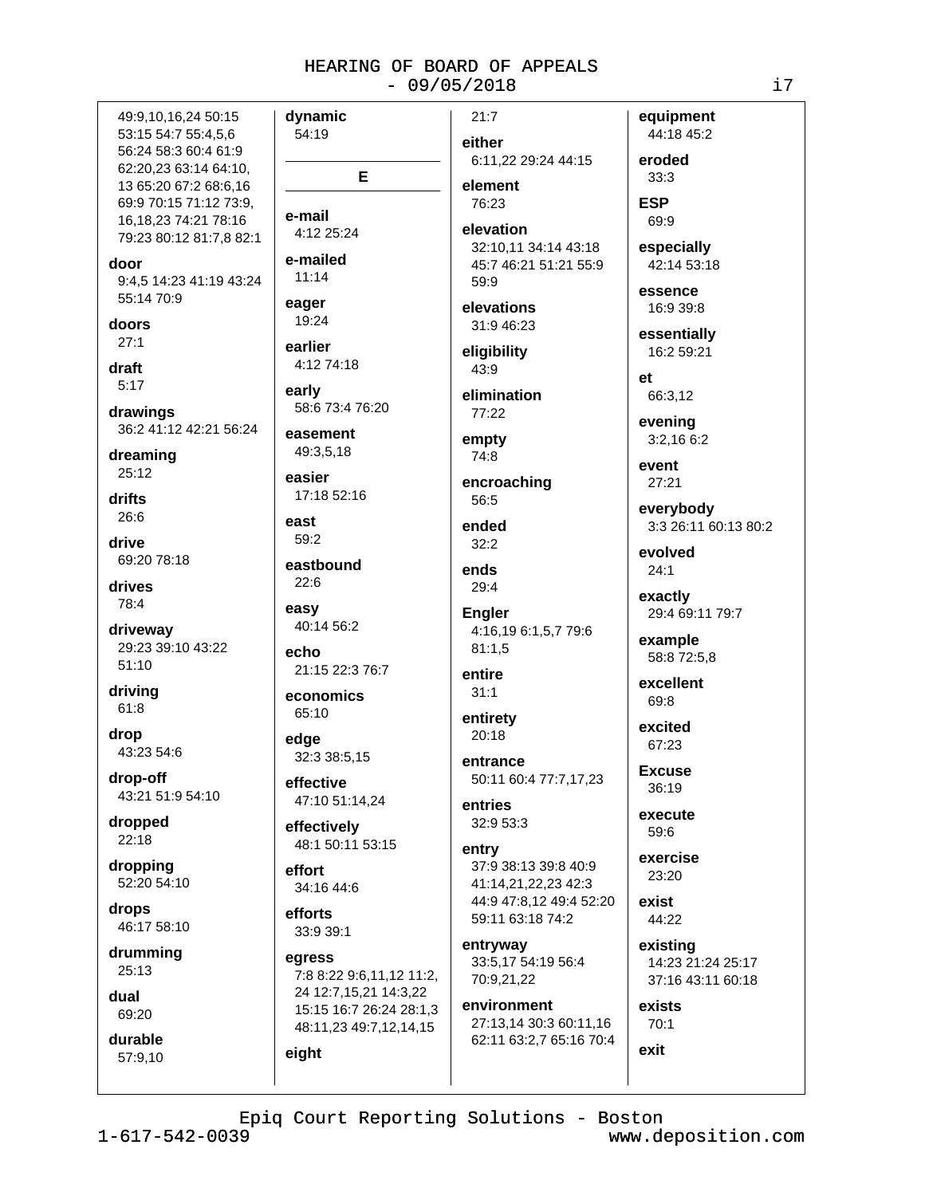49:9,10,16,24 50:15 53:15 54:7 55:4,5,6 56:24 58:3 60:4 61:9 62:20,23 63:14 64:10, 13 65:20 67:2 68:6,16 69:9 70:15 71:12 73:9, 16,18,23 74:21 78:16 79:23 80:12 81:7,8 82:1

**door**
9:4,5 14:23 41:19 43:24 55:14 70:9

**doors**
27:1

**draft**
5:17

**drawings**
36:2 41:12 42:21 56:24

**dreaming**
25:12

**drifts**
26:6

**drive**
69:20 78:18

**drives**
78:4

**driveway**
29:23 39:10 43:22 51:10

**driving**
61:8

**drop**
43:23 54:6

**drop-off**
43:21 51:9 54:10

**dropped**
22:18

**dropping**
52:20 54:10

**drops**
46:17 58:10

**drumming**
25:13

**dual**
69:20

**durable**
57:9,10

**dynamic**
54:19

**E**

**e-mail**
4:12 25:24

**e-mailed**
11:14

**eager**
19:24

**earlier**
4:12 74:18

**early**
58:6 73:4 76:20

**easement**
49:3,5,18

**easier**
17:18 52:16

**east**
59:2

**eastbound**
22:6

**easy**
40:14 56:2

**echo**
21:15 22:3 76:7

**economics**
65:10

**edge**
32:3 38:5,15

**effective**
47:10 51:14,24

**effectively**
48:1 50:11 53:15

**effort**
34:16 44:6

**efforts**
33:9 39:1

**egress**
7:8 8:22 9:6,11,12 11:2, 24 12:7,15,21 14:3,22 15:15 16:7 26:24 28:1,3 48:11,23 49:7,12,14,15

**eight**
21:7

**either**
6:11,22 29:24 44:15

**element**
76:23

**elevation**
32:10,11 34:14 43:18 45:7 46:21 51:21 55:9 59:9

**elevations**
31:9 46:23

**eligibility**
43:9

**elimination**
77:22

**empty**
74:8

**encroaching**
56:5

**ended**
32:2

**ends**
29:4

**Engler**
4:16,19 6:1,5,7 79:6 81:1,5

**entire**
31:1

**entirety**
20:18

**entrance**
50:11 60:4 77:7,17,23

**entries**
32:9 53:3

**entry**
37:9 38:13 39:8 40:9 41:14,21,22,23 42:3 44:9 47:8,12 49:4 52:20 59:11 63:18 74:2

**entryway**
33:5,17 54:19 56:4 70:9,21,22

**environment**
27:13,14 30:3 60:11,16 62:11 63:2,7 65:16 70:4

**equipment**
44:18 45:2

**eroded**
33:3

**ESP**
69:9

**especially**
42:14 53:18

**essence**
16:9 39:8

**essentially**
16:2 59:21

**et**
66:3,12

**evening**
3:2,16 6:2

**event**
27:21

**everybody**
3:3 26:11 60:13 80:2

**evolved**
24:1

**exactly**
29:4 69:11 79:7

**example**
58:8 72:5,8

**excellent**
69:8

**excited**
67:23

**Excuse**
36:19

**execute**
59:6

**exercise**
23:20

**exist**
44:22

**existing**
14:23 21:24 25:17 37:16 43:11 60:18

**exists**
70:1

**exit**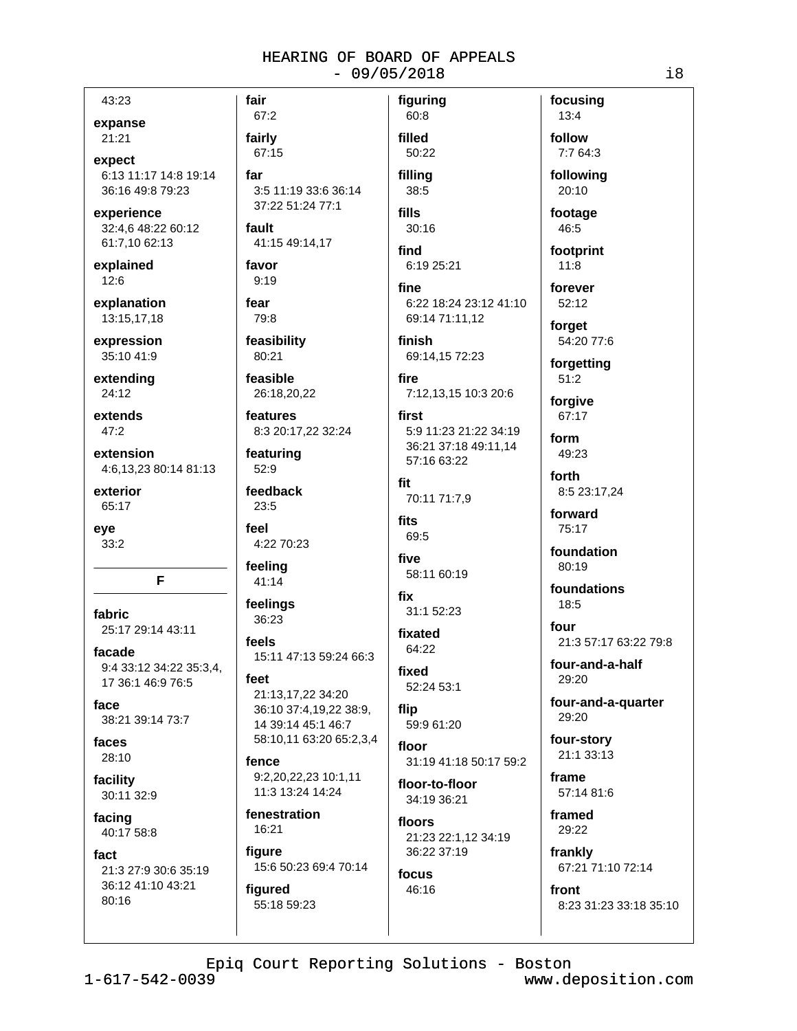43:23

**expanse**
21:21

**expect**
6:13 11:17 14:8 19:14 36:16 49:8 79:23

**experience**
32:4,6 48:22 60:12 61:7,10 62:13

**explained**
12:6

**explanation**
13:15,17,18

**expression**
35:10 41:9

**extending**
24:12

**extends**
47:2

**extension**
4:6,13,23 80:14 81:13

**exterior**
65:17

**eye**
33:2

## F

**fabric**
25:17 29:14 43:11

**facade**
9:4 33:12 34:22 35:3,4, 17 36:1 46:9 76:5

**face**
38:21 39:14 73:7

**faces**
28:10

**facility**
30:11 32:9

**facing**
40:17 58:8

**fact**
21:3 27:9 30:6 35:19 36:12 41:10 43:21 80:16

**fair**
67:2

**fairly**
67:15

**far**
3:5 11:19 33:6 36:14 37:22 51:24 77:1

**fault**
41:15 49:14,17

**favor**
9:19

**fear**
79:8

**feasibility**
80:21

**feasible**
26:18,20,22

**features**
8:3 20:17,22 32:24

**featuring**
52:9

**feedback**
23:5

**feel**
4:22 70:23

**feeling**
41:14

**feelings**
36:23

**feels**
15:11 47:13 59:24 66:3

**feet**
21:13,17,22 34:20 36:10 37:4,19,22 38:9, 14 39:14 45:1 46:7 58:10,11 63:20 65:2,3,4

**fence**
9:2,20,22,23 10:1,11 11:3 13:24 14:24

**fenestration**
16:21

**figure**
15:6 50:23 69:4 70:14

**figured**
55:18 59:23

**figuring**
60:8

**filled**
50:22

**filling**
38:5

**fills**
30:16

**find**
6:19 25:21

**fine**
6:22 18:24 23:12 41:10 69:14 71:11,12

**finish**
69:14,15 72:23

**fire**
7:12,13,15 10:3 20:6

**first**
5:9 11:23 21:22 34:19 36:21 37:18 49:11,14 57:16 63:22

**fit**
70:11 71:7,9

**fits**
69:5

**five**
58:11 60:19

**fix**
31:1 52:23

**fixated**
64:22

**fixed**
52:24 53:1

**flip**
59:9 61:20

**floor**
31:19 41:18 50:17 59:2

**floor-to-floor**
34:19 36:21

**floors**
21:23 22:1,12 34:19 36:22 37:19

**focus**
46:16

**focusing**
13:4

**follow**
7:7 64:3

**following**
20:10

**footage**
46:5

**footprint**
11:8

**forever**
52:12

**forget**
54:20 77:6

**forgetting**
51:2

**forgive**
67:17

**form**
49:23

**forth**
8:5 23:17,24

**forward**
75:17

**foundation**
80:19

**foundations**
18:5

**four**
21:3 57:17 63:22 79:8

**four-and-a-half**
29:20

**four-and-a-quarter**
29:20

**four-story**
21:1 33:13

**frame**
57:14 81:6

**framed**
29:22

**frankly**
67:21 71:10 72:14

**front**
8:23 31:23 33:18 35:10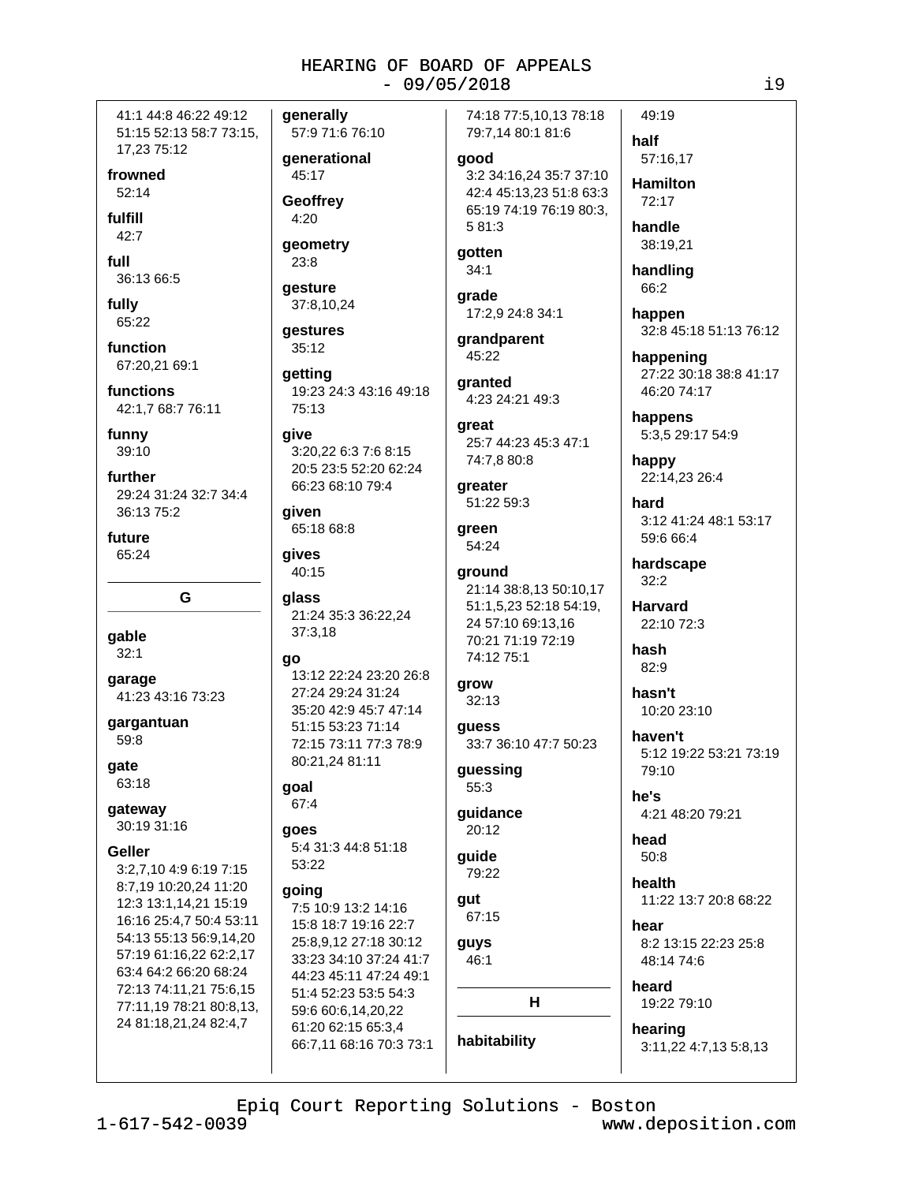41:1 44:8 46:22 49:12 51:15 52:13 58:7 73:15, 17,23 75:12

**frowned**
52:14

**fulfill**
42:7

**full**
36:13 66:5

**fully**
65:22

**function**
67:20,21 69:1

**functions**
42:1,7 68:7 76:11

**funny**
39:10

**further**
29:24 31:24 32:7 34:4 36:13 75:2

**future**
65:24

## G

**gable**
32:1

**garage**
41:23 43:16 73:23

**gargantuan**
59:8

**gate**
63:18

**gateway**
30:19 31:16

**Geller**
3:2,7,10 4:9 6:19 7:15 8:7,19 10:20,24 11:20 12:3 13:1,14,21 15:19 16:16 25:4,7 50:4 53:11 54:13 55:13 56:9,14,20 57:19 61:16,22 62:2,17 63:4 64:2 66:20 68:24 72:13 74:11,21 75:6,15 77:11,19 78:21 80:8,13, 24 81:18,21,24 82:4,7

**generally**
57:9 71:6 76:10

**generational**
45:17

**Geoffrey**
4:20

**geometry**
23:8

**gesture**
37:8,10,24

**gestures**
35:12

**getting**
19:23 24:3 43:16 49:18 75:13

**give**
3:20,22 6:3 7:6 8:15 20:5 23:5 52:20 62:24 66:23 68:10 79:4

**given**
65:18 68:8

**gives**
40:15

**glass**
21:24 35:3 36:22,24 37:3,18

**go**
13:12 22:24 23:20 26:8 27:24 29:24 31:24 35:20 42:9 45:7 47:14 51:15 53:23 71:14 72:15 73:11 77:3 78:9 80:21,24 81:11

**goal**
67:4

**goes**
5:4 31:3 44:8 51:18 53:22

**going**
7:5 10:9 13:2 14:16 15:8 18:7 19:16 22:7 25:8,9,12 27:18 30:12 33:23 34:10 37:24 41:7 44:23 45:11 47:24 49:1 51:4 52:23 53:5 54:3 59:6 60:6,14,20,22 61:20 62:15 65:3,4 66:7,11 68:16 70:3 73:1 74:18 77:5,10,13 78:18 79:7,14 80:1 81:6

**good**
3:2 34:16,24 35:7 37:10 42:4 45:13,23 51:8 63:3 65:19 74:19 76:19 80:3, 5 81:3

**gotten**
34:1

**grade**
17:2,9 24:8 34:1

**grandparent**
45:22

**granted**
4:23 24:21 49:3

**great**
25:7 44:23 45:3 47:1 74:7,8 80:8

**greater**
51:22 59:3

**green**
54:24

**ground**
21:14 38:8,13 50:10,17 51:1,5,23 52:18 54:19, 24 57:10 69:13,16 70:21 71:19 72:19 74:12 75:1

**grow**
32:13

**guess**
33:7 36:10 47:7 50:23

**guessing**
55:3

**guidance**
20:12

**guide**
79:22

**gut**
67:15

**guys**
46:1

## H

**habitability**
49:19

**half**
57:16,17

**Hamilton**
72:17

**handle**
38:19,21

**handling**
66:2

**happen**
32:8 45:18 51:13 76:12

**happening**
27:22 30:18 38:8 41:17 46:20 74:17

**happens**
5:3,5 29:17 54:9

**happy**
22:14,23 26:4

**hard**
3:12 41:24 48:1 53:17 59:6 66:4

**hardscape**
32:2

**Harvard**
22:10 72:3

**hash**
82:9

**hasn't**
10:20 23:10

**haven't**
5:12 19:22 53:21 73:19 79:10

**he's**
4:21 48:20 79:21

**head**
50:8

**health**
11:22 13:7 20:8 68:22

**hear**
8:2 13:15 22:23 25:8 48:14 74:6

**heard**
19:22 79:10

**hearing**
3:11,22 4:7,13 5:8,13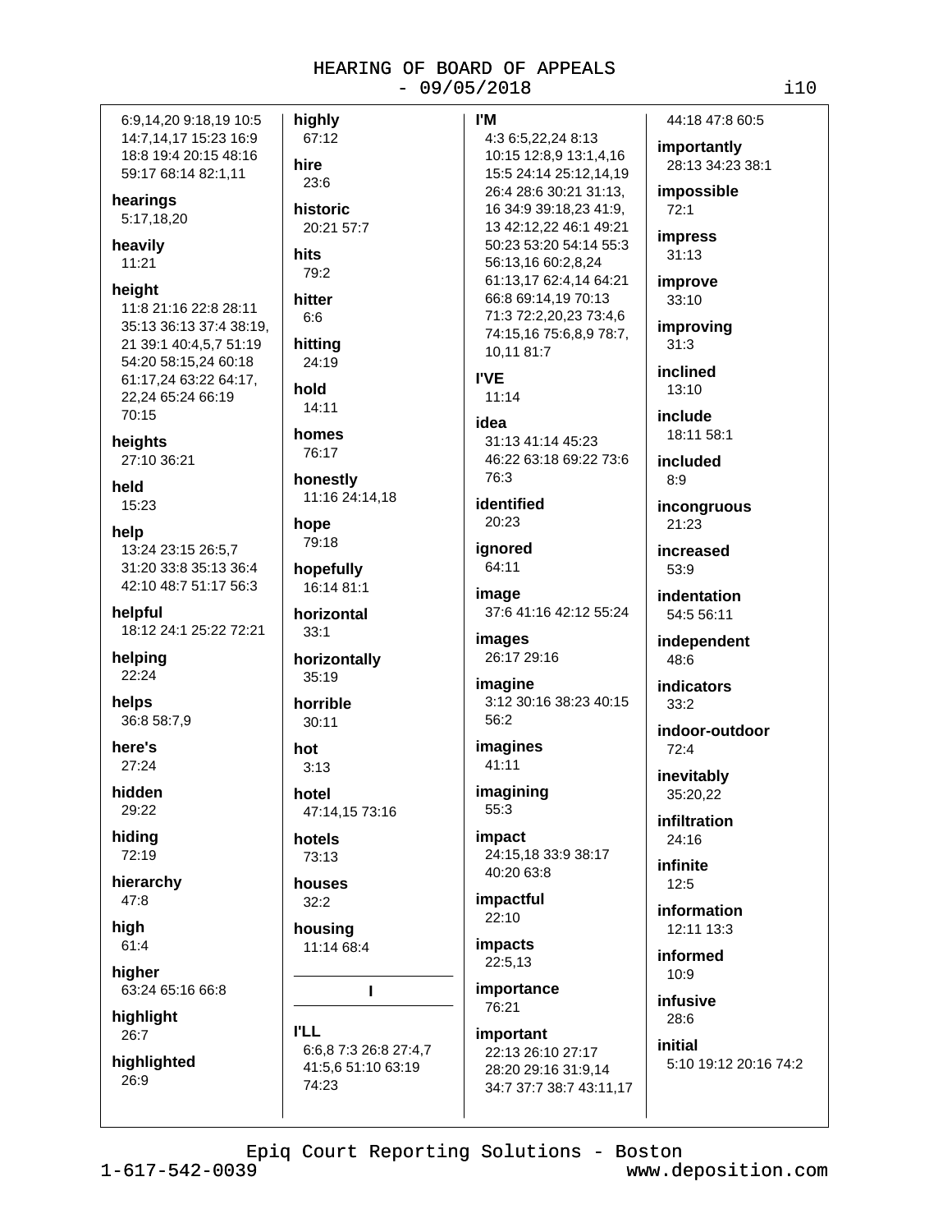6:9,14,20 9:18,19 10:5 14:7,14,17 15:23 16:9 18:8 19:4 20:15 48:16 59:17 68:14 82:1,11

**hearings**
5:17,18,20

**heavily**
11:21

**height**
11:8 21:16 22:8 28:11 35:13 36:13 37:4 38:19, 21 39:1 40:4,5,7 51:19 54:20 58:15,24 60:18 61:17,24 63:22 64:17, 22,24 65:24 66:19 70:15

**heights**
27:10 36:21

**held**
15:23

**help**
13:24 23:15 26:5,7 31:20 33:8 35:13 36:4 42:10 48:7 51:17 56:3

**helpful**
18:12 24:1 25:22 72:21

**helping**
22:24

**helps**
36:8 58:7,9

**here's**
27:24

**hidden**
29:22

**hiding**
72:19

**hierarchy**
47:8

**high**
61:4

**higher**
63:24 65:16 66:8

**highlight**
26:7

**highlighted**
26:9

**highly**
67:12

**hire**
23:6

**historic**
20:21 57:7

**hits**
79:2

**hitter**
6:6

**hitting**
24:19

**hold**
14:11

**homes**
76:17

**honestly**
11:16 24:14,18

**hope**
79:18

**hopefully**
16:14 81:1

**horizontal**
33:1

**horizontally**
35:19

**horrible**
30:11

**hot**
3:13

**hotel**
47:14,15 73:16

**hotels**
73:13

**houses**
32:2

**housing**
11:14 68:4

## I

**I'LL**
6:6,8 7:3 26:8 27:4,7 41:5,6 51:10 63:19 74:23

**I'M**
4:3 6:5,22,24 8:13 10:15 12:8,9 13:1,4,16 15:5 24:14 25:12,14,19 26:4 28:6 30:21 31:13, 16 34:9 39:18,23 41:9, 13 42:12,22 46:1 49:21 50:23 53:20 54:14 55:3 56:13,16 60:2,8,24 61:13,17 62:4,14 64:21 66:8 69:14,19 70:13 71:3 72:2,20,23 73:4,6 74:15,16 75:6,8,9 78:7, 10,11 81:7

**I'VE**
11:14

**idea**
31:13 41:14 45:23 46:22 63:18 69:22 73:6 76:3

**identified**
20:23

**ignored**
64:11

**image**
37:6 41:16 42:12 55:24

**images**
26:17 29:16

**imagine**
3:12 30:16 38:23 40:15 56:2

**imagines**
41:11

**imagining**
55:3

**impact**
24:15,18 33:9 38:17 40:20 63:8

**impactful**
22:10

**impacts**
22:5,13

**importance**
76:21

**important**
22:13 26:10 27:17 28:20 29:16 31:9,14 34:7 37:7 38:7 43:11,17 44:18 47:8 60:5

**importantly**
28:13 34:23 38:1

**impossible**
72:1

**impress**
31:13

**improve**
33:10

**improving**
31:3

**inclined**
13:10

**include**
18:11 58:1

**included**
8:9

**incongruous**
21:23

**increased**
53:9

**indentation**
54:5 56:11

**independent**
48:6

**indicators**
33:2

**indoor-outdoor**
72:4

**inevitably**
35:20,22

**infiltration**
24:16

**infinite**
12:5

**information**
12:11 13:3

**informed**
10:9

**infusive**
28:6

**initial**
5:10 19:12 20:16 74:2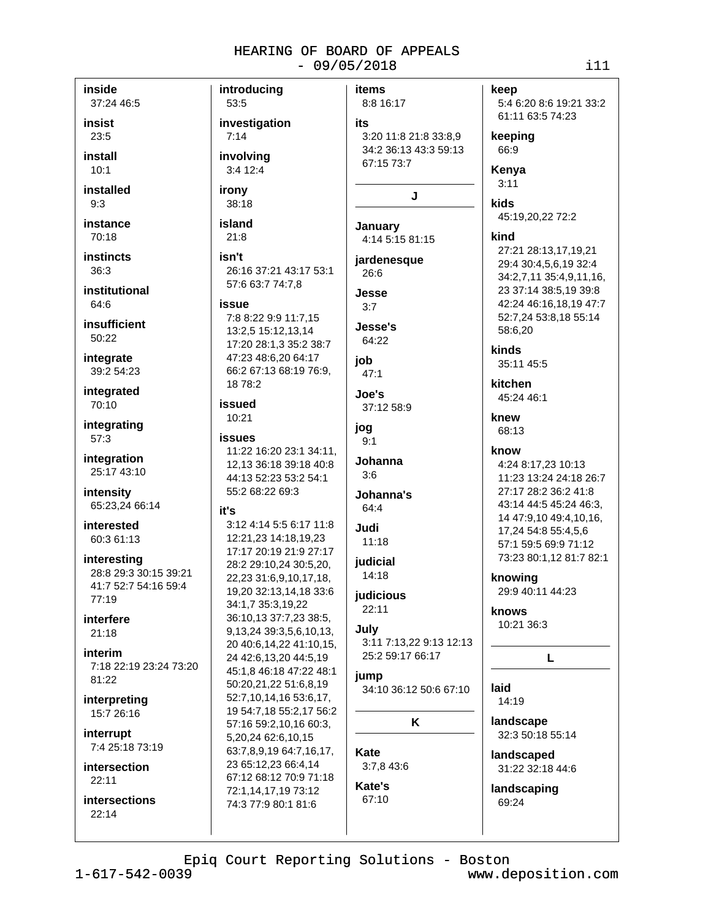**inside**
37:24 46:5

**insist**
23:5

**install**
10:1

**installed**
9:3

**instance**
70:18

**instincts**
36:3

**institutional**
64:6

**insufficient**
50:22

**integrate**
39:2 54:23

**integrated**
70:10

**integrating**
57:3

**integration**
25:17 43:10

**intensity**
65:23,24 66:14

**interested**
60:3 61:13

**interesting**
28:8 29:3 30:15 39:21 41:7 52:7 54:16 59:4 77:19

**interfere**
21:18

**interim**
7:18 22:19 23:24 73:20 81:22

**interpreting**
15:7 26:16

**interrupt**
7:4 25:18 73:19

**intersection**
22:11

**intersections**
22:14

**introducing**
53:5

**investigation**
7:14

**involving**
3:4 12:4

**irony**
38:18

**island**
21:8

**isn't**
26:16 37:21 43:17 53:1 57:6 63:7 74:7,8

**issue**
7:8 8:22 9:9 11:7,15 13:2,5 15:12,13,14 17:20 28:1,3 35:2 38:7 47:23 48:6,20 64:17 66:2 67:13 68:19 76:9, 18 78:2

**issued**
10:21

**issues**
11:22 16:20 23:1 34:11, 12,13 36:18 39:18 40:8 44:13 52:23 53:2 54:1 55:2 68:22 69:3

**it's**
3:12 4:14 5:5 6:17 11:8 12:21,23 14:18,19,23 17:17 20:19 21:9 27:17 28:2 29:10,24 30:5,20, 22,23 31:6,9,10,17,18, 19,20 32:13,14,18 33:6 34:1,7 35:3,19,22 36:10,13 37:7,23 38:5, 9,13,24 39:3,5,6,10,13, 20 40:6,14,22 41:10,15, 24 42:6,13,20 44:5,19 45:1,8 46:18 47:22 48:1 50:20,21,22 51:6,8,19 52:7,10,14,16 53:6,17, 19 54:7,18 55:2,17 56:2 57:16 59:2,10,16 60:3, 5,20,24 62:6,10,15 63:7,8,9,19 64:7,16,17, 23 65:12,23 66:4,14 67:12 68:12 70:9 71:18 72:1,14,17,19 73:12 74:3 77:9 80:1 81:6

**items**
8:8 16:17

**its**
3:20 11:8 21:8 33:8,9 34:2 36:13 43:3 59:13 67:15 73:7

## J

**January**
4:14 5:15 81:15

**jardenesque**
26:6

**Jesse**
3:7

**Jesse's**
64:22

**job**
47:1

**Joe's**
37:12 58:9

**jog**
9:1

**Johanna**
3:6

**Johanna's**
64:4

**Judi**
11:18

**judicial**
14:18

**judicious**
22:11

**July**
3:11 7:13,22 9:13 12:13 25:2 59:17 66:17

**jump**
34:10 36:12 50:6 67:10

## K

**Kate**
3:7,8 43:6

**Kate's**
67:10

**keep**
5:4 6:20 8:6 19:21 33:2 61:11 63:5 74:23

**keeping**
66:9

**Kenya**
3:11

**kids**
45:19,20,22 72:2

**kind**
27:21 28:13,17,19,21 29:4 30:4,5,6,19 32:4 34:2,7,11 35:4,9,11,16, 23 37:14 38:5,19 39:8 42:24 46:16,18,19 47:7 52:7,24 53:8,18 55:14 58:6,20

**kinds**
35:11 45:5

**kitchen**
45:24 46:1

**knew**
68:13

**know**
4:24 8:17,23 10:13 11:23 13:24 24:18 26:7 27:17 28:2 36:2 41:8 43:14 44:5 45:24 46:3, 14 47:9,10 49:4,10,16, 17,24 54:8 55:4,5,6 57:1 59:5 69:9 71:12 73:23 80:1,12 81:7 82:1

**knowing**
29:9 40:11 44:23

**knows**
10:21 36:3

## L

**laid**
14:19

**landscape**
32:3 50:18 55:14

**landscaped**
31:22 32:18 44:6

**landscaping**
69:24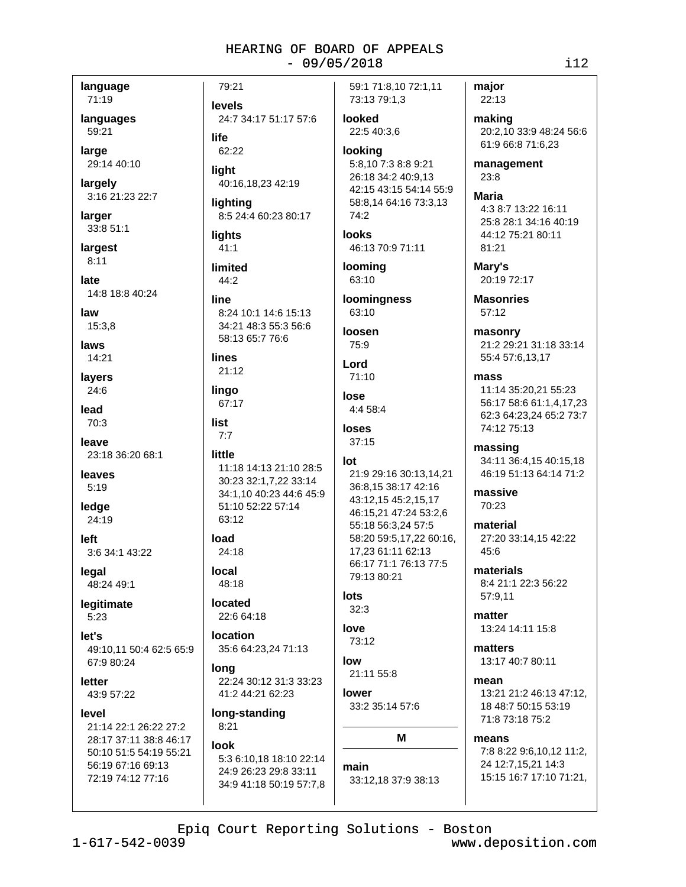**language**
71:19

**languages**
59:21

**large**
29:14 40:10

**largely**
3:16 21:23 22:7

**larger**
33:8 51:1

**largest**
8:11

**late**
14:8 18:8 40:24

**law**
15:3,8

**laws**
14:21

**layers**
24:6

**lead**
70:3

**leave**
23:18 36:20 68:1

**leaves**
5:19

**ledge**
24:19

**left**
3:6 34:1 43:22

**legal**
48:24 49:1

**legitimate**
5:23

**let's**
49:10,11 50:4 62:5 65:9 67:9 80:24

**letter**
43:9 57:22

**level**
21:14 22:1 26:22 27:2 28:17 37:11 38:8 46:17 50:10 51:5 54:19 55:21 56:19 67:16 69:13 72:19 74:12 77:16 79:21

**levels**
24:7 34:17 51:17 57:6

**life**
62:22

**light**
40:16,18,23 42:19

**lighting**
8:5 24:4 60:23 80:17

**lights**
41:1

**limited**
44:2

**line**
8:24 10:1 14:6 15:13 34:21 48:3 55:3 56:6 58:13 65:7 76:6

**lines**
21:12

**lingo**
67:17

**list**
7:7

**little**
11:18 14:13 21:10 28:5 30:23 32:1,7,22 33:14 34:1,10 40:23 44:6 45:9 51:10 52:22 57:14 63:12

**load**
24:18

**local**
48:18

**located**
22:6 64:18

**location**
35:6 64:23,24 71:13

**long**
22:24 30:12 31:3 33:23 41:2 44:21 62:23

**long-standing**
8:21

**look**
5:3 6:10,18 18:10 22:14 24:9 26:23 29:8 33:11 34:9 41:18 50:19 57:7,8 59:1 71:8,10 72:1,11 73:13 79:1,3

**looked**
22:5 40:3,6

**looking**
5:8,10 7:3 8:8 9:21 26:18 34:2 40:9,13 42:15 43:15 54:14 55:9 58:8,14 64:16 73:3,13 74:2

**looks**
46:13 70:9 71:11

**looming**
63:10

**loomingness**
63:10

**loosen**
75:9

**Lord**
71:10

**lose**
4:4 58:4

**loses**
37:15

**lot**
21:9 29:16 30:13,14,21 36:8,15 38:17 42:16 43:12,15 45:2,15,17 46:15,21 47:24 53:2,6 55:18 56:3,24 57:5 58:20 59:5,17,22 60:16, 17,23 61:11 62:13 66:17 71:1 76:13 77:5 79:13 80:21

**lots**
32:3

**love**
73:12

**low**
21:11 55:8

**lower**
33:2 35:14 57:6

## M

**main**
33:12,18 37:9 38:13

**major**
22:13

**making**
20:2,10 33:9 48:24 56:6 61:9 66:8 71:6,23

**management**
23:8

**Maria**
4:3 8:7 13:22 16:11 25:8 28:1 34:16 40:19 44:12 75:21 80:11 81:21

**Mary's**
20:19 72:17

**Masonries**
57:12

**masonry**
21:2 29:21 31:18 33:14 55:4 57:6,13,17

**mass**
11:14 35:20,21 55:23 56:17 58:6 61:1,4,17,23 62:3 64:23,24 65:2 73:7 74:12 75:13

**massing**
34:11 36:4,15 40:15,18 46:19 51:13 64:14 71:2

**massive**
70:23

**material**
27:20 33:14,15 42:22 45:6

**materials**
8:4 21:1 22:3 56:22 57:9,11

**matter**
13:24 14:11 15:8

**matters**
13:17 40:7 80:11

**mean**
13:21 21:2 46:13 47:12, 18 48:7 50:15 53:19 71:8 73:18 75:2

**means**
7:8 8:22 9:6,10,12 11:2, 24 12:7,15,21 14:3 15:15 16:7 17:10 71:21,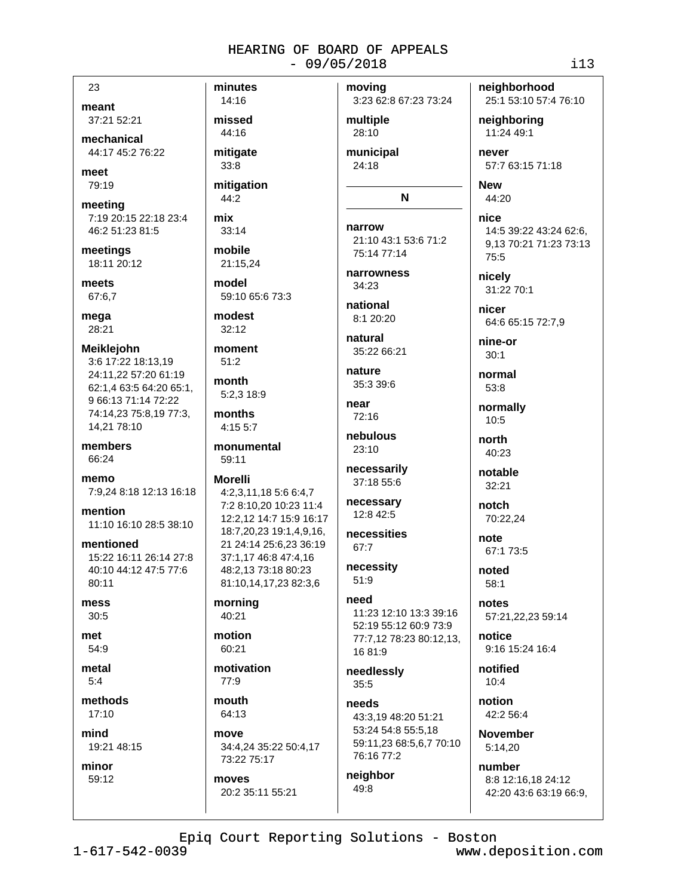23

**meant**
37:21 52:21

**mechanical**
44:17 45:2 76:22

**meet**
79:19

**meeting**
7:19 20:15 22:18 23:4 46:2 51:23 81:5

**meetings**
18:11 20:12

**meets**
67:6,7

**mega**
28:21

**Meiklejohn**
3:6 17:22 18:13,19 24:11,22 57:20 61:19 62:1,4 63:5 64:20 65:1, 9 66:13 71:14 72:22 74:14,23 75:8,19 77:3, 14,21 78:10

**members**
66:24

**memo**
7:9,24 8:18 12:13 16:18

**mention**
11:10 16:10 28:5 38:10

**mentioned**
15:22 16:11 26:14 27:8 40:10 44:12 47:5 77:6 80:11

**mess**
30:5

**met**
54:9

**metal**
5:4

**methods**
17:10

**mind**
19:21 48:15

**minor**
59:12

**minutes**
14:16

**missed**
44:16

**mitigate**
33:8

**mitigation**
44:2

**mix**
33:14

**mobile**
21:15,24

**model**
59:10 65:6 73:3

**modest**
32:12

**moment**
51:2

**month**
5:2,3 18:9

**months**
4:15 5:7

**monumental**
59:11

**Morelli**
4:2,3,11,18 5:6 6:4,7 7:2 8:10,20 10:23 11:4 12:2,12 14:7 15:9 16:17 18:7,20,23 19:1,4,9,16, 21 24:14 25:6,23 36:19 37:1,17 46:8 47:4,16 48:2,13 73:18 80:23 81:10,14,17,23 82:3,6

**morning**
40:21

**motion**
60:21

**motivation**
77:9

**mouth**
64:13

**move**
34:4,24 35:22 50:4,17 73:22 75:17

**moves**
20:2 35:11 55:21

**moving**
3:23 62:8 67:23 73:24

**multiple**
28:10

**municipal**
24:18

## N

**narrow**
21:10 43:1 53:6 71:2 75:14 77:14

**narrowness**
34:23

**national**
8:1 20:20

**natural**
35:22 66:21

**nature**
35:3 39:6

**near**
72:16

**nebulous**
23:10

**necessarily**
37:18 55:6

**necessary**
12:8 42:5

**necessities**
67:7

**necessity**
51:9

**need**
11:23 12:10 13:3 39:16 52:19 55:12 60:9 73:9 77:7,12 78:23 80:12,13, 16 81:9

**needlessly**
35:5

**needs**
43:3,19 48:20 51:21 53:24 54:8 55:5,18 59:11,23 68:5,6,7 70:10 76:16 77:2

**neighbor**
49:8

**neighborhood**
25:1 53:10 57:4 76:10

**neighboring**
11:24 49:1

**never**
57:7 63:15 71:18

**New**
44:20

**nice**
14:5 39:22 43:24 62:6, 9,13 70:21 71:23 73:13 75:5

**nicely**
31:22 70:1

**nicer**
64:6 65:15 72:7,9

**nine-or**
30:1

**normal**
53:8

**normally**
10:5

**north**
40:23

**notable**
32:21

**notch**
70:22,24

**note**
67:1 73:5

**noted**
58:1

**notes**
57:21,22,23 59:14

**notice**
9:16 15:24 16:4

**notified**
10:4

**notion**
42:2 56:4

**November**
5:14,20

**number**
8:8 12:16,18 24:12 42:20 43:6 63:19 66:9,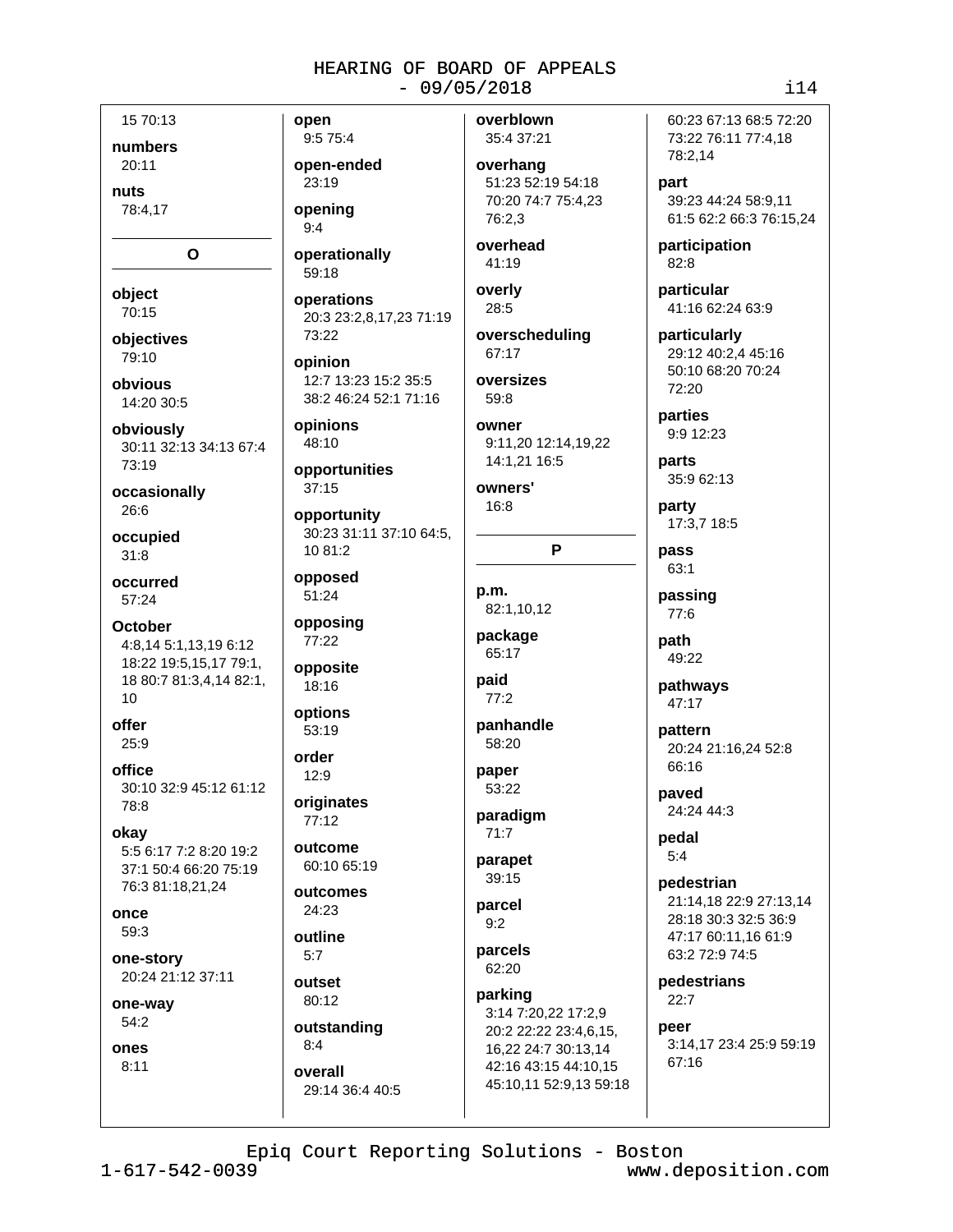15 70:13

**numbers**
20:11

**nuts**
78:4,17

**O**

**object**
70:15

**objectives**
79:10

**obvious**
14:20 30:5

**obviously**
30:11 32:13 34:13 67:4 73:19

**occasionally**
26:6

**occupied**
31:8

**occurred**
57:24

**October**
4:8,14 5:1,13,19 6:12 18:22 19:5,15,17 79:1, 18 80:7 81:3,4,14 82:1, 10

**offer**
25:9

**office**
30:10 32:9 45:12 61:12 78:8

**okay**
5:5 6:17 7:2 8:20 19:2 37:1 50:4 66:20 75:19 76:3 81:18,21,24

**once**
59:3

**one-story**
20:24 21:12 37:11

**one-way**
54:2

**ones**
8:11

**open**
9:5 75:4

**open-ended**
23:19

**opening**
9:4

**operationally**
59:18

**operations**
20:3 23:2,8,17,23 71:19 73:22

**opinion**
12:7 13:23 15:2 35:5 38:2 46:24 52:1 71:16

**opinions**
48:10

**opportunities**
37:15

**opportunity**
30:23 31:11 37:10 64:5, 10 81:2

**opposed**
51:24

**opposing**
77:22

**opposite**
18:16

**options**
53:19

**order**
12:9

**originates**
77:12

**outcome**
60:10 65:19

**outcomes**
24:23

**outline**
5:7

**outset**
80:12

**outstanding**
8:4

**overall**
29:14 36:4 40:5

**overblown**
35:4 37:21

**overhang**
51:23 52:19 54:18 70:20 74:7 75:4,23 76:2,3

**overhead**
41:19

**overly**
28:5

**overscheduling**
67:17

**oversizes**
59:8

**owner**
9:11,20 12:14,19,22 14:1,21 16:5

**owners'**
16:8

**P**

**p.m.**
82:1,10,12

**package**
65:17

**paid**
77:2

**panhandle**
58:20

**paper**
53:22

**paradigm**
71:7

**parapet**
39:15

**parcel**
9:2

**parcels**
62:20

**parking**
3:14 7:20,22 17:2,9 20:2 22:22 23:4,6,15, 16,22 24:7 30:13,14 42:16 43:15 44:10,15 45:10,11 52:9,13 59:18 60:23 67:13 68:5 72:20 73:22 76:11 77:4,18 78:2,14

**part**
39:23 44:24 58:9,11 61:5 62:2 66:3 76:15,24

**participation**
82:8

**particular**
41:16 62:24 63:9

**particularly**
29:12 40:2,4 45:16 50:10 68:20 70:24 72:20

**parties**
9:9 12:23

**parts**
35:9 62:13

**party**
17:3,7 18:5

**pass**
63:1

**passing**
77:6

**path**
49:22

**pathways**
47:17

**pattern**
20:24 21:16,24 52:8 66:16

**paved**
24:24 44:3

**pedal**
5:4

**pedestrian**
21:14,18 22:9 27:13,14 28:18 30:3 32:5 36:9 47:17 60:11,16 61:9 63:2 72:9 74:5

**pedestrians**
22:7

**peer**
3:14,17 23:4 25:9 59:19 67:16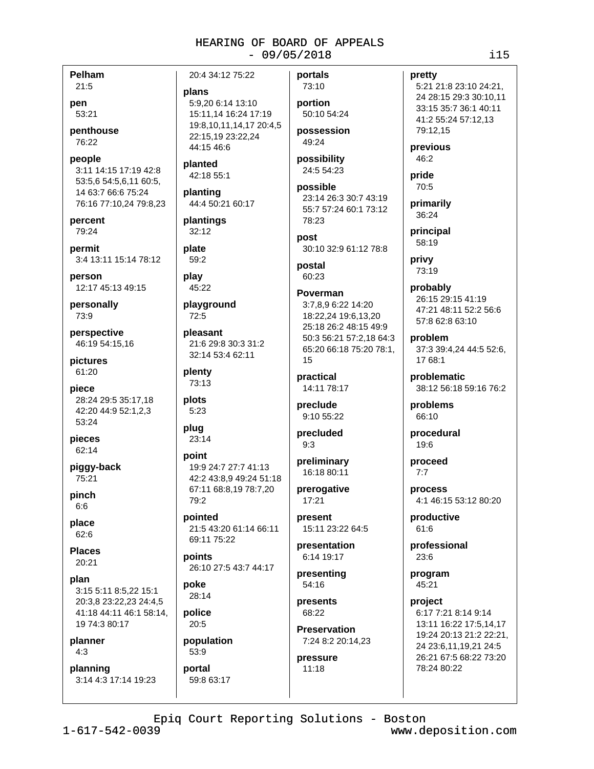**Pelham**
21:5

**pen**
53:21

**penthouse**
76:22

**people**
3:11 14:15 17:19 42:8 53:5,6 54:5,6,11 60:5, 14 63:7 66:6 75:24 76:16 77:10,24 79:8,23

**percent**
79:24

**permit**
3:4 13:11 15:14 78:12

**person**
12:17 45:13 49:15

**personally**
73:9

**perspective**
46:19 54:15,16

**pictures**
61:20

**piece**
28:24 29:5 35:17,18 42:20 44:9 52:1,2,3 53:24

**pieces**
62:14

**piggy-back**
75:21

**pinch**
6:6

**place**
62:6

**Places**
20:21

**plan**
3:15 5:11 8:5,22 15:1 20:3,8 23:22,23 24:4,5 41:18 44:11 46:1 58:14, 19 74:3 80:17

**planner**
4:3

**planning**
3:14 4:3 17:14 19:23 20:4 34:12 75:22

**plans**
5:9,20 6:14 13:10 15:11,14 16:24 17:19 19:8,10,11,14,17 20:4,5 22:15,19 23:22,24 44:15 46:6

**planted**
42:18 55:1

**planting**
44:4 50:21 60:17

**plantings**
32:12

**plate**
59:2

**play**
45:22

**playground**
72:5

**pleasant**
21:6 29:8 30:3 31:2 32:14 53:4 62:11

**plenty**
73:13

**plots**
5:23

**plug**
23:14

**point**
19:9 24:7 27:7 41:13 42:2 43:8,9 49:24 51:18 67:11 68:8,19 78:7,20 79:2

**pointed**
21:5 43:20 61:14 66:11 69:11 75:22

**points**
26:10 27:5 43:7 44:17

**poke**
28:14

**police**
20:5

**population**
53:9

**portal**
59:8 63:17

**portals**
73:10

**portion**
50:10 54:24

**possession**
49:24

**possibility**
24:5 54:23

**possible**
23:14 26:3 30:7 43:19 55:7 57:24 60:1 73:12 78:23

**post**
30:10 32:9 61:12 78:8

**postal**
60:23

**Poverman**
3:7,8,9 6:22 14:20 18:22,24 19:6,13,20 25:18 26:2 48:15 49:9 50:3 56:21 57:2,18 64:3 65:20 66:18 75:20 78:1, 15

**practical**
14:11 78:17

**preclude**
9:10 55:22

**precluded**
9:3

**preliminary**
16:18 80:11

**prerogative**
17:21

**present**
15:11 23:22 64:5

**presentation**
6:14 19:17

**presenting**
54:16

**presents**
68:22

**Preservation**
7:24 8:2 20:14,23

**pressure**
11:18

**pretty**
5:21 21:8 23:10 24:21, 24 28:15 29:3 30:10,11 33:15 35:7 36:1 40:11 41:2 55:24 57:12,13 79:12,15

**previous**
46:2

**pride**
70:5

**primarily**
36:24

**principal**
58:19

**privy**
73:19

**probably**
26:15 29:15 41:19 47:21 48:11 52:2 56:6 57:8 62:8 63:10

**problem**
37:3 39:4,24 44:5 52:6, 17 68:1

**problematic**
38:12 56:18 59:16 76:2

**problems**
66:10

**procedural**
19:6

**proceed**
7:7

**process**
4:1 46:15 53:12 80:20

**productive**
61:6

**professional**
23:6

**program**
45:21

**project**
6:17 7:21 8:14 9:14 13:11 16:22 17:5,14,17 19:24 20:13 21:2 22:21, 24 23:6,11,19,21 24:5 26:21 67:5 68:22 73:20 78:24 80:22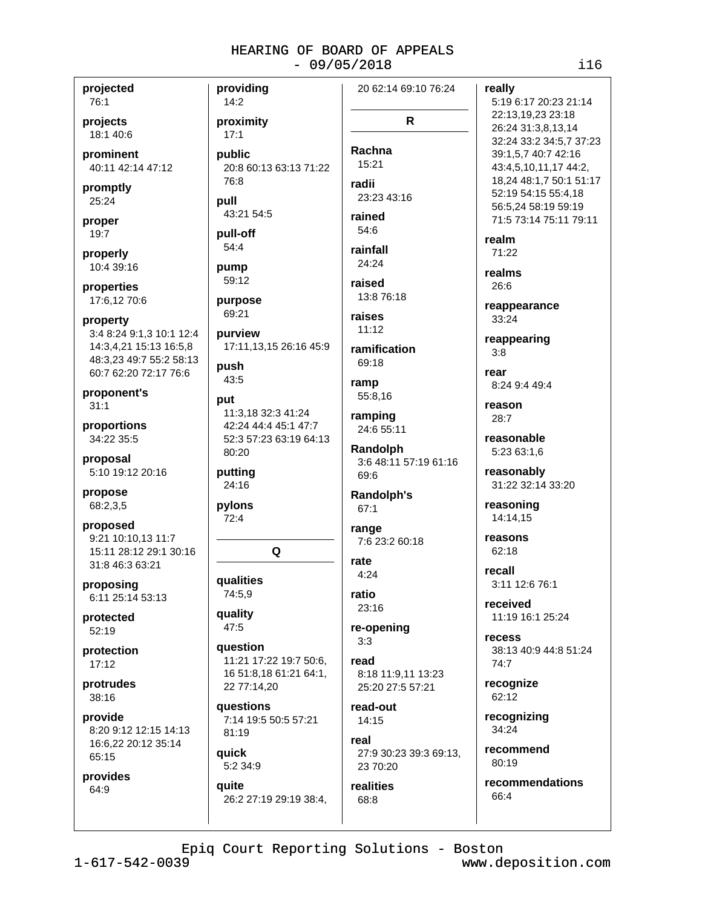**projected**
76:1

**projects**
18:1 40:6

**prominent**
40:11 42:14 47:12

**promptly**
25:24

**proper**
19:7

**properly**
10:4 39:16

**properties**
17:6,12 70:6

**property**
3:4 8:24 9:1,3 10:1 12:4 14:3,4,21 15:13 16:5,8 48:3,23 49:7 55:2 58:13 60:7 62:20 72:17 76:6

**proponent's**
31:1

**proportions**
34:22 35:5

**proposal**
5:10 19:12 20:16

**propose**
68:2,3,5

**proposed**
9:21 10:10,13 11:7 15:11 28:12 29:1 30:16 31:8 46:3 63:21

**proposing**
6:11 25:14 53:13

**protected**
52:19

**protection**
17:12

**protrudes**
38:16

**provide**
8:20 9:12 12:15 14:13 16:6,22 20:12 35:14 65:15

**provides**
64:9

**providing**
14:2

**proximity**
17:1

**public**
20:8 60:13 63:13 71:22 76:8

**pull**
43:21 54:5

**pull-off**
54:4

**pump**
59:12

**purpose**
69:21

**purview**
17:11,13,15 26:16 45:9

**push**
43:5

**put**
11:3,18 32:3 41:24 42:24 44:4 45:1 47:7 52:3 57:23 63:19 64:13 80:20

**putting**
24:16

**pylons**
72:4

## Q

**qualities**
74:5,9

**quality**
47:5

**question**
11:21 17:22 19:7 50:6, 16 51:8,18 61:21 64:1, 22 77:14,20

**questions**
7:14 19:5 50:5 57:21 81:19

**quick**
5:2 34:9

**quite**
26:2 27:19 29:19 38:4, 20 62:14 69:10 76:24

## R

**Rachna**
15:21

**radii**
23:23 43:16

**rained**
54:6

**rainfall**
24:24

**raised**
13:8 76:18

**raises**
11:12

**ramification**
69:18

**ramp**
55:8,16

**ramping**
24:6 55:11

**Randolph**
3:6 48:11 57:19 61:16 69:6

**Randolph's**
67:1

**range**
7:6 23:2 60:18

**rate**
4:24

**ratio**
23:16

**re-opening**
3:3

**read**
8:18 11:9,11 13:23 25:20 27:5 57:21

**read-out**
14:15

**real**
27:9 30:23 39:3 69:13, 23 70:20

**realities**
68:8

**really**
5:19 6:17 20:23 21:14 22:13,19,23 23:18 26:24 31:3,8,13,14 32:24 33:2 34:5,7 37:23 39:1,5,7 40:7 42:16 43:4,5,10,11,17 44:2, 18,24 48:1,7 50:1 51:17 52:19 54:15 55:4,18 56:5,24 58:19 59:19 71:5 73:14 75:11 79:11

**realm**
71:22

**realms**
26:6

**reappearance**
33:24

**reappearing**
3:8

**rear**
8:24 9:4 49:4

**reason**
28:7

**reasonable**
5:23 63:1,6

**reasonably**
31:22 32:14 33:20

**reasoning**
14:14,15

**reasons**
62:18

**recall**
3:11 12:6 76:1

**received**
11:19 16:1 25:24

**recess**
38:13 40:9 44:8 51:24 74:7

**recognize**
62:12

**recognizing**
34:24

**recommend**
80:19

**recommendations**
66:4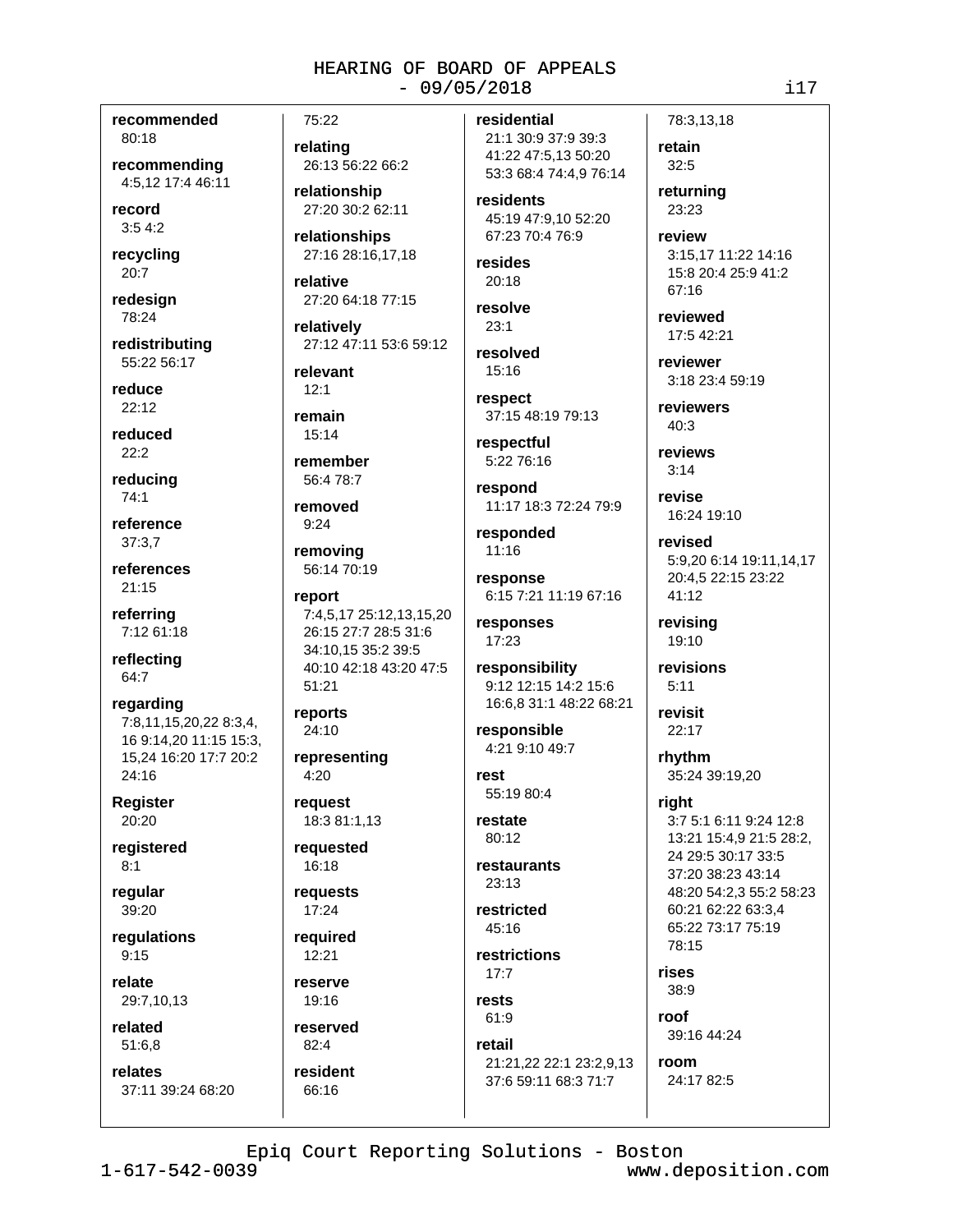**recommended**
80:18

**recommending**
4:5,12 17:4 46:11

**record**
3:5 4:2

**recycling**
20:7

**redesign**
78:24

**redistributing**
55:22 56:17

**reduce**
22:12

**reduced**
22:2

**reducing**
74:1

**reference**
37:3,7

**references**
21:15

**referring**
7:12 61:18

**reflecting**
64:7

**regarding**
7:8,11,15,20,22 8:3,4, 16 9:14,20 11:15 15:3, 15,24 16:20 17:7 20:2 24:16

**Register**
20:20

**registered**
8:1

**regular**
39:20

**regulations**
9:15

**relate**
29:7,10,13

**related**
51:6,8

**relates**
37:11 39:24 68:20
75:22

**relating**
26:13 56:22 66:2

**relationship**
27:20 30:2 62:11

**relationships**
27:16 28:16,17,18

**relative**
27:20 64:18 77:15

**relatively**
27:12 47:11 53:6 59:12

**relevant**
12:1

**remain**
15:14

**remember**
56:4 78:7

**removed**
9:24

**removing**
56:14 70:19

**report**
7:4,5,17 25:12,13,15,20 26:15 27:7 28:5 31:6 34:10,15 35:2 39:5 40:10 42:18 43:20 47:5 51:21

**reports**
24:10

**representing**
4:20

**request**
18:3 81:1,13

**requested**
16:18

**requests**
17:24

**required**
12:21

**reserve**
19:16

**reserved**
82:4

**resident**
66:16

**residential**
21:1 30:9 37:9 39:3 41:22 47:5,13 50:20 53:3 68:4 74:4,9 76:14

**residents**
45:19 47:9,10 52:20 67:23 70:4 76:9

**resides**
20:18

**resolve**
23:1

**resolved**
15:16

**respect**
37:15 48:19 79:13

**respectful**
5:22 76:16

**respond**
11:17 18:3 72:24 79:9

**responded**
11:16

**response**
6:15 7:21 11:19 67:16

**responses**
17:23

**responsibility**
9:12 12:15 14:2 15:6 16:6,8 31:1 48:22 68:21

**responsible**
4:21 9:10 49:7

**rest**
55:19 80:4

**restate**
80:12

**restaurants**
23:13

**restricted**
45:16

**restrictions**
17:7

**rests**
61:9

**retail**
21:21,22 22:1 23:2,9,13 37:6 59:11 68:3 71:7
78:3,13,18

**retain**
32:5

**returning**
23:23

**review**
3:15,17 11:22 14:16 15:8 20:4 25:9 41:2 67:16

**reviewed**
17:5 42:21

**reviewer**
3:18 23:4 59:19

**reviewers**
40:3

**reviews**
3:14

**revise**
16:24 19:10

**revised**
5:9,20 6:14 19:11,14,17 20:4,5 22:15 23:22 41:12

**revising**
19:10

**revisions**
5:11

**revisit**
22:17

**rhythm**
35:24 39:19,20

**right**
3:7 5:1 6:11 9:24 12:8 13:21 15:4,9 21:5 28:2, 24 29:5 30:17 33:5 37:20 38:23 43:14 48:20 54:2,3 55:2 58:23 60:21 62:22 63:3,4 65:22 73:17 75:19 78:15

**rises**
38:9

**roof**
39:16 44:24

**room**
24:17 82:5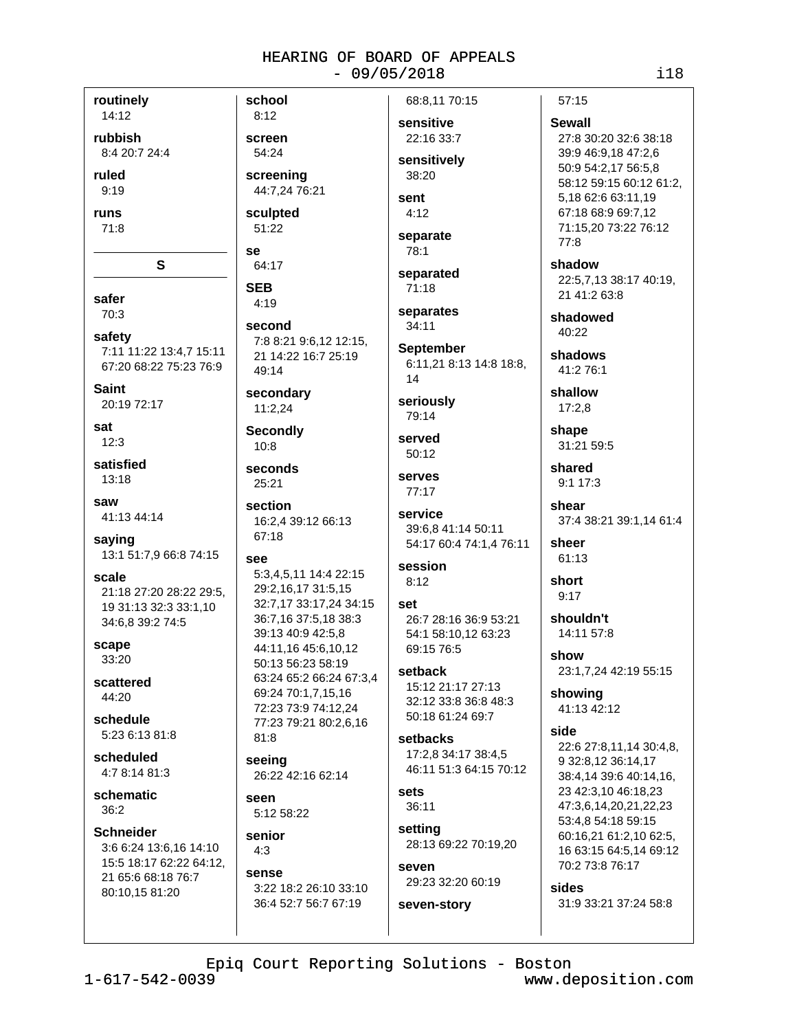routinely
14:12

rubbish
8:4 20:7 24:4

ruled
9:19

runs
71:8

## S

safer
70:3

safety
7:11 11:22 13:4,7 15:11 67:20 68:22 75:23 76:9

Saint
20:19 72:17

sat
12:3

satisfied
13:18

saw
41:13 44:14

saying
13:1 51:7,9 66:8 74:15

scale
21:18 27:20 28:22 29:5, 19 31:13 32:3 33:1,10 34:6,8 39:2 74:5

scape
33:20

scattered
44:20

schedule
5:23 6:13 81:8

scheduled
4:7 8:14 81:3

schematic
36:2

Schneider
3:6 6:24 13:6,16 14:10 15:5 18:17 62:22 64:12, 21 65:6 68:18 76:7 80:10,15 81:20

school
8:12

screen
54:24

screening
44:7,24 76:21

sculpted
51:22

se
64:17

SEB
4:19

second
7:8 8:21 9:6,12 12:15, 21 14:22 16:7 25:19 49:14

secondary
11:2,24

Secondly
10:8

seconds
25:21

section
16:2,4 39:12 66:13 67:18

see
5:3,4,5,11 14:4 22:15 29:2,16,17 31:5,15 32:7,17 33:17,24 34:15 36:7,16 37:5,18 38:3 39:13 40:9 42:5,8 44:11,16 45:6,10,12 50:13 56:23 58:19 63:24 65:2 66:24 67:3,4 69:24 70:1,7,15,16 72:23 73:9 74:12,24 77:23 79:21 80:2,6,16 81:8

seeing
26:22 42:16 62:14

seen
5:12 58:22

senior
4:3

sense
3:22 18:2 26:10 33:10 36:4 52:7 56:7 67:19

68:8,11 70:15

sensitive
22:16 33:7

sensitively
38:20

sent
4:12

separate
78:1

separated
71:18

separates
34:11

September
6:11,21 8:13 14:8 18:8, 14

seriously
79:14

served
50:12

serves
77:17

service
39:6,8 41:14 50:11 54:17 60:4 74:1,4 76:11

session
8:12

set
26:7 28:16 36:9 53:21 54:1 58:10,12 63:23 69:15 76:5

setback
15:12 21:17 27:13 32:12 33:8 36:8 48:3 50:18 61:24 69:7

setbacks
17:2,8 34:17 38:4,5 46:11 51:3 64:15 70:12

sets
36:11

setting
28:13 69:22 70:19,20

seven
29:23 32:20 60:19

seven-story
57:15

Sewall
27:8 30:20 32:6 38:18 39:9 46:9,18 47:2,6 50:9 54:2,17 56:5,8 58:12 59:15 60:12 61:2, 5,18 62:6 63:11,19 67:18 68:9 69:7,12 71:15,20 73:22 76:12 77:8

shadow
22:5,7,13 38:17 40:19, 21 41:2 63:8

shadowed
40:22

shadows
41:2 76:1

shallow
17:2,8

shape
31:21 59:5

shared
9:1 17:3

shear
37:4 38:21 39:1,14 61:4

sheer
61:13

short
9:17

shouldn't
14:11 57:8

show
23:1,7,24 42:19 55:15

showing
41:13 42:12

side
22:6 27:8,11,14 30:4,8, 9 32:8,12 36:14,17 38:4,14 39:6 40:14,16, 23 42:3,10 46:18,23 47:3,6,14,20,21,22,23 53:4,8 54:18 59:15 60:16,21 61:2,10 62:5, 16 63:15 64:5,14 69:12 70:2 73:8 76:17

sides
31:9 33:21 37:24 58:8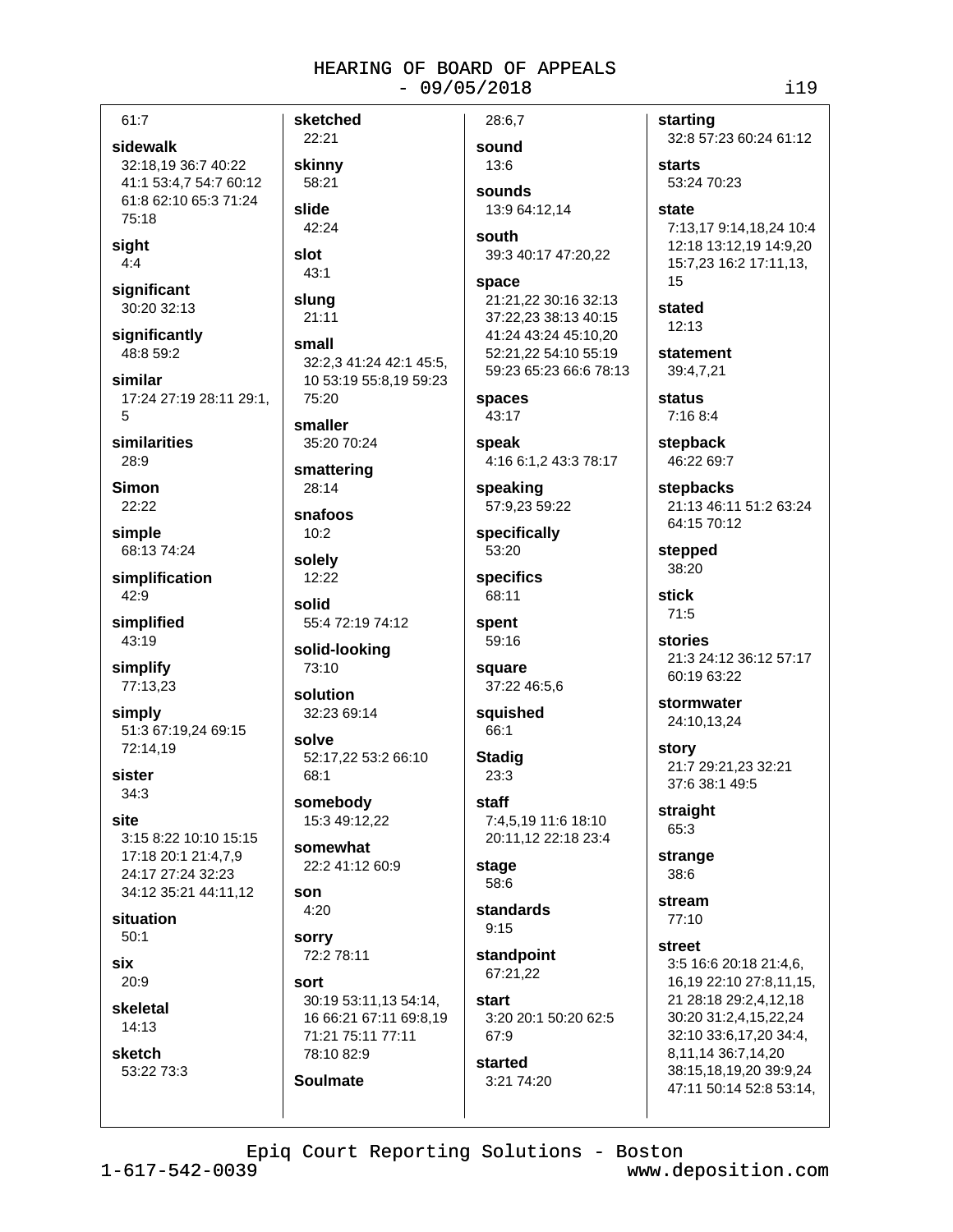61:7

**sidewalk**
32:18,19 36:7 40:22 41:1 53:4,7 54:7 60:12 61:8 62:10 65:3 71:24 75:18

**sight**
4:4

**significant**
30:20 32:13

**significantly**
48:8 59:2

**similar**
17:24 27:19 28:11 29:1, 5

**similarities**
28:9

**Simon**
22:22

**simple**
68:13 74:24

**simplification**
42:9

**simplified**
43:19

**simplify**
77:13,23

**simply**
51:3 67:19,24 69:15 72:14,19

**sister**
34:3

**site**
3:15 8:22 10:10 15:15 17:18 20:1 21:4,7,9 24:17 27:24 32:23 34:12 35:21 44:11,12

**situation**
50:1

**six**
20:9

**skeletal**
14:13

**sketch**
53:22 73:3

**sketched**
22:21

**skinny**
58:21

**slide**
42:24

**slot**
43:1

**slung**
21:11

**small**
32:2,3 41:24 42:1 45:5, 10 53:19 55:8,19 59:23 75:20

**smaller**
35:20 70:24

**smattering**
28:14

**snafoos**
10:2

**solely**
12:22

**solid**
55:4 72:19 74:12

**solid-looking**
73:10

**solution**
32:23 69:14

**solve**
52:17,22 53:2 66:10 68:1

**somebody**
15:3 49:12,22

**somewhat**
22:2 41:12 60:9

**son**
4:20

**sorry**
72:2 78:11

**sort**
30:19 53:11,13 54:14, 16 66:21 67:11 69:8,19 71:21 75:11 77:11 78:10 82:9

**Soulmate**
28:6,7

**sound**
13:6

**sounds**
13:9 64:12,14

**south**
39:3 40:17 47:20,22

**space**
21:21,22 30:16 32:13 37:22,23 38:13 40:15 41:24 43:24 45:10,20 52:21,22 54:10 55:19 59:23 65:23 66:6 78:13

**spaces**
43:17

**speak**
4:16 6:1,2 43:3 78:17

**speaking**
57:9,23 59:22

**specifically**
53:20

**specifics**
68:11

**spent**
59:16

**square**
37:22 46:5,6

**squished**
66:1

**Stadig**
23:3

**staff**
7:4,5,19 11:6 18:10 20:11,12 22:18 23:4

**stage**
58:6

**standards**
9:15

**standpoint**
67:21,22

**start**
3:20 20:1 50:20 62:5 67:9

**started**
3:21 74:20

**starting**
32:8 57:23 60:24 61:12

**starts**
53:24 70:23

**state**
7:13,17 9:14,18,24 10:4 12:18 13:12,19 14:9,20 15:7,23 16:2 17:11,13, 15

**stated**
12:13

**statement**
39:4,7,21

**status**
7:16 8:4

**stepback**
46:22 69:7

**stepbacks**
21:13 46:11 51:2 63:24 64:15 70:12

**stepped**
38:20

**stick**
71:5

**stories**
21:3 24:12 36:12 57:17 60:19 63:22

**stormwater**
24:10,13,24

**story**
21:7 29:21,23 32:21 37:6 38:1 49:5

**straight**
65:3

**strange**
38:6

**stream**
77:10

**street**
3:5 16:6 20:18 21:4,6, 16,19 22:10 27:8,11,15, 21 28:18 29:2,4,12,18 30:20 31:2,4,15,22,24 32:10 33:6,17,20 34:4, 8,11,14 36:7,14,20 38:15,18,19,20 39:9,24 47:11 50:14 52:8 53:14,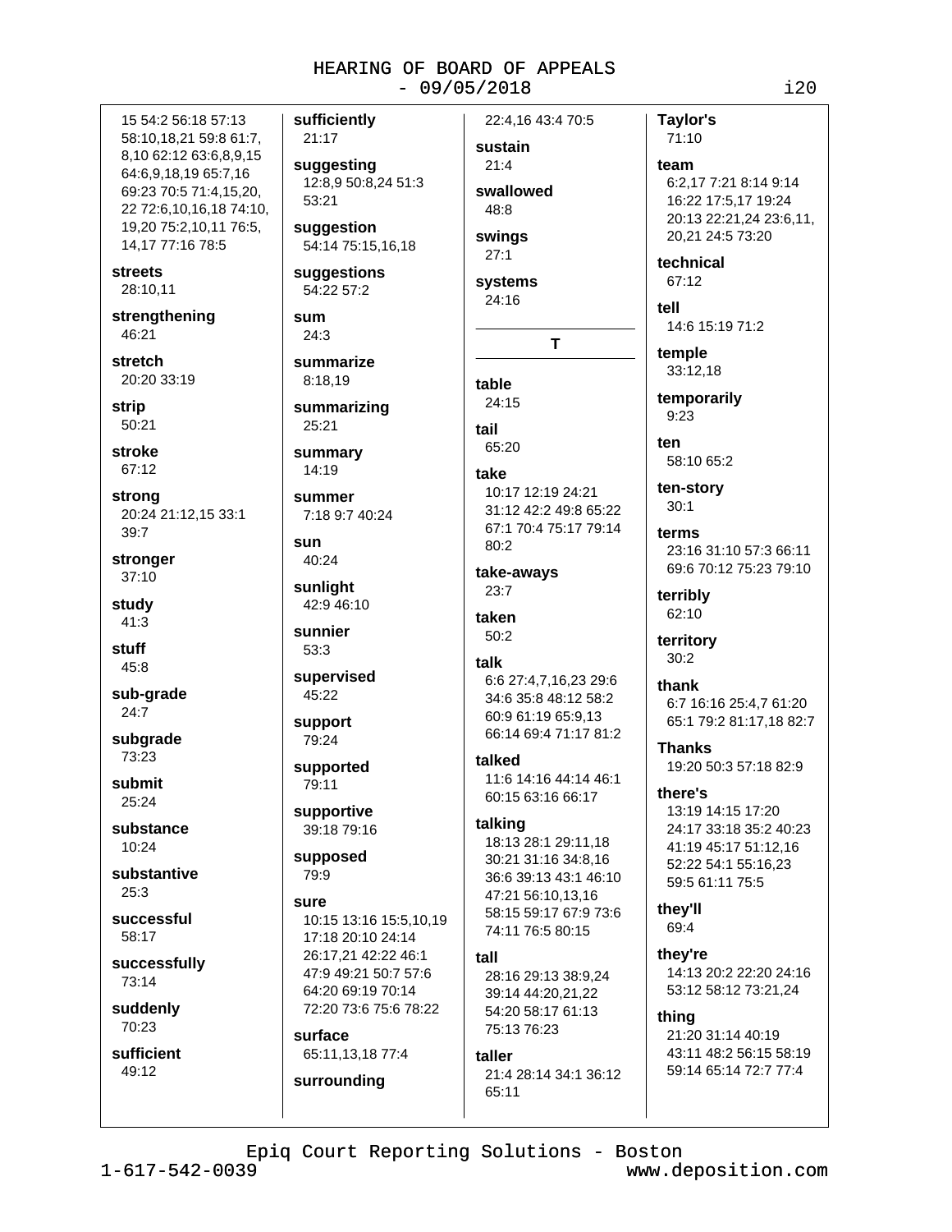15 54:2 56:18 57:13 58:10,18,21 59:8 61:7, 8,10 62:12 63:6,8,9,15 64:6,9,18,19 65:7,16 69:23 70:5 71:4,15,20, 22 72:6,10,16,18 74:10, 19,20 75:2,10,11 76:5, 14,17 77:16 78:5

**streets**
28:10,11

**strengthening**
46:21

**stretch**
20:20 33:19

**strip**
50:21

**stroke**
67:12

**strong**
20:24 21:12,15 33:1 39:7

**stronger**
37:10

**study**
41:3

**stuff**
45:8

**sub-grade**
24:7

**subgrade**
73:23

**submit**
25:24

**substance**
10:24

**substantive**
25:3

**successful**
58:17

**successfully**
73:14

**suddenly**
70:23

**sufficient**
49:12

**sufficiently**
21:17

**suggesting**
12:8,9 50:8,24 51:3 53:21

**suggestion**
54:14 75:15,16,18

**suggestions**
54:22 57:2

**sum**
24:3

**summarize**
8:18,19

**summarizing**
25:21

**summary**
14:19

**summer**
7:18 9:7 40:24

**sun**
40:24

**sunlight**
42:9 46:10

**sunnier**
53:3

**supervised**
45:22

**support**
79:24

**supported**
79:11

**supportive**
39:18 79:16

**supposed**
79:9

**sure**
10:15 13:16 15:5,10,19 17:18 20:10 24:14 26:17,21 42:22 46:1 47:9 49:21 50:7 57:6 64:20 69:19 70:14 72:20 73:6 75:6 78:22

**surface**
65:11,13,18 77:4

**surrounding**
22:4,16 43:4 70:5

**sustain**
21:4

**swallowed**
48:8

**swings**
27:1

**systems**
24:16

## T

**table**
24:15

**tail**
65:20

**take**
10:17 12:19 24:21 31:12 42:2 49:8 65:22 67:1 70:4 75:17 79:14 80:2

**take-aways**
23:7

**taken**
50:2

**talk**
6:6 27:4,7,16,23 29:6 34:6 35:8 48:12 58:2 60:9 61:19 65:9,13 66:14 69:4 71:17 81:2

**talked**
11:6 14:16 44:14 46:1 60:15 63:16 66:17

**talking**
18:13 28:1 29:11,18 30:21 31:16 34:8,16 36:6 39:13 43:1 46:10 47:21 56:10,13,16 58:15 59:17 67:9 73:6 74:11 76:5 80:15

**tall**
28:16 29:13 38:9,24 39:14 44:20,21,22 54:20 58:17 61:13 75:13 76:23

**taller**
21:4 28:14 34:1 36:12 65:11

**Taylor's**
71:10

**team**
6:2,17 7:21 8:14 9:14 16:22 17:5,17 19:24 20:13 22:21,24 23:6,11, 20,21 24:5 73:20

**technical**
67:12

**tell**
14:6 15:19 71:2

**temple**
33:12,18

**temporarily**
9:23

**ten**
58:10 65:2

**ten-story**
30:1

**terms**
23:16 31:10 57:3 66:11 69:6 70:12 75:23 79:10

**terribly**
62:10

**territory**
30:2

**thank**
6:7 16:16 25:4,7 61:20 65:1 79:2 81:17,18 82:7

**Thanks**
19:20 50:3 57:18 82:9

**there's**
13:19 14:15 17:20 24:17 33:18 35:2 40:23 41:19 45:17 51:12,16 52:22 54:1 55:16,23 59:5 61:11 75:5

**they'll**
69:4

**they're**
14:13 20:2 22:20 24:16 53:12 58:12 73:21,24

**thing**
21:20 31:14 40:19 43:11 48:2 56:15 58:19 59:14 65:14 72:7 77:4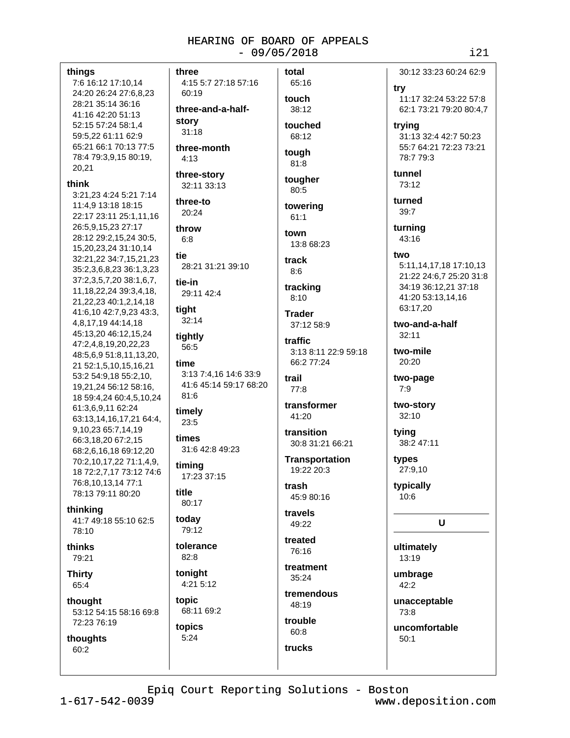**things**
7:6 16:12 17:10,14 24:20 26:24 27:6,8,23 28:21 35:14 36:16 41:16 42:20 51:13 52:15 57:24 58:1,4 59:5,22 61:11 62:9 65:21 66:1 70:13 77:5 78:4 79:3,9,15 80:19, 20,21

**think**
3:21,23 4:24 5:21 7:14 11:4,9 13:18 18:15 22:17 23:11 25:1,11,16 26:5,9,15,23 27:17 28:12 29:2,15,24 30:5, 15,20,23,24 31:10,14 32:21,22 34:7,15,21,23 35:2,3,6,8,23 36:1,3,23 37:2,3,5,7,20 38:1,6,7, 11,18,22,24 39:3,4,18, 21,22,23 40:1,2,14,18 41:6,10 42:7,9,23 43:3, 4,8,17,19 44:14,18 45:13,20 46:12,15,24 47:2,4,8,19,20,22,23 48:5,6,9 51:8,11,13,20, 21 52:1,5,10,15,16,21 53:2 54:9,18 55:2,10, 19,21,24 56:12 58:16, 18 59:4,24 60:4,5,10,24 61:3,6,9,11 62:24 63:13,14,16,17,21 64:4, 9,10,23 65:7,14,19 66:3,18,20 67:2,15 68:2,6,16,18 69:12,20 70:2,10,17,22 71:1,4,9, 18 72:2,7,17 73:12 74:6 76:8,10,13,14 77:1 78:13 79:11 80:20

**thinking**
41:7 49:18 55:10 62:5 78:10

**thinks**
79:21

**Thirty**
65:4

**thought**
53:12 54:15 58:16 69:8 72:23 76:19

**thoughts**
60:2

**three**
4:15 5:7 27:18 57:16 60:19

**three-and-a-half-story**
31:18

**three-month**
4:13

**three-story**
32:11 33:13

**three-to**
20:24

**throw**
6:8

**tie**
28:21 31:21 39:10

**tie-in**
29:11 42:4

**tight**
32:14

**tightly**
56:5

**time**
3:13 7:4,16 14:6 33:9 41:6 45:14 59:17 68:20 81:6

**timely**
23:5

**times**
31:6 42:8 49:23

**timing**
17:23 37:15

**title**
80:17

**today**
79:12

**tolerance**
82:8

**tonight**
4:21 5:12

**topic**
68:11 69:2

**topics**
5:24

**total**
65:16

**touch**
38:12

**touched**
68:12

**tough**
81:8

**tougher**
80:5

**towering**
61:1

**town**
13:8 68:23

**track**
8:6

**tracking**
8:10

**Trader**
37:12 58:9

**traffic**
3:13 8:11 22:9 59:18 66:2 77:24

**trail**
77:8

**transformer**
41:20

**transition**
30:8 31:21 66:21

**Transportation**
19:22 20:3

**trash**
45:9 80:16

**travels**
49:22

**treated**
76:16

**treatment**
35:24

**tremendous**
48:19

**trouble**
60:8

**trucks**
30:12 33:23 60:24 62:9

**try**
11:17 32:24 53:22 57:8 62:1 73:21 79:20 80:4,7

**trying**
31:13 32:4 42:7 50:23 55:7 64:21 72:23 73:21 78:7 79:3

**tunnel**
73:12

**turned**
39:7

**turning**
43:16

**two**
5:11,14,17,18 17:10,13 21:22 24:6,7 25:20 31:8 34:19 36:12,21 37:18 41:20 53:13,14,16 63:17,20

**two-and-a-half**
32:11

**two-mile**
20:20

**two-page**
7:9

**two-story**
32:10

**tying**
38:2 47:11

**types**
27:9,10

**typically**
10:6

## U

**ultimately**
13:19

**umbrage**
42:2

**unacceptable**
73:8

**uncomfortable**
50:1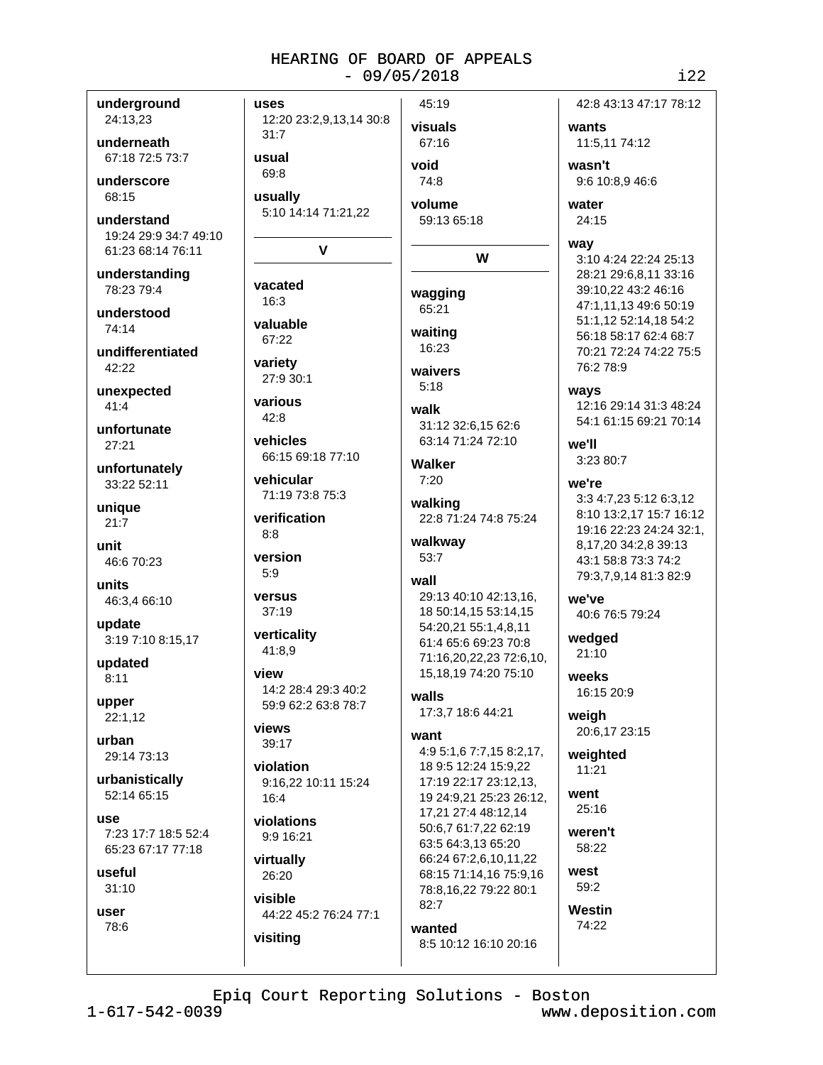**underground**
24:13,23

**underneath**
67:18 72:5 73:7

**underscore**
68:15

**understand**
19:24 29:9 34:7 49:10 61:23 68:14 76:11

**understanding**
78:23 79:4

**understood**
74:14

**undifferentiated**
42:22

**unexpected**
41:4

**unfortunate**
27:21

**unfortunately**
33:22 52:11

**unique**
21:7

**unit**
46:6 70:23

**units**
46:3,4 66:10

**update**
3:19 7:10 8:15,17

**updated**
8:11

**upper**
22:1,12

**urban**
29:14 73:13

**urbanistically**
52:14 65:15

**use**
7:23 17:7 18:5 52:4 65:23 67:17 77:18

**useful**
31:10

**user**
78:6

**uses**
12:20 23:2,9,13,14 30:8 31:7

**usual**
69:8

**usually**
5:10 14:14 71:21,22

## V

**vacated**
16:3

**valuable**
67:22

**variety**
27:9 30:1

**various**
42:8

**vehicles**
66:15 69:18 77:10

**vehicular**
71:19 73:8 75:3

**verification**
8:8

**version**
5:9

**versus**
37:19

**verticality**
41:8,9

**view**
14:2 28:4 29:3 40:2 59:9 62:2 63:8 78:7

**views**
39:17

**violation**
9:16,22 10:11 15:24 16:4

**violations**
9:9 16:21

**virtually**
26:20

**visible**
44:22 45:2 76:24 77:1

**visiting**
45:19

**visuals**
67:16

**void**
74:8

**volume**
59:13 65:18

## W

**wagging**
65:21

**waiting**
16:23

**waivers**
5:18

**walk**
31:12 32:6,15 62:6 63:14 71:24 72:10

**Walker**
7:20

**walking**
22:8 71:24 74:8 75:24

**walkway**
53:7

**wall**
29:13 40:10 42:13,16, 18 50:14,15 53:14,15 54:20,21 55:1,4,8,11 61:4 65:6 69:23 70:8 71:16,20,22,23 72:6,10, 15,18,19 74:20 75:10

**walls**
17:3,7 18:6 44:21

**want**
4:9 5:1,6 7:7,15 8:2,17, 18 9:5 12:24 15:9,22 17:19 22:17 23:12,13, 19 24:9,21 25:23 26:12, 17,21 27:4 48:12,14 50:6,7 61:7,22 62:19 63:5 64:3,13 65:20 66:24 67:2,6,10,11,22 68:15 71:14,16 75:9,16 78:8,16,22 79:22 80:1 82:7

**wanted**
8:5 10:12 16:10 20:16 42:8 43:13 47:17 78:12

**wants**
11:5,11 74:12

**wasn't**
9:6 10:8,9 46:6

**water**
24:15

**way**
3:10 4:24 22:24 25:13 28:21 29:6,8,11 33:16 39:10,22 43:2 46:16 47:1,11,13 49:6 50:19 51:1,12 52:14,18 54:2 56:18 58:17 62:4 68:7 70:21 72:24 74:22 75:5 76:2 78:9

**ways**
12:16 29:14 31:3 48:24 54:1 61:15 69:21 70:14

**we'll**
3:23 80:7

**we're**
3:3 4:7,23 5:12 6:3,12 8:10 13:2,17 15:7 16:12 19:16 22:23 24:24 32:1, 8,17,20 34:2,8 39:13 43:1 58:8 73:3 74:2 79:3,7,9,14 81:3 82:9

**we've**
40:6 76:5 79:24

**wedged**
21:10

**weeks**
16:15 20:9

**weigh**
20:6,17 23:15

**weighted**
11:21

**went**
25:16

**weren't**
58:22

**west**
59:2

**Westin**
74:22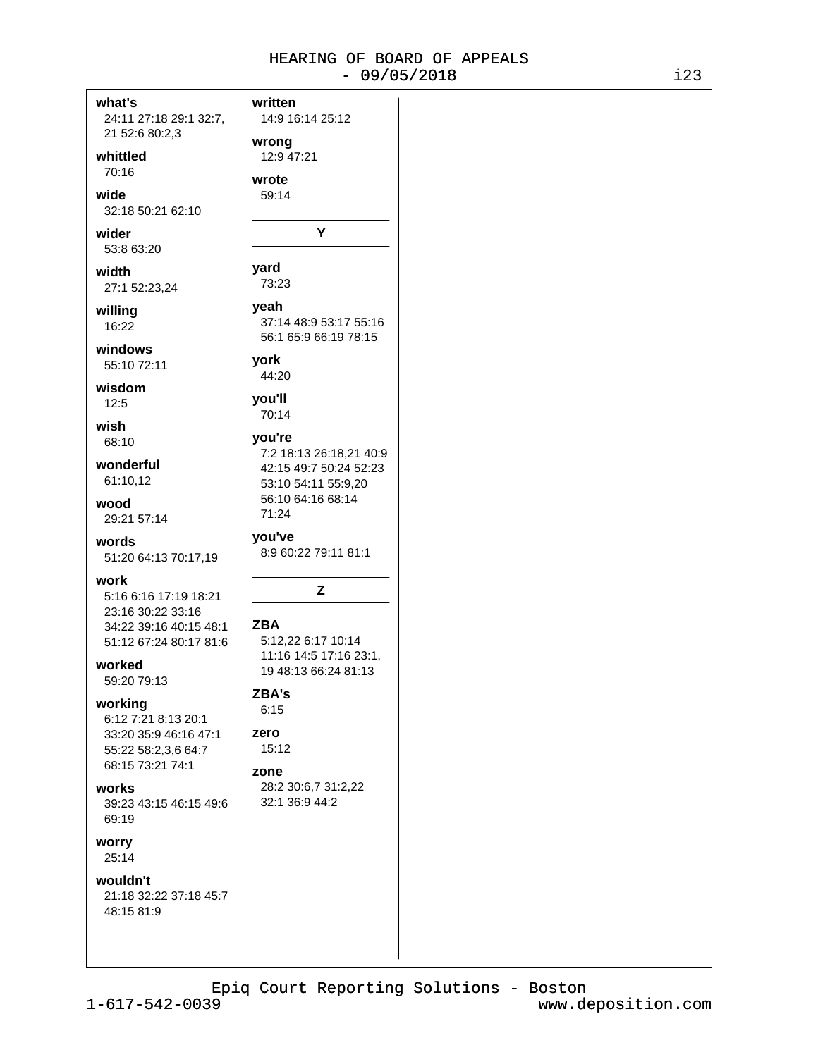**what's**
24:11 27:18 29:1 32:7, 21 52:6 80:2,3

**whittled**
70:16

**wide**
32:18 50:21 62:10

**wider**
53:8 63:20

**width**
27:1 52:23,24

**willing**
16:22

**windows**
55:10 72:11

**wisdom**
12:5

**wish**
68:10

**wonderful**
61:10,12

**wood**
29:21 57:14

**words**
51:20 64:13 70:17,19

**work**
5:16 6:16 17:19 18:21 23:16 30:22 33:16 34:22 39:16 40:15 48:1 51:12 67:24 80:17 81:6

**worked**
59:20 79:13

**working**
6:12 7:21 8:13 20:1 33:20 35:9 46:16 47:1 55:22 58:2,3,6 64:7 68:15 73:21 74:1

**works**
39:23 43:15 46:15 49:6 69:19

**worry**
25:14

**wouldn't**
21:18 32:22 37:18 45:7 48:15 81:9

**written**
14:9 16:14 25:12

**wrong**
12:9 47:21

**wrote**
59:14

## Y

**yard**
73:23

**yeah**
37:14 48:9 53:17 55:16 56:1 65:9 66:19 78:15

**york**
44:20

**you'll**
70:14

**you're**
7:2 18:13 26:18,21 40:9 42:15 49:7 50:24 52:23 53:10 54:11 55:9,20 56:10 64:16 68:14 71:24

**you've**
8:9 60:22 79:11 81:1

## Z

**ZBA**
5:12,22 6:17 10:14 11:16 14:5 17:16 23:1, 19 48:13 66:24 81:13

**ZBA's**
6:15

**zero**
15:12

**zone**
28:2 30:6,7 31:2,22 32:1 36:9 44:2